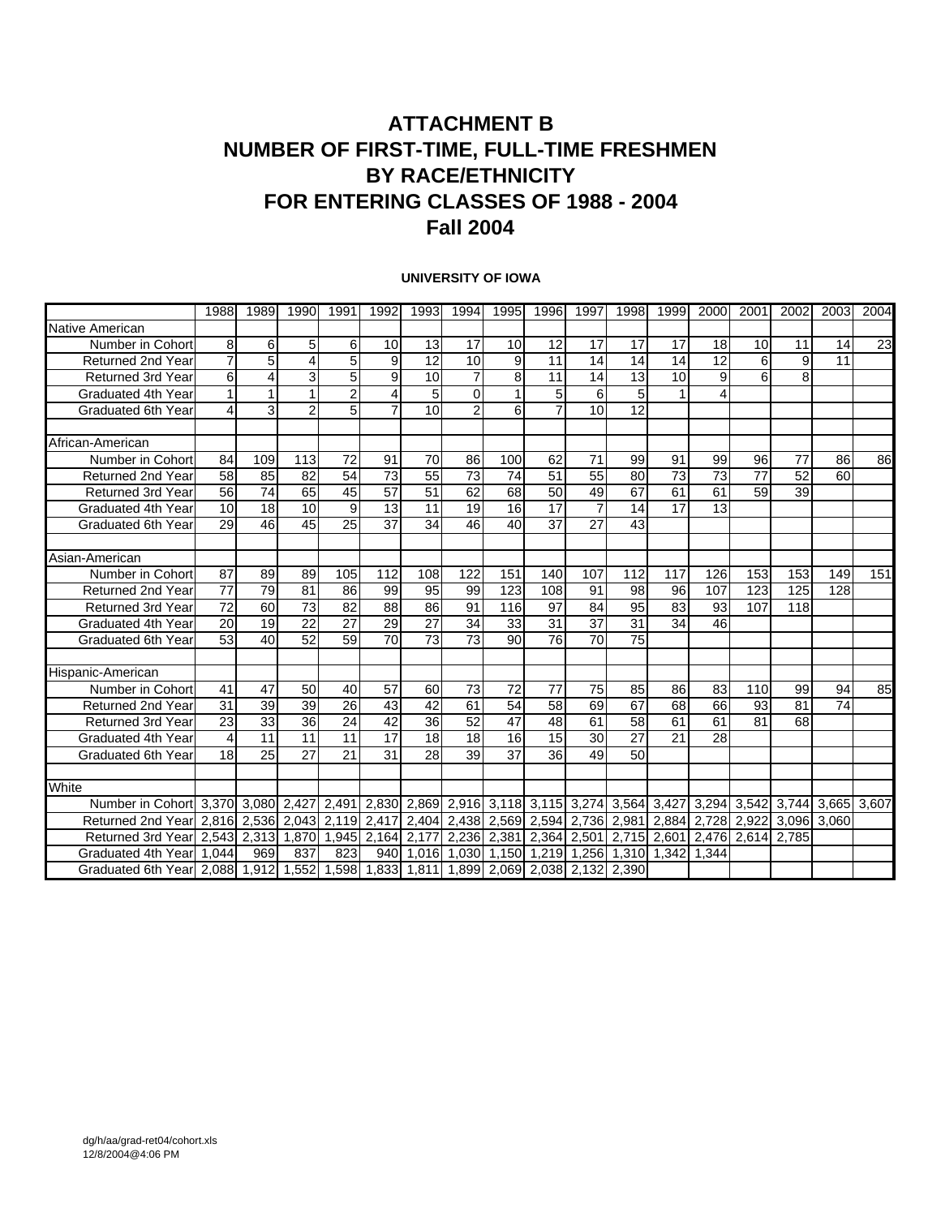# ATTACHMENT B
# NUMBER OF FIRST-TIME, FULL-TIME FRESHMEN
# BY RACE/ETHNICITY
# FOR ENTERING CLASSES OF 1988 - 2004
# Fall 2004

### UNIVERSITY OF IOWA

| | 1988 | 1989 | 1990 | 1991 | 1992 | 1993 | 1994 | 1995 | 1996 | 1997 | 1998 | 1999 | 2000 | 2001 | 2002 | 2003 | 2004 |
|---|---|---|---|---|---|---|---|---|---|---|---|---|---|---|---|---|---|
| Native American | | | | | | | | | | | | | | | | | |
| Number in Cohort | 8 | 6 | 5 | 6 | 10 | 13 | 17 | 10 | 12 | 17 | 17 | 17 | 18 | 10 | 11 | 14 | 23 |
| Returned 2nd Year | 7 | 5 | 4 | 5 | 9 | 12 | 10 | 9 | 11 | 14 | 14 | 14 | 12 | 6 | 9 | 11 | |
| Returned 3rd Year | 6 | 4 | 3 | 5 | 9 | 10 | 7 | 8 | 11 | 14 | 13 | 10 | 9 | 6 | 8 | | |
| Graduated 4th Year | 1 | 1 | 1 | 2 | 4 | 5 | 0 | 1 | 5 | 6 | 5 | 1 | 4 | | | | |
| Graduated 6th Year | 4 | 3 | 2 | 5 | 7 | 10 | 2 | 6 | 7 | 10 | 12 | | | | | | |
| | | | | | | | | | | | | | | | | | |
| African-American | | | | | | | | | | | | | | | | | |
| Number in Cohort | 84 | 109 | 113 | 72 | 91 | 70 | 86 | 100 | 62 | 71 | 99 | 91 | 99 | 96 | 77 | 86 | 86 |
| Returned 2nd Year | 58 | 85 | 82 | 54 | 73 | 55 | 73 | 74 | 51 | 55 | 80 | 73 | 73 | 77 | 52 | 60 | |
| Returned 3rd Year | 56 | 74 | 65 | 45 | 57 | 51 | 62 | 68 | 50 | 49 | 67 | 61 | 61 | 59 | 39 | | |
| Graduated 4th Year | 10 | 18 | 10 | 9 | 13 | 11 | 19 | 16 | 17 | 7 | 14 | 17 | 13 | | | | |
| Graduated 6th Year | 29 | 46 | 45 | 25 | 37 | 34 | 46 | 40 | 37 | 27 | 43 | | | | | | |
| | | | | | | | | | | | | | | | | | |
| Asian-American | | | | | | | | | | | | | | | | | |
| Number in Cohort | 87 | 89 | 89 | 105 | 112 | 108 | 122 | 151 | 140 | 107 | 112 | 117 | 126 | 153 | 153 | 149 | 151 |
| Returned 2nd Year | 77 | 79 | 81 | 86 | 99 | 95 | 99 | 123 | 108 | 91 | 98 | 96 | 107 | 123 | 125 | 128 | |
| Returned 3rd Year | 72 | 60 | 73 | 82 | 88 | 86 | 91 | 116 | 97 | 84 | 95 | 83 | 93 | 107 | 118 | | |
| Graduated 4th Year | 20 | 19 | 22 | 27 | 29 | 27 | 34 | 33 | 31 | 37 | 31 | 34 | 46 | | | | |
| Graduated 6th Year | 53 | 40 | 52 | 59 | 70 | 73 | 73 | 90 | 76 | 70 | 75 | | | | | | |
| | | | | | | | | | | | | | | | | | |
| Hispanic-American | | | | | | | | | | | | | | | | | |
| Number in Cohort | 41 | 47 | 50 | 40 | 57 | 60 | 73 | 72 | 77 | 75 | 85 | 86 | 83 | 110 | 99 | 94 | 85 |
| Returned 2nd Year | 31 | 39 | 39 | 26 | 43 | 42 | 61 | 54 | 58 | 69 | 67 | 68 | 66 | 93 | 81 | 74 | |
| Returned 3rd Year | 23 | 33 | 36 | 24 | 42 | 36 | 52 | 47 | 48 | 61 | 58 | 61 | 61 | 81 | 68 | | |
| Graduated 4th Year | 4 | 11 | 11 | 11 | 17 | 18 | 18 | 16 | 15 | 30 | 27 | 21 | 28 | | | | |
| Graduated 6th Year | 18 | 25 | 27 | 21 | 31 | 28 | 39 | 37 | 36 | 49 | 50 | | | | | | |
| | | | | | | | | | | | | | | | | | |
| White | | | | | | | | | | | | | | | | | |
| Number in Cohort | 3,370 | 3,080 | 2,427 | 2,491 | 2,830 | 2,869 | 2,916 | 3,118 | 3,115 | 3,274 | 3,564 | 3,427 | 3,294 | 3,542 | 3,744 | 3,665 | 3,607 |
| Returned 2nd Year | 2,816 | 2,536 | 2,043 | 2,119 | 2,417 | 2,404 | 2,438 | 2,569 | 2,594 | 2,736 | 2,981 | 2,884 | 2,728 | 2,922 | 3,096 | 3,060 | |
| Returned 3rd Year | 2,543 | 2,313 | 1,870 | 1,945 | 2,164 | 2,177 | 2,236 | 2,381 | 2,364 | 2,501 | 2,715 | 2,601 | 2,476 | 2,614 | 2,785 | | |
| Graduated 4th Year | 1,044 | 969 | 837 | 823 | 940 | 1,016 | 1,030 | 1,150 | 1,219 | 1,256 | 1,310 | 1,342 | 1,344 | | | | |
| Graduated 6th Year | 2,088 | 1,912 | 1,552 | 1,598 | 1,833 | 1,811 | 1,899 | 2,069 | 2,038 | 2,132 | 2,390 | | | | | | |

dg/h/aa/grad-ret04/cohort.xls
12/8/2004@4:06 PM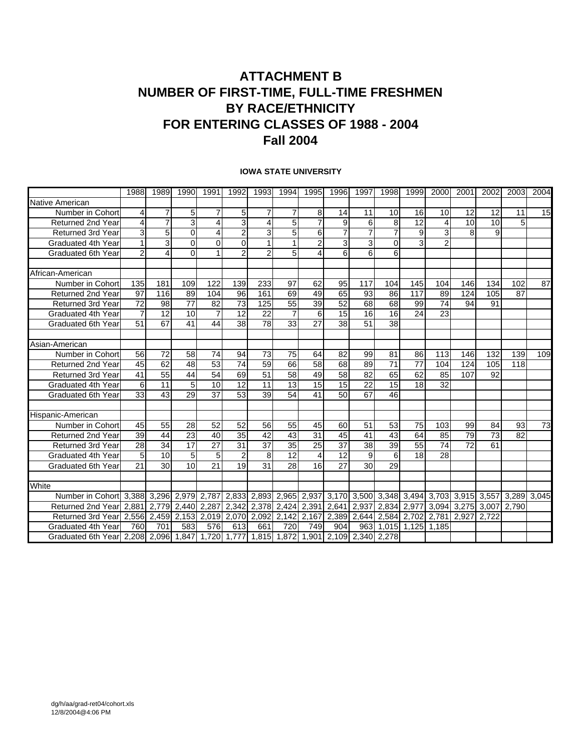# ATTACHMENT B
# NUMBER OF FIRST-TIME, FULL-TIME FRESHMEN
# BY RACE/ETHNICITY
# FOR ENTERING CLASSES OF 1988 - 2004
# Fall 2004

**IOWA STATE UNIVERSITY**

| | 1988 | 1989 | 1990 | 1991 | 1992 | 1993 | 1994 | 1995 | 1996 | 1997 | 1998 | 1999 | 2000 | 2001 | 2002 | 2003 | 2004 |
|---|---|---|---|---|---|---|---|---|---|---|---|---|---|---|---|---|---|
| Native American | | | | | | | | | | | | | | | | | |
| Number in Cohort | 4 | 7 | 5 | 7 | 5 | 7 | 7 | 8 | 14 | 11 | 10 | 16 | 10 | 12 | 12 | 11 | 15 |
| Returned 2nd Year | 4 | 7 | 3 | 4 | 3 | 4 | 5 | 7 | 9 | 6 | 8 | 12 | 4 | 10 | 10 | 5 | |
| Returned 3rd Year | 3 | 5 | 0 | 4 | 2 | 3 | 5 | 6 | 7 | 7 | 7 | 9 | 3 | 8 | 9 | | |
| Graduated 4th Year | 1 | 3 | 0 | 0 | 0 | 1 | 1 | 2 | 3 | 3 | 0 | 3 | 2 | | | | |
| Graduated 6th Year | 2 | 4 | 0 | 1 | 2 | 2 | 5 | 4 | 6 | 6 | 6 | | | | | | |
| | | | | | | | | | | | | | | | | | |
| African-American | | | | | | | | | | | | | | | | | |
| Number in Cohort | 135 | 181 | 109 | 122 | 139 | 233 | 97 | 62 | 95 | 117 | 104 | 145 | 104 | 146 | 134 | 102 | 87 |
| Returned 2nd Year | 97 | 116 | 89 | 104 | 96 | 161 | 69 | 49 | 65 | 93 | 86 | 117 | 89 | 124 | 105 | 87 | |
| Returned 3rd Year | 72 | 98 | 77 | 82 | 73 | 125 | 55 | 39 | 52 | 68 | 68 | 99 | 74 | 94 | 91 | | |
| Graduated 4th Year | 7 | 12 | 10 | 7 | 12 | 22 | 7 | 6 | 15 | 16 | 16 | 24 | 23 | | | | |
| Graduated 6th Year | 51 | 67 | 41 | 44 | 38 | 78 | 33 | 27 | 38 | 51 | 38 | | | | | | |
| | | | | | | | | | | | | | | | | | |
| Asian-American | | | | | | | | | | | | | | | | | |
| Number in Cohort | 56 | 72 | 58 | 74 | 94 | 73 | 75 | 64 | 82 | 99 | 81 | 86 | 113 | 146 | 132 | 139 | 109 |
| Returned 2nd Year | 45 | 62 | 48 | 53 | 74 | 59 | 66 | 58 | 68 | 89 | 71 | 77 | 104 | 124 | 105 | 118 | |
| Returned 3rd Year | 41 | 55 | 44 | 54 | 69 | 51 | 58 | 49 | 58 | 82 | 65 | 62 | 85 | 107 | 92 | | |
| Graduated 4th Year | 6 | 11 | 5 | 10 | 12 | 11 | 13 | 15 | 15 | 22 | 15 | 18 | 32 | | | | |
| Graduated 6th Year | 33 | 43 | 29 | 37 | 53 | 39 | 54 | 41 | 50 | 67 | 46 | | | | | | |
| | | | | | | | | | | | | | | | | | |
| Hispanic-American | | | | | | | | | | | | | | | | | |
| Number in Cohort | 45 | 55 | 28 | 52 | 52 | 56 | 55 | 45 | 60 | 51 | 53 | 75 | 103 | 99 | 84 | 93 | 73 |
| Returned 2nd Year | 39 | 44 | 23 | 40 | 35 | 42 | 43 | 31 | 45 | 41 | 43 | 64 | 85 | 79 | 73 | 82 | |
| Returned 3rd Year | 28 | 34 | 17 | 27 | 31 | 37 | 35 | 25 | 37 | 38 | 39 | 55 | 74 | 72 | 61 | | |
| Graduated 4th Year | 5 | 10 | 5 | 5 | 2 | 8 | 12 | 4 | 12 | 9 | 6 | 18 | 28 | | | | |
| Graduated 6th Year | 21 | 30 | 10 | 21 | 19 | 31 | 28 | 16 | 27 | 30 | 29 | | | | | | |
| | | | | | | | | | | | | | | | | | |
| White | | | | | | | | | | | | | | | | | |
| Number in Cohort | 3,388 | 3,296 | 2,979 | 2,787 | 2,833 | 2,893 | 2,965 | 2,937 | 3,170 | 3,500 | 3,348 | 3,494 | 3,703 | 3,915 | 3,557 | 3,289 | 3,045 |
| Returned 2nd Year | 2,881 | 2,779 | 2,440 | 2,287 | 2,342 | 2,378 | 2,424 | 2,391 | 2,641 | 2,937 | 2,834 | 2,977 | 3,094 | 3,275 | 3,007 | 2,790 | |
| Returned 3rd Year | 2,556 | 2,459 | 2,153 | 2,019 | 2,070 | 2,092 | 2,142 | 2,167 | 2,389 | 2,644 | 2,584 | 2,702 | 2,781 | 2,927 | 2,722 | | |
| Graduated 4th Year | 760 | 701 | 583 | 576 | 613 | 661 | 720 | 749 | 904 | 963 | 1,015 | 1,125 | 1,185 | | | | |
| Graduated 6th Year | 2,208 | 2,096 | 1,847 | 1,720 | 1,777 | 1,815 | 1,872 | 1,901 | 2,109 | 2,340 | 2,278 | | | | | | |

dg/h/aa/grad-ret04/cohort.xls
12/8/2004@4:06 PM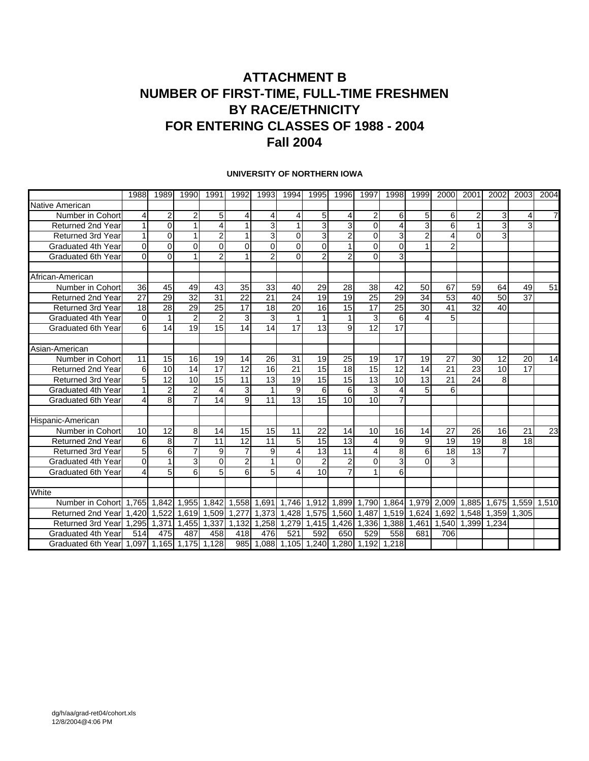# ATTACHMENT B
# NUMBER OF FIRST-TIME, FULL-TIME FRESHMEN
# BY RACE/ETHNICITY
# FOR ENTERING CLASSES OF 1988 - 2004
# Fall 2004

**UNIVERSITY OF NORTHERN IOWA**

| | 1988 | 1989 | 1990 | 1991 | 1992 | 1993 | 1994 | 1995 | 1996 | 1997 | 1998 | 1999 | 2000 | 2001 | 2002 | 2003 | 2004 |
|---|---|---|---|---|---|---|---|---|---|---|---|---|---|---|---|---|---|
| Native American | | | | | | | | | | | | | | | | | |
| Number in Cohort | 4 | 2 | 2 | 5 | 4 | 4 | 4 | 5 | 4 | 2 | 6 | 5 | 6 | 2 | 3 | 4 | 7 |
| Returned 2nd Year | 1 | 0 | 1 | 4 | 1 | 3 | 1 | 3 | 3 | 0 | 4 | 3 | 6 | 1 | 3 | 3 | |
| Returned 3rd Year | 1 | 0 | 1 | 2 | 1 | 3 | 0 | 3 | 2 | 0 | 3 | 2 | 4 | 0 | 3 | | |
| Graduated 4th Year | 0 | 0 | 0 | 0 | 0 | 0 | 0 | 0 | 1 | 0 | 0 | 1 | 2 | | | | |
| Graduated 6th Year | 0 | 0 | 1 | 2 | 1 | 2 | 0 | 2 | 2 | 0 | 3 | | | | | | |
| | | | | | | | | | | | | | | | | | |
| African-American | | | | | | | | | | | | | | | | | |
| Number in Cohort | 36 | 45 | 49 | 43 | 35 | 33 | 40 | 29 | 28 | 38 | 42 | 50 | 67 | 59 | 64 | 49 | 51 |
| Returned 2nd Year | 27 | 29 | 32 | 31 | 22 | 21 | 24 | 19 | 19 | 25 | 29 | 34 | 53 | 40 | 50 | 37 | |
| Returned 3rd Year | 18 | 28 | 29 | 25 | 17 | 18 | 20 | 16 | 15 | 17 | 25 | 30 | 41 | 32 | 40 | | |
| Graduated 4th Year | 0 | 1 | 2 | 2 | 3 | 3 | 1 | 1 | 1 | 3 | 6 | 4 | 5 | | | | |
| Graduated 6th Year | 6 | 14 | 19 | 15 | 14 | 14 | 17 | 13 | 9 | 12 | 17 | | | | | | |
| | | | | | | | | | | | | | | | | | |
| Asian-American | | | | | | | | | | | | | | | | | |
| Number in Cohort | 11 | 15 | 16 | 19 | 14 | 26 | 31 | 19 | 25 | 19 | 17 | 19 | 27 | 30 | 12 | 20 | 14 |
| Returned 2nd Year | 6 | 10 | 14 | 17 | 12 | 16 | 21 | 15 | 18 | 15 | 12 | 14 | 21 | 23 | 10 | 17 | |
| Returned 3rd Year | 5 | 12 | 10 | 15 | 11 | 13 | 19 | 15 | 15 | 13 | 10 | 13 | 21 | 24 | 8 | | |
| Graduated 4th Year | 1 | 2 | 2 | 4 | 3 | 1 | 9 | 6 | 6 | 3 | 4 | 5 | 6 | | | | |
| Graduated 6th Year | 4 | 8 | 7 | 14 | 9 | 11 | 13 | 15 | 10 | 10 | 7 | | | | | | |
| | | | | | | | | | | | | | | | | | |
| Hispanic-American | | | | | | | | | | | | | | | | | |
| Number in Cohort | 10 | 12 | 8 | 14 | 15 | 15 | 11 | 22 | 14 | 10 | 16 | 14 | 27 | 26 | 16 | 21 | 23 |
| Returned 2nd Year | 6 | 8 | 7 | 11 | 12 | 11 | 5 | 15 | 13 | 4 | 9 | 9 | 19 | 19 | 8 | 18 | |
| Returned 3rd Year | 5 | 6 | 7 | 9 | 7 | 9 | 4 | 13 | 11 | 4 | 8 | 6 | 18 | 13 | 7 | | |
| Graduated 4th Year | 0 | 1 | 3 | 0 | 2 | 1 | 0 | 2 | 2 | 0 | 3 | 0 | 3 | | | | |
| Graduated 6th Year | 4 | 5 | 6 | 5 | 6 | 5 | 4 | 10 | 7 | 1 | 6 | | | | | | |
| | | | | | | | | | | | | | | | | | |
| White | | | | | | | | | | | | | | | | | |
| Number in Cohort | 1,765 | 1,842 | 1,955 | 1,842 | 1,558 | 1,691 | 1,746 | 1,912 | 1,899 | 1,790 | 1,864 | 1,979 | 2,009 | 1,885 | 1,675 | 1,559 | 1,510 |
| Returned 2nd Year | 1,420 | 1,522 | 1,619 | 1,509 | 1,277 | 1,373 | 1,428 | 1,575 | 1,560 | 1,487 | 1,519 | 1,624 | 1,692 | 1,548 | 1,359 | 1,305 | |
| Returned 3rd Year | 1,295 | 1,371 | 1,455 | 1,337 | 1,132 | 1,258 | 1,279 | 1,415 | 1,426 | 1,336 | 1,388 | 1,461 | 1,540 | 1,399 | 1,234 | | |
| Graduated 4th Year | 514 | 475 | 487 | 458 | 418 | 476 | 521 | 592 | 650 | 529 | 558 | 681 | 706 | | | | |
| Graduated 6th Year | 1,097 | 1,165 | 1,175 | 1,128 | 985 | 1,088 | 1,105 | 1,240 | 1,280 | 1,192 | 1,218 | | | | | | |

dg/h/aa/grad-ret04/cohort.xls
12/8/2004@4:06 PM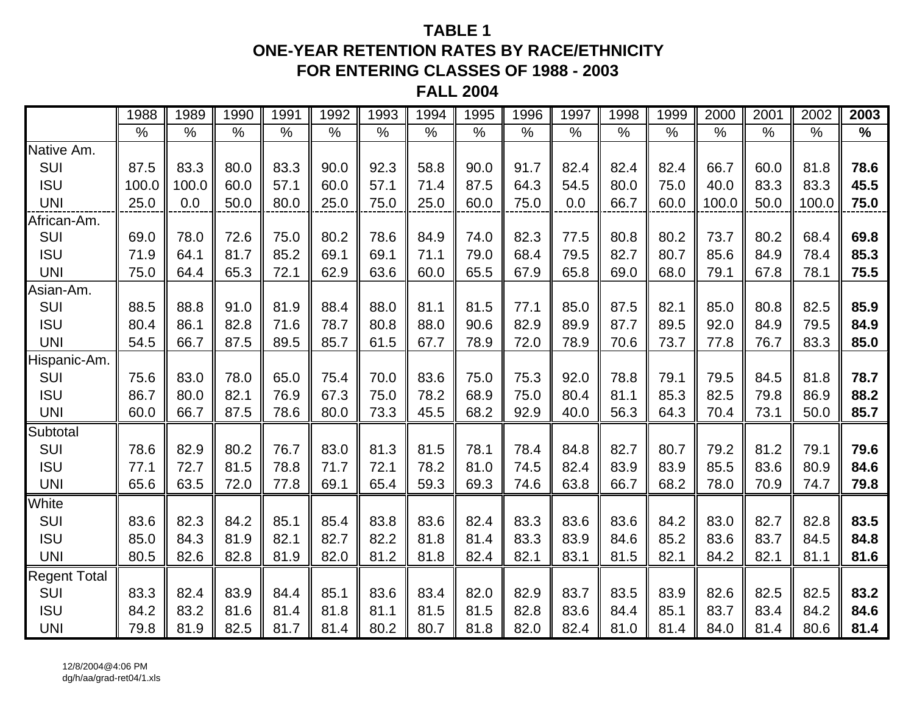# TABLE 1
## ONE-YEAR RETENTION RATES BY RACE/ETHNICITY
## FOR ENTERING CLASSES OF 1988 - 2003
## FALL 2004

| | 1988 | 1989 | 1990 | 1991 | 1992 | 1993 | 1994 | 1995 | 1996 | 1997 | 1998 | 1999 | 2000 | 2001 | 2002 | **2003** |
|---|---|---|---|---|---|---|---|---|---|---|---|---|---|---|---|---|
| | % | % | % | % | % | % | % | % | % | % | % | % | % | % | % | **%** |
| Native Am. | | | | | | | | | | | | | | | | |
| SUI | 87.5 | 83.3 | 80.0 | 83.3 | 90.0 | 92.3 | 58.8 | 90.0 | 91.7 | 82.4 | 82.4 | 82.4 | 66.7 | 60.0 | 81.8 | **78.6** |
| ISU | 100.0 | 100.0 | 60.0 | 57.1 | 60.0 | 57.1 | 71.4 | 87.5 | 64.3 | 54.5 | 80.0 | 75.0 | 40.0 | 83.3 | 83.3 | **45.5** |
| UNI | 25.0 | 0.0 | 50.0 | 80.0 | 25.0 | 75.0 | 25.0 | 60.0 | 75.0 | 0.0 | 66.7 | 60.0 | 100.0 | 50.0 | 100.0 | **75.0** |
| African-Am. | | | | | | | | | | | | | | | | |
| SUI | 69.0 | 78.0 | 72.6 | 75.0 | 80.2 | 78.6 | 84.9 | 74.0 | 82.3 | 77.5 | 80.8 | 80.2 | 73.7 | 80.2 | 68.4 | **69.8** |
| ISU | 71.9 | 64.1 | 81.7 | 85.2 | 69.1 | 69.1 | 71.1 | 79.0 | 68.4 | 79.5 | 82.7 | 80.7 | 85.6 | 84.9 | 78.4 | **85.3** |
| UNI | 75.0 | 64.4 | 65.3 | 72.1 | 62.9 | 63.6 | 60.0 | 65.5 | 67.9 | 65.8 | 69.0 | 68.0 | 79.1 | 67.8 | 78.1 | **75.5** |
| Asian-Am. | | | | | | | | | | | | | | | | |
| SUI | 88.5 | 88.8 | 91.0 | 81.9 | 88.4 | 88.0 | 81.1 | 81.5 | 77.1 | 85.0 | 87.5 | 82.1 | 85.0 | 80.8 | 82.5 | **85.9** |
| ISU | 80.4 | 86.1 | 82.8 | 71.6 | 78.7 | 80.8 | 88.0 | 90.6 | 82.9 | 89.9 | 87.7 | 89.5 | 92.0 | 84.9 | 79.5 | **84.9** |
| UNI | 54.5 | 66.7 | 87.5 | 89.5 | 85.7 | 61.5 | 67.7 | 78.9 | 72.0 | 78.9 | 70.6 | 73.7 | 77.8 | 76.7 | 83.3 | **85.0** |
| Hispanic-Am. | | | | | | | | | | | | | | | | |
| SUI | 75.6 | 83.0 | 78.0 | 65.0 | 75.4 | 70.0 | 83.6 | 75.0 | 75.3 | 92.0 | 78.8 | 79.1 | 79.5 | 84.5 | 81.8 | **78.7** |
| ISU | 86.7 | 80.0 | 82.1 | 76.9 | 67.3 | 75.0 | 78.2 | 68.9 | 75.0 | 80.4 | 81.1 | 85.3 | 82.5 | 79.8 | 86.9 | **88.2** |
| UNI | 60.0 | 66.7 | 87.5 | 78.6 | 80.0 | 73.3 | 45.5 | 68.2 | 92.9 | 40.0 | 56.3 | 64.3 | 70.4 | 73.1 | 50.0 | **85.7** |
| Subtotal | | | | | | | | | | | | | | | | |
| SUI | 78.6 | 82.9 | 80.2 | 76.7 | 83.0 | 81.3 | 81.5 | 78.1 | 78.4 | 84.8 | 82.7 | 80.7 | 79.2 | 81.2 | 79.1 | **79.6** |
| ISU | 77.1 | 72.7 | 81.5 | 78.8 | 71.7 | 72.1 | 78.2 | 81.0 | 74.5 | 82.4 | 83.9 | 83.9 | 85.5 | 83.6 | 80.9 | **84.6** |
| UNI | 65.6 | 63.5 | 72.0 | 77.8 | 69.1 | 65.4 | 59.3 | 69.3 | 74.6 | 63.8 | 66.7 | 68.2 | 78.0 | 70.9 | 74.7 | **79.8** |
| White | | | | | | | | | | | | | | | | |
| SUI | 83.6 | 82.3 | 84.2 | 85.1 | 85.4 | 83.8 | 83.6 | 82.4 | 83.3 | 83.6 | 83.6 | 84.2 | 83.0 | 82.7 | 82.8 | **83.5** |
| ISU | 85.0 | 84.3 | 81.9 | 82.1 | 82.7 | 82.2 | 81.8 | 81.4 | 83.3 | 83.9 | 84.6 | 85.2 | 83.6 | 83.7 | 84.5 | **84.8** |
| UNI | 80.5 | 82.6 | 82.8 | 81.9 | 82.0 | 81.2 | 81.8 | 82.4 | 82.1 | 83.1 | 81.5 | 82.1 | 84.2 | 82.1 | 81.1 | **81.6** |
| Regent Total | | | | | | | | | | | | | | | | |
| SUI | 83.3 | 82.4 | 83.9 | 84.4 | 85.1 | 83.6 | 83.4 | 82.0 | 82.9 | 83.7 | 83.5 | 83.9 | 82.6 | 82.5 | 82.5 | **83.2** |
| ISU | 84.2 | 83.2 | 81.6 | 81.4 | 81.8 | 81.1 | 81.5 | 81.5 | 82.8 | 83.6 | 84.4 | 85.1 | 83.7 | 83.4 | 84.2 | **84.6** |
| UNI | 79.8 | 81.9 | 82.5 | 81.7 | 81.4 | 80.2 | 80.7 | 81.8 | 82.0 | 82.4 | 81.0 | 81.4 | 84.0 | 81.4 | 80.6 | **81.4** |

12/8/2004@4:06 PM
dg/h/aa/grad-ret04/1.xls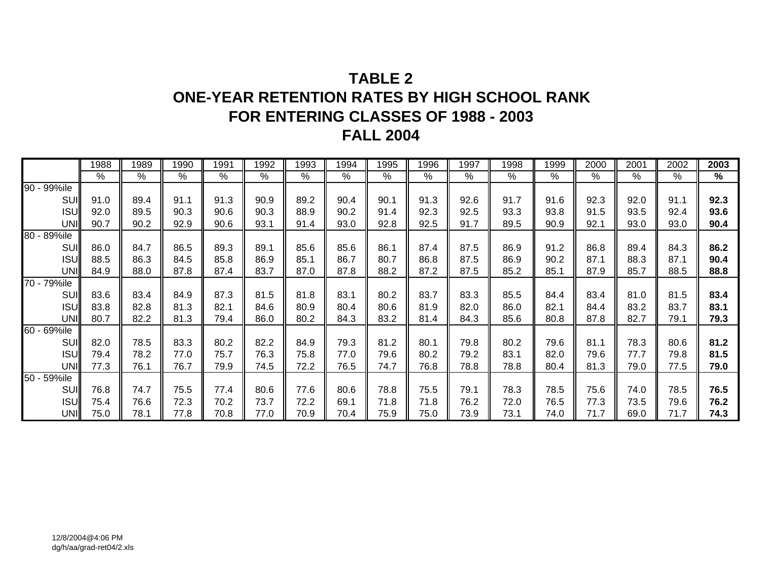# TABLE 2
# ONE-YEAR RETENTION RATES BY HIGH SCHOOL RANK
# FOR ENTERING CLASSES OF 1988 - 2003
# FALL 2004

| | 1988 | 1989 | 1990 | 1991 | 1992 | 1993 | 1994 | 1995 | 1996 | 1997 | 1998 | 1999 | 2000 | 2001 | 2002 | **2003** |
|---|---|---|---|---|---|---|---|---|---|---|---|---|---|---|---|---|
| | % | % | % | % | % | % | % | % | % | % | % | % | % | % | % | **%** |
| 90 - 99%ile | | | | | | | | | | | | | | | | |
| SUI | 91.0 | 89.4 | 91.1 | 91.3 | 90.9 | 89.2 | 90.4 | 90.1 | 91.3 | 92.6 | 91.7 | 91.6 | 92.3 | 92.0 | 91.1 | **92.3** |
| ISU | 92.0 | 89.5 | 90.3 | 90.6 | 90.3 | 88.9 | 90.2 | 91.4 | 92.3 | 92.5 | 93.3 | 93.8 | 91.5 | 93.5 | 92.4 | **93.6** |
| UNI | 90.7 | 90.2 | 92.9 | 90.6 | 93.1 | 91.4 | 93.0 | 92.8 | 92.5 | 91.7 | 89.5 | 90.9 | 92.1 | 93.0 | 93.0 | **90.4** |
| 80 - 89%ile | | | | | | | | | | | | | | | | |
| SUI | 86.0 | 84.7 | 86.5 | 89.3 | 89.1 | 85.6 | 85.6 | 86.1 | 87.4 | 87.5 | 86.9 | 91.2 | 86.8 | 89.4 | 84.3 | **86.2** |
| ISU | 88.5 | 86.3 | 84.5 | 85.8 | 86.9 | 85.1 | 86.7 | 80.7 | 86.8 | 87.5 | 86.9 | 90.2 | 87.1 | 88.3 | 87.1 | **90.4** |
| UNI | 84.9 | 88.0 | 87.8 | 87.4 | 83.7 | 87.0 | 87.8 | 88.2 | 87.2 | 87.5 | 85.2 | 85.1 | 87.9 | 85.7 | 88.5 | **88.8** |
| 70 - 79%ile | | | | | | | | | | | | | | | | |
| SUI | 83.6 | 83.4 | 84.9 | 87.3 | 81.5 | 81.8 | 83.1 | 80.2 | 83.7 | 83.3 | 85.5 | 84.4 | 83.4 | 81.0 | 81.5 | **83.4** |
| ISU | 83.8 | 82.8 | 81.3 | 82.1 | 84.6 | 80.9 | 80.4 | 80.6 | 81.9 | 82.0 | 86.0 | 82.1 | 84.4 | 83.2 | 83.7 | **83.1** |
| UNI | 80.7 | 82.2 | 81.3 | 79.4 | 86.0 | 80.2 | 84.3 | 83.2 | 81.4 | 84.3 | 85.6 | 80.8 | 87.8 | 82.7 | 79.1 | **79.3** |
| 60 - 69%ile | | | | | | | | | | | | | | | | |
| SUI | 82.0 | 78.5 | 83.3 | 80.2 | 82.2 | 84.9 | 79.3 | 81.2 | 80.1 | 79.8 | 80.2 | 79.6 | 81.1 | 78.3 | 80.6 | **81.2** |
| ISU | 79.4 | 78.2 | 77.0 | 75.7 | 76.3 | 75.8 | 77.0 | 79.6 | 80.2 | 79.2 | 83.1 | 82.0 | 79.6 | 77.7 | 79.8 | **81.5** |
| UNI | 77.3 | 76.1 | 76.7 | 79.9 | 74.5 | 72.2 | 76.5 | 74.7 | 76.8 | 78.8 | 78.8 | 80.4 | 81.3 | 79.0 | 77.5 | **79.0** |
| 50 - 59%ile | | | | | | | | | | | | | | | | |
| SUI | 76.8 | 74.7 | 75.5 | 77.4 | 80.6 | 77.6 | 80.6 | 78.8 | 75.5 | 79.1 | 78.3 | 78.5 | 75.6 | 74.0 | 78.5 | **76.5** |
| ISU | 75.4 | 76.6 | 72.3 | 70.2 | 73.7 | 72.2 | 69.1 | 71.8 | 71.8 | 76.2 | 72.0 | 76.5 | 77.3 | 73.5 | 79.6 | **76.2** |
| UNI | 75.0 | 78.1 | 77.8 | 70.8 | 77.0 | 70.9 | 70.4 | 75.9 | 75.0 | 73.9 | 73.1 | 74.0 | 71.7 | 69.0 | 71.7 | **74.3** |

12/8/2004@4:06 PM
dg/h/aa/grad-ret04/2.xls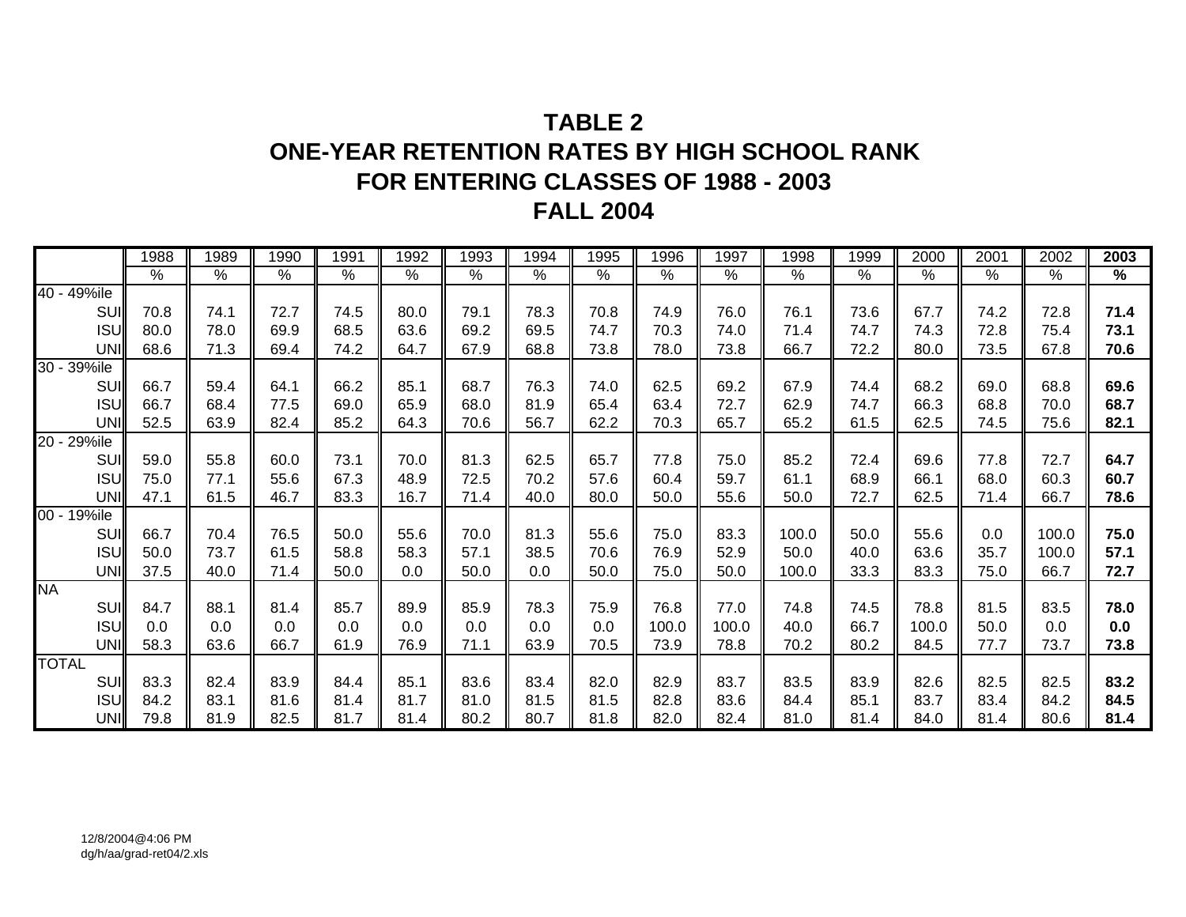# TABLE 2
# ONE-YEAR RETENTION RATES BY HIGH SCHOOL RANK
# FOR ENTERING CLASSES OF 1988 - 2003
# FALL 2004

| | 1988 | 1989 | 1990 | 1991 | 1992 | 1993 | 1994 | 1995 | 1996 | 1997 | 1998 | 1999 | 2000 | 2001 | 2002 | **2003** |
|---|---|---|---|---|---|---|---|---|---|---|---|---|---|---|---|---|
| | % | % | % | % | % | % | % | % | % | % | % | % | % | % | % | **%** |
| 40 - 49%ile | | | | | | | | | | | | | | | | |
| SUI | 70.8 | 74.1 | 72.7 | 74.5 | 80.0 | 79.1 | 78.3 | 70.8 | 74.9 | 76.0 | 76.1 | 73.6 | 67.7 | 74.2 | 72.8 | **71.4** |
| ISU | 80.0 | 78.0 | 69.9 | 68.5 | 63.6 | 69.2 | 69.5 | 74.7 | 70.3 | 74.0 | 71.4 | 74.7 | 74.3 | 72.8 | 75.4 | **73.1** |
| UNI | 68.6 | 71.3 | 69.4 | 74.2 | 64.7 | 67.9 | 68.8 | 73.8 | 78.0 | 73.8 | 66.7 | 72.2 | 80.0 | 73.5 | 67.8 | **70.6** |
| 30 - 39%ile | | | | | | | | | | | | | | | | |
| SUI | 66.7 | 59.4 | 64.1 | 66.2 | 85.1 | 68.7 | 76.3 | 74.0 | 62.5 | 69.2 | 67.9 | 74.4 | 68.2 | 69.0 | 68.8 | **69.6** |
| ISU | 66.7 | 68.4 | 77.5 | 69.0 | 65.9 | 68.0 | 81.9 | 65.4 | 63.4 | 72.7 | 62.9 | 74.7 | 66.3 | 68.8 | 70.0 | **68.7** |
| UNI | 52.5 | 63.9 | 82.4 | 85.2 | 64.3 | 70.6 | 56.7 | 62.2 | 70.3 | 65.7 | 65.2 | 61.5 | 62.5 | 74.5 | 75.6 | **82.1** |
| 20 - 29%ile | | | | | | | | | | | | | | | | |
| SUI | 59.0 | 55.8 | 60.0 | 73.1 | 70.0 | 81.3 | 62.5 | 65.7 | 77.8 | 75.0 | 85.2 | 72.4 | 69.6 | 77.8 | 72.7 | **64.7** |
| ISU | 75.0 | 77.1 | 55.6 | 67.3 | 48.9 | 72.5 | 70.2 | 57.6 | 60.4 | 59.7 | 61.1 | 68.9 | 66.1 | 68.0 | 60.3 | **60.7** |
| UNI | 47.1 | 61.5 | 46.7 | 83.3 | 16.7 | 71.4 | 40.0 | 80.0 | 50.0 | 55.6 | 50.0 | 72.7 | 62.5 | 71.4 | 66.7 | **78.6** |
| 00 - 19%ile | | | | | | | | | | | | | | | | |
| SUI | 66.7 | 70.4 | 76.5 | 50.0 | 55.6 | 70.0 | 81.3 | 55.6 | 75.0 | 83.3 | 100.0 | 50.0 | 55.6 | 0.0 | 100.0 | **75.0** |
| ISU | 50.0 | 73.7 | 61.5 | 58.8 | 58.3 | 57.1 | 38.5 | 70.6 | 76.9 | 52.9 | 50.0 | 40.0 | 63.6 | 35.7 | 100.0 | **57.1** |
| UNI | 37.5 | 40.0 | 71.4 | 50.0 | 0.0 | 50.0 | 0.0 | 50.0 | 75.0 | 50.0 | 100.0 | 33.3 | 83.3 | 75.0 | 66.7 | **72.7** |
| NA | | | | | | | | | | | | | | | | |
| SUI | 84.7 | 88.1 | 81.4 | 85.7 | 89.9 | 85.9 | 78.3 | 75.9 | 76.8 | 77.0 | 74.8 | 74.5 | 78.8 | 81.5 | 83.5 | **78.0** |
| ISU | 0.0 | 0.0 | 0.0 | 0.0 | 0.0 | 0.0 | 0.0 | 0.0 | 100.0 | 100.0 | 40.0 | 66.7 | 100.0 | 50.0 | 0.0 | **0.0** |
| UNI | 58.3 | 63.6 | 66.7 | 61.9 | 76.9 | 71.1 | 63.9 | 70.5 | 73.9 | 78.8 | 70.2 | 80.2 | 84.5 | 77.7 | 73.7 | **73.8** |
| TOTAL | | | | | | | | | | | | | | | | |
| SUI | 83.3 | 82.4 | 83.9 | 84.4 | 85.1 | 83.6 | 83.4 | 82.0 | 82.9 | 83.7 | 83.5 | 83.9 | 82.6 | 82.5 | 82.5 | **83.2** |
| ISU | 84.2 | 83.1 | 81.6 | 81.4 | 81.7 | 81.0 | 81.5 | 81.5 | 82.8 | 83.6 | 84.4 | 85.1 | 83.7 | 83.4 | 84.2 | **84.5** |
| UNI | 79.8 | 81.9 | 82.5 | 81.7 | 81.4 | 80.2 | 80.7 | 81.8 | 82.0 | 82.4 | 81.0 | 81.4 | 84.0 | 81.4 | 80.6 | **81.4** |

12/8/2004@4:06 PM
dg/h/aa/grad-ret04/2.xls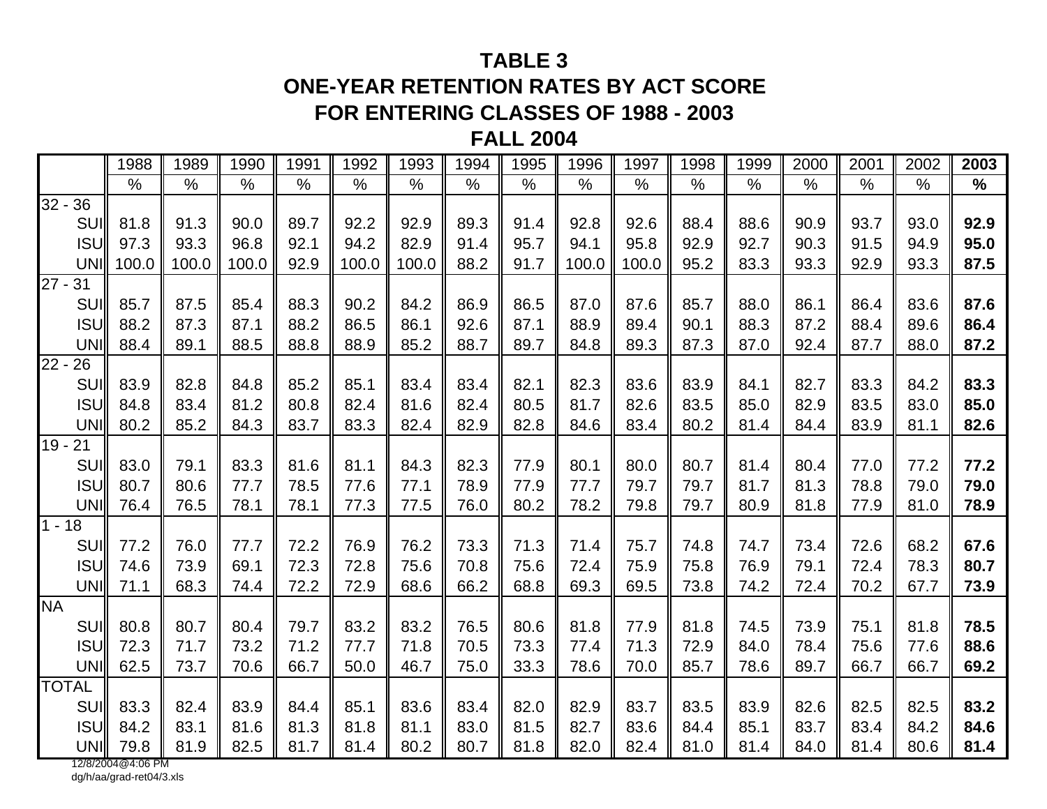# TABLE 3
# ONE-YEAR RETENTION RATES BY ACT SCORE
# FOR ENTERING CLASSES OF 1988 - 2003
# FALL 2004

| | 1988 | 1989 | 1990 | 1991 | 1992 | 1993 | 1994 | 1995 | 1996 | 1997 | 1998 | 1999 | 2000 | 2001 | 2002 | **2003** |
|---|---|---|---|---|---|---|---|---|---|---|---|---|---|---|---|---|
| | % | % | % | % | % | % | % | % | % | % | % | % | % | % | % | **%** |
| 32 - 36 | | | | | | | | | | | | | | | | |
| SUI | 81.8 | 91.3 | 90.0 | 89.7 | 92.2 | 92.9 | 89.3 | 91.4 | 92.8 | 92.6 | 88.4 | 88.6 | 90.9 | 93.7 | 93.0 | **92.9** |
| ISU | 97.3 | 93.3 | 96.8 | 92.1 | 94.2 | 82.9 | 91.4 | 95.7 | 94.1 | 95.8 | 92.9 | 92.7 | 90.3 | 91.5 | 94.9 | **95.0** |
| UNI | 100.0 | 100.0 | 100.0 | 92.9 | 100.0 | 100.0 | 88.2 | 91.7 | 100.0 | 100.0 | 95.2 | 83.3 | 93.3 | 92.9 | 93.3 | **87.5** |
| 27 - 31 | | | | | | | | | | | | | | | | |
| SUI | 85.7 | 87.5 | 85.4 | 88.3 | 90.2 | 84.2 | 86.9 | 86.5 | 87.0 | 87.6 | 85.7 | 88.0 | 86.1 | 86.4 | 83.6 | **87.6** |
| ISU | 88.2 | 87.3 | 87.1 | 88.2 | 86.5 | 86.1 | 92.6 | 87.1 | 88.9 | 89.4 | 90.1 | 88.3 | 87.2 | 88.4 | 89.6 | **86.4** |
| UNI | 88.4 | 89.1 | 88.5 | 88.8 | 88.9 | 85.2 | 88.7 | 89.7 | 84.8 | 89.3 | 87.3 | 87.0 | 92.4 | 87.7 | 88.0 | **87.2** |
| 22 - 26 | | | | | | | | | | | | | | | | |
| SUI | 83.9 | 82.8 | 84.8 | 85.2 | 85.1 | 83.4 | 83.4 | 82.1 | 82.3 | 83.6 | 83.9 | 84.1 | 82.7 | 83.3 | 84.2 | **83.3** |
| ISU | 84.8 | 83.4 | 81.2 | 80.8 | 82.4 | 81.6 | 82.4 | 80.5 | 81.7 | 82.6 | 83.5 | 85.0 | 82.9 | 83.5 | 83.0 | **85.0** |
| UNI | 80.2 | 85.2 | 84.3 | 83.7 | 83.3 | 82.4 | 82.9 | 82.8 | 84.6 | 83.4 | 80.2 | 81.4 | 84.4 | 83.9 | 81.1 | **82.6** |
| 19 - 21 | | | | | | | | | | | | | | | | |
| SUI | 83.0 | 79.1 | 83.3 | 81.6 | 81.1 | 84.3 | 82.3 | 77.9 | 80.1 | 80.0 | 80.7 | 81.4 | 80.4 | 77.0 | 77.2 | **77.2** |
| ISU | 80.7 | 80.6 | 77.7 | 78.5 | 77.6 | 77.1 | 78.9 | 77.9 | 77.7 | 79.7 | 79.7 | 81.7 | 81.3 | 78.8 | 79.0 | **79.0** |
| UNI | 76.4 | 76.5 | 78.1 | 78.1 | 77.3 | 77.5 | 76.0 | 80.2 | 78.2 | 79.8 | 79.7 | 80.9 | 81.8 | 77.9 | 81.0 | **78.9** |
| 1 - 18 | | | | | | | | | | | | | | | | |
| SUI | 77.2 | 76.0 | 77.7 | 72.2 | 76.9 | 76.2 | 73.3 | 71.3 | 71.4 | 75.7 | 74.8 | 74.7 | 73.4 | 72.6 | 68.2 | **67.6** |
| ISU | 74.6 | 73.9 | 69.1 | 72.3 | 72.8 | 75.6 | 70.8 | 75.6 | 72.4 | 75.9 | 75.8 | 76.9 | 79.1 | 72.4 | 78.3 | **80.7** |
| UNI | 71.1 | 68.3 | 74.4 | 72.2 | 72.9 | 68.6 | 66.2 | 68.8 | 69.3 | 69.5 | 73.8 | 74.2 | 72.4 | 70.2 | 67.7 | **73.9** |
| NA | | | | | | | | | | | | | | | | |
| SUI | 80.8 | 80.7 | 80.4 | 79.7 | 83.2 | 83.2 | 76.5 | 80.6 | 81.8 | 77.9 | 81.8 | 74.5 | 73.9 | 75.1 | 81.8 | **78.5** |
| ISU | 72.3 | 71.7 | 73.2 | 71.2 | 77.7 | 71.8 | 70.5 | 73.3 | 77.4 | 71.3 | 72.9 | 84.0 | 78.4 | 75.6 | 77.6 | **88.6** |
| UNI | 62.5 | 73.7 | 70.6 | 66.7 | 50.0 | 46.7 | 75.0 | 33.3 | 78.6 | 70.0 | 85.7 | 78.6 | 89.7 | 66.7 | 66.7 | **69.2** |
| TOTAL | | | | | | | | | | | | | | | | |
| SUI | 83.3 | 82.4 | 83.9 | 84.4 | 85.1 | 83.6 | 83.4 | 82.0 | 82.9 | 83.7 | 83.5 | 83.9 | 82.6 | 82.5 | 82.5 | **83.2** |
| ISU | 84.2 | 83.1 | 81.6 | 81.3 | 81.8 | 81.1 | 83.0 | 81.5 | 82.7 | 83.6 | 84.4 | 85.1 | 83.7 | 83.4 | 84.2 | **84.6** |
| UNI | 79.8 | 81.9 | 82.5 | 81.7 | 81.4 | 80.2 | 80.7 | 81.8 | 82.0 | 82.4 | 81.0 | 81.4 | 84.0 | 81.4 | 80.6 | **81.4** |

12/8/2004@4:06 PM
dg/h/aa/grad-ret04/3.xls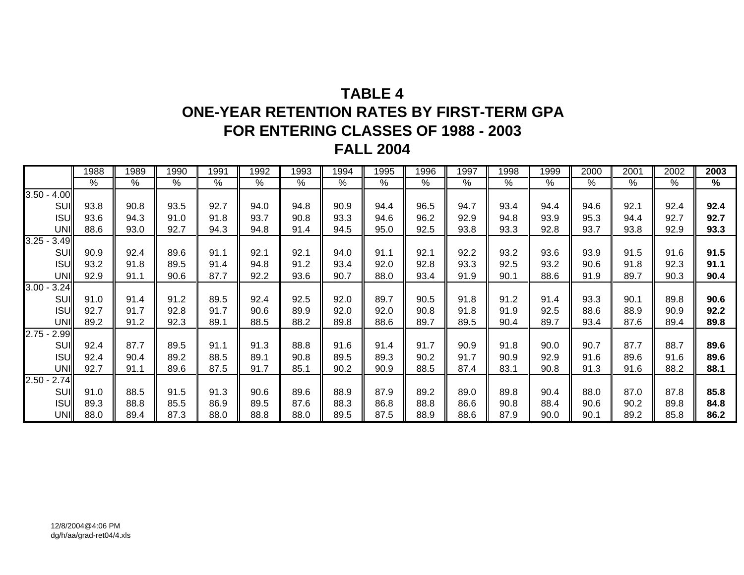# TABLE 4
## ONE-YEAR RETENTION RATES BY FIRST-TERM GPA
## FOR ENTERING CLASSES OF 1988 - 2003
## FALL 2004

| | 1988 | 1989 | 1990 | 1991 | 1992 | 1993 | 1994 | 1995 | 1996 | 1997 | 1998 | 1999 | 2000 | 2001 | 2002 | **2003** |
|---|---|---|---|---|---|---|---|---|---|---|---|---|---|---|---|---|
| | % | % | % | % | % | % | % | % | % | % | % | % | % | % | % | **%** |
| 3.50 - 4.00 | | | | | | | | | | | | | | | | |
| SUI | 93.8 | 90.8 | 93.5 | 92.7 | 94.0 | 94.8 | 90.9 | 94.4 | 96.5 | 94.7 | 93.4 | 94.4 | 94.6 | 92.1 | 92.4 | **92.4** |
| ISU | 93.6 | 94.3 | 91.0 | 91.8 | 93.7 | 90.8 | 93.3 | 94.6 | 96.2 | 92.9 | 94.8 | 93.9 | 95.3 | 94.4 | 92.7 | **92.7** |
| UNI | 88.6 | 93.0 | 92.7 | 94.3 | 94.8 | 91.4 | 94.5 | 95.0 | 92.5 | 93.8 | 93.3 | 92.8 | 93.7 | 93.8 | 92.9 | **93.3** |
| 3.25 - 3.49 | | | | | | | | | | | | | | | | |
| SUI | 90.9 | 92.4 | 89.6 | 91.1 | 92.1 | 92.1 | 94.0 | 91.1 | 92.1 | 92.2 | 93.2 | 93.6 | 93.9 | 91.5 | 91.6 | **91.5** |
| ISU | 93.2 | 91.8 | 89.5 | 91.4 | 94.8 | 91.2 | 93.4 | 92.0 | 92.8 | 93.3 | 92.5 | 93.2 | 90.6 | 91.8 | 92.3 | **91.1** |
| UNI | 92.9 | 91.1 | 90.6 | 87.7 | 92.2 | 93.6 | 90.7 | 88.0 | 93.4 | 91.9 | 90.1 | 88.6 | 91.9 | 89.7 | 90.3 | **90.4** |
| 3.00 - 3.24 | | | | | | | | | | | | | | | | |
| SUI | 91.0 | 91.4 | 91.2 | 89.5 | 92.4 | 92.5 | 92.0 | 89.7 | 90.5 | 91.8 | 91.2 | 91.4 | 93.3 | 90.1 | 89.8 | **90.6** |
| ISU | 92.7 | 91.7 | 92.8 | 91.7 | 90.6 | 89.9 | 92.0 | 92.0 | 90.8 | 91.8 | 91.9 | 92.5 | 88.6 | 88.9 | 90.9 | **92.2** |
| UNI | 89.2 | 91.2 | 92.3 | 89.1 | 88.5 | 88.2 | 89.8 | 88.6 | 89.7 | 89.5 | 90.4 | 89.7 | 93.4 | 87.6 | 89.4 | **89.8** |
| 2.75 - 2.99 | | | | | | | | | | | | | | | | |
| SUI | 92.4 | 87.7 | 89.5 | 91.1 | 91.3 | 88.8 | 91.6 | 91.4 | 91.7 | 90.9 | 91.8 | 90.0 | 90.7 | 87.7 | 88.7 | **89.6** |
| ISU | 92.4 | 90.4 | 89.2 | 88.5 | 89.1 | 90.8 | 89.5 | 89.3 | 90.2 | 91.7 | 90.9 | 92.9 | 91.6 | 89.6 | 91.6 | **89.6** |
| UNI | 92.7 | 91.1 | 89.6 | 87.5 | 91.7 | 85.1 | 90.2 | 90.9 | 88.5 | 87.4 | 83.1 | 90.8 | 91.3 | 91.6 | 88.2 | **88.1** |
| 2.50 - 2.74 | | | | | | | | | | | | | | | | |
| SUI | 91.0 | 88.5 | 91.5 | 91.3 | 90.6 | 89.6 | 88.9 | 87.9 | 89.2 | 89.0 | 89.8 | 90.4 | 88.0 | 87.0 | 87.8 | **85.8** |
| ISU | 89.3 | 88.8 | 85.5 | 86.9 | 89.5 | 87.6 | 88.3 | 86.8 | 88.8 | 86.6 | 90.8 | 88.4 | 90.6 | 90.2 | 89.8 | **84.8** |
| UNI | 88.0 | 89.4 | 87.3 | 88.0 | 88.8 | 88.0 | 89.5 | 87.5 | 88.9 | 88.6 | 87.9 | 90.0 | 90.1 | 89.2 | 85.8 | **86.2** |

12/8/2004@4:06 PM
dg/h/aa/grad-ret04/4.xls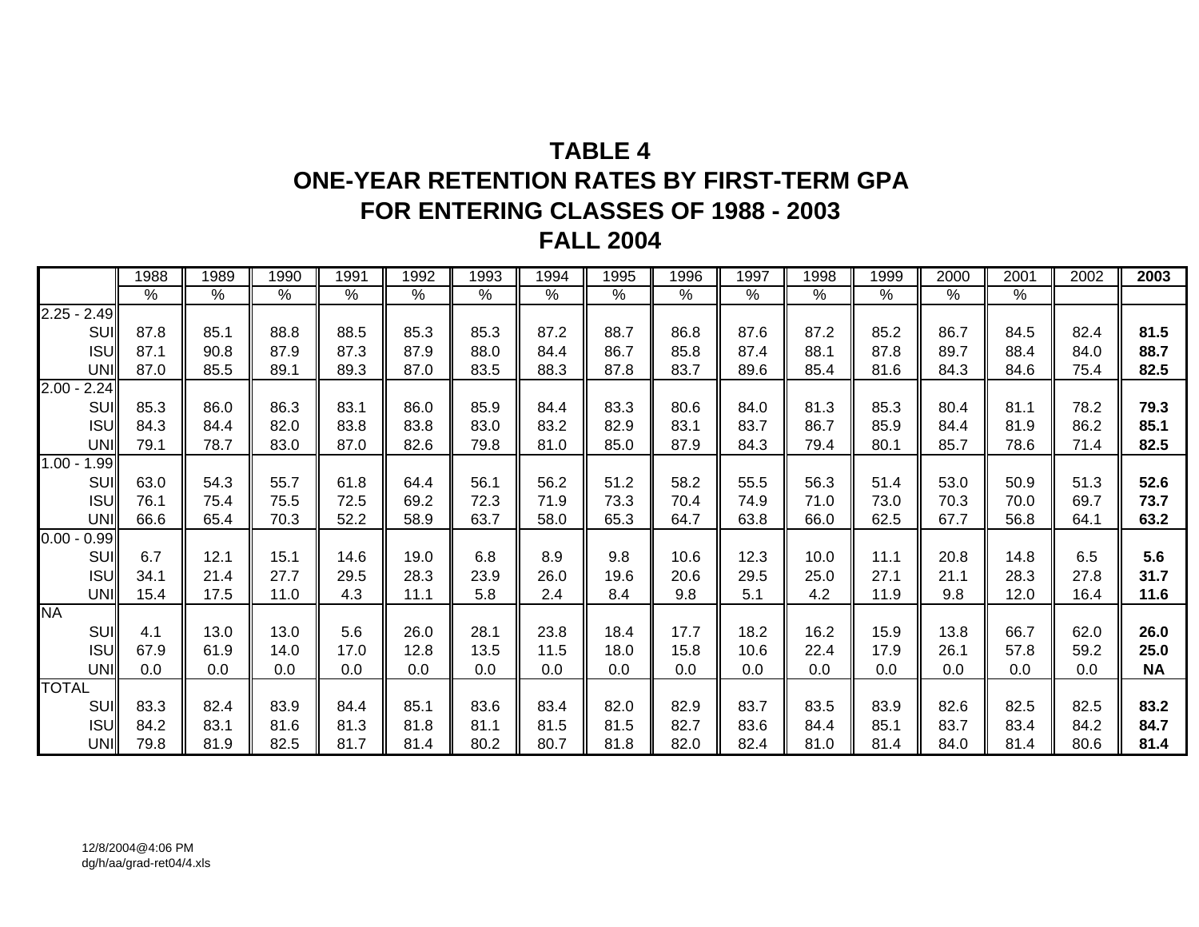# TABLE 4
# ONE-YEAR RETENTION RATES BY FIRST-TERM GPA
# FOR ENTERING CLASSES OF 1988 - 2003
# FALL 2004

| | 1988 | 1989 | 1990 | 1991 | 1992 | 1993 | 1994 | 1995 | 1996 | 1997 | 1998 | 1999 | 2000 | 2001 | 2002 | **2003** |
|---|---|---|---|---|---|---|---|---|---|---|---|---|---|---|---|---|
| | % | % | % | % | % | % | % | % | % | % | % | % | % | % | | |
| 2.25 - 2.49 | | | | | | | | | | | | | | | | |
| SUI | 87.8 | 85.1 | 88.8 | 88.5 | 85.3 | 85.3 | 87.2 | 88.7 | 86.8 | 87.6 | 87.2 | 85.2 | 86.7 | 84.5 | 82.4 | **81.5** |
| ISU | 87.1 | 90.8 | 87.9 | 87.3 | 87.9 | 88.0 | 84.4 | 86.7 | 85.8 | 87.4 | 88.1 | 87.8 | 89.7 | 88.4 | 84.0 | **88.7** |
| UNI | 87.0 | 85.5 | 89.1 | 89.3 | 87.0 | 83.5 | 88.3 | 87.8 | 83.7 | 89.6 | 85.4 | 81.6 | 84.3 | 84.6 | 75.4 | **82.5** |
| 2.00 - 2.24 | | | | | | | | | | | | | | | | |
| SUI | 85.3 | 86.0 | 86.3 | 83.1 | 86.0 | 85.9 | 84.4 | 83.3 | 80.6 | 84.0 | 81.3 | 85.3 | 80.4 | 81.1 | 78.2 | **79.3** |
| ISU | 84.3 | 84.4 | 82.0 | 83.8 | 83.8 | 83.0 | 83.2 | 82.9 | 83.1 | 83.7 | 86.7 | 85.9 | 84.4 | 81.9 | 86.2 | **85.1** |
| UNI | 79.1 | 78.7 | 83.0 | 87.0 | 82.6 | 79.8 | 81.0 | 85.0 | 87.9 | 84.3 | 79.4 | 80.1 | 85.7 | 78.6 | 71.4 | **82.5** |
| 1.00 - 1.99 | | | | | | | | | | | | | | | | |
| SUI | 63.0 | 54.3 | 55.7 | 61.8 | 64.4 | 56.1 | 56.2 | 51.2 | 58.2 | 55.5 | 56.3 | 51.4 | 53.0 | 50.9 | 51.3 | **52.6** |
| ISU | 76.1 | 75.4 | 75.5 | 72.5 | 69.2 | 72.3 | 71.9 | 73.3 | 70.4 | 74.9 | 71.0 | 73.0 | 70.3 | 70.0 | 69.7 | **73.7** |
| UNI | 66.6 | 65.4 | 70.3 | 52.2 | 58.9 | 63.7 | 58.0 | 65.3 | 64.7 | 63.8 | 66.0 | 62.5 | 67.7 | 56.8 | 64.1 | **63.2** |
| 0.00 - 0.99 | | | | | | | | | | | | | | | | |
| SUI | 6.7 | 12.1 | 15.1 | 14.6 | 19.0 | 6.8 | 8.9 | 9.8 | 10.6 | 12.3 | 10.0 | 11.1 | 20.8 | 14.8 | 6.5 | **5.6** |
| ISU | 34.1 | 21.4 | 27.7 | 29.5 | 28.3 | 23.9 | 26.0 | 19.6 | 20.6 | 29.5 | 25.0 | 27.1 | 21.1 | 28.3 | 27.8 | **31.7** |
| UNI | 15.4 | 17.5 | 11.0 | 4.3 | 11.1 | 5.8 | 2.4 | 8.4 | 9.8 | 5.1 | 4.2 | 11.9 | 9.8 | 12.0 | 16.4 | **11.6** |
| NA | | | | | | | | | | | | | | | | |
| SUI | 4.1 | 13.0 | 13.0 | 5.6 | 26.0 | 28.1 | 23.8 | 18.4 | 17.7 | 18.2 | 16.2 | 15.9 | 13.8 | 66.7 | 62.0 | **26.0** |
| ISU | 67.9 | 61.9 | 14.0 | 17.0 | 12.8 | 13.5 | 11.5 | 18.0 | 15.8 | 10.6 | 22.4 | 17.9 | 26.1 | 57.8 | 59.2 | **25.0** |
| UNI | 0.0 | 0.0 | 0.0 | 0.0 | 0.0 | 0.0 | 0.0 | 0.0 | 0.0 | 0.0 | 0.0 | 0.0 | 0.0 | 0.0 | 0.0 | **NA** |
| TOTAL | | | | | | | | | | | | | | | | |
| SUI | 83.3 | 82.4 | 83.9 | 84.4 | 85.1 | 83.6 | 83.4 | 82.0 | 82.9 | 83.7 | 83.5 | 83.9 | 82.6 | 82.5 | 82.5 | **83.2** |
| ISU | 84.2 | 83.1 | 81.6 | 81.3 | 81.8 | 81.1 | 81.5 | 81.5 | 82.7 | 83.6 | 84.4 | 85.1 | 83.7 | 83.4 | 84.2 | **84.7** |
| UNI | 79.8 | 81.9 | 82.5 | 81.7 | 81.4 | 80.2 | 80.7 | 81.8 | 82.0 | 82.4 | 81.0 | 81.4 | 84.0 | 81.4 | 80.6 | **81.4** |

12/8/2004@4:06 PM
dg/h/aa/grad-ret04/4.xls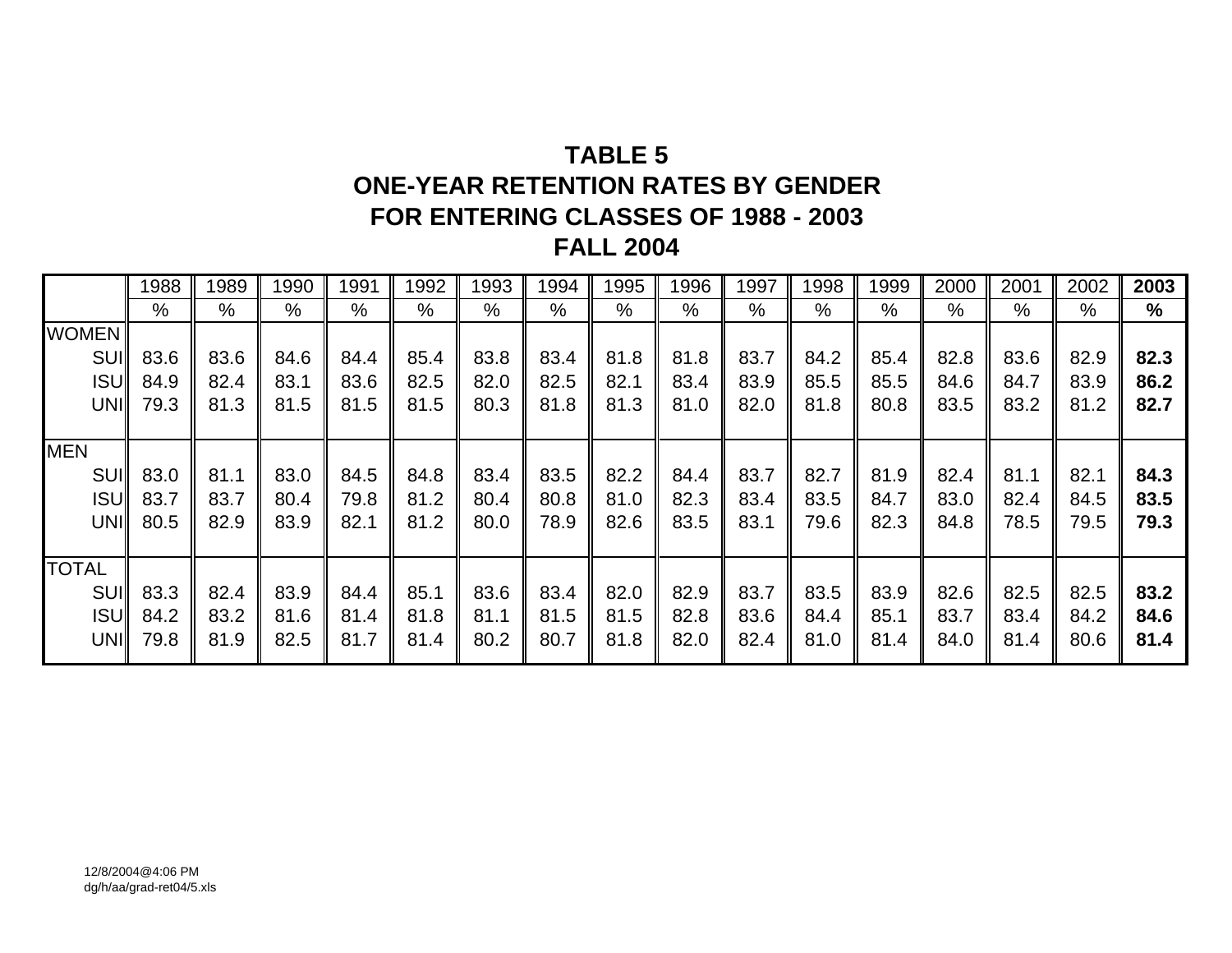# TABLE 5
# ONE-YEAR RETENTION RATES BY GENDER
# FOR ENTERING CLASSES OF 1988 - 2003
# FALL 2004

| | 1988 | 1989 | 1990 | 1991 | 1992 | 1993 | 1994 | 1995 | 1996 | 1997 | 1998 | 1999 | 2000 | 2001 | 2002 | **2003** |
|---|---|---|---|---|---|---|---|---|---|---|---|---|---|---|---|---|
| | % | % | % | % | % | % | % | % | % | % | % | % | % | % | % | **%** |
| WOMEN | | | | | | | | | | | | | | | | |
| SUI | 83.6 | 83.6 | 84.6 | 84.4 | 85.4 | 83.8 | 83.4 | 81.8 | 81.8 | 83.7 | 84.2 | 85.4 | 82.8 | 83.6 | 82.9 | **82.3** |
| ISU | 84.9 | 82.4 | 83.1 | 83.6 | 82.5 | 82.0 | 82.5 | 82.1 | 83.4 | 83.9 | 85.5 | 85.5 | 84.6 | 84.7 | 83.9 | **86.2** |
| UNI | 79.3 | 81.3 | 81.5 | 81.5 | 81.5 | 80.3 | 81.8 | 81.3 | 81.0 | 82.0 | 81.8 | 80.8 | 83.5 | 83.2 | 81.2 | **82.7** |
| MEN | | | | | | | | | | | | | | | | |
| SUI | 83.0 | 81.1 | 83.0 | 84.5 | 84.8 | 83.4 | 83.5 | 82.2 | 84.4 | 83.7 | 82.7 | 81.9 | 82.4 | 81.1 | 82.1 | **84.3** |
| ISU | 83.7 | 83.7 | 80.4 | 79.8 | 81.2 | 80.4 | 80.8 | 81.0 | 82.3 | 83.4 | 83.5 | 84.7 | 83.0 | 82.4 | 84.5 | **83.5** |
| UNI | 80.5 | 82.9 | 83.9 | 82.1 | 81.2 | 80.0 | 78.9 | 82.6 | 83.5 | 83.1 | 79.6 | 82.3 | 84.8 | 78.5 | 79.5 | **79.3** |
| TOTAL | | | | | | | | | | | | | | | | |
| SUI | 83.3 | 82.4 | 83.9 | 84.4 | 85.1 | 83.6 | 83.4 | 82.0 | 82.9 | 83.7 | 83.5 | 83.9 | 82.6 | 82.5 | 82.5 | **83.2** |
| ISU | 84.2 | 83.2 | 81.6 | 81.4 | 81.8 | 81.1 | 81.5 | 81.5 | 82.8 | 83.6 | 84.4 | 85.1 | 83.7 | 83.4 | 84.2 | **84.6** |
| UNI | 79.8 | 81.9 | 82.5 | 81.7 | 81.4 | 80.2 | 80.7 | 81.8 | 82.0 | 82.4 | 81.0 | 81.4 | 84.0 | 81.4 | 80.6 | **81.4** |

12/8/2004@4:06 PM
dg/h/aa/grad-ret04/5.xls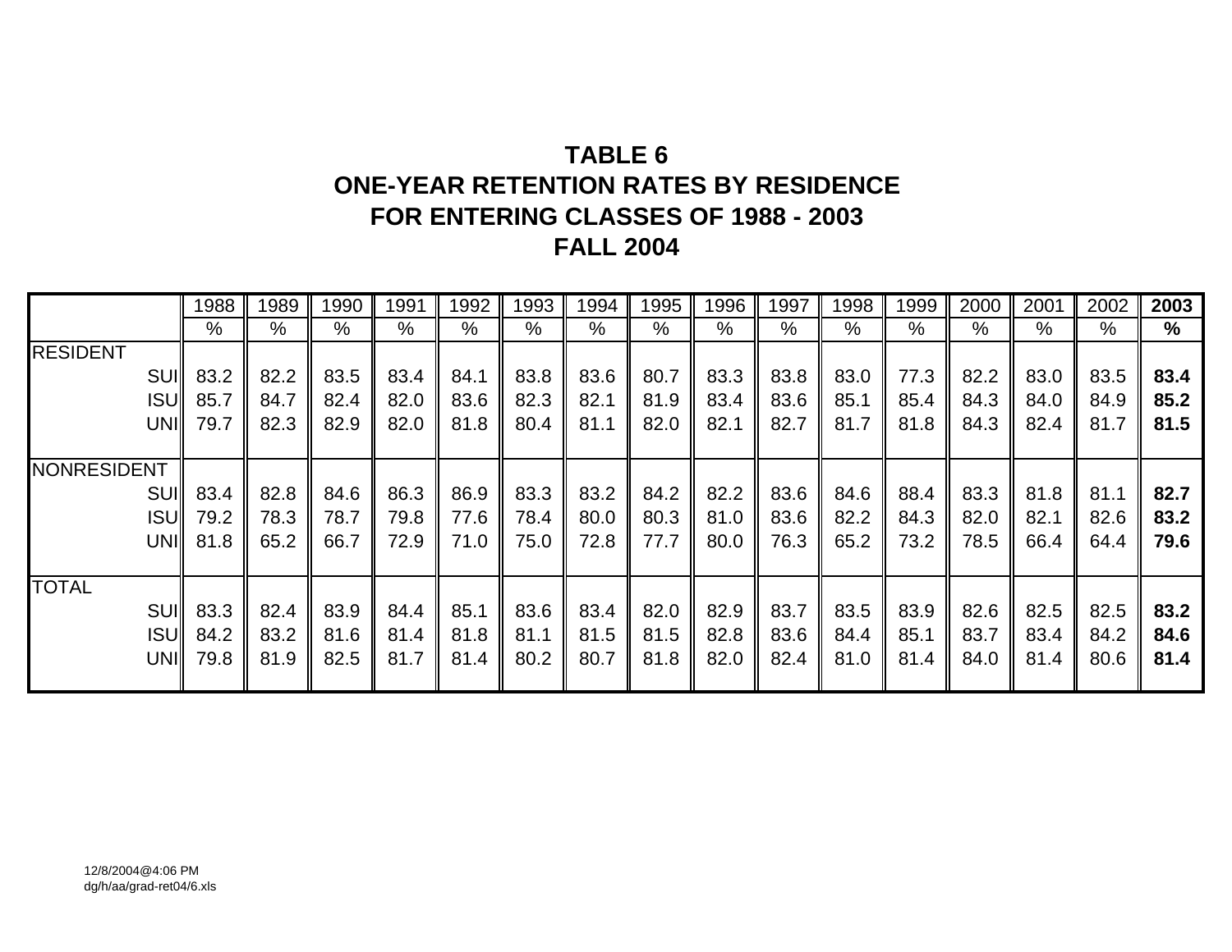# TABLE 6
## ONE-YEAR RETENTION RATES BY RESIDENCE
## FOR ENTERING CLASSES OF 1988 - 2003
## FALL 2004

| | 1988 | 1989 | 1990 | 1991 | 1992 | 1993 | 1994 | 1995 | 1996 | 1997 | 1998 | 1999 | 2000 | 2001 | 2002 | **2003** |
|---|---|---|---|---|---|---|---|---|---|---|---|---|---|---|---|---|
| | % | % | % | % | % | % | % | % | % | % | % | % | % | % | % | **%** |
| RESIDENT | | | | | | | | | | | | | | | | |
| SUI | 83.2 | 82.2 | 83.5 | 83.4 | 84.1 | 83.8 | 83.6 | 80.7 | 83.3 | 83.8 | 83.0 | 77.3 | 82.2 | 83.0 | 83.5 | **83.4** |
| ISU | 85.7 | 84.7 | 82.4 | 82.0 | 83.6 | 82.3 | 82.1 | 81.9 | 83.4 | 83.6 | 85.1 | 85.4 | 84.3 | 84.0 | 84.9 | **85.2** |
| UNI | 79.7 | 82.3 | 82.9 | 82.0 | 81.8 | 80.4 | 81.1 | 82.0 | 82.1 | 82.7 | 81.7 | 81.8 | 84.3 | 82.4 | 81.7 | **81.5** |
| NONRESIDENT | | | | | | | | | | | | | | | | |
| SUI | 83.4 | 82.8 | 84.6 | 86.3 | 86.9 | 83.3 | 83.2 | 84.2 | 82.2 | 83.6 | 84.6 | 88.4 | 83.3 | 81.8 | 81.1 | **82.7** |
| ISU | 79.2 | 78.3 | 78.7 | 79.8 | 77.6 | 78.4 | 80.0 | 80.3 | 81.0 | 83.6 | 82.2 | 84.3 | 82.0 | 82.1 | 82.6 | **83.2** |
| UNI | 81.8 | 65.2 | 66.7 | 72.9 | 71.0 | 75.0 | 72.8 | 77.7 | 80.0 | 76.3 | 65.2 | 73.2 | 78.5 | 66.4 | 64.4 | **79.6** |
| TOTAL | | | | | | | | | | | | | | | | |
| SUI | 83.3 | 82.4 | 83.9 | 84.4 | 85.1 | 83.6 | 83.4 | 82.0 | 82.9 | 83.7 | 83.5 | 83.9 | 82.6 | 82.5 | 82.5 | **83.2** |
| ISU | 84.2 | 83.2 | 81.6 | 81.4 | 81.8 | 81.1 | 81.5 | 81.5 | 82.8 | 83.6 | 84.4 | 85.1 | 83.7 | 83.4 | 84.2 | **84.6** |
| UNI | 79.8 | 81.9 | 82.5 | 81.7 | 81.4 | 80.2 | 80.7 | 81.8 | 82.0 | 82.4 | 81.0 | 81.4 | 84.0 | 81.4 | 80.6 | **81.4** |

12/8/2004@4:06 PM
dg/h/aa/grad-ret04/6.xls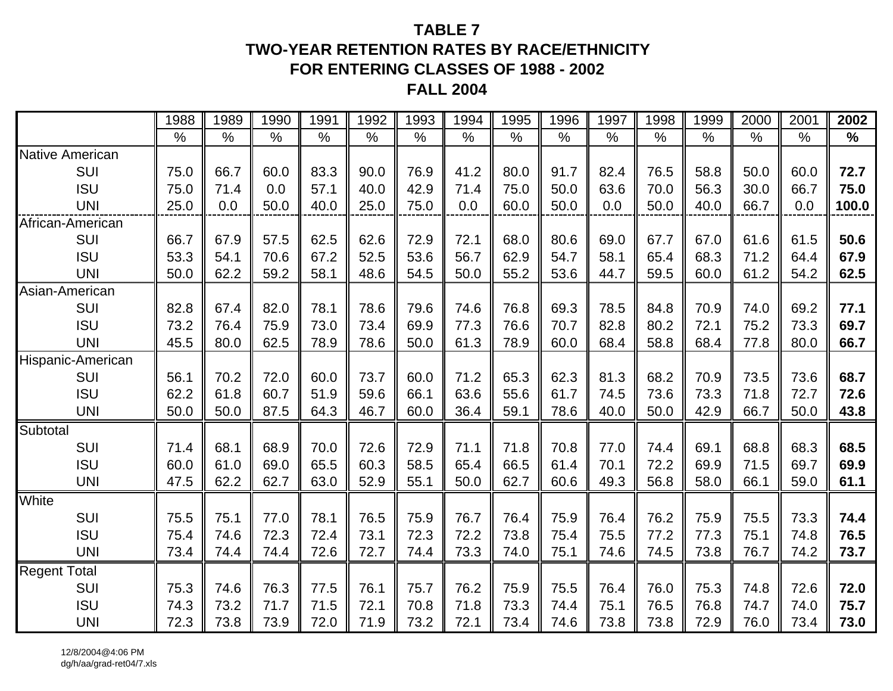# TABLE 7
## TWO-YEAR RETENTION RATES BY RACE/ETHNICITY
## FOR ENTERING CLASSES OF 1988 - 2002
## FALL 2004

| | 1988 | 1989 | 1990 | 1991 | 1992 | 1993 | 1994 | 1995 | 1996 | 1997 | 1998 | 1999 | 2000 | 2001 | **2002** |
|---|---|---|---|---|---|---|---|---|---|---|---|---|---|---|---|
| | % | % | % | % | % | % | % | % | % | % | % | % | % | % | **%** |
| Native American | | | | | | | | | | | | | | | |
| SUI | 75.0 | 66.7 | 60.0 | 83.3 | 90.0 | 76.9 | 41.2 | 80.0 | 91.7 | 82.4 | 76.5 | 58.8 | 50.0 | 60.0 | **72.7** |
| ISU | 75.0 | 71.4 | 0.0 | 57.1 | 40.0 | 42.9 | 71.4 | 75.0 | 50.0 | 63.6 | 70.0 | 56.3 | 30.0 | 66.7 | **75.0** |
| UNI | 25.0 | 0.0 | 50.0 | 40.0 | 25.0 | 75.0 | 0.0 | 60.0 | 50.0 | 0.0 | 50.0 | 40.0 | 66.7 | 0.0 | **100.0** |
| African-American | | | | | | | | | | | | | | | |
| SUI | 66.7 | 67.9 | 57.5 | 62.5 | 62.6 | 72.9 | 72.1 | 68.0 | 80.6 | 69.0 | 67.7 | 67.0 | 61.6 | 61.5 | **50.6** |
| ISU | 53.3 | 54.1 | 70.6 | 67.2 | 52.5 | 53.6 | 56.7 | 62.9 | 54.7 | 58.1 | 65.4 | 68.3 | 71.2 | 64.4 | **67.9** |
| UNI | 50.0 | 62.2 | 59.2 | 58.1 | 48.6 | 54.5 | 50.0 | 55.2 | 53.6 | 44.7 | 59.5 | 60.0 | 61.2 | 54.2 | **62.5** |
| Asian-American | | | | | | | | | | | | | | | |
| SUI | 82.8 | 67.4 | 82.0 | 78.1 | 78.6 | 79.6 | 74.6 | 76.8 | 69.3 | 78.5 | 84.8 | 70.9 | 74.0 | 69.2 | **77.1** |
| ISU | 73.2 | 76.4 | 75.9 | 73.0 | 73.4 | 69.9 | 77.3 | 76.6 | 70.7 | 82.8 | 80.2 | 72.1 | 75.2 | 73.3 | **69.7** |
| UNI | 45.5 | 80.0 | 62.5 | 78.9 | 78.6 | 50.0 | 61.3 | 78.9 | 60.0 | 68.4 | 58.8 | 68.4 | 77.8 | 80.0 | **66.7** |
| Hispanic-American | | | | | | | | | | | | | | | |
| SUI | 56.1 | 70.2 | 72.0 | 60.0 | 73.7 | 60.0 | 71.2 | 65.3 | 62.3 | 81.3 | 68.2 | 70.9 | 73.5 | 73.6 | **68.7** |
| ISU | 62.2 | 61.8 | 60.7 | 51.9 | 59.6 | 66.1 | 63.6 | 55.6 | 61.7 | 74.5 | 73.6 | 73.3 | 71.8 | 72.7 | **72.6** |
| UNI | 50.0 | 50.0 | 87.5 | 64.3 | 46.7 | 60.0 | 36.4 | 59.1 | 78.6 | 40.0 | 50.0 | 42.9 | 66.7 | 50.0 | **43.8** |
| Subtotal | | | | | | | | | | | | | | | |
| SUI | 71.4 | 68.1 | 68.9 | 70.0 | 72.6 | 72.9 | 71.1 | 71.8 | 70.8 | 77.0 | 74.4 | 69.1 | 68.8 | 68.3 | **68.5** |
| ISU | 60.0 | 61.0 | 69.0 | 65.5 | 60.3 | 58.5 | 65.4 | 66.5 | 61.4 | 70.1 | 72.2 | 69.9 | 71.5 | 69.7 | **69.9** |
| UNI | 47.5 | 62.2 | 62.7 | 63.0 | 52.9 | 55.1 | 50.0 | 62.7 | 60.6 | 49.3 | 56.8 | 58.0 | 66.1 | 59.0 | **61.1** |
| White | | | | | | | | | | | | | | | |
| SUI | 75.5 | 75.1 | 77.0 | 78.1 | 76.5 | 75.9 | 76.7 | 76.4 | 75.9 | 76.4 | 76.2 | 75.9 | 75.5 | 73.3 | **74.4** |
| ISU | 75.4 | 74.6 | 72.3 | 72.4 | 73.1 | 72.3 | 72.2 | 73.8 | 75.4 | 75.5 | 77.2 | 77.3 | 75.1 | 74.8 | **76.5** |
| UNI | 73.4 | 74.4 | 74.4 | 72.6 | 72.7 | 74.4 | 73.3 | 74.0 | 75.1 | 74.6 | 74.5 | 73.8 | 76.7 | 74.2 | **73.7** |
| Regent Total | | | | | | | | | | | | | | | |
| SUI | 75.3 | 74.6 | 76.3 | 77.5 | 76.1 | 75.7 | 76.2 | 75.9 | 75.5 | 76.4 | 76.0 | 75.3 | 74.8 | 72.6 | **72.0** |
| ISU | 74.3 | 73.2 | 71.7 | 71.5 | 72.1 | 70.8 | 71.8 | 73.3 | 74.4 | 75.1 | 76.5 | 76.8 | 74.7 | 74.0 | **75.7** |
| UNI | 72.3 | 73.8 | 73.9 | 72.0 | 71.9 | 73.2 | 72.1 | 73.4 | 74.6 | 73.8 | 73.8 | 72.9 | 76.0 | 73.4 | **73.0** |

12/8/2004@4:06 PM
dg/h/aa/grad-ret04/7.xls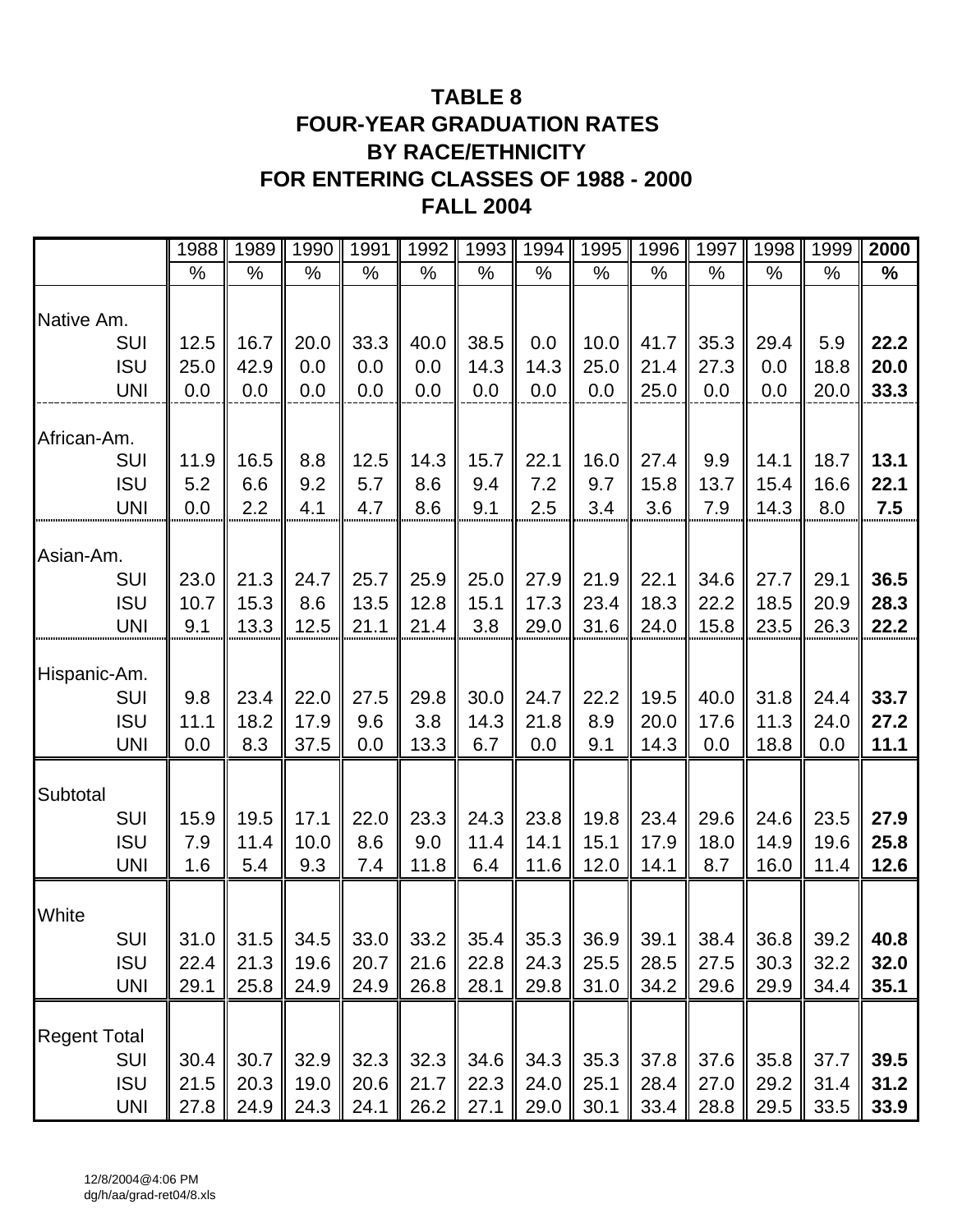# TABLE 8
# FOUR-YEAR GRADUATION RATES
# BY RACE/ETHNICITY
# FOR ENTERING CLASSES OF 1988 - 2000
# FALL 2004

| | 1988 | 1989 | 1990 | 1991 | 1992 | 1993 | 1994 | 1995 | 1996 | 1997 | 1998 | 1999 | **2000** |
|---|---|---|---|---|---|---|---|---|---|---|---|---|---|
| | % | % | % | % | % | % | % | % | % | % | % | % | **%** |
| Native Am. | | | | | | | | | | | | | |
| SUI | 12.5 | 16.7 | 20.0 | 33.3 | 40.0 | 38.5 | 0.0 | 10.0 | 41.7 | 35.3 | 29.4 | 5.9 | **22.2** |
| ISU | 25.0 | 42.9 | 0.0 | 0.0 | 0.0 | 14.3 | 14.3 | 25.0 | 21.4 | 27.3 | 0.0 | 18.8 | **20.0** |
| UNI | 0.0 | 0.0 | 0.0 | 0.0 | 0.0 | 0.0 | 0.0 | 0.0 | 25.0 | 0.0 | 0.0 | 20.0 | **33.3** |
| African-Am. | | | | | | | | | | | | | |
| SUI | 11.9 | 16.5 | 8.8 | 12.5 | 14.3 | 15.7 | 22.1 | 16.0 | 27.4 | 9.9 | 14.1 | 18.7 | **13.1** |
| ISU | 5.2 | 6.6 | 9.2 | 5.7 | 8.6 | 9.4 | 7.2 | 9.7 | 15.8 | 13.7 | 15.4 | 16.6 | **22.1** |
| UNI | 0.0 | 2.2 | 4.1 | 4.7 | 8.6 | 9.1 | 2.5 | 3.4 | 3.6 | 7.9 | 14.3 | 8.0 | **7.5** |
| Asian-Am. | | | | | | | | | | | | | |
| SUI | 23.0 | 21.3 | 24.7 | 25.7 | 25.9 | 25.0 | 27.9 | 21.9 | 22.1 | 34.6 | 27.7 | 29.1 | **36.5** |
| ISU | 10.7 | 15.3 | 8.6 | 13.5 | 12.8 | 15.1 | 17.3 | 23.4 | 18.3 | 22.2 | 18.5 | 20.9 | **28.3** |
| UNI | 9.1 | 13.3 | 12.5 | 21.1 | 21.4 | 3.8 | 29.0 | 31.6 | 24.0 | 15.8 | 23.5 | 26.3 | **22.2** |
| Hispanic-Am. | | | | | | | | | | | | | |
| SUI | 9.8 | 23.4 | 22.0 | 27.5 | 29.8 | 30.0 | 24.7 | 22.2 | 19.5 | 40.0 | 31.8 | 24.4 | **33.7** |
| ISU | 11.1 | 18.2 | 17.9 | 9.6 | 3.8 | 14.3 | 21.8 | 8.9 | 20.0 | 17.6 | 11.3 | 24.0 | **27.2** |
| UNI | 0.0 | 8.3 | 37.5 | 0.0 | 13.3 | 6.7 | 0.0 | 9.1 | 14.3 | 0.0 | 18.8 | 0.0 | **11.1** |
| Subtotal | | | | | | | | | | | | | |
| SUI | 15.9 | 19.5 | 17.1 | 22.0 | 23.3 | 24.3 | 23.8 | 19.8 | 23.4 | 29.6 | 24.6 | 23.5 | **27.9** |
| ISU | 7.9 | 11.4 | 10.0 | 8.6 | 9.0 | 11.4 | 14.1 | 15.1 | 17.9 | 18.0 | 14.9 | 19.6 | **25.8** |
| UNI | 1.6 | 5.4 | 9.3 | 7.4 | 11.8 | 6.4 | 11.6 | 12.0 | 14.1 | 8.7 | 16.0 | 11.4 | **12.6** |
| White | | | | | | | | | | | | | |
| SUI | 31.0 | 31.5 | 34.5 | 33.0 | 33.2 | 35.4 | 35.3 | 36.9 | 39.1 | 38.4 | 36.8 | 39.2 | **40.8** |
| ISU | 22.4 | 21.3 | 19.6 | 20.7 | 21.6 | 22.8 | 24.3 | 25.5 | 28.5 | 27.5 | 30.3 | 32.2 | **32.0** |
| UNI | 29.1 | 25.8 | 24.9 | 24.9 | 26.8 | 28.1 | 29.8 | 31.0 | 34.2 | 29.6 | 29.9 | 34.4 | **35.1** |
| Regent Total | | | | | | | | | | | | | |
| SUI | 30.4 | 30.7 | 32.9 | 32.3 | 32.3 | 34.6 | 34.3 | 35.3 | 37.8 | 37.6 | 35.8 | 37.7 | **39.5** |
| ISU | 21.5 | 20.3 | 19.0 | 20.6 | 21.7 | 22.3 | 24.0 | 25.1 | 28.4 | 27.0 | 29.2 | 31.4 | **31.2** |
| UNI | 27.8 | 24.9 | 24.3 | 24.1 | 26.2 | 27.1 | 29.0 | 30.1 | 33.4 | 28.8 | 29.5 | 33.5 | **33.9** |

12/8/2004@4:06 PM
dg/h/aa/grad-ret04/8.xls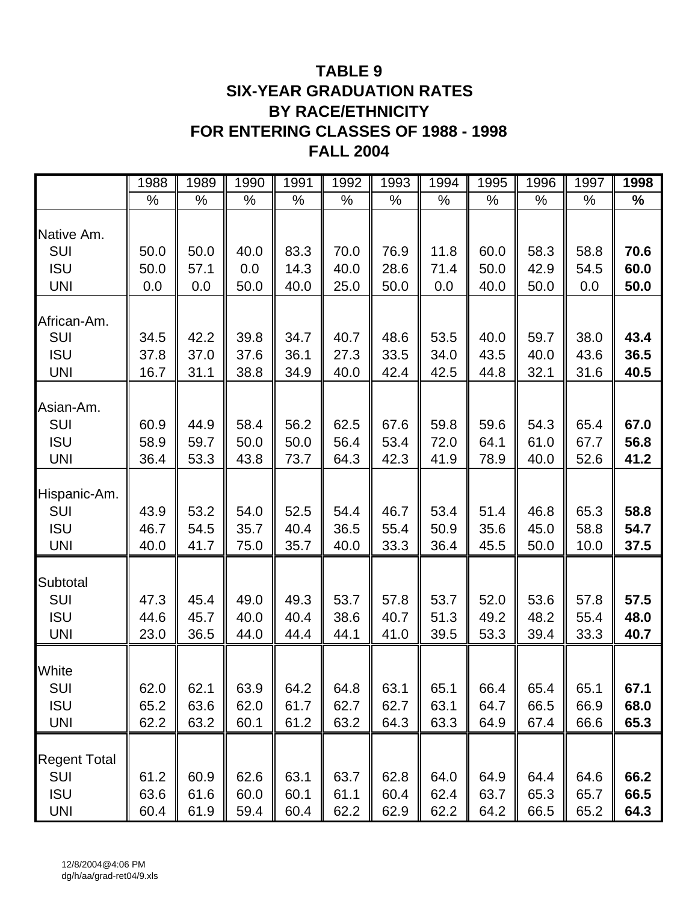# TABLE 9
# SIX-YEAR GRADUATION RATES
# BY RACE/ETHNICITY
# FOR ENTERING CLASSES OF 1988 - 1998
# FALL 2004

| | 1988 | 1989 | 1990 | 1991 | 1992 | 1993 | 1994 | 1995 | 1996 | 1997 | **1998** |
|---|---|---|---|---|---|---|---|---|---|---|---|
| | % | % | % | % | % | % | % | % | % | % | **%** |
| Native Am. | | | | | | | | | | | |
| SUI | 50.0 | 50.0 | 40.0 | 83.3 | 70.0 | 76.9 | 11.8 | 60.0 | 58.3 | 58.8 | **70.6** |
| ISU | 50.0 | 57.1 | 0.0 | 14.3 | 40.0 | 28.6 | 71.4 | 50.0 | 42.9 | 54.5 | **60.0** |
| UNI | 0.0 | 0.0 | 50.0 | 40.0 | 25.0 | 50.0 | 0.0 | 40.0 | 50.0 | 0.0 | **50.0** |
| African-Am. | | | | | | | | | | | |
| SUI | 34.5 | 42.2 | 39.8 | 34.7 | 40.7 | 48.6 | 53.5 | 40.0 | 59.7 | 38.0 | **43.4** |
| ISU | 37.8 | 37.0 | 37.6 | 36.1 | 27.3 | 33.5 | 34.0 | 43.5 | 40.0 | 43.6 | **36.5** |
| UNI | 16.7 | 31.1 | 38.8 | 34.9 | 40.0 | 42.4 | 42.5 | 44.8 | 32.1 | 31.6 | **40.5** |
| Asian-Am. | | | | | | | | | | | |
| SUI | 60.9 | 44.9 | 58.4 | 56.2 | 62.5 | 67.6 | 59.8 | 59.6 | 54.3 | 65.4 | **67.0** |
| ISU | 58.9 | 59.7 | 50.0 | 50.0 | 56.4 | 53.4 | 72.0 | 64.1 | 61.0 | 67.7 | **56.8** |
| UNI | 36.4 | 53.3 | 43.8 | 73.7 | 64.3 | 42.3 | 41.9 | 78.9 | 40.0 | 52.6 | **41.2** |
| Hispanic-Am. | | | | | | | | | | | |
| SUI | 43.9 | 53.2 | 54.0 | 52.5 | 54.4 | 46.7 | 53.4 | 51.4 | 46.8 | 65.3 | **58.8** |
| ISU | 46.7 | 54.5 | 35.7 | 40.4 | 36.5 | 55.4 | 50.9 | 35.6 | 45.0 | 58.8 | **54.7** |
| UNI | 40.0 | 41.7 | 75.0 | 35.7 | 40.0 | 33.3 | 36.4 | 45.5 | 50.0 | 10.0 | **37.5** |
| Subtotal | | | | | | | | | | | |
| SUI | 47.3 | 45.4 | 49.0 | 49.3 | 53.7 | 57.8 | 53.7 | 52.0 | 53.6 | 57.8 | **57.5** |
| ISU | 44.6 | 45.7 | 40.0 | 40.4 | 38.6 | 40.7 | 51.3 | 49.2 | 48.2 | 55.4 | **48.0** |
| UNI | 23.0 | 36.5 | 44.0 | 44.4 | 44.1 | 41.0 | 39.5 | 53.3 | 39.4 | 33.3 | **40.7** |
| White | | | | | | | | | | | |
| SUI | 62.0 | 62.1 | 63.9 | 64.2 | 64.8 | 63.1 | 65.1 | 66.4 | 65.4 | 65.1 | **67.1** |
| ISU | 65.2 | 63.6 | 62.0 | 61.7 | 62.7 | 62.7 | 63.1 | 64.7 | 66.5 | 66.9 | **68.0** |
| UNI | 62.2 | 63.2 | 60.1 | 61.2 | 63.2 | 64.3 | 63.3 | 64.9 | 67.4 | 66.6 | **65.3** |
| Regent Total | | | | | | | | | | | |
| SUI | 61.2 | 60.9 | 62.6 | 63.1 | 63.7 | 62.8 | 64.0 | 64.9 | 64.4 | 64.6 | **66.2** |
| ISU | 63.6 | 61.6 | 60.0 | 60.1 | 61.1 | 60.4 | 62.4 | 63.7 | 65.3 | 65.7 | **66.5** |
| UNI | 60.4 | 61.9 | 59.4 | 60.4 | 62.2 | 62.9 | 62.2 | 64.2 | 66.5 | 65.2 | **64.3** |

12/8/2004@4:06 PM
dg/h/aa/grad-ret04/9.xls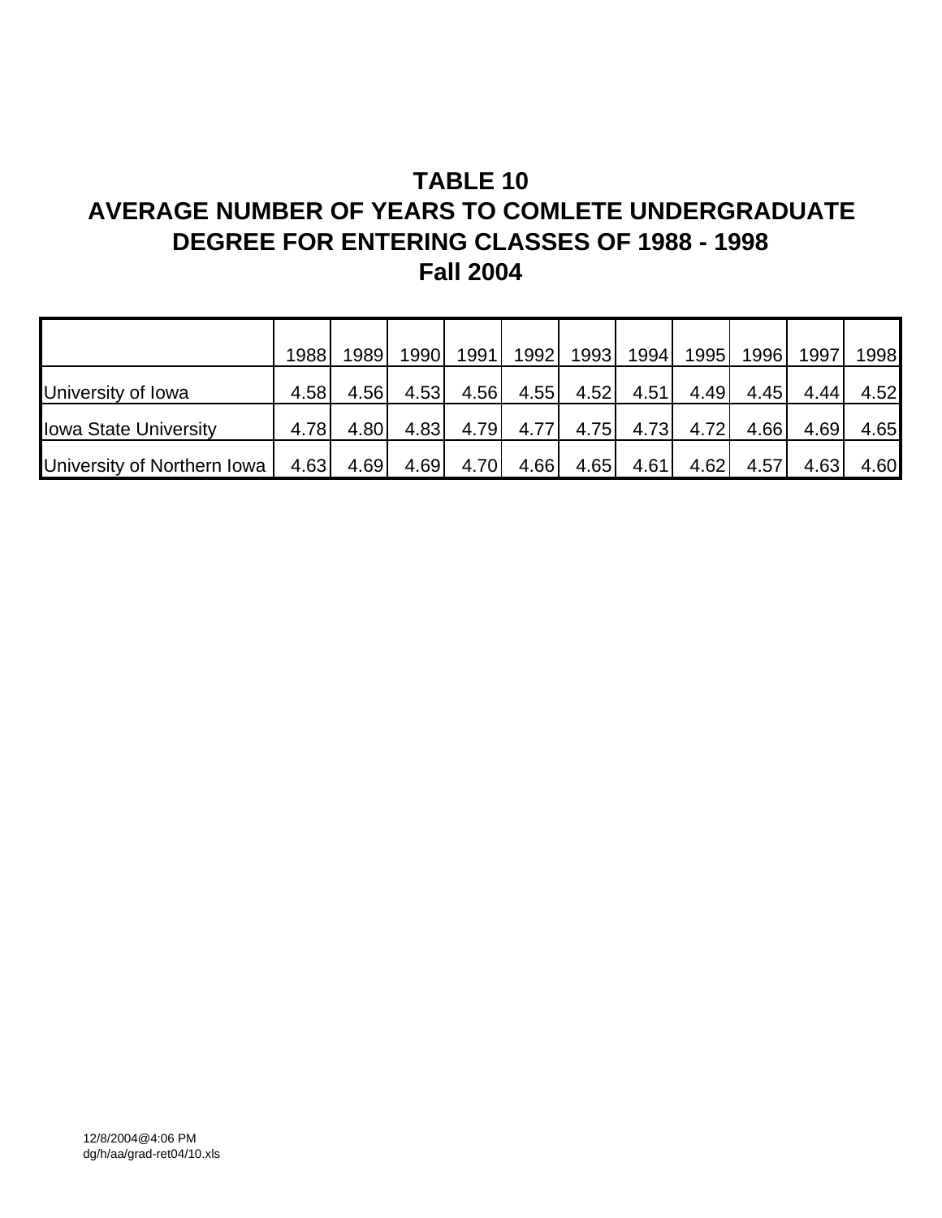# TABLE 10

## AVERAGE NUMBER OF YEARS TO COMLETE UNDERGRADUATE DEGREE FOR ENTERING CLASSES OF 1988 - 1998

## Fall 2004

| | 1988 | 1989 | 1990 | 1991 | 1992 | 1993 | 1994 | 1995 | 1996 | 1997 | 1998 |
|---|---|---|---|---|---|---|---|---|---|---|---|
| University of Iowa | 4.58 | 4.56 | 4.53 | 4.56 | 4.55 | 4.52 | 4.51 | 4.49 | 4.45 | 4.44 | 4.52 |
| Iowa State University | 4.78 | 4.80 | 4.83 | 4.79 | 4.77 | 4.75 | 4.73 | 4.72 | 4.66 | 4.69 | 4.65 |
| University of Northern Iowa | 4.63 | 4.69 | 4.69 | 4.70 | 4.66 | 4.65 | 4.61 | 4.62 | 4.57 | 4.63 | 4.60 |

12/8/2004@4:06 PM
dg/h/aa/grad-ret04/10.xls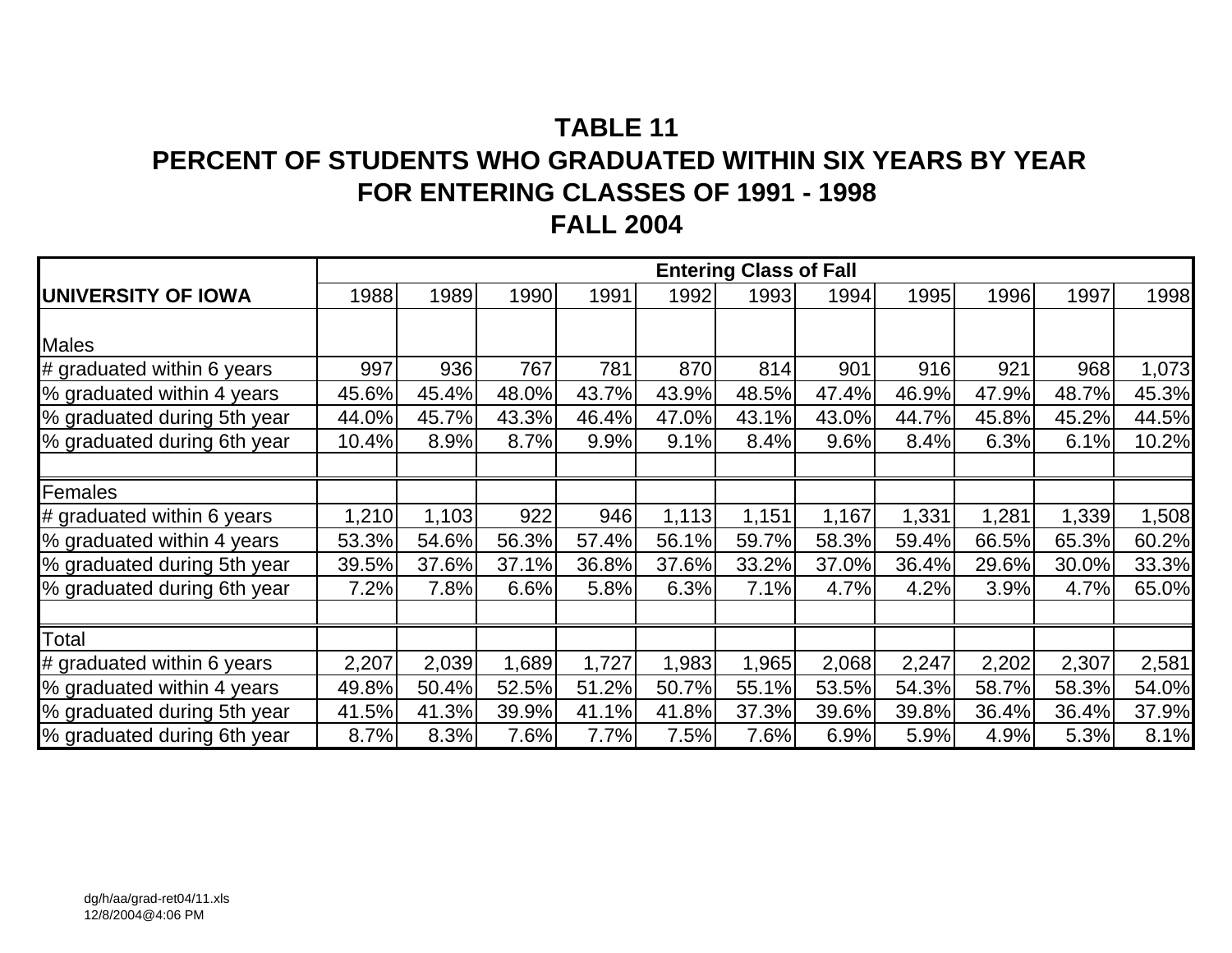# TABLE 11
# PERCENT OF STUDENTS WHO GRADUATED WITHIN SIX YEARS BY YEAR
# FOR ENTERING CLASSES OF 1991 - 1998
# FALL 2004

| | Entering Class of Fall | | | | | | | | | | |
|---|---|---|---|---|---|---|---|---|---|---|---|
| **UNIVERSITY OF IOWA** | 1988 | 1989 | 1990 | 1991 | 1992 | 1993 | 1994 | 1995 | 1996 | 1997 | 1998 |
| Males | | | | | | | | | | | |
| # graduated within 6 years | 997 | 936 | 767 | 781 | 870 | 814 | 901 | 916 | 921 | 968 | 1,073 |
| % graduated within 4 years | 45.6% | 45.4% | 48.0% | 43.7% | 43.9% | 48.5% | 47.4% | 46.9% | 47.9% | 48.7% | 45.3% |
| % graduated during 5th year | 44.0% | 45.7% | 43.3% | 46.4% | 47.0% | 43.1% | 43.0% | 44.7% | 45.8% | 45.2% | 44.5% |
| % graduated during 6th year | 10.4% | 8.9% | 8.7% | 9.9% | 9.1% | 8.4% | 9.6% | 8.4% | 6.3% | 6.1% | 10.2% |
| | | | | | | | | | | | |
| Females | | | | | | | | | | | |
| # graduated within 6 years | 1,210 | 1,103 | 922 | 946 | 1,113 | 1,151 | 1,167 | 1,331 | 1,281 | 1,339 | 1,508 |
| % graduated within 4 years | 53.3% | 54.6% | 56.3% | 57.4% | 56.1% | 59.7% | 58.3% | 59.4% | 66.5% | 65.3% | 60.2% |
| % graduated during 5th year | 39.5% | 37.6% | 37.1% | 36.8% | 37.6% | 33.2% | 37.0% | 36.4% | 29.6% | 30.0% | 33.3% |
| % graduated during 6th year | 7.2% | 7.8% | 6.6% | 5.8% | 6.3% | 7.1% | 4.7% | 4.2% | 3.9% | 4.7% | 65.0% |
| | | | | | | | | | | | |
| Total | | | | | | | | | | | |
| # graduated within 6 years | 2,207 | 2,039 | 1,689 | 1,727 | 1,983 | 1,965 | 2,068 | 2,247 | 2,202 | 2,307 | 2,581 |
| % graduated within 4 years | 49.8% | 50.4% | 52.5% | 51.2% | 50.7% | 55.1% | 53.5% | 54.3% | 58.7% | 58.3% | 54.0% |
| % graduated during 5th year | 41.5% | 41.3% | 39.9% | 41.1% | 41.8% | 37.3% | 39.6% | 39.8% | 36.4% | 36.4% | 37.9% |
| % graduated during 6th year | 8.7% | 8.3% | 7.6% | 7.7% | 7.5% | 7.6% | 6.9% | 5.9% | 4.9% | 5.3% | 8.1% |

dg/h/aa/grad-ret04/11.xls
12/8/2004@4:06 PM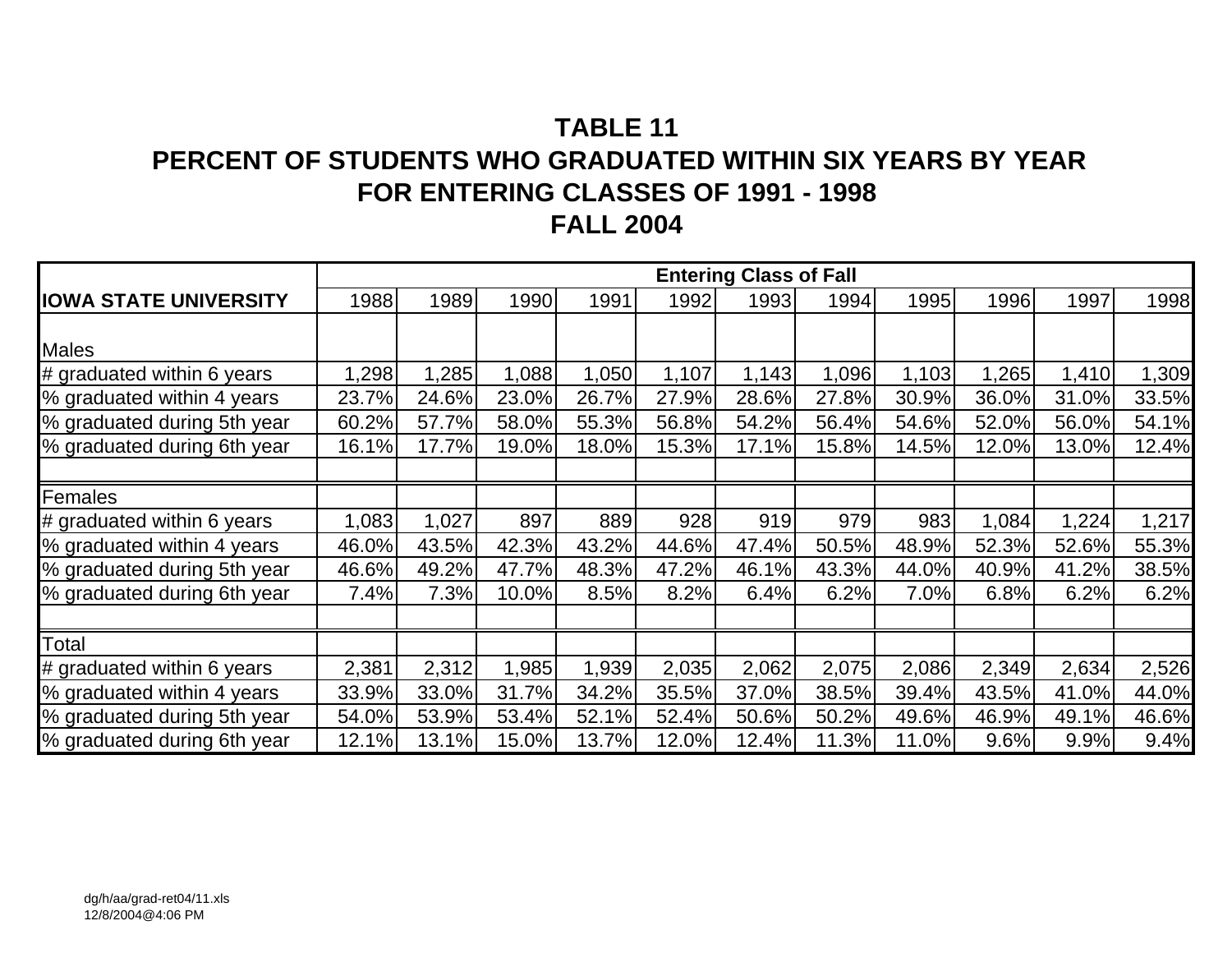# TABLE 11
# PERCENT OF STUDENTS WHO GRADUATED WITHIN SIX YEARS BY YEAR FOR ENTERING CLASSES OF 1991 - 1998
# FALL 2004

| | Entering Class of Fall | | | | | | | | | | |
|---|---|---|---|---|---|---|---|---|---|---|---|
| **IOWA STATE UNIVERSITY** | 1988 | 1989 | 1990 | 1991 | 1992 | 1993 | 1994 | 1995 | 1996 | 1997 | 1998 |
| Males | | | | | | | | | | | |
| # graduated within 6 years | 1,298 | 1,285 | 1,088 | 1,050 | 1,107 | 1,143 | 1,096 | 1,103 | 1,265 | 1,410 | 1,309 |
| % graduated within 4 years | 23.7% | 24.6% | 23.0% | 26.7% | 27.9% | 28.6% | 27.8% | 30.9% | 36.0% | 31.0% | 33.5% |
| % graduated during 5th year | 60.2% | 57.7% | 58.0% | 55.3% | 56.8% | 54.2% | 56.4% | 54.6% | 52.0% | 56.0% | 54.1% |
| % graduated during 6th year | 16.1% | 17.7% | 19.0% | 18.0% | 15.3% | 17.1% | 15.8% | 14.5% | 12.0% | 13.0% | 12.4% |
| | | | | | | | | | | | |
| Females | | | | | | | | | | | |
| # graduated within 6 years | 1,083 | 1,027 | 897 | 889 | 928 | 919 | 979 | 983 | 1,084 | 1,224 | 1,217 |
| % graduated within 4 years | 46.0% | 43.5% | 42.3% | 43.2% | 44.6% | 47.4% | 50.5% | 48.9% | 52.3% | 52.6% | 55.3% |
| % graduated during 5th year | 46.6% | 49.2% | 47.7% | 48.3% | 47.2% | 46.1% | 43.3% | 44.0% | 40.9% | 41.2% | 38.5% |
| % graduated during 6th year | 7.4% | 7.3% | 10.0% | 8.5% | 8.2% | 6.4% | 6.2% | 7.0% | 6.8% | 6.2% | 6.2% |
| | | | | | | | | | | | |
| Total | | | | | | | | | | | |
| # graduated within 6 years | 2,381 | 2,312 | 1,985 | 1,939 | 2,035 | 2,062 | 2,075 | 2,086 | 2,349 | 2,634 | 2,526 |
| % graduated within 4 years | 33.9% | 33.0% | 31.7% | 34.2% | 35.5% | 37.0% | 38.5% | 39.4% | 43.5% | 41.0% | 44.0% |
| % graduated during 5th year | 54.0% | 53.9% | 53.4% | 52.1% | 52.4% | 50.6% | 50.2% | 49.6% | 46.9% | 49.1% | 46.6% |
| % graduated during 6th year | 12.1% | 13.1% | 15.0% | 13.7% | 12.0% | 12.4% | 11.3% | 11.0% | 9.6% | 9.9% | 9.4% |

dg/h/aa/grad-ret04/11.xls
12/8/2004@4:06 PM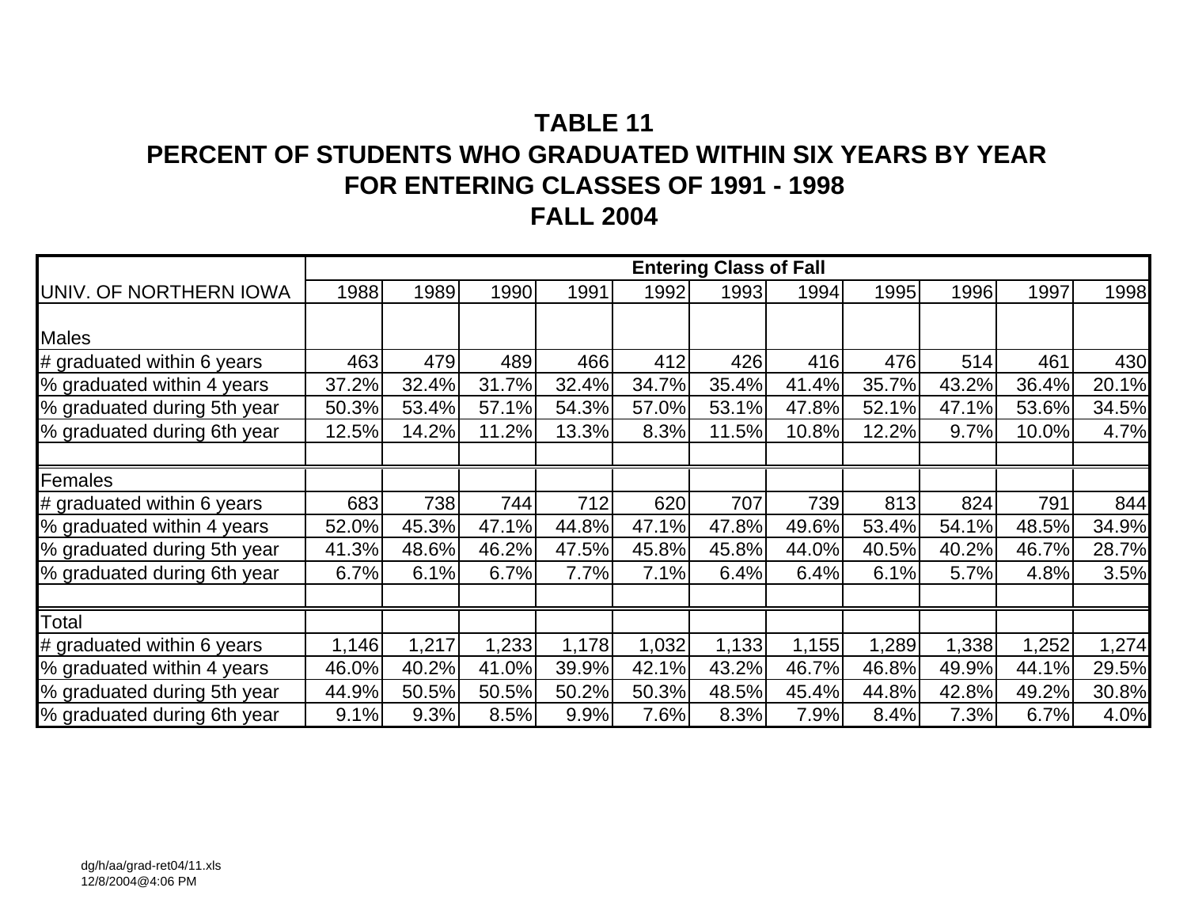# TABLE 11
# PERCENT OF STUDENTS WHO GRADUATED WITHIN SIX YEARS BY YEAR
# FOR ENTERING CLASSES OF 1991 - 1998
# FALL 2004

| | Entering Class of Fall | | | | | | | | | | |
|---|---|---|---|---|---|---|---|---|---|---|---|
| UNIV. OF NORTHERN IOWA | 1988 | 1989 | 1990 | 1991 | 1992 | 1993 | 1994 | 1995 | 1996 | 1997 | 1998 |
| Males | | | | | | | | | | | |
| # graduated within 6 years | 463 | 479 | 489 | 466 | 412 | 426 | 416 | 476 | 514 | 461 | 430 |
| % graduated within 4 years | 37.2% | 32.4% | 31.7% | 32.4% | 34.7% | 35.4% | 41.4% | 35.7% | 43.2% | 36.4% | 20.1% |
| % graduated during 5th year | 50.3% | 53.4% | 57.1% | 54.3% | 57.0% | 53.1% | 47.8% | 52.1% | 47.1% | 53.6% | 34.5% |
| % graduated during 6th year | 12.5% | 14.2% | 11.2% | 13.3% | 8.3% | 11.5% | 10.8% | 12.2% | 9.7% | 10.0% | 4.7% |
| | | | | | | | | | | | |
| Females | | | | | | | | | | | |
| # graduated within 6 years | 683 | 738 | 744 | 712 | 620 | 707 | 739 | 813 | 824 | 791 | 844 |
| % graduated within 4 years | 52.0% | 45.3% | 47.1% | 44.8% | 47.1% | 47.8% | 49.6% | 53.4% | 54.1% | 48.5% | 34.9% |
| % graduated during 5th year | 41.3% | 48.6% | 46.2% | 47.5% | 45.8% | 45.8% | 44.0% | 40.5% | 40.2% | 46.7% | 28.7% |
| % graduated during 6th year | 6.7% | 6.1% | 6.7% | 7.7% | 7.1% | 6.4% | 6.4% | 6.1% | 5.7% | 4.8% | 3.5% |
| | | | | | | | | | | | |
| Total | | | | | | | | | | | |
| # graduated within 6 years | 1,146 | 1,217 | 1,233 | 1,178 | 1,032 | 1,133 | 1,155 | 1,289 | 1,338 | 1,252 | 1,274 |
| % graduated within 4 years | 46.0% | 40.2% | 41.0% | 39.9% | 42.1% | 43.2% | 46.7% | 46.8% | 49.9% | 44.1% | 29.5% |
| % graduated during 5th year | 44.9% | 50.5% | 50.5% | 50.2% | 50.3% | 48.5% | 45.4% | 44.8% | 42.8% | 49.2% | 30.8% |
| % graduated during 6th year | 9.1% | 9.3% | 8.5% | 9.9% | 7.6% | 8.3% | 7.9% | 8.4% | 7.3% | 6.7% | 4.0% |

dg/h/aa/grad-ret04/11.xls
12/8/2004@4:06 PM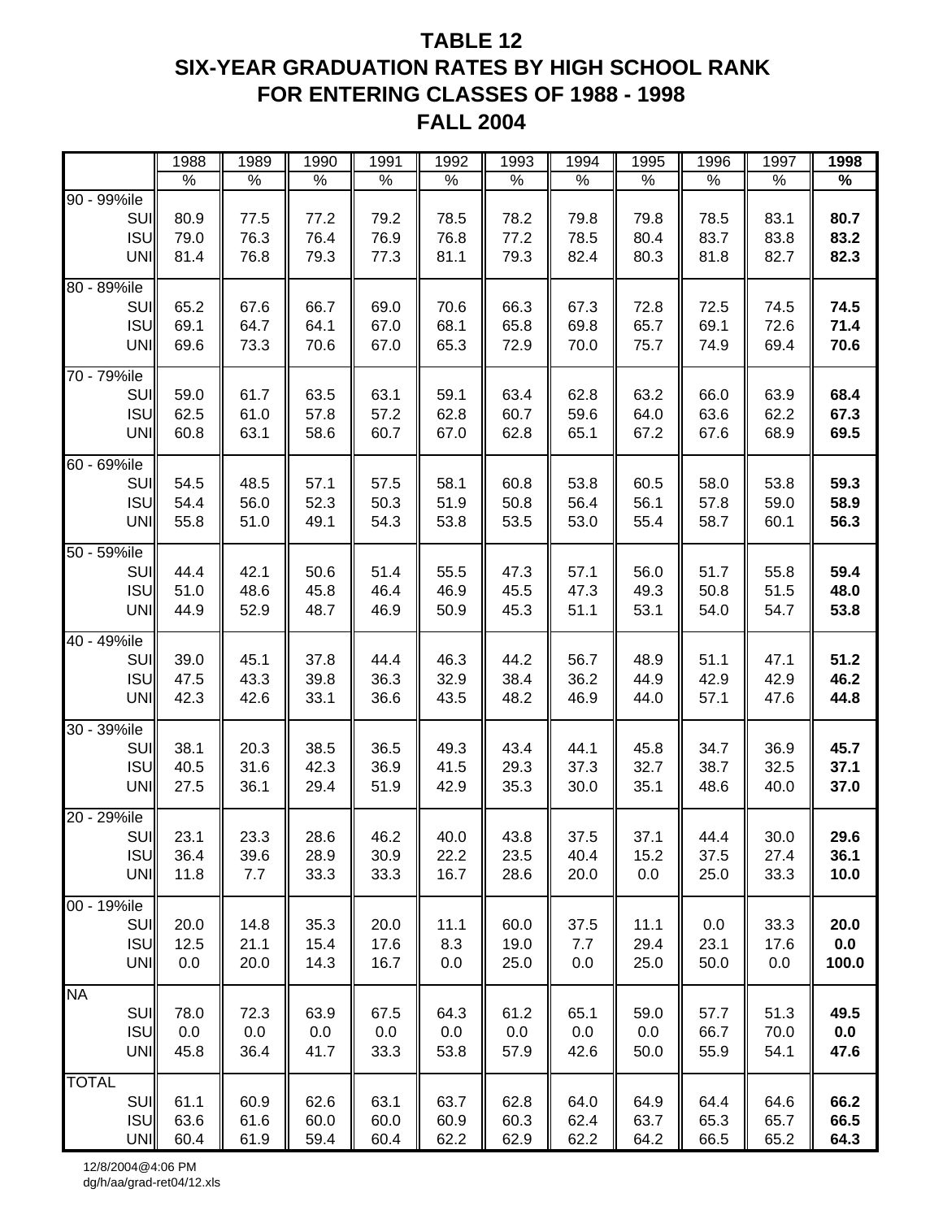# TABLE 12
# SIX-YEAR GRADUATION RATES BY HIGH SCHOOL RANK
# FOR ENTERING CLASSES OF 1988 - 1998
# FALL 2004

| | 1988 | 1989 | 1990 | 1991 | 1992 | 1993 | 1994 | 1995 | 1996 | 1997 | **1998** |
|---|---|---|---|---|---|---|---|---|---|---|---|
| | % | % | % | % | % | % | % | % | % | % | **%** |
| 90 - 99%ile | | | | | | | | | | | |
| SUI | 80.9 | 77.5 | 77.2 | 79.2 | 78.5 | 78.2 | 79.8 | 79.8 | 78.5 | 83.1 | **80.7** |
| ISU | 79.0 | 76.3 | 76.4 | 76.9 | 76.8 | 77.2 | 78.5 | 80.4 | 83.7 | 83.8 | **83.2** |
| UNI | 81.4 | 76.8 | 79.3 | 77.3 | 81.1 | 79.3 | 82.4 | 80.3 | 81.8 | 82.7 | **82.3** |
| 80 - 89%ile | | | | | | | | | | | |
| SUI | 65.2 | 67.6 | 66.7 | 69.0 | 70.6 | 66.3 | 67.3 | 72.8 | 72.5 | 74.5 | **74.5** |
| ISU | 69.1 | 64.7 | 64.1 | 67.0 | 68.1 | 65.8 | 69.8 | 65.7 | 69.1 | 72.6 | **71.4** |
| UNI | 69.6 | 73.3 | 70.6 | 67.0 | 65.3 | 72.9 | 70.0 | 75.7 | 74.9 | 69.4 | **70.6** |
| 70 - 79%ile | | | | | | | | | | | |
| SUI | 59.0 | 61.7 | 63.5 | 63.1 | 59.1 | 63.4 | 62.8 | 63.2 | 66.0 | 63.9 | **68.4** |
| ISU | 62.5 | 61.0 | 57.8 | 57.2 | 62.8 | 60.7 | 59.6 | 64.0 | 63.6 | 62.2 | **67.3** |
| UNI | 60.8 | 63.1 | 58.6 | 60.7 | 67.0 | 62.8 | 65.1 | 67.2 | 67.6 | 68.9 | **69.5** |
| 60 - 69%ile | | | | | | | | | | | |
| SUI | 54.5 | 48.5 | 57.1 | 57.5 | 58.1 | 60.8 | 53.8 | 60.5 | 58.0 | 53.8 | **59.3** |
| ISU | 54.4 | 56.0 | 52.3 | 50.3 | 51.9 | 50.8 | 56.4 | 56.1 | 57.8 | 59.0 | **58.9** |
| UNI | 55.8 | 51.0 | 49.1 | 54.3 | 53.8 | 53.5 | 53.0 | 55.4 | 58.7 | 60.1 | **56.3** |
| 50 - 59%ile | | | | | | | | | | | |
| SUI | 44.4 | 42.1 | 50.6 | 51.4 | 55.5 | 47.3 | 57.1 | 56.0 | 51.7 | 55.8 | **59.4** |
| ISU | 51.0 | 48.6 | 45.8 | 46.4 | 46.9 | 45.5 | 47.3 | 49.3 | 50.8 | 51.5 | **48.0** |
| UNI | 44.9 | 52.9 | 48.7 | 46.9 | 50.9 | 45.3 | 51.1 | 53.1 | 54.0 | 54.7 | **53.8** |
| 40 - 49%ile | | | | | | | | | | | |
| SUI | 39.0 | 45.1 | 37.8 | 44.4 | 46.3 | 44.2 | 56.7 | 48.9 | 51.1 | 47.1 | **51.2** |
| ISU | 47.5 | 43.3 | 39.8 | 36.3 | 32.9 | 38.4 | 36.2 | 44.9 | 42.9 | 42.9 | **46.2** |
| UNI | 42.3 | 42.6 | 33.1 | 36.6 | 43.5 | 48.2 | 46.9 | 44.0 | 57.1 | 47.6 | **44.8** |
| 30 - 39%ile | | | | | | | | | | | |
| SUI | 38.1 | 20.3 | 38.5 | 36.5 | 49.3 | 43.4 | 44.1 | 45.8 | 34.7 | 36.9 | **45.7** |
| ISU | 40.5 | 31.6 | 42.3 | 36.9 | 41.5 | 29.3 | 37.3 | 32.7 | 38.7 | 32.5 | **37.1** |
| UNI | 27.5 | 36.1 | 29.4 | 51.9 | 42.9 | 35.3 | 30.0 | 35.1 | 48.6 | 40.0 | **37.0** |
| 20 - 29%ile | | | | | | | | | | | |
| SUI | 23.1 | 23.3 | 28.6 | 46.2 | 40.0 | 43.8 | 37.5 | 37.1 | 44.4 | 30.0 | **29.6** |
| ISU | 36.4 | 39.6 | 28.9 | 30.9 | 22.2 | 23.5 | 40.4 | 15.2 | 37.5 | 27.4 | **36.1** |
| UNI | 11.8 | 7.7 | 33.3 | 33.3 | 16.7 | 28.6 | 20.0 | 0.0 | 25.0 | 33.3 | **10.0** |
| 00 - 19%ile | | | | | | | | | | | |
| SUI | 20.0 | 14.8 | 35.3 | 20.0 | 11.1 | 60.0 | 37.5 | 11.1 | 0.0 | 33.3 | **20.0** |
| ISU | 12.5 | 21.1 | 15.4 | 17.6 | 8.3 | 19.0 | 7.7 | 29.4 | 23.1 | 17.6 | **0.0** |
| UNI | 0.0 | 20.0 | 14.3 | 16.7 | 0.0 | 25.0 | 0.0 | 25.0 | 50.0 | 0.0 | **100.0** |
| NA | | | | | | | | | | | |
| SUI | 78.0 | 72.3 | 63.9 | 67.5 | 64.3 | 61.2 | 65.1 | 59.0 | 57.7 | 51.3 | **49.5** |
| ISU | 0.0 | 0.0 | 0.0 | 0.0 | 0.0 | 0.0 | 0.0 | 0.0 | 66.7 | 70.0 | **0.0** |
| UNI | 45.8 | 36.4 | 41.7 | 33.3 | 53.8 | 57.9 | 42.6 | 50.0 | 55.9 | 54.1 | **47.6** |
| TOTAL | | | | | | | | | | | |
| SUI | 61.1 | 60.9 | 62.6 | 63.1 | 63.7 | 62.8 | 64.0 | 64.9 | 64.4 | 64.6 | **66.2** |
| ISU | 63.6 | 61.6 | 60.0 | 60.0 | 60.9 | 60.3 | 62.4 | 63.7 | 65.3 | 65.7 | **66.5** |
| UNI | 60.4 | 61.9 | 59.4 | 60.4 | 62.2 | 62.9 | 62.2 | 64.2 | 66.5 | 65.2 | **64.3** |

12/8/2004@4:06 PM
dg/h/aa/grad-ret04/12.xls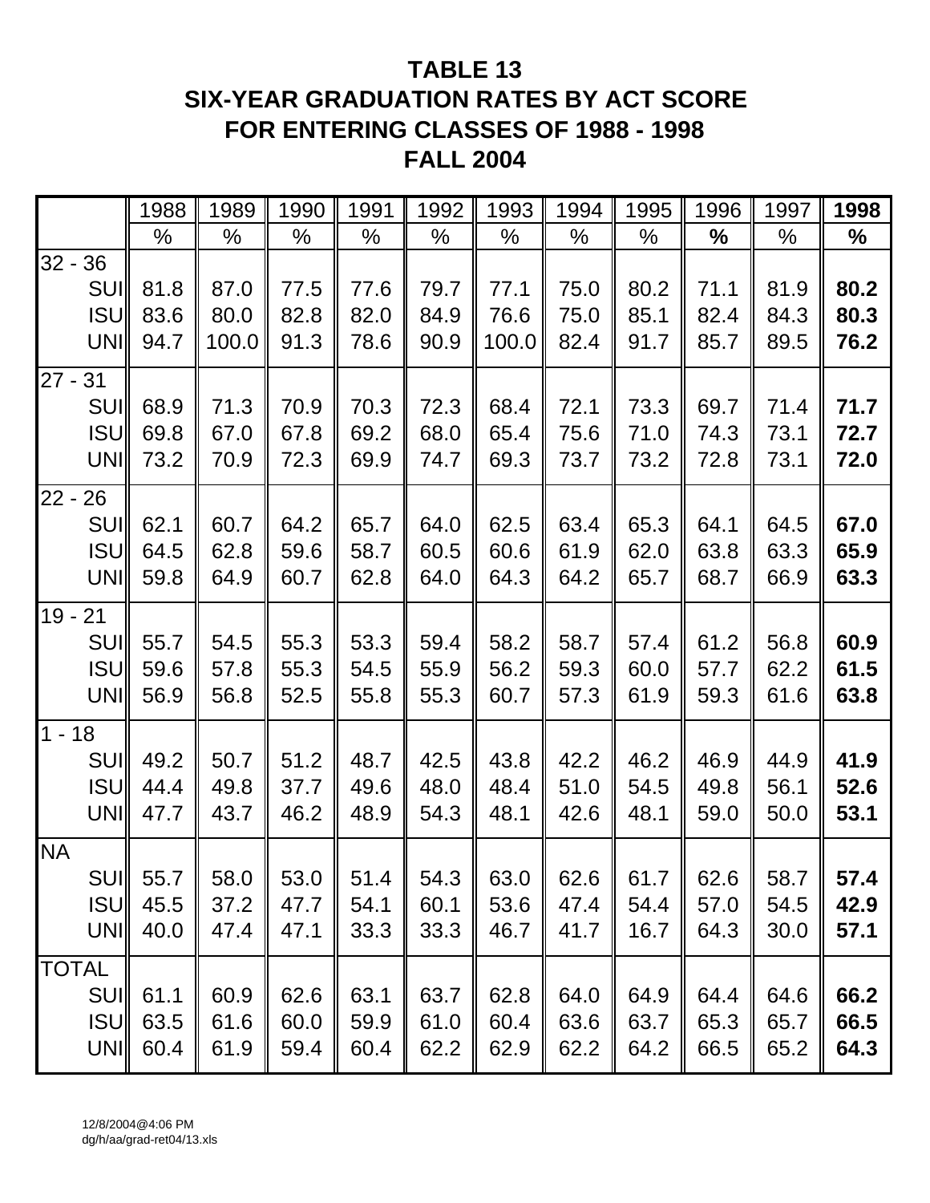# TABLE 13
# SIX-YEAR GRADUATION RATES BY ACT SCORE
# FOR ENTERING CLASSES OF 1988 - 1998
# FALL 2004

| | 1988 | 1989 | 1990 | 1991 | 1992 | 1993 | 1994 | 1995 | 1996 | 1997 | **1998** |
|---|---|---|---|---|---|---|---|---|---|---|---|
| | % | % | % | % | % | % | % | % | **%** | % | **%** |
| 32 - 36 | | | | | | | | | | | |
| SUI | 81.8 | 87.0 | 77.5 | 77.6 | 79.7 | 77.1 | 75.0 | 80.2 | 71.1 | 81.9 | **80.2** |
| ISU | 83.6 | 80.0 | 82.8 | 82.0 | 84.9 | 76.6 | 75.0 | 85.1 | 82.4 | 84.3 | **80.3** |
| UNI | 94.7 | 100.0 | 91.3 | 78.6 | 90.9 | 100.0 | 82.4 | 91.7 | 85.7 | 89.5 | **76.2** |
| 27 - 31 | | | | | | | | | | | |
| SUI | 68.9 | 71.3 | 70.9 | 70.3 | 72.3 | 68.4 | 72.1 | 73.3 | 69.7 | 71.4 | **71.7** |
| ISU | 69.8 | 67.0 | 67.8 | 69.2 | 68.0 | 65.4 | 75.6 | 71.0 | 74.3 | 73.1 | **72.7** |
| UNI | 73.2 | 70.9 | 72.3 | 69.9 | 74.7 | 69.3 | 73.7 | 73.2 | 72.8 | 73.1 | **72.0** |
| 22 - 26 | | | | | | | | | | | |
| SUI | 62.1 | 60.7 | 64.2 | 65.7 | 64.0 | 62.5 | 63.4 | 65.3 | 64.1 | 64.5 | **67.0** |
| ISU | 64.5 | 62.8 | 59.6 | 58.7 | 60.5 | 60.6 | 61.9 | 62.0 | 63.8 | 63.3 | **65.9** |
| UNI | 59.8 | 64.9 | 60.7 | 62.8 | 64.0 | 64.3 | 64.2 | 65.7 | 68.7 | 66.9 | **63.3** |
| 19 - 21 | | | | | | | | | | | |
| SUI | 55.7 | 54.5 | 55.3 | 53.3 | 59.4 | 58.2 | 58.7 | 57.4 | 61.2 | 56.8 | **60.9** |
| ISU | 59.6 | 57.8 | 55.3 | 54.5 | 55.9 | 56.2 | 59.3 | 60.0 | 57.7 | 62.2 | **61.5** |
| UNI | 56.9 | 56.8 | 52.5 | 55.8 | 55.3 | 60.7 | 57.3 | 61.9 | 59.3 | 61.6 | **63.8** |
| 1 - 18 | | | | | | | | | | | |
| SUI | 49.2 | 50.7 | 51.2 | 48.7 | 42.5 | 43.8 | 42.2 | 46.2 | 46.9 | 44.9 | **41.9** |
| ISU | 44.4 | 49.8 | 37.7 | 49.6 | 48.0 | 48.4 | 51.0 | 54.5 | 49.8 | 56.1 | **52.6** |
| UNI | 47.7 | 43.7 | 46.2 | 48.9 | 54.3 | 48.1 | 42.6 | 48.1 | 59.0 | 50.0 | **53.1** |
| NA | | | | | | | | | | | |
| SUI | 55.7 | 58.0 | 53.0 | 51.4 | 54.3 | 63.0 | 62.6 | 61.7 | 62.6 | 58.7 | **57.4** |
| ISU | 45.5 | 37.2 | 47.7 | 54.1 | 60.1 | 53.6 | 47.4 | 54.4 | 57.0 | 54.5 | **42.9** |
| UNI | 40.0 | 47.4 | 47.1 | 33.3 | 33.3 | 46.7 | 41.7 | 16.7 | 64.3 | 30.0 | **57.1** |
| TOTAL | | | | | | | | | | | |
| SUI | 61.1 | 60.9 | 62.6 | 63.1 | 63.7 | 62.8 | 64.0 | 64.9 | 64.4 | 64.6 | **66.2** |
| ISU | 63.5 | 61.6 | 60.0 | 59.9 | 61.0 | 60.4 | 63.6 | 63.7 | 65.3 | 65.7 | **66.5** |
| UNI | 60.4 | 61.9 | 59.4 | 60.4 | 62.2 | 62.9 | 62.2 | 64.2 | 66.5 | 65.2 | **64.3** |

12/8/2004@4:06 PM
dg/h/aa/grad-ret04/13.xls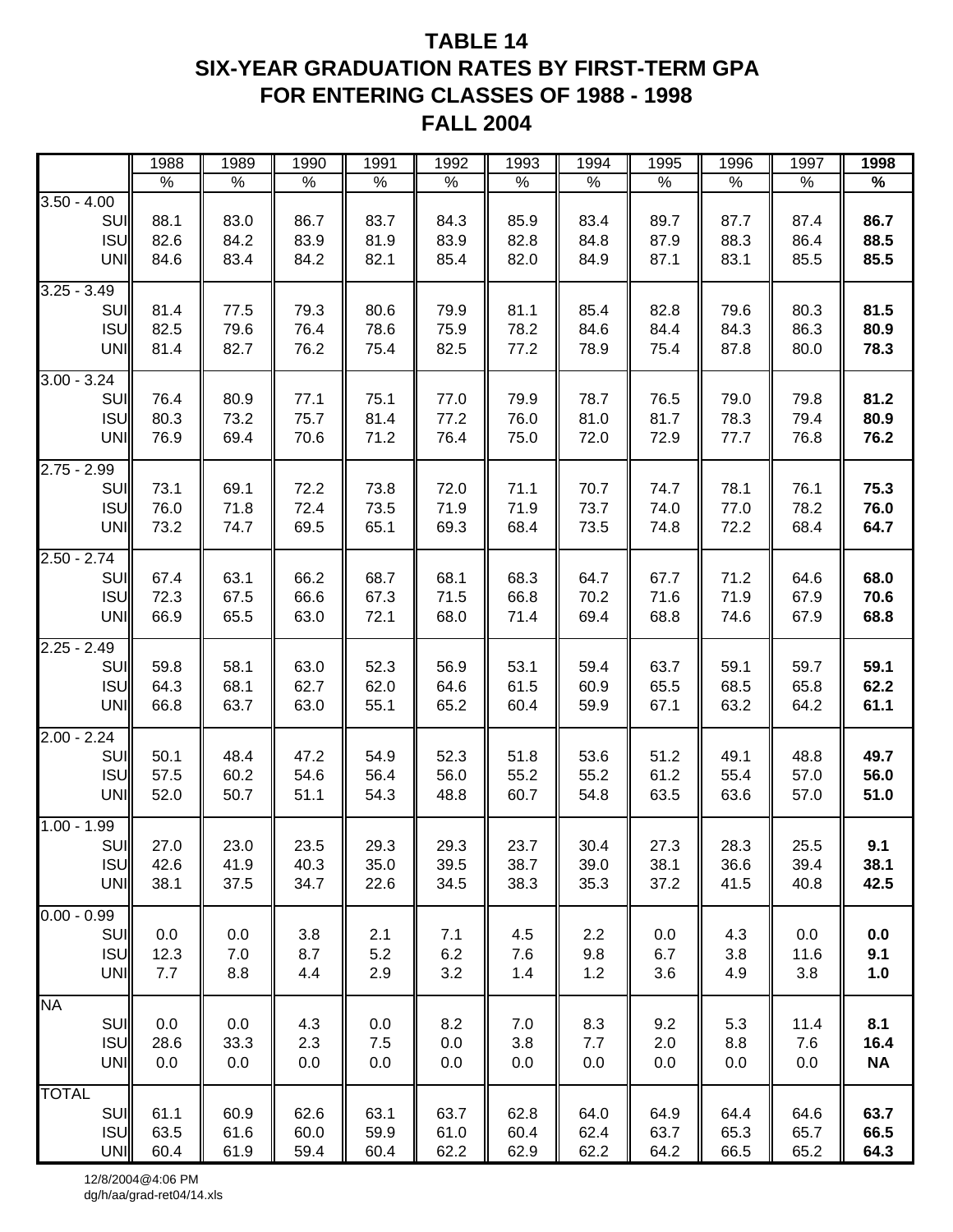# TABLE 14
# SIX-YEAR GRADUATION RATES BY FIRST-TERM GPA
# FOR ENTERING CLASSES OF 1988 - 1998
# FALL 2004

| | 1988 | 1989 | 1990 | 1991 | 1992 | 1993 | 1994 | 1995 | 1996 | 1997 | **1998** |
|---|---|---|---|---|---|---|---|---|---|---|---|
| | % | % | % | % | % | % | % | % | % | % | **%** |
| 3.50 - 4.00 | | | | | | | | | | | |
| SUI | 88.1 | 83.0 | 86.7 | 83.7 | 84.3 | 85.9 | 83.4 | 89.7 | 87.7 | 87.4 | **86.7** |
| ISU | 82.6 | 84.2 | 83.9 | 81.9 | 83.9 | 82.8 | 84.8 | 87.9 | 88.3 | 86.4 | **88.5** |
| UNI | 84.6 | 83.4 | 84.2 | 82.1 | 85.4 | 82.0 | 84.9 | 87.1 | 83.1 | 85.5 | **85.5** |
| 3.25 - 3.49 | | | | | | | | | | | |
| SUI | 81.4 | 77.5 | 79.3 | 80.6 | 79.9 | 81.1 | 85.4 | 82.8 | 79.6 | 80.3 | **81.5** |
| ISU | 82.5 | 79.6 | 76.4 | 78.6 | 75.9 | 78.2 | 84.6 | 84.4 | 84.3 | 86.3 | **80.9** |
| UNI | 81.4 | 82.7 | 76.2 | 75.4 | 82.5 | 77.2 | 78.9 | 75.4 | 87.8 | 80.0 | **78.3** |
| 3.00 - 3.24 | | | | | | | | | | | |
| SUI | 76.4 | 80.9 | 77.1 | 75.1 | 77.0 | 79.9 | 78.7 | 76.5 | 79.0 | 79.8 | **81.2** |
| ISU | 80.3 | 73.2 | 75.7 | 81.4 | 77.2 | 76.0 | 81.0 | 81.7 | 78.3 | 79.4 | **80.9** |
| UNI | 76.9 | 69.4 | 70.6 | 71.2 | 76.4 | 75.0 | 72.0 | 72.9 | 77.7 | 76.8 | **76.2** |
| 2.75 - 2.99 | | | | | | | | | | | |
| SUI | 73.1 | 69.1 | 72.2 | 73.8 | 72.0 | 71.1 | 70.7 | 74.7 | 78.1 | 76.1 | **75.3** |
| ISU | 76.0 | 71.8 | 72.4 | 73.5 | 71.9 | 71.9 | 73.7 | 74.0 | 77.0 | 78.2 | **76.0** |
| UNI | 73.2 | 74.7 | 69.5 | 65.1 | 69.3 | 68.4 | 73.5 | 74.8 | 72.2 | 68.4 | **64.7** |
| 2.50 - 2.74 | | | | | | | | | | | |
| SUI | 67.4 | 63.1 | 66.2 | 68.7 | 68.1 | 68.3 | 64.7 | 67.7 | 71.2 | 64.6 | **68.0** |
| ISU | 72.3 | 67.5 | 66.6 | 67.3 | 71.5 | 66.8 | 70.2 | 71.6 | 71.9 | 67.9 | **70.6** |
| UNI | 66.9 | 65.5 | 63.0 | 72.1 | 68.0 | 71.4 | 69.4 | 68.8 | 74.6 | 67.9 | **68.8** |
| 2.25 - 2.49 | | | | | | | | | | | |
| SUI | 59.8 | 58.1 | 63.0 | 52.3 | 56.9 | 53.1 | 59.4 | 63.7 | 59.1 | 59.7 | **59.1** |
| ISU | 64.3 | 68.1 | 62.7 | 62.0 | 64.6 | 61.5 | 60.9 | 65.5 | 68.5 | 65.8 | **62.2** |
| UNI | 66.8 | 63.7 | 63.0 | 55.1 | 65.2 | 60.4 | 59.9 | 67.1 | 63.2 | 64.2 | **61.1** |
| 2.00 - 2.24 | | | | | | | | | | | |
| SUI | 50.1 | 48.4 | 47.2 | 54.9 | 52.3 | 51.8 | 53.6 | 51.2 | 49.1 | 48.8 | **49.7** |
| ISU | 57.5 | 60.2 | 54.6 | 56.4 | 56.0 | 55.2 | 55.2 | 61.2 | 55.4 | 57.0 | **56.0** |
| UNI | 52.0 | 50.7 | 51.1 | 54.3 | 48.8 | 60.7 | 54.8 | 63.5 | 63.6 | 57.0 | **51.0** |
| 1.00 - 1.99 | | | | | | | | | | | |
| SUI | 27.0 | 23.0 | 23.5 | 29.3 | 29.3 | 23.7 | 30.4 | 27.3 | 28.3 | 25.5 | **9.1** |
| ISU | 42.6 | 41.9 | 40.3 | 35.0 | 39.5 | 38.7 | 39.0 | 38.1 | 36.6 | 39.4 | **38.1** |
| UNI | 38.1 | 37.5 | 34.7 | 22.6 | 34.5 | 38.3 | 35.3 | 37.2 | 41.5 | 40.8 | **42.5** |
| 0.00 - 0.99 | | | | | | | | | | | |
| SUI | 0.0 | 0.0 | 3.8 | 2.1 | 7.1 | 4.5 | 2.2 | 0.0 | 4.3 | 0.0 | **0.0** |
| ISU | 12.3 | 7.0 | 8.7 | 5.2 | 6.2 | 7.6 | 9.8 | 6.7 | 3.8 | 11.6 | **9.1** |
| UNI | 7.7 | 8.8 | 4.4 | 2.9 | 3.2 | 1.4 | 1.2 | 3.6 | 4.9 | 3.8 | **1.0** |
| NA | | | | | | | | | | | |
| SUI | 0.0 | 0.0 | 4.3 | 0.0 | 8.2 | 7.0 | 8.3 | 9.2 | 5.3 | 11.4 | **8.1** |
| ISU | 28.6 | 33.3 | 2.3 | 7.5 | 0.0 | 3.8 | 7.7 | 2.0 | 8.8 | 7.6 | **16.4** |
| UNI | 0.0 | 0.0 | 0.0 | 0.0 | 0.0 | 0.0 | 0.0 | 0.0 | 0.0 | 0.0 | **NA** |
| TOTAL | | | | | | | | | | | |
| SUI | 61.1 | 60.9 | 62.6 | 63.1 | 63.7 | 62.8 | 64.0 | 64.9 | 64.4 | 64.6 | **63.7** |
| ISU | 63.5 | 61.6 | 60.0 | 59.9 | 61.0 | 60.4 | 62.4 | 63.7 | 65.3 | 65.7 | **66.5** |
| UNI | 60.4 | 61.9 | 59.4 | 60.4 | 62.2 | 62.9 | 62.2 | 64.2 | 66.5 | 65.2 | **64.3** |

12/8/2004@4:06 PM
dg/h/aa/grad-ret04/14.xls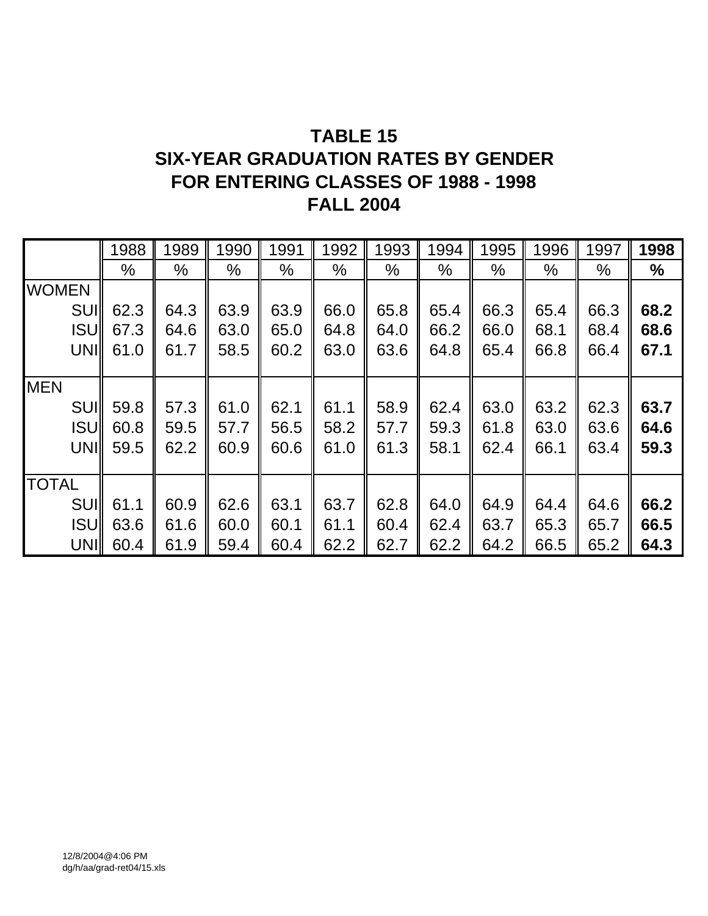# TABLE 15
# SIX-YEAR GRADUATION RATES BY GENDER
# FOR ENTERING CLASSES OF 1988 - 1998
# FALL 2004

| | 1988 | 1989 | 1990 | 1991 | 1992 | 1993 | 1994 | 1995 | 1996 | 1997 | **1998** |
|---|---|---|---|---|---|---|---|---|---|---|---|
| | % | % | % | % | % | % | % | % | % | % | **%** |
| WOMEN | | | | | | | | | | | |
| SUI | 62.3 | 64.3 | 63.9 | 63.9 | 66.0 | 65.8 | 65.4 | 66.3 | 65.4 | 66.3 | **68.2** |
| ISU | 67.3 | 64.6 | 63.0 | 65.0 | 64.8 | 64.0 | 66.2 | 66.0 | 68.1 | 68.4 | **68.6** |
| UNI | 61.0 | 61.7 | 58.5 | 60.2 | 63.0 | 63.6 | 64.8 | 65.4 | 66.8 | 66.4 | **67.1** |
| MEN | | | | | | | | | | | |
| SUI | 59.8 | 57.3 | 61.0 | 62.1 | 61.1 | 58.9 | 62.4 | 63.0 | 63.2 | 62.3 | **63.7** |
| ISU | 60.8 | 59.5 | 57.7 | 56.5 | 58.2 | 57.7 | 59.3 | 61.8 | 63.0 | 63.6 | **64.6** |
| UNI | 59.5 | 62.2 | 60.9 | 60.6 | 61.0 | 61.3 | 58.1 | 62.4 | 66.1 | 63.4 | **59.3** |
| TOTAL | | | | | | | | | | | |
| SUI | 61.1 | 60.9 | 62.6 | 63.1 | 63.7 | 62.8 | 64.0 | 64.9 | 64.4 | 64.6 | **66.2** |
| ISU | 63.6 | 61.6 | 60.0 | 60.1 | 61.1 | 60.4 | 62.4 | 63.7 | 65.3 | 65.7 | **66.5** |
| UNI | 60.4 | 61.9 | 59.4 | 60.4 | 62.2 | 62.7 | 62.2 | 64.2 | 66.5 | 65.2 | **64.3** |

12/8/2004@4:06 PM
dg/h/aa/grad-ret04/15.xls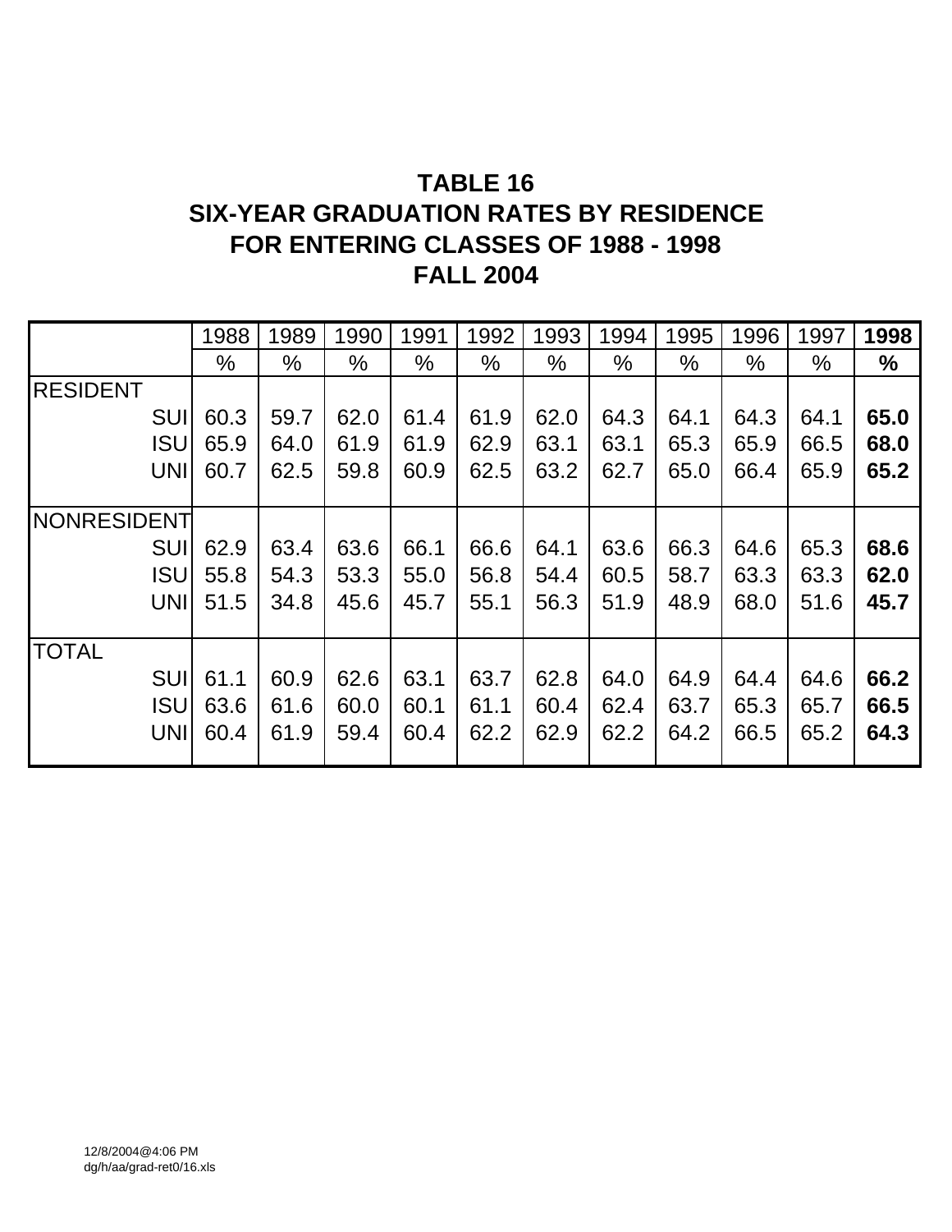# TABLE 16
# SIX-YEAR GRADUATION RATES BY RESIDENCE
# FOR ENTERING CLASSES OF 1988 - 1998
# FALL 2004

| | 1988 | 1989 | 1990 | 1991 | 1992 | 1993 | 1994 | 1995 | 1996 | 1997 | **1998** |
|---|---|---|---|---|---|---|---|---|---|---|---|
| | % | % | % | % | % | % | % | % | % | % | **%** |
| RESIDENT | | | | | | | | | | | |
| SUI | 60.3 | 59.7 | 62.0 | 61.4 | 61.9 | 62.0 | 64.3 | 64.1 | 64.3 | 64.1 | **65.0** |
| ISU | 65.9 | 64.0 | 61.9 | 61.9 | 62.9 | 63.1 | 63.1 | 65.3 | 65.9 | 66.5 | **68.0** |
| UNI | 60.7 | 62.5 | 59.8 | 60.9 | 62.5 | 63.2 | 62.7 | 65.0 | 66.4 | 65.9 | **65.2** |
| NONRESIDENT | | | | | | | | | | | |
| SUI | 62.9 | 63.4 | 63.6 | 66.1 | 66.6 | 64.1 | 63.6 | 66.3 | 64.6 | 65.3 | **68.6** |
| ISU | 55.8 | 54.3 | 53.3 | 55.0 | 56.8 | 54.4 | 60.5 | 58.7 | 63.3 | 63.3 | **62.0** |
| UNI | 51.5 | 34.8 | 45.6 | 45.7 | 55.1 | 56.3 | 51.9 | 48.9 | 68.0 | 51.6 | **45.7** |
| TOTAL | | | | | | | | | | | |
| SUI | 61.1 | 60.9 | 62.6 | 63.1 | 63.7 | 62.8 | 64.0 | 64.9 | 64.4 | 64.6 | **66.2** |
| ISU | 63.6 | 61.6 | 60.0 | 60.1 | 61.1 | 60.4 | 62.4 | 63.7 | 65.3 | 65.7 | **66.5** |
| UNI | 60.4 | 61.9 | 59.4 | 60.4 | 62.2 | 62.9 | 62.2 | 64.2 | 66.5 | 65.2 | **64.3** |

12/8/2004@4:06 PM
dg/h/aa/grad-ret0/16.xls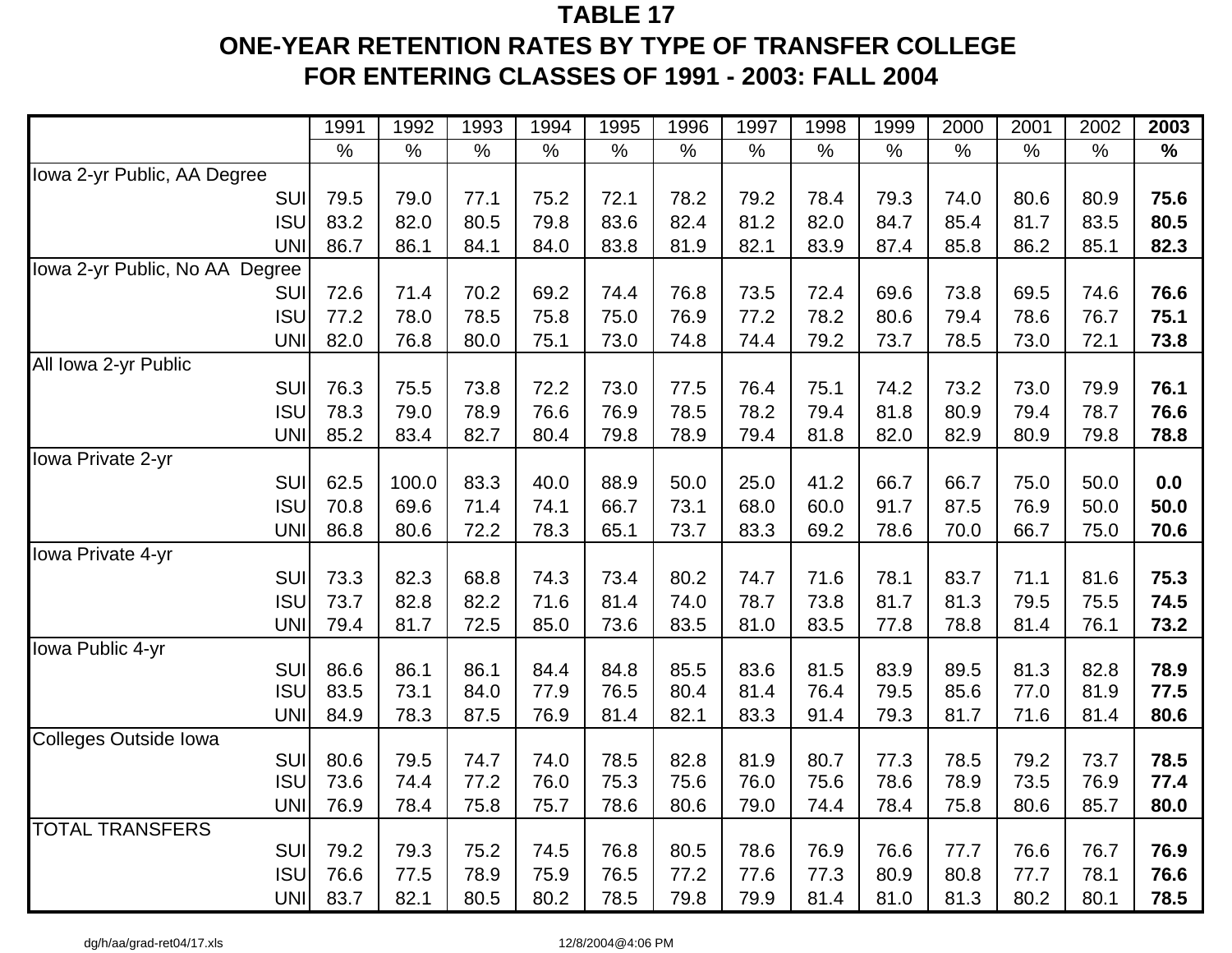# TABLE 17
# ONE-YEAR RETENTION RATES BY TYPE OF TRANSFER COLLEGE FOR ENTERING CLASSES OF 1991 - 2003: FALL 2004

| | 1991 | 1992 | 1993 | 1994 | 1995 | 1996 | 1997 | 1998 | 1999 | 2000 | 2001 | 2002 | **2003** |
|---|---|---|---|---|---|---|---|---|---|---|---|---|---|
| | % | % | % | % | % | % | % | % | % | % | % | % | **%** |
| Iowa 2-yr Public, AA Degree | | | | | | | | | | | | | |
| SUI | 79.5 | 79.0 | 77.1 | 75.2 | 72.1 | 78.2 | 79.2 | 78.4 | 79.3 | 74.0 | 80.6 | 80.9 | **75.6** |
| ISU | 83.2 | 82.0 | 80.5 | 79.8 | 83.6 | 82.4 | 81.2 | 82.0 | 84.7 | 85.4 | 81.7 | 83.5 | **80.5** |
| UNI | 86.7 | 86.1 | 84.1 | 84.0 | 83.8 | 81.9 | 82.1 | 83.9 | 87.4 | 85.8 | 86.2 | 85.1 | **82.3** |
| Iowa 2-yr Public, No AA Degree | | | | | | | | | | | | | |
| SUI | 72.6 | 71.4 | 70.2 | 69.2 | 74.4 | 76.8 | 73.5 | 72.4 | 69.6 | 73.8 | 69.5 | 74.6 | **76.6** |
| ISU | 77.2 | 78.0 | 78.5 | 75.8 | 75.0 | 76.9 | 77.2 | 78.2 | 80.6 | 79.4 | 78.6 | 76.7 | **75.1** |
| UNI | 82.0 | 76.8 | 80.0 | 75.1 | 73.0 | 74.8 | 74.4 | 79.2 | 73.7 | 78.5 | 73.0 | 72.1 | **73.8** |
| All Iowa 2-yr Public | | | | | | | | | | | | | |
| SUI | 76.3 | 75.5 | 73.8 | 72.2 | 73.0 | 77.5 | 76.4 | 75.1 | 74.2 | 73.2 | 73.0 | 79.9 | **76.1** |
| ISU | 78.3 | 79.0 | 78.9 | 76.6 | 76.9 | 78.5 | 78.2 | 79.4 | 81.8 | 80.9 | 79.4 | 78.7 | **76.6** |
| UNI | 85.2 | 83.4 | 82.7 | 80.4 | 79.8 | 78.9 | 79.4 | 81.8 | 82.0 | 82.9 | 80.9 | 79.8 | **78.8** |
| Iowa Private 2-yr | | | | | | | | | | | | | |
| SUI | 62.5 | 100.0 | 83.3 | 40.0 | 88.9 | 50.0 | 25.0 | 41.2 | 66.7 | 66.7 | 75.0 | 50.0 | **0.0** |
| ISU | 70.8 | 69.6 | 71.4 | 74.1 | 66.7 | 73.1 | 68.0 | 60.0 | 91.7 | 87.5 | 76.9 | 50.0 | **50.0** |
| UNI | 86.8 | 80.6 | 72.2 | 78.3 | 65.1 | 73.7 | 83.3 | 69.2 | 78.6 | 70.0 | 66.7 | 75.0 | **70.6** |
| Iowa Private 4-yr | | | | | | | | | | | | | |
| SUI | 73.3 | 82.3 | 68.8 | 74.3 | 73.4 | 80.2 | 74.7 | 71.6 | 78.1 | 83.7 | 71.1 | 81.6 | **75.3** |
| ISU | 73.7 | 82.8 | 82.2 | 71.6 | 81.4 | 74.0 | 78.7 | 73.8 | 81.7 | 81.3 | 79.5 | 75.5 | **74.5** |
| UNI | 79.4 | 81.7 | 72.5 | 85.0 | 73.6 | 83.5 | 81.0 | 83.5 | 77.8 | 78.8 | 81.4 | 76.1 | **73.2** |
| Iowa Public 4-yr | | | | | | | | | | | | | |
| SUI | 86.6 | 86.1 | 86.1 | 84.4 | 84.8 | 85.5 | 83.6 | 81.5 | 83.9 | 89.5 | 81.3 | 82.8 | **78.9** |
| ISU | 83.5 | 73.1 | 84.0 | 77.9 | 76.5 | 80.4 | 81.4 | 76.4 | 79.5 | 85.6 | 77.0 | 81.9 | **77.5** |
| UNI | 84.9 | 78.3 | 87.5 | 76.9 | 81.4 | 82.1 | 83.3 | 91.4 | 79.3 | 81.7 | 71.6 | 81.4 | **80.6** |
| Colleges Outside Iowa | | | | | | | | | | | | | |
| SUI | 80.6 | 79.5 | 74.7 | 74.0 | 78.5 | 82.8 | 81.9 | 80.7 | 77.3 | 78.5 | 79.2 | 73.7 | **78.5** |
| ISU | 73.6 | 74.4 | 77.2 | 76.0 | 75.3 | 75.6 | 76.0 | 75.6 | 78.6 | 78.9 | 73.5 | 76.9 | **77.4** |
| UNI | 76.9 | 78.4 | 75.8 | 75.7 | 78.6 | 80.6 | 79.0 | 74.4 | 78.4 | 75.8 | 80.6 | 85.7 | **80.0** |
| TOTAL TRANSFERS | | | | | | | | | | | | | |
| SUI | 79.2 | 79.3 | 75.2 | 74.5 | 76.8 | 80.5 | 78.6 | 76.9 | 76.6 | 77.7 | 76.6 | 76.7 | **76.9** |
| ISU | 76.6 | 77.5 | 78.9 | 75.9 | 76.5 | 77.2 | 77.6 | 77.3 | 80.9 | 80.8 | 77.7 | 78.1 | **76.6** |
| UNI | 83.7 | 82.1 | 80.5 | 80.2 | 78.5 | 79.8 | 79.9 | 81.4 | 81.0 | 81.3 | 80.2 | 80.1 | **78.5** |

dg/h/aa/grad-ret04/17.xls 12/8/2004@4:06 PM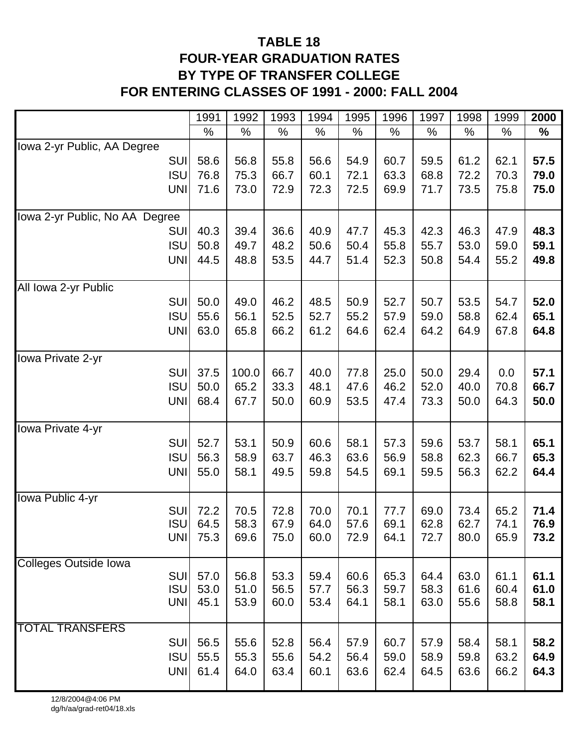# TABLE 18
# FOUR-YEAR GRADUATION RATES BY TYPE OF TRANSFER COLLEGE FOR ENTERING CLASSES OF 1991 - 2000: FALL 2004

| | 1991 | 1992 | 1993 | 1994 | 1995 | 1996 | 1997 | 1998 | 1999 | **2000** |
|---|---|---|---|---|---|---|---|---|---|---|
| | % | % | % | % | % | % | % | % | % | **%** |
| Iowa 2-yr Public, AA Degree | | | | | | | | | | |
| SUI | 58.6 | 56.8 | 55.8 | 56.6 | 54.9 | 60.7 | 59.5 | 61.2 | 62.1 | **57.5** |
| ISU | 76.8 | 75.3 | 66.7 | 60.1 | 72.1 | 63.3 | 68.8 | 72.2 | 70.3 | **79.0** |
| UNI | 71.6 | 73.0 | 72.9 | 72.3 | 72.5 | 69.9 | 71.7 | 73.5 | 75.8 | **75.0** |
| Iowa 2-yr Public, No AA Degree | | | | | | | | | | |
| SUI | 40.3 | 39.4 | 36.6 | 40.9 | 47.7 | 45.3 | 42.3 | 46.3 | 47.9 | **48.3** |
| ISU | 50.8 | 49.7 | 48.2 | 50.6 | 50.4 | 55.8 | 55.7 | 53.0 | 59.0 | **59.1** |
| UNI | 44.5 | 48.8 | 53.5 | 44.7 | 51.4 | 52.3 | 50.8 | 54.4 | 55.2 | **49.8** |
| All Iowa 2-yr Public | | | | | | | | | | |
| SUI | 50.0 | 49.0 | 46.2 | 48.5 | 50.9 | 52.7 | 50.7 | 53.5 | 54.7 | **52.0** |
| ISU | 55.6 | 56.1 | 52.5 | 52.7 | 55.2 | 57.9 | 59.0 | 58.8 | 62.4 | **65.1** |
| UNI | 63.0 | 65.8 | 66.2 | 61.2 | 64.6 | 62.4 | 64.2 | 64.9 | 67.8 | **64.8** |
| Iowa Private 2-yr | | | | | | | | | | |
| SUI | 37.5 | 100.0 | 66.7 | 40.0 | 77.8 | 25.0 | 50.0 | 29.4 | 0.0 | **57.1** |
| ISU | 50.0 | 65.2 | 33.3 | 48.1 | 47.6 | 46.2 | 52.0 | 40.0 | 70.8 | **66.7** |
| UNI | 68.4 | 67.7 | 50.0 | 60.9 | 53.5 | 47.4 | 73.3 | 50.0 | 64.3 | **50.0** |
| Iowa Private 4-yr | | | | | | | | | | |
| SUI | 52.7 | 53.1 | 50.9 | 60.6 | 58.1 | 57.3 | 59.6 | 53.7 | 58.1 | **65.1** |
| ISU | 56.3 | 58.9 | 63.7 | 46.3 | 63.6 | 56.9 | 58.8 | 62.3 | 66.7 | **65.3** |
| UNI | 55.0 | 58.1 | 49.5 | 59.8 | 54.5 | 69.1 | 59.5 | 56.3 | 62.2 | **64.4** |
| Iowa Public 4-yr | | | | | | | | | | |
| SUI | 72.2 | 70.5 | 72.8 | 70.0 | 70.1 | 77.7 | 69.0 | 73.4 | 65.2 | **71.4** |
| ISU | 64.5 | 58.3 | 67.9 | 64.0 | 57.6 | 69.1 | 62.8 | 62.7 | 74.1 | **76.9** |
| UNI | 75.3 | 69.6 | 75.0 | 60.0 | 72.9 | 64.1 | 72.7 | 80.0 | 65.9 | **73.2** |
| Colleges Outside Iowa | | | | | | | | | | |
| SUI | 57.0 | 56.8 | 53.3 | 59.4 | 60.6 | 65.3 | 64.4 | 63.0 | 61.1 | **61.1** |
| ISU | 53.0 | 51.0 | 56.5 | 57.7 | 56.3 | 59.7 | 58.3 | 61.6 | 60.4 | **61.0** |
| UNI | 45.1 | 53.9 | 60.0 | 53.4 | 64.1 | 58.1 | 63.0 | 55.6 | 58.8 | **58.1** |
| TOTAL TRANSFERS | | | | | | | | | | |
| SUI | 56.5 | 55.6 | 52.8 | 56.4 | 57.9 | 60.7 | 57.9 | 58.4 | 58.1 | **58.2** |
| ISU | 55.5 | 55.3 | 55.6 | 54.2 | 56.4 | 59.0 | 58.9 | 59.8 | 63.2 | **64.9** |
| UNI | 61.4 | 64.0 | 63.4 | 60.1 | 63.6 | 62.4 | 64.5 | 63.6 | 66.2 | **64.3** |

12/8/2004@4:06 PM
dg/h/aa/grad-ret04/18.xls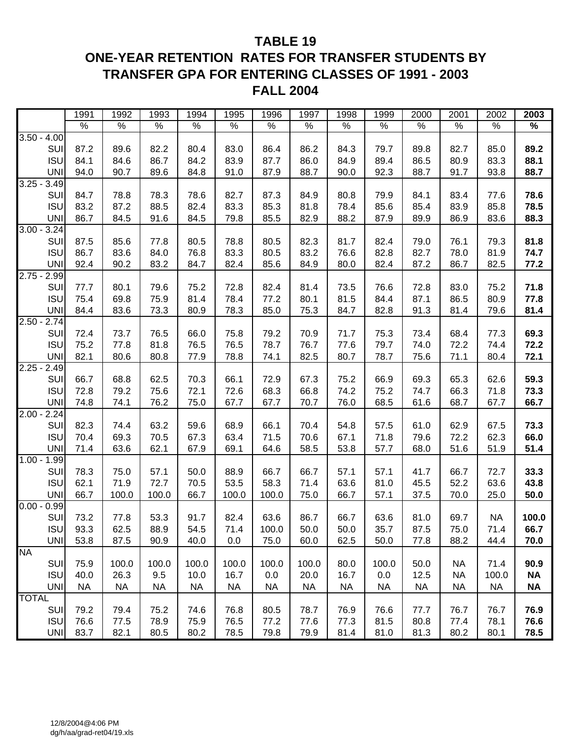# TABLE 19
## ONE-YEAR RETENTION RATES FOR TRANSFER STUDENTS BY TRANSFER GPA FOR ENTERING CLASSES OF 1991 - 2003
## FALL 2004

| | 1991 | 1992 | 1993 | 1994 | 1995 | 1996 | 1997 | 1998 | 1999 | 2000 | 2001 | 2002 | **2003** |
|---|---|---|---|---|---|---|---|---|---|---|---|---|---|
| | % | % | % | % | % | % | % | % | % | % | % | % | **%** |
| 3.50 - 4.00 | | | | | | | | | | | | | |
| SUI | 87.2 | 89.6 | 82.2 | 80.4 | 83.0 | 86.4 | 86.2 | 84.3 | 79.7 | 89.8 | 82.7 | 85.0 | **89.2** |
| ISU | 84.1 | 84.6 | 86.7 | 84.2 | 83.9 | 87.7 | 86.0 | 84.9 | 89.4 | 86.5 | 80.9 | 83.3 | **88.1** |
| UNI | 94.0 | 90.7 | 89.6 | 84.8 | 91.0 | 87.9 | 88.7 | 90.0 | 92.3 | 88.7 | 91.7 | 93.8 | **88.7** |
| 3.25 - 3.49 | | | | | | | | | | | | | |
| SUI | 84.7 | 78.8 | 78.3 | 78.6 | 82.7 | 87.3 | 84.9 | 80.8 | 79.9 | 84.1 | 83.4 | 77.6 | **78.6** |
| ISU | 83.2 | 87.2 | 88.5 | 82.4 | 83.3 | 85.3 | 81.8 | 78.4 | 85.6 | 85.4 | 83.9 | 85.8 | **78.5** |
| UNI | 86.7 | 84.5 | 91.6 | 84.5 | 79.8 | 85.5 | 82.9 | 88.2 | 87.9 | 89.9 | 86.9 | 83.6 | **88.3** |
| 3.00 - 3.24 | | | | | | | | | | | | | |
| SUI | 87.5 | 85.6 | 77.8 | 80.5 | 78.8 | 80.5 | 82.3 | 81.7 | 82.4 | 79.0 | 76.1 | 79.3 | **81.8** |
| ISU | 86.7 | 83.6 | 84.0 | 76.8 | 83.3 | 80.5 | 83.2 | 76.6 | 82.8 | 82.7 | 78.0 | 81.9 | **74.7** |
| UNI | 92.4 | 90.2 | 83.2 | 84.7 | 82.4 | 85.6 | 84.9 | 80.0 | 82.4 | 87.2 | 86.7 | 82.5 | **77.2** |
| 2.75 - 2.99 | | | | | | | | | | | | | |
| SUI | 77.7 | 80.1 | 79.6 | 75.2 | 72.8 | 82.4 | 81.4 | 73.5 | 76.6 | 72.8 | 83.0 | 75.2 | **71.8** |
| ISU | 75.4 | 69.8 | 75.9 | 81.4 | 78.4 | 77.2 | 80.1 | 81.5 | 84.4 | 87.1 | 86.5 | 80.9 | **77.8** |
| UNI | 84.4 | 83.6 | 73.3 | 80.9 | 78.3 | 85.0 | 75.3 | 84.7 | 82.8 | 91.3 | 81.4 | 79.6 | **81.4** |
| 2.50 - 2.74 | | | | | | | | | | | | | |
| SUI | 72.4 | 73.7 | 76.5 | 66.0 | 75.8 | 79.2 | 70.9 | 71.7 | 75.3 | 73.4 | 68.4 | 77.3 | **69.3** |
| ISU | 75.2 | 77.8 | 81.8 | 76.5 | 76.5 | 78.7 | 76.7 | 77.6 | 79.7 | 74.0 | 72.2 | 74.4 | **72.2** |
| UNI | 82.1 | 80.6 | 80.8 | 77.9 | 78.8 | 74.1 | 82.5 | 80.7 | 78.7 | 75.6 | 71.1 | 80.4 | **72.1** |
| 2.25 - 2.49 | | | | | | | | | | | | | |
| SUI | 66.7 | 68.8 | 62.5 | 70.3 | 66.1 | 72.9 | 67.3 | 75.2 | 66.9 | 69.3 | 65.3 | 62.6 | **59.3** |
| ISU | 72.8 | 79.2 | 75.6 | 72.1 | 72.6 | 68.3 | 66.8 | 74.2 | 75.2 | 74.7 | 66.3 | 71.8 | **73.3** |
| UNI | 74.8 | 74.1 | 76.2 | 75.0 | 67.7 | 67.7 | 70.7 | 76.0 | 68.5 | 61.6 | 68.7 | 67.7 | **66.7** |
| 2.00 - 2.24 | | | | | | | | | | | | | |
| SUI | 82.3 | 74.4 | 63.2 | 59.6 | 68.9 | 66.1 | 70.4 | 54.8 | 57.5 | 61.0 | 62.9 | 67.5 | **73.3** |
| ISU | 70.4 | 69.3 | 70.5 | 67.3 | 63.4 | 71.5 | 70.6 | 67.1 | 71.8 | 79.6 | 72.2 | 62.3 | **66.0** |
| UNI | 71.4 | 63.6 | 62.1 | 67.9 | 69.1 | 64.6 | 58.5 | 53.8 | 57.7 | 68.0 | 51.6 | 51.9 | **51.4** |
| 1.00 - 1.99 | | | | | | | | | | | | | |
| SUI | 78.3 | 75.0 | 57.1 | 50.0 | 88.9 | 66.7 | 66.7 | 57.1 | 57.1 | 41.7 | 66.7 | 72.7 | **33.3** |
| ISU | 62.1 | 71.9 | 72.7 | 70.5 | 53.5 | 58.3 | 71.4 | 63.6 | 81.0 | 45.5 | 52.2 | 63.6 | **43.8** |
| UNI | 66.7 | 100.0 | 100.0 | 66.7 | 100.0 | 100.0 | 75.0 | 66.7 | 57.1 | 37.5 | 70.0 | 25.0 | **50.0** |
| 0.00 - 0.99 | | | | | | | | | | | | | |
| SUI | 73.2 | 77.8 | 53.3 | 91.7 | 82.4 | 63.6 | 86.7 | 66.7 | 63.6 | 81.0 | 69.7 | NA | **100.0** |
| ISU | 93.3 | 62.5 | 88.9 | 54.5 | 71.4 | 100.0 | 50.0 | 50.0 | 35.7 | 87.5 | 75.0 | 71.4 | **66.7** |
| UNI | 53.8 | 87.5 | 90.9 | 40.0 | 0.0 | 75.0 | 60.0 | 62.5 | 50.0 | 77.8 | 88.2 | 44.4 | **70.0** |
| NA | | | | | | | | | | | | | |
| SUI | 75.9 | 100.0 | 100.0 | 100.0 | 100.0 | 100.0 | 100.0 | 80.0 | 100.0 | 50.0 | NA | 71.4 | **90.9** |
| ISU | 40.0 | 26.3 | 9.5 | 10.0 | 16.7 | 0.0 | 20.0 | 16.7 | 0.0 | 12.5 | NA | 100.0 | **NA** |
| UNI | NA | NA | NA | NA | NA | NA | NA | NA | NA | NA | NA | NA | **NA** |
| TOTAL | | | | | | | | | | | | | |
| SUI | 79.2 | 79.4 | 75.2 | 74.6 | 76.8 | 80.5 | 78.7 | 76.9 | 76.6 | 77.7 | 76.7 | 76.7 | **76.9** |
| ISU | 76.6 | 77.5 | 78.9 | 75.9 | 76.5 | 77.2 | 77.6 | 77.3 | 81.5 | 80.8 | 77.4 | 78.1 | **76.6** |
| UNI | 83.7 | 82.1 | 80.5 | 80.2 | 78.5 | 79.8 | 79.9 | 81.4 | 81.0 | 81.3 | 80.2 | 80.1 | **78.5** |

12/8/2004@4:06 PM
dg/h/aa/grad-ret04/19.xls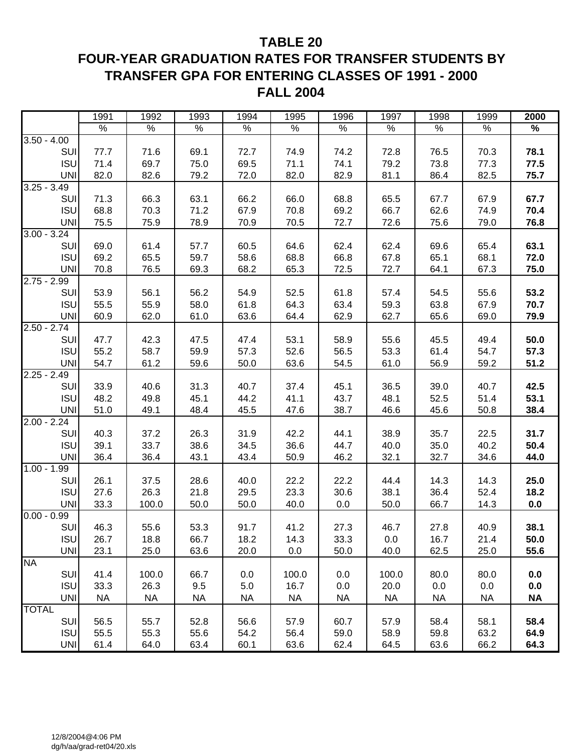# TABLE 20
# FOUR-YEAR GRADUATION RATES FOR TRANSFER STUDENTS BY TRANSFER GPA FOR ENTERING CLASSES OF 1991 - 2000
# FALL 2004

| | 1991 | 1992 | 1993 | 1994 | 1995 | 1996 | 1997 | 1998 | 1999 | **2000** |
|---|---|---|---|---|---|---|---|---|---|---|
| | % | % | % | % | % | % | % | % | % | **%** |
| 3.50 - 4.00 | | | | | | | | | | |
| SUI | 77.7 | 71.6 | 69.1 | 72.7 | 74.9 | 74.2 | 72.8 | 76.5 | 70.3 | **78.1** |
| ISU | 71.4 | 69.7 | 75.0 | 69.5 | 71.1 | 74.1 | 79.2 | 73.8 | 77.3 | **77.5** |
| UNI | 82.0 | 82.6 | 79.2 | 72.0 | 82.0 | 82.9 | 81.1 | 86.4 | 82.5 | **75.7** |
| 3.25 - 3.49 | | | | | | | | | | |
| SUI | 71.3 | 66.3 | 63.1 | 66.2 | 66.0 | 68.8 | 65.5 | 67.7 | 67.9 | **67.7** |
| ISU | 68.8 | 70.3 | 71.2 | 67.9 | 70.8 | 69.2 | 66.7 | 62.6 | 74.9 | **70.4** |
| UNI | 75.5 | 75.9 | 78.9 | 70.9 | 70.5 | 72.7 | 72.6 | 75.6 | 79.0 | **76.8** |
| 3.00 - 3.24 | | | | | | | | | | |
| SUI | 69.0 | 61.4 | 57.7 | 60.5 | 64.6 | 62.4 | 62.4 | 69.6 | 65.4 | **63.1** |
| ISU | 69.2 | 65.5 | 59.7 | 58.6 | 68.8 | 66.8 | 67.8 | 65.1 | 68.1 | **72.0** |
| UNI | 70.8 | 76.5 | 69.3 | 68.2 | 65.3 | 72.5 | 72.7 | 64.1 | 67.3 | **75.0** |
| 2.75 - 2.99 | | | | | | | | | | |
| SUI | 53.9 | 56.1 | 56.2 | 54.9 | 52.5 | 61.8 | 57.4 | 54.5 | 55.6 | **53.2** |
| ISU | 55.5 | 55.9 | 58.0 | 61.8 | 64.3 | 63.4 | 59.3 | 63.8 | 67.9 | **70.7** |
| UNI | 60.9 | 62.0 | 61.0 | 63.6 | 64.4 | 62.9 | 62.7 | 65.6 | 69.0 | **79.9** |
| 2.50 - 2.74 | | | | | | | | | | |
| SUI | 47.7 | 42.3 | 47.5 | 47.4 | 53.1 | 58.9 | 55.6 | 45.5 | 49.4 | **50.0** |
| ISU | 55.2 | 58.7 | 59.9 | 57.3 | 52.6 | 56.5 | 53.3 | 61.4 | 54.7 | **57.3** |
| UNI | 54.7 | 61.2 | 59.6 | 50.0 | 63.6 | 54.5 | 61.0 | 56.9 | 59.2 | **51.2** |
| 2.25 - 2.49 | | | | | | | | | | |
| SUI | 33.9 | 40.6 | 31.3 | 40.7 | 37.4 | 45.1 | 36.5 | 39.0 | 40.7 | **42.5** |
| ISU | 48.2 | 49.8 | 45.1 | 44.2 | 41.1 | 43.7 | 48.1 | 52.5 | 51.4 | **53.1** |
| UNI | 51.0 | 49.1 | 48.4 | 45.5 | 47.6 | 38.7 | 46.6 | 45.6 | 50.8 | **38.4** |
| 2.00 - 2.24 | | | | | | | | | | |
| SUI | 40.3 | 37.2 | 26.3 | 31.9 | 42.2 | 44.1 | 38.9 | 35.7 | 22.5 | **31.7** |
| ISU | 39.1 | 33.7 | 38.6 | 34.5 | 36.6 | 44.7 | 40.0 | 35.0 | 40.2 | **50.4** |
| UNI | 36.4 | 36.4 | 43.1 | 43.4 | 50.9 | 46.2 | 32.1 | 32.7 | 34.6 | **44.0** |
| 1.00 - 1.99 | | | | | | | | | | |
| SUI | 26.1 | 37.5 | 28.6 | 40.0 | 22.2 | 22.2 | 44.4 | 14.3 | 14.3 | **25.0** |
| ISU | 27.6 | 26.3 | 21.8 | 29.5 | 23.3 | 30.6 | 38.1 | 36.4 | 52.4 | **18.2** |
| UNI | 33.3 | 100.0 | 50.0 | 50.0 | 40.0 | 0.0 | 50.0 | 66.7 | 14.3 | **0.0** |
| 0.00 - 0.99 | | | | | | | | | | |
| SUI | 46.3 | 55.6 | 53.3 | 91.7 | 41.2 | 27.3 | 46.7 | 27.8 | 40.9 | **38.1** |
| ISU | 26.7 | 18.8 | 66.7 | 18.2 | 14.3 | 33.3 | 0.0 | 16.7 | 21.4 | **50.0** |
| UNI | 23.1 | 25.0 | 63.6 | 20.0 | 0.0 | 50.0 | 40.0 | 62.5 | 25.0 | **55.6** |
| NA | | | | | | | | | | |
| SUI | 41.4 | 100.0 | 66.7 | 0.0 | 100.0 | 0.0 | 100.0 | 80.0 | 80.0 | **0.0** |
| ISU | 33.3 | 26.3 | 9.5 | 5.0 | 16.7 | 0.0 | 20.0 | 0.0 | 0.0 | **0.0** |
| UNI | NA | NA | NA | NA | NA | NA | NA | NA | NA | **NA** |
| TOTAL | | | | | | | | | | |
| SUI | 56.5 | 55.7 | 52.8 | 56.6 | 57.9 | 60.7 | 57.9 | 58.4 | 58.1 | **58.4** |
| ISU | 55.5 | 55.3 | 55.6 | 54.2 | 56.4 | 59.0 | 58.9 | 59.8 | 63.2 | **64.9** |
| UNI | 61.4 | 64.0 | 63.4 | 60.1 | 63.6 | 62.4 | 64.5 | 63.6 | 66.2 | **64.3** |

12/8/2004@4:06 PM
dg/h/aa/grad-ret04/20.xls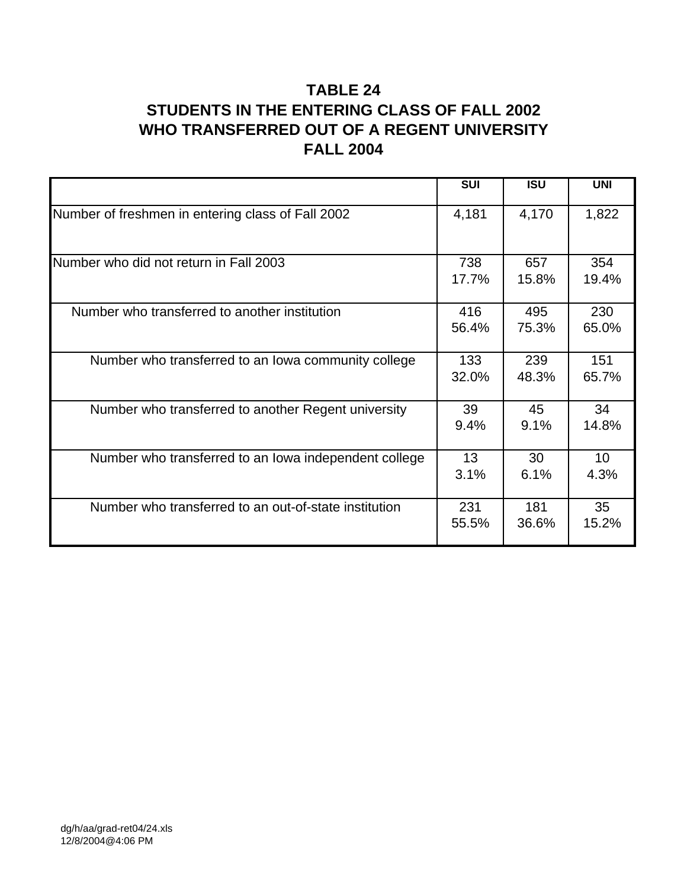# TABLE 24
# STUDENTS IN THE ENTERING CLASS OF FALL 2002
# WHO TRANSFERRED OUT OF A REGENT UNIVERSITY
# FALL 2004

| | SUI | ISU | UNI |
|---|---|---|---|
| Number of freshmen in entering class of Fall 2002 | 4,181 | 4,170 | 1,822 |
| Number who did not return in Fall 2003 | 738<br>17.7% | 657<br>15.8% | 354<br>19.4% |
| Number who transferred to another institution | 416<br>56.4% | 495<br>75.3% | 230<br>65.0% |
| Number who transferred to an Iowa community college | 133<br>32.0% | 239<br>48.3% | 151<br>65.7% |
| Number who transferred to another Regent university | 39<br>9.4% | 45<br>9.1% | 34<br>14.8% |
| Number who transferred to an Iowa independent college | 13<br>3.1% | 30<br>6.1% | 10<br>4.3% |
| Number who transferred to an out-of-state institution | 231<br>55.5% | 181<br>36.6% | 35<br>15.2% |

dg/h/aa/grad-ret04/24.xls
12/8/2004@4:06 PM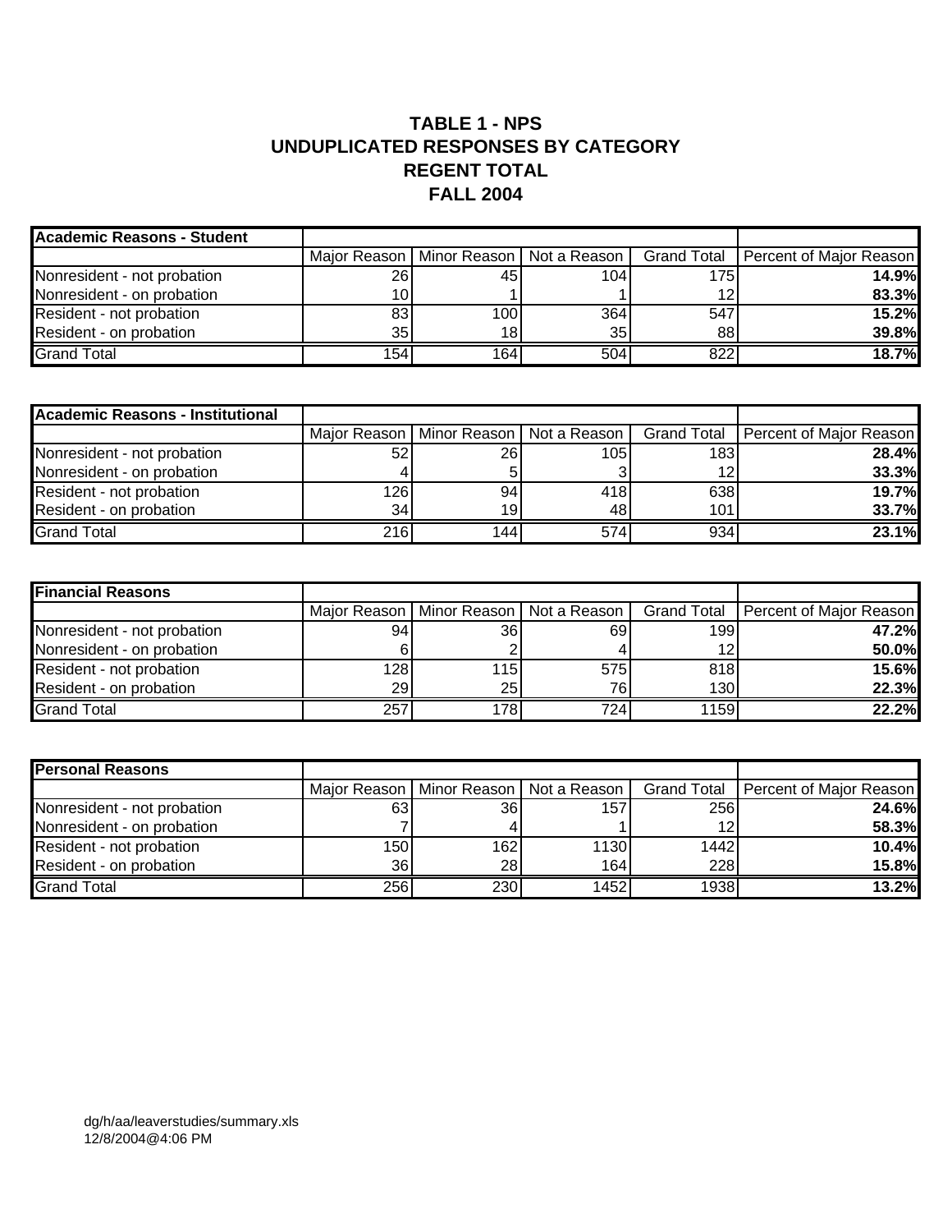# TABLE 1 - NPS
## UNDUPLICATED RESPONSES BY CATEGORY
## REGENT TOTAL
## FALL 2004

| Academic Reasons - Student | | | | | |
|---|---|---|---|---|---|
| | Major Reason | Minor Reason | Not a Reason | Grand Total | Percent of Major Reason |
| Nonresident - not probation | 26 | 45 | 104 | 175 | **14.9%** |
| Nonresident - on probation | 10 | 1 | 1 | 12 | **83.3%** |
| Resident - not probation | 83 | 100 | 364 | 547 | **15.2%** |
| Resident - on probation | 35 | 18 | 35 | 88 | **39.8%** |
| Grand Total | 154 | 164 | 504 | 822 | **18.7%** |

| Academic Reasons - Institutional | | | | | |
|---|---|---|---|---|---|
| | Major Reason | Minor Reason | Not a Reason | Grand Total | Percent of Major Reason |
| Nonresident - not probation | 52 | 26 | 105 | 183 | **28.4%** |
| Nonresident - on probation | 4 | 5 | 3 | 12 | **33.3%** |
| Resident - not probation | 126 | 94 | 418 | 638 | **19.7%** |
| Resident - on probation | 34 | 19 | 48 | 101 | **33.7%** |
| Grand Total | 216 | 144 | 574 | 934 | **23.1%** |

| Financial Reasons | | | | | |
|---|---|---|---|---|---|
| | Major Reason | Minor Reason | Not a Reason | Grand Total | Percent of Major Reason |
| Nonresident - not probation | 94 | 36 | 69 | 199 | **47.2%** |
| Nonresident - on probation | 6 | 2 | 4 | 12 | **50.0%** |
| Resident - not probation | 128 | 115 | 575 | 818 | **15.6%** |
| Resident - on probation | 29 | 25 | 76 | 130 | **22.3%** |
| Grand Total | 257 | 178 | 724 | 1159 | **22.2%** |

| Personal Reasons | | | | | |
|---|---|---|---|---|---|
| | Major Reason | Minor Reason | Not a Reason | Grand Total | Percent of Major Reason |
| Nonresident - not probation | 63 | 36 | 157 | 256 | **24.6%** |
| Nonresident - on probation | 7 | 4 | 1 | 12 | **58.3%** |
| Resident - not probation | 150 | 162 | 1130 | 1442 | **10.4%** |
| Resident - on probation | 36 | 28 | 164 | 228 | **15.8%** |
| Grand Total | 256 | 230 | 1452 | 1938 | **13.2%** |

dg/h/aa/leaverstudies/summary.xls
12/8/2004@4:06 PM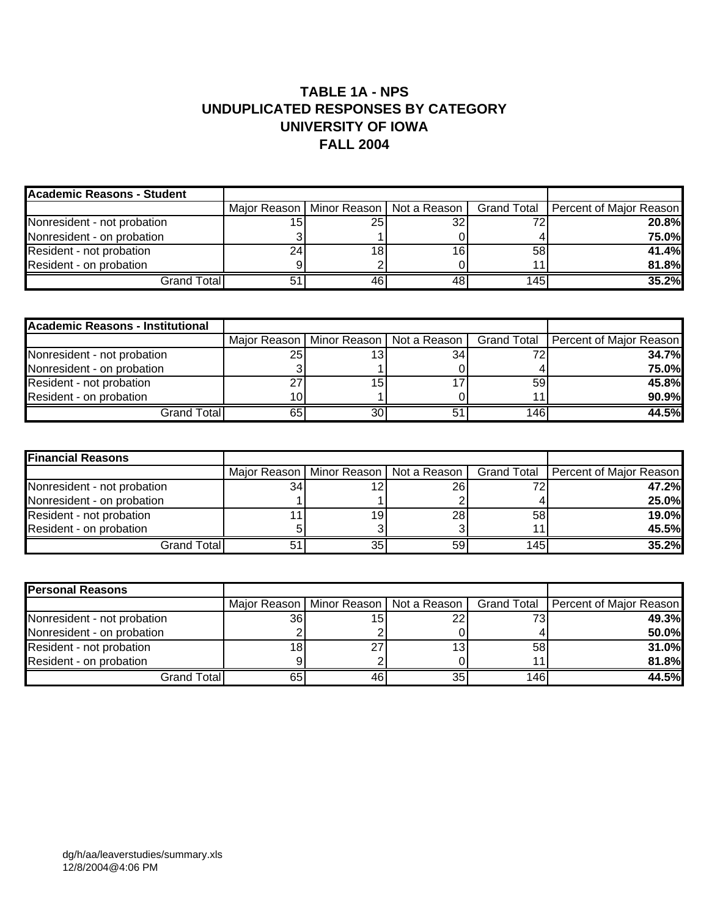# TABLE 1A - NPS
# UNDUPLICATED RESPONSES BY CATEGORY
# UNIVERSITY OF IOWA
# FALL 2004

| **Academic Reasons - Student** | | | | | |
|---|---|---|---|---|---|
| | Major Reason | Minor Reason | Not a Reason | Grand Total | Percent of Major Reason |
| Nonresident - not probation | 15 | 25 | 32 | 72 | **20.8%** |
| Nonresident - on probation | 3 | 1 | 0 | 4 | **75.0%** |
| Resident - not probation | 24 | 18 | 16 | 58 | **41.4%** |
| Resident - on probation | 9 | 2 | 0 | 11 | **81.8%** |
| Grand Total | 51 | 46 | 48 | 145 | **35.2%** |

| **Academic Reasons - Institutional** | | | | | |
|---|---|---|---|---|---|
| | Major Reason | Minor Reason | Not a Reason | Grand Total | Percent of Major Reason |
| Nonresident - not probation | 25 | 13 | 34 | 72 | **34.7%** |
| Nonresident - on probation | 3 | 1 | 0 | 4 | **75.0%** |
| Resident - not probation | 27 | 15 | 17 | 59 | **45.8%** |
| Resident - on probation | 10 | 1 | 0 | 11 | **90.9%** |
| Grand Total | 65 | 30 | 51 | 146 | **44.5%** |

| **Financial Reasons** | | | | | |
|---|---|---|---|---|---|
| | Major Reason | Minor Reason | Not a Reason | Grand Total | Percent of Major Reason |
| Nonresident - not probation | 34 | 12 | 26 | 72 | **47.2%** |
| Nonresident - on probation | 1 | 1 | 2 | 4 | **25.0%** |
| Resident - not probation | 11 | 19 | 28 | 58 | **19.0%** |
| Resident - on probation | 5 | 3 | 3 | 11 | **45.5%** |
| Grand Total | 51 | 35 | 59 | 145 | **35.2%** |

| **Personal Reasons** | | | | | |
|---|---|---|---|---|---|
| | Major Reason | Minor Reason | Not a Reason | Grand Total | Percent of Major Reason |
| Nonresident - not probation | 36 | 15 | 22 | 73 | **49.3%** |
| Nonresident - on probation | 2 | 2 | 0 | 4 | **50.0%** |
| Resident - not probation | 18 | 27 | 13 | 58 | **31.0%** |
| Resident - on probation | 9 | 2 | 0 | 11 | **81.8%** |
| Grand Total | 65 | 46 | 35 | 146 | **44.5%** |

dg/h/aa/leaverstudies/summary.xls
12/8/2004@4:06 PM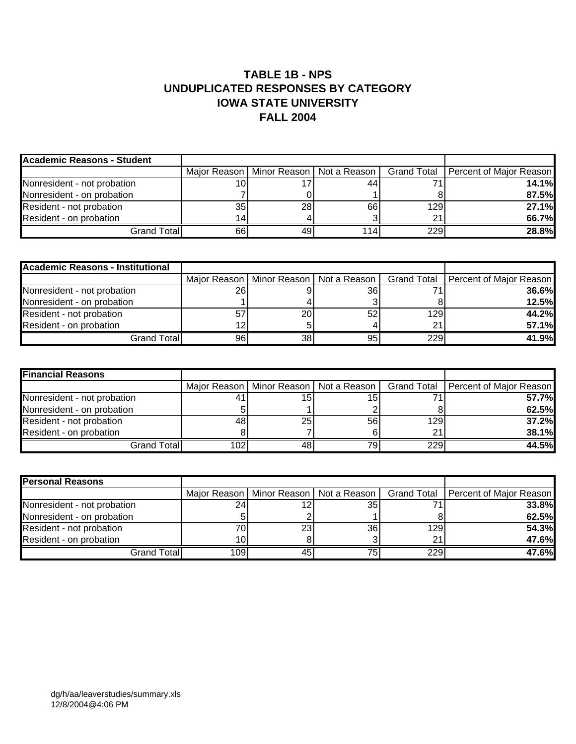# TABLE 1B - NPS
# UNDUPLICATED RESPONSES BY CATEGORY
# IOWA STATE UNIVERSITY
# FALL 2004

| Academic Reasons - Student | Major Reason | Minor Reason | Not a Reason | Grand Total | Percent of Major Reason |
|---|---|---|---|---|---|
| Nonresident - not probation | 10 | 17 | 44 | 71 | **14.1%** |
| Nonresident - on probation | 7 | 0 | 1 | 8 | **87.5%** |
| Resident - not probation | 35 | 28 | 66 | 129 | **27.1%** |
| Resident - on probation | 14 | 4 | 3 | 21 | **66.7%** |
| Grand Total | 66 | 49 | 114 | 229 | **28.8%** |

| Academic Reasons - Institutional | Major Reason | Minor Reason | Not a Reason | Grand Total | Percent of Major Reason |
|---|---|---|---|---|---|
| Nonresident - not probation | 26 | 9 | 36 | 71 | **36.6%** |
| Nonresident - on probation | 1 | 4 | 3 | 8 | **12.5%** |
| Resident - not probation | 57 | 20 | 52 | 129 | **44.2%** |
| Resident - on probation | 12 | 5 | 4 | 21 | **57.1%** |
| Grand Total | 96 | 38 | 95 | 229 | **41.9%** |

| Financial Reasons | Major Reason | Minor Reason | Not a Reason | Grand Total | Percent of Major Reason |
|---|---|---|---|---|---|
| Nonresident - not probation | 41 | 15 | 15 | 71 | **57.7%** |
| Nonresident - on probation | 5 | 1 | 2 | 8 | **62.5%** |
| Resident - not probation | 48 | 25 | 56 | 129 | **37.2%** |
| Resident - on probation | 8 | 7 | 6 | 21 | **38.1%** |
| Grand Total | 102 | 48 | 79 | 229 | **44.5%** |

| Personal Reasons | Major Reason | Minor Reason | Not a Reason | Grand Total | Percent of Major Reason |
|---|---|---|---|---|---|
| Nonresident - not probation | 24 | 12 | 35 | 71 | **33.8%** |
| Nonresident - on probation | 5 | 2 | 1 | 8 | **62.5%** |
| Resident - not probation | 70 | 23 | 36 | 129 | **54.3%** |
| Resident - on probation | 10 | 8 | 3 | 21 | **47.6%** |
| Grand Total | 109 | 45 | 75 | 229 | **47.6%** |

dg/h/aa/leaverstudies/summary.xls
12/8/2004@4:06 PM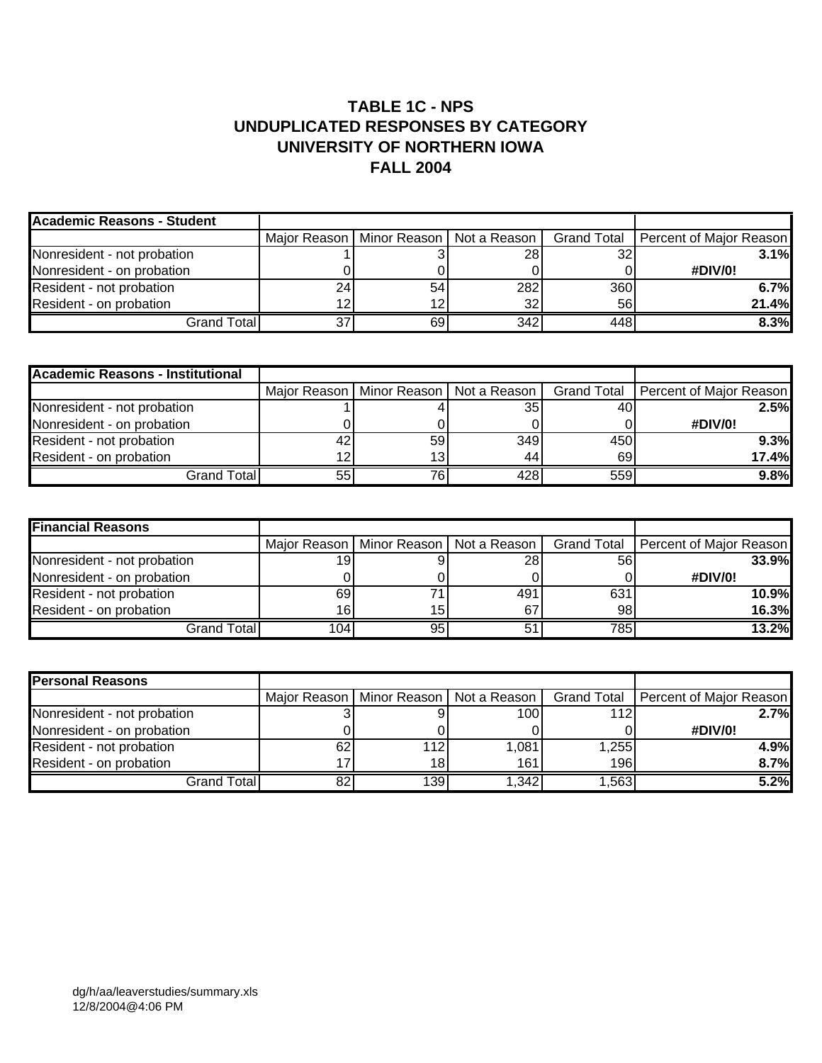# TABLE 1C - NPS
# UNDUPLICATED RESPONSES BY CATEGORY
# UNIVERSITY OF NORTHERN IOWA
# FALL 2004

| Academic Reasons - Student | | | | | |
|---|---|---|---|---|---|
| | Major Reason | Minor Reason | Not a Reason | Grand Total | Percent of Major Reason |
| Nonresident - not probation | 1 | 3 | 28 | 32 | **3.1%** |
| Nonresident - on probation | 0 | 0 | 0 | 0 | **#DIV/0!** |
| Resident - not probation | 24 | 54 | 282 | 360 | **6.7%** |
| Resident - on probation | 12 | 12 | 32 | 56 | **21.4%** |
| Grand Total | 37 | 69 | 342 | 448 | **8.3%** |

| Academic Reasons - Institutional | | | | | |
|---|---|---|---|---|---|
| | Major Reason | Minor Reason | Not a Reason | Grand Total | Percent of Major Reason |
| Nonresident - not probation | 1 | 4 | 35 | 40 | **2.5%** |
| Nonresident - on probation | 0 | 0 | 0 | 0 | **#DIV/0!** |
| Resident - not probation | 42 | 59 | 349 | 450 | **9.3%** |
| Resident - on probation | 12 | 13 | 44 | 69 | **17.4%** |
| Grand Total | 55 | 76 | 428 | 559 | **9.8%** |

| Financial Reasons | | | | | |
|---|---|---|---|---|---|
| | Major Reason | Minor Reason | Not a Reason | Grand Total | Percent of Major Reason |
| Nonresident - not probation | 19 | 9 | 28 | 56 | **33.9%** |
| Nonresident - on probation | 0 | 0 | 0 | 0 | **#DIV/0!** |
| Resident - not probation | 69 | 71 | 491 | 631 | **10.9%** |
| Resident - on probation | 16 | 15 | 67 | 98 | **16.3%** |
| Grand Total | 104 | 95 | 51 | 785 | **13.2%** |

| Personal Reasons | | | | | |
|---|---|---|---|---|---|
| | Major Reason | Minor Reason | Not a Reason | Grand Total | Percent of Major Reason |
| Nonresident - not probation | 3 | 9 | 100 | 112 | **2.7%** |
| Nonresident - on probation | 0 | 0 | 0 | 0 | **#DIV/0!** |
| Resident - not probation | 62 | 112 | 1,081 | 1,255 | **4.9%** |
| Resident - on probation | 17 | 18 | 161 | 196 | **8.7%** |
| Grand Total | 82 | 139 | 1,342 | 1,563 | **5.2%** |

dg/h/aa/leaverstudies/summary.xls
12/8/2004@4:06 PM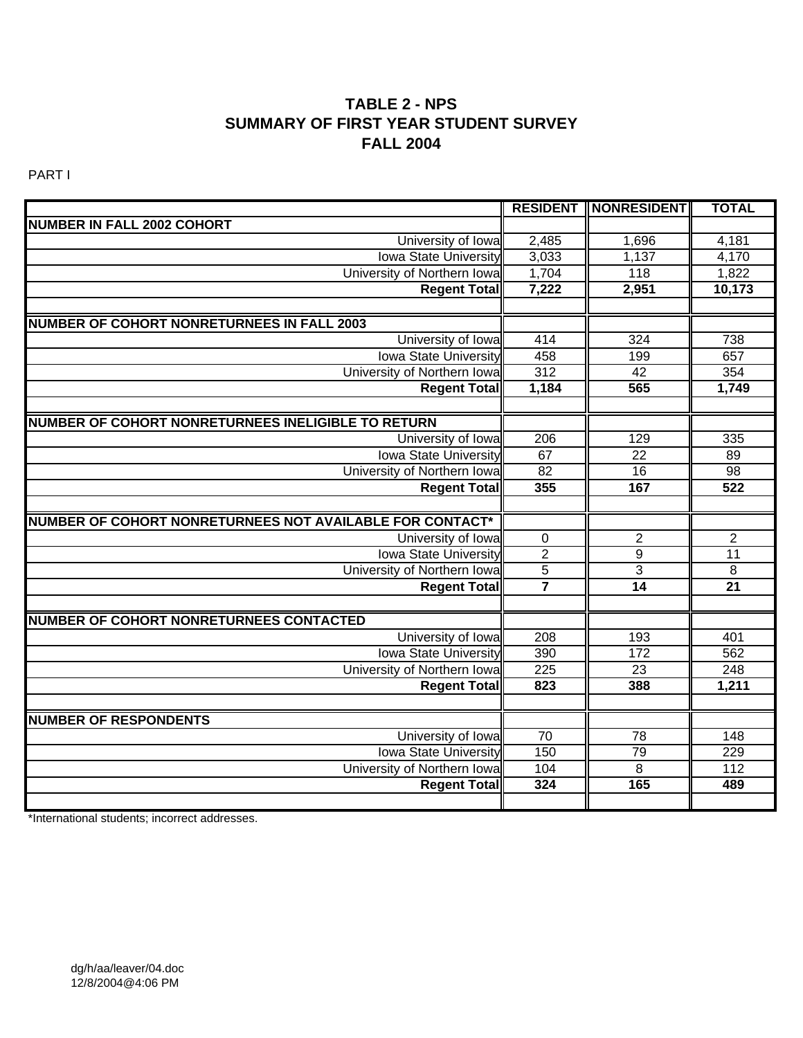# TABLE 2 - NPS
# SUMMARY OF FIRST YEAR STUDENT SURVEY
# FALL 2004

PART I

| | RESIDENT | NONRESIDENT | TOTAL |
|---|---|---|---|
| **NUMBER IN FALL 2002 COHORT** | | | |
| University of Iowa | 2,485 | 1,696 | 4,181 |
| Iowa State University | 3,033 | 1,137 | 4,170 |
| University of Northern Iowa | 1,704 | 118 | 1,822 |
| **Regent Total** | **7,222** | **2,951** | **10,173** |
| | | | |
| **NUMBER OF COHORT NONRETURNEES IN FALL 2003** | | | |
| University of Iowa | 414 | 324 | 738 |
| Iowa State University | 458 | 199 | 657 |
| University of Northern Iowa | 312 | 42 | 354 |
| **Regent Total** | **1,184** | **565** | **1,749** |
| | | | |
| **NUMBER OF COHORT NONRETURNEES INELIGIBLE TO RETURN** | | | |
| University of Iowa | 206 | 129 | 335 |
| Iowa State University | 67 | 22 | 89 |
| University of Northern Iowa | 82 | 16 | 98 |
| **Regent Total** | **355** | **167** | **522** |
| | | | |
| **NUMBER OF COHORT NONRETURNEES NOT AVAILABLE FOR CONTACT*** | | | |
| University of Iowa | 0 | 2 | 2 |
| Iowa State University | 2 | 9 | 11 |
| University of Northern Iowa | 5 | 3 | 8 |
| **Regent Total** | **7** | **14** | **21** |
| | | | |
| **NUMBER OF COHORT NONRETURNEES CONTACTED** | | | |
| University of Iowa | 208 | 193 | 401 |
| Iowa State University | 390 | 172 | 562 |
| University of Northern Iowa | 225 | 23 | 248 |
| **Regent Total** | **823** | **388** | **1,211** |
| | | | |
| **NUMBER OF RESPONDENTS** | | | |
| University of Iowa | 70 | 78 | 148 |
| Iowa State University | 150 | 79 | 229 |
| University of Northern Iowa | 104 | 8 | 112 |
| **Regent Total** | **324** | **165** | **489** |

*International students; incorrect addresses.

dg/h/aa/leaver/04.doc
12/8/2004@4:06 PM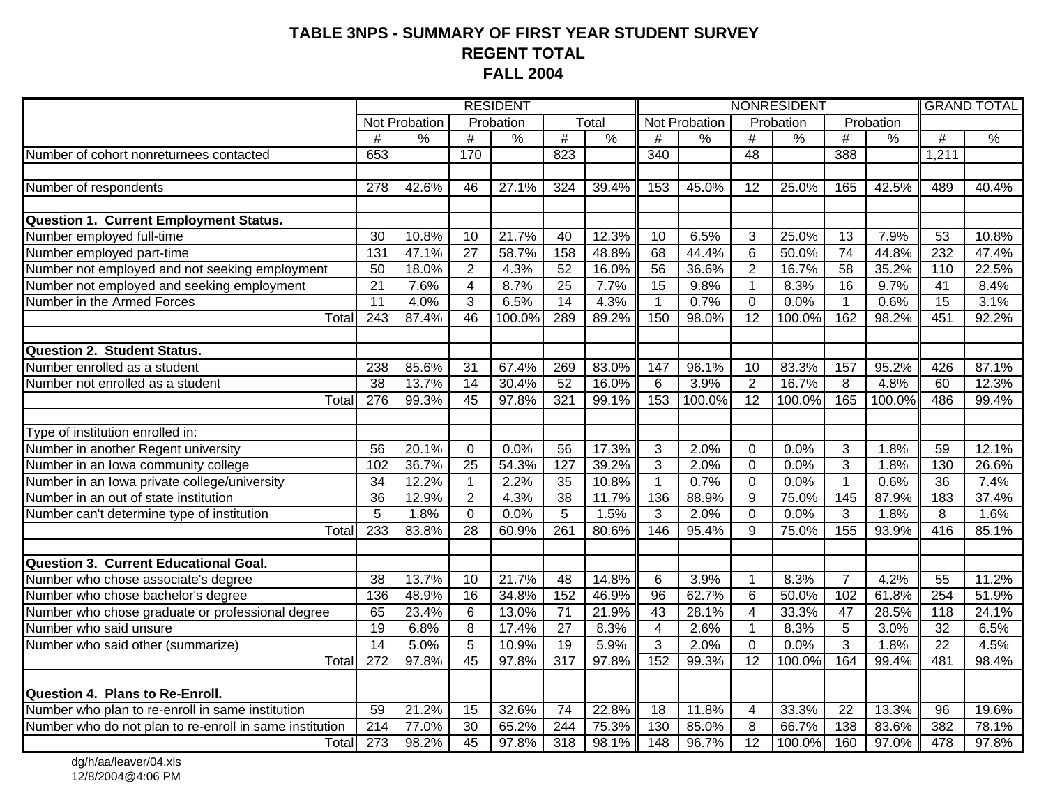# TABLE 3NPS - SUMMARY OF FIRST YEAR STUDENT SURVEY
## REGENT TOTAL
## FALL 2004

| | RESIDENT | | | | | | NONRESIDENT | | | | | | GRAND TOTAL | |
|---|---|---|---|---|---|---|---|---|---|---|---|---|---|---|
| | Not Probation | | Probation | | Total | | Not Probation | | Probation | | Probation | | | |
| | # | % | # | % | # | % | # | % | # | % | # | % | # | % |
| Number of cohort nonreturnees contacted | 653 | | 170 | | 823 | | 340 | | 48 | | 388 | | 1,211 | |
| | | | | | | | | | | | | | | |
| Number of respondents | 278 | 42.6% | 46 | 27.1% | 324 | 39.4% | 153 | 45.0% | 12 | 25.0% | 165 | 42.5% | 489 | 40.4% |
| | | | | | | | | | | | | | | |
| **Question 1. Current Employment Status.** | | | | | | | | | | | | | | |
| Number employed full-time | 30 | 10.8% | 10 | 21.7% | 40 | 12.3% | 10 | 6.5% | 3 | 25.0% | 13 | 7.9% | 53 | 10.8% |
| Number employed part-time | 131 | 47.1% | 27 | 58.7% | 158 | 48.8% | 68 | 44.4% | 6 | 50.0% | 74 | 44.8% | 232 | 47.4% |
| Number not employed and not seeking employment | 50 | 18.0% | 2 | 4.3% | 52 | 16.0% | 56 | 36.6% | 2 | 16.7% | 58 | 35.2% | 110 | 22.5% |
| Number not employed and seeking employment | 21 | 7.6% | 4 | 8.7% | 25 | 7.7% | 15 | 9.8% | 1 | 8.3% | 16 | 9.7% | 41 | 8.4% |
| Number in the Armed Forces | 11 | 4.0% | 3 | 6.5% | 14 | 4.3% | 1 | 0.7% | 0 | 0.0% | 1 | 0.6% | 15 | 3.1% |
| Total | 243 | 87.4% | 46 | 100.0% | 289 | 89.2% | 150 | 98.0% | 12 | 100.0% | 162 | 98.2% | 451 | 92.2% |
| | | | | | | | | | | | | | | |
| **Question 2. Student Status.** | | | | | | | | | | | | | | |
| Number enrolled as a student | 238 | 85.6% | 31 | 67.4% | 269 | 83.0% | 147 | 96.1% | 10 | 83.3% | 157 | 95.2% | 426 | 87.1% |
| Number not enrolled as a student | 38 | 13.7% | 14 | 30.4% | 52 | 16.0% | 6 | 3.9% | 2 | 16.7% | 8 | 4.8% | 60 | 12.3% |
| Total | 276 | 99.3% | 45 | 97.8% | 321 | 99.1% | 153 | 100.0% | 12 | 100.0% | 165 | 100.0% | 486 | 99.4% |
| | | | | | | | | | | | | | | |
| Type of institution enrolled in: | | | | | | | | | | | | | | |
| Number in another Regent university | 56 | 20.1% | 0 | 0.0% | 56 | 17.3% | 3 | 2.0% | 0 | 0.0% | 3 | 1.8% | 59 | 12.1% |
| Number in an Iowa community college | 102 | 36.7% | 25 | 54.3% | 127 | 39.2% | 3 | 2.0% | 0 | 0.0% | 3 | 1.8% | 130 | 26.6% |
| Number in an Iowa private college/university | 34 | 12.2% | 1 | 2.2% | 35 | 10.8% | 1 | 0.7% | 0 | 0.0% | 1 | 0.6% | 36 | 7.4% |
| Number in an out of state institution | 36 | 12.9% | 2 | 4.3% | 38 | 11.7% | 136 | 88.9% | 9 | 75.0% | 145 | 87.9% | 183 | 37.4% |
| Number can't determine type of institution | 5 | 1.8% | 0 | 0.0% | 5 | 1.5% | 3 | 2.0% | 0 | 0.0% | 3 | 1.8% | 8 | 1.6% |
| Total | 233 | 83.8% | 28 | 60.9% | 261 | 80.6% | 146 | 95.4% | 9 | 75.0% | 155 | 93.9% | 416 | 85.1% |
| | | | | | | | | | | | | | | |
| **Question 3. Current Educational Goal.** | | | | | | | | | | | | | | |
| Number who chose associate's degree | 38 | 13.7% | 10 | 21.7% | 48 | 14.8% | 6 | 3.9% | 1 | 8.3% | 7 | 4.2% | 55 | 11.2% |
| Number who chose bachelor's degree | 136 | 48.9% | 16 | 34.8% | 152 | 46.9% | 96 | 62.7% | 6 | 50.0% | 102 | 61.8% | 254 | 51.9% |
| Number who chose graduate or professional degree | 65 | 23.4% | 6 | 13.0% | 71 | 21.9% | 43 | 28.1% | 4 | 33.3% | 47 | 28.5% | 118 | 24.1% |
| Number who said unsure | 19 | 6.8% | 8 | 17.4% | 27 | 8.3% | 4 | 2.6% | 1 | 8.3% | 5 | 3.0% | 32 | 6.5% |
| Number who said other (summarize) | 14 | 5.0% | 5 | 10.9% | 19 | 5.9% | 3 | 2.0% | 0 | 0.0% | 3 | 1.8% | 22 | 4.5% |
| Total | 272 | 97.8% | 45 | 97.8% | 317 | 97.8% | 152 | 99.3% | 12 | 100.0% | 164 | 99.4% | 481 | 98.4% |
| | | | | | | | | | | | | | | |
| **Question 4. Plans to Re-Enroll.** | | | | | | | | | | | | | | |
| Number who plan to re-enroll in same institution | 59 | 21.2% | 15 | 32.6% | 74 | 22.8% | 18 | 11.8% | 4 | 33.3% | 22 | 13.3% | 96 | 19.6% |
| Number who do not plan to re-enroll in same institution | 214 | 77.0% | 30 | 65.2% | 244 | 75.3% | 130 | 85.0% | 8 | 66.7% | 138 | 83.6% | 382 | 78.1% |
| Total | 273 | 98.2% | 45 | 97.8% | 318 | 98.1% | 148 | 96.7% | 12 | 100.0% | 160 | 97.0% | 478 | 97.8% |

dg/h/aa/leaver/04.xls
12/8/2004@4:06 PM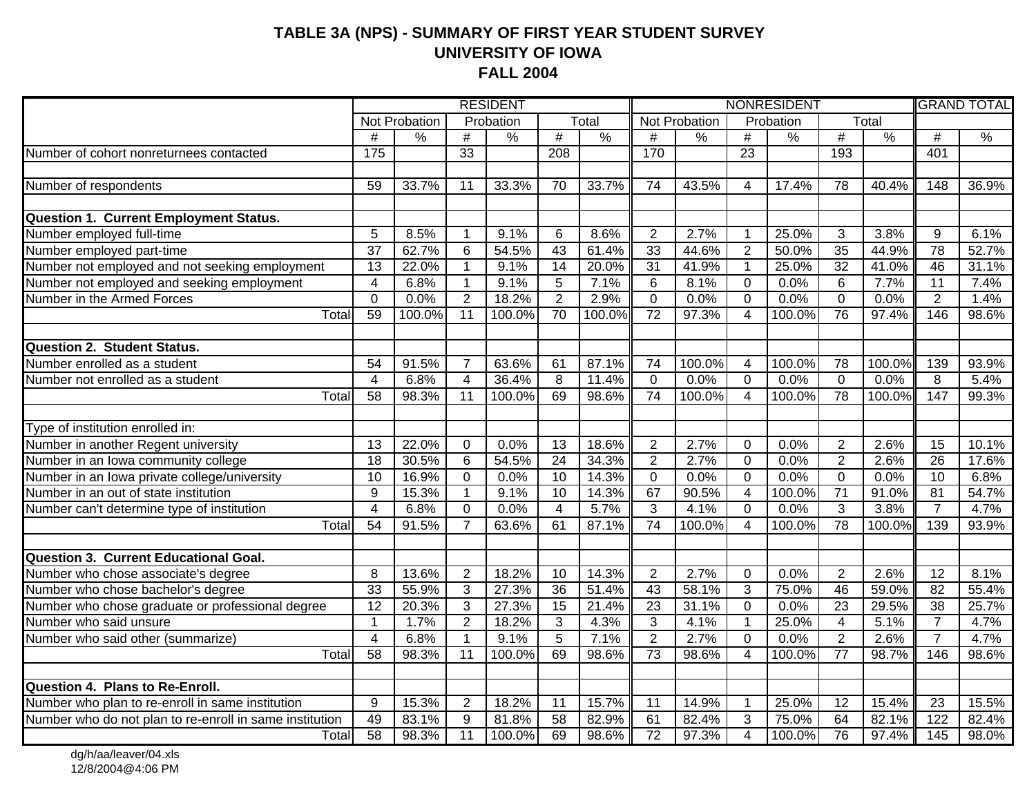# TABLE 3A (NPS) - SUMMARY OF FIRST YEAR STUDENT SURVEY
# UNIVERSITY OF IOWA
# FALL 2004

| | RESIDENT | | | | | | NONRESIDENT | | | | | | GRAND TOTAL | |
|---|---|---|---|---|---|---|---|---|---|---|---|---|---|---|
| | Not Probation | | Probation | | Total | | Not Probation | | Probation | | Total | | | |
| | # | % | # | % | # | % | # | % | # | % | # | % | # | % |
| Number of cohort nonreturnees contacted | 175 | | 33 | | 208 | | 170 | | 23 | | 193 | | 401 | |
| | | | | | | | | | | | | | | |
| Number of respondents | 59 | 33.7% | 11 | 33.3% | 70 | 33.7% | 74 | 43.5% | 4 | 17.4% | 78 | 40.4% | 148 | 36.9% |
| | | | | | | | | | | | | | | |
| **Question 1. Current Employment Status.** | | | | | | | | | | | | | | |
| Number employed full-time | 5 | 8.5% | 1 | 9.1% | 6 | 8.6% | 2 | 2.7% | 1 | 25.0% | 3 | 3.8% | 9 | 6.1% |
| Number employed part-time | 37 | 62.7% | 6 | 54.5% | 43 | 61.4% | 33 | 44.6% | 2 | 50.0% | 35 | 44.9% | 78 | 52.7% |
| Number not employed and not seeking employment | 13 | 22.0% | 1 | 9.1% | 14 | 20.0% | 31 | 41.9% | 1 | 25.0% | 32 | 41.0% | 46 | 31.1% |
| Number not employed and seeking employment | 4 | 6.8% | 1 | 9.1% | 5 | 7.1% | 6 | 8.1% | 0 | 0.0% | 6 | 7.7% | 11 | 7.4% |
| Number in the Armed Forces | 0 | 0.0% | 2 | 18.2% | 2 | 2.9% | 0 | 0.0% | 0 | 0.0% | 0 | 0.0% | 2 | 1.4% |
| Total | 59 | 100.0% | 11 | 100.0% | 70 | 100.0% | 72 | 97.3% | 4 | 100.0% | 76 | 97.4% | 146 | 98.6% |
| | | | | | | | | | | | | | | |
| **Question 2. Student Status.** | | | | | | | | | | | | | | |
| Number enrolled as a student | 54 | 91.5% | 7 | 63.6% | 61 | 87.1% | 74 | 100.0% | 4 | 100.0% | 78 | 100.0% | 139 | 93.9% |
| Number not enrolled as a student | 4 | 6.8% | 4 | 36.4% | 8 | 11.4% | 0 | 0.0% | 0 | 0.0% | 0 | 0.0% | 8 | 5.4% |
| Total | 58 | 98.3% | 11 | 100.0% | 69 | 98.6% | 74 | 100.0% | 4 | 100.0% | 78 | 100.0% | 147 | 99.3% |
| | | | | | | | | | | | | | | |
| Type of institution enrolled in: | | | | | | | | | | | | | | |
| Number in another Regent university | 13 | 22.0% | 0 | 0.0% | 13 | 18.6% | 2 | 2.7% | 0 | 0.0% | 2 | 2.6% | 15 | 10.1% |
| Number in an Iowa community college | 18 | 30.5% | 6 | 54.5% | 24 | 34.3% | 2 | 2.7% | 0 | 0.0% | 2 | 2.6% | 26 | 17.6% |
| Number in an Iowa private college/university | 10 | 16.9% | 0 | 0.0% | 10 | 14.3% | 0 | 0.0% | 0 | 0.0% | 0 | 0.0% | 10 | 6.8% |
| Number in an out of state institution | 9 | 15.3% | 1 | 9.1% | 10 | 14.3% | 67 | 90.5% | 4 | 100.0% | 71 | 91.0% | 81 | 54.7% |
| Number can't determine type of institution | 4 | 6.8% | 0 | 0.0% | 4 | 5.7% | 3 | 4.1% | 0 | 0.0% | 3 | 3.8% | 7 | 4.7% |
| Total | 54 | 91.5% | 7 | 63.6% | 61 | 87.1% | 74 | 100.0% | 4 | 100.0% | 78 | 100.0% | 139 | 93.9% |
| | | | | | | | | | | | | | | |
| **Question 3. Current Educational Goal.** | | | | | | | | | | | | | | |
| Number who chose associate's degree | 8 | 13.6% | 2 | 18.2% | 10 | 14.3% | 2 | 2.7% | 0 | 0.0% | 2 | 2.6% | 12 | 8.1% |
| Number who chose bachelor's degree | 33 | 55.9% | 3 | 27.3% | 36 | 51.4% | 43 | 58.1% | 3 | 75.0% | 46 | 59.0% | 82 | 55.4% |
| Number who chose graduate or professional degree | 12 | 20.3% | 3 | 27.3% | 15 | 21.4% | 23 | 31.1% | 0 | 0.0% | 23 | 29.5% | 38 | 25.7% |
| Number who said unsure | 1 | 1.7% | 2 | 18.2% | 3 | 4.3% | 3 | 4.1% | 1 | 25.0% | 4 | 5.1% | 7 | 4.7% |
| Number who said other (summarize) | 4 | 6.8% | 1 | 9.1% | 5 | 7.1% | 2 | 2.7% | 0 | 0.0% | 2 | 2.6% | 7 | 4.7% |
| Total | 58 | 98.3% | 11 | 100.0% | 69 | 98.6% | 73 | 98.6% | 4 | 100.0% | 77 | 98.7% | 146 | 98.6% |
| | | | | | | | | | | | | | | |
| **Question 4. Plans to Re-Enroll.** | | | | | | | | | | | | | | |
| Number who plan to re-enroll in same institution | 9 | 15.3% | 2 | 18.2% | 11 | 15.7% | 11 | 14.9% | 1 | 25.0% | 12 | 15.4% | 23 | 15.5% |
| Number who do not plan to re-enroll in same institution | 49 | 83.1% | 9 | 81.8% | 58 | 82.9% | 61 | 82.4% | 3 | 75.0% | 64 | 82.1% | 122 | 82.4% |
| Total | 58 | 98.3% | 11 | 100.0% | 69 | 98.6% | 72 | 97.3% | 4 | 100.0% | 76 | 97.4% | 145 | 98.0% |

dg/h/aa/leaver/04.xls
12/8/2004@4:06 PM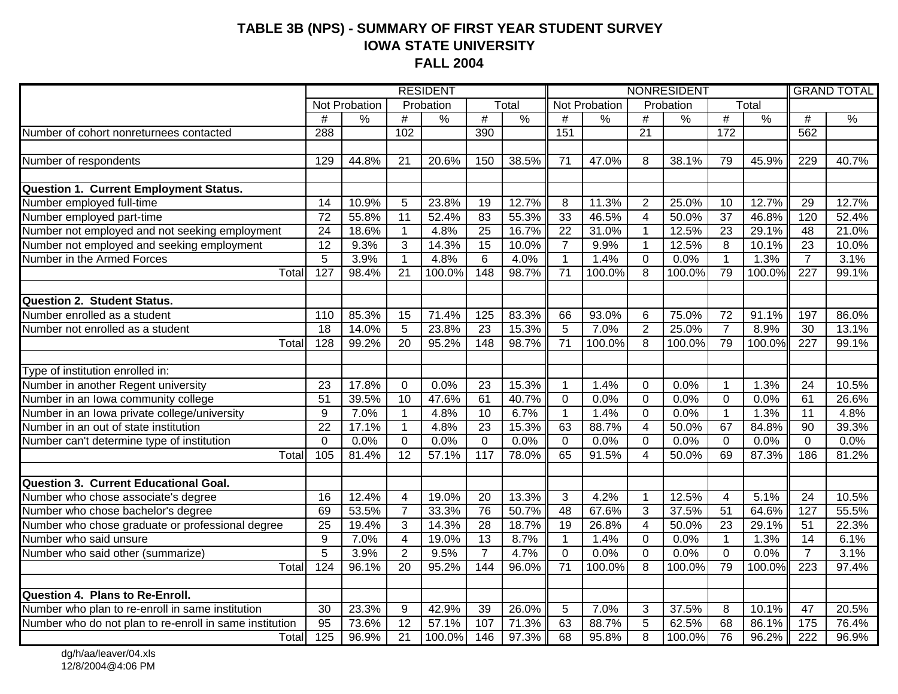# TABLE 3B (NPS) - SUMMARY OF FIRST YEAR STUDENT SURVEY
# IOWA STATE UNIVERSITY
# FALL 2004

| | RESIDENT | | | | | | NONRESIDENT | | | | | | GRAND TOTAL | |
|---|---|---|---|---|---|---|---|---|---|---|---|---|---|---|
| | Not Probation | | Probation | | Total | | Not Probation | | Probation | | Total | | | |
| | # | % | # | % | # | % | # | % | # | % | # | % | # | % |
| Number of cohort nonreturnees contacted | 288 | | 102 | | 390 | | 151 | | 21 | | 172 | | 562 | |
| | | | | | | | | | | | | | | |
| Number of respondents | 129 | 44.8% | 21 | 20.6% | 150 | 38.5% | 71 | 47.0% | 8 | 38.1% | 79 | 45.9% | 229 | 40.7% |
| | | | | | | | | | | | | | | |
| **Question 1. Current Employment Status.** | | | | | | | | | | | | | | |
| Number employed full-time | 14 | 10.9% | 5 | 23.8% | 19 | 12.7% | 8 | 11.3% | 2 | 25.0% | 10 | 12.7% | 29 | 12.7% |
| Number employed part-time | 72 | 55.8% | 11 | 52.4% | 83 | 55.3% | 33 | 46.5% | 4 | 50.0% | 37 | 46.8% | 120 | 52.4% |
| Number not employed and not seeking employment | 24 | 18.6% | 1 | 4.8% | 25 | 16.7% | 22 | 31.0% | 1 | 12.5% | 23 | 29.1% | 48 | 21.0% |
| Number not employed and seeking employment | 12 | 9.3% | 3 | 14.3% | 15 | 10.0% | 7 | 9.9% | 1 | 12.5% | 8 | 10.1% | 23 | 10.0% |
| Number in the Armed Forces | 5 | 3.9% | 1 | 4.8% | 6 | 4.0% | 1 | 1.4% | 0 | 0.0% | 1 | 1.3% | 7 | 3.1% |
| Total | 127 | 98.4% | 21 | 100.0% | 148 | 98.7% | 71 | 100.0% | 8 | 100.0% | 79 | 100.0% | 227 | 99.1% |
| | | | | | | | | | | | | | | |
| **Question 2. Student Status.** | | | | | | | | | | | | | | |
| Number enrolled as a student | 110 | 85.3% | 15 | 71.4% | 125 | 83.3% | 66 | 93.0% | 6 | 75.0% | 72 | 91.1% | 197 | 86.0% |
| Number not enrolled as a student | 18 | 14.0% | 5 | 23.8% | 23 | 15.3% | 5 | 7.0% | 2 | 25.0% | 7 | 8.9% | 30 | 13.1% |
| Total | 128 | 99.2% | 20 | 95.2% | 148 | 98.7% | 71 | 100.0% | 8 | 100.0% | 79 | 100.0% | 227 | 99.1% |
| | | | | | | | | | | | | | | |
| Type of institution enrolled in: | | | | | | | | | | | | | | |
| Number in another Regent university | 23 | 17.8% | 0 | 0.0% | 23 | 15.3% | 1 | 1.4% | 0 | 0.0% | 1 | 1.3% | 24 | 10.5% |
| Number in an Iowa community college | 51 | 39.5% | 10 | 47.6% | 61 | 40.7% | 0 | 0.0% | 0 | 0.0% | 0 | 0.0% | 61 | 26.6% |
| Number in an Iowa private college/university | 9 | 7.0% | 1 | 4.8% | 10 | 6.7% | 1 | 1.4% | 0 | 0.0% | 1 | 1.3% | 11 | 4.8% |
| Number in an out of state institution | 22 | 17.1% | 1 | 4.8% | 23 | 15.3% | 63 | 88.7% | 4 | 50.0% | 67 | 84.8% | 90 | 39.3% |
| Number can't determine type of institution | 0 | 0.0% | 0 | 0.0% | 0 | 0.0% | 0 | 0.0% | 0 | 0.0% | 0 | 0.0% | 0 | 0.0% |
| Total | 105 | 81.4% | 12 | 57.1% | 117 | 78.0% | 65 | 91.5% | 4 | 50.0% | 69 | 87.3% | 186 | 81.2% |
| | | | | | | | | | | | | | | |
| **Question 3. Current Educational Goal.** | | | | | | | | | | | | | | |
| Number who chose associate's degree | 16 | 12.4% | 4 | 19.0% | 20 | 13.3% | 3 | 4.2% | 1 | 12.5% | 4 | 5.1% | 24 | 10.5% |
| Number who chose bachelor's degree | 69 | 53.5% | 7 | 33.3% | 76 | 50.7% | 48 | 67.6% | 3 | 37.5% | 51 | 64.6% | 127 | 55.5% |
| Number who chose graduate or professional degree | 25 | 19.4% | 3 | 14.3% | 28 | 18.7% | 19 | 26.8% | 4 | 50.0% | 23 | 29.1% | 51 | 22.3% |
| Number who said unsure | 9 | 7.0% | 4 | 19.0% | 13 | 8.7% | 1 | 1.4% | 0 | 0.0% | 1 | 1.3% | 14 | 6.1% |
| Number who said other (summarize) | 5 | 3.9% | 2 | 9.5% | 7 | 4.7% | 0 | 0.0% | 0 | 0.0% | 0 | 0.0% | 7 | 3.1% |
| Total | 124 | 96.1% | 20 | 95.2% | 144 | 96.0% | 71 | 100.0% | 8 | 100.0% | 79 | 100.0% | 223 | 97.4% |
| | | | | | | | | | | | | | | |
| **Question 4. Plans to Re-Enroll.** | | | | | | | | | | | | | | |
| Number who plan to re-enroll in same institution | 30 | 23.3% | 9 | 42.9% | 39 | 26.0% | 5 | 7.0% | 3 | 37.5% | 8 | 10.1% | 47 | 20.5% |
| Number who do not plan to re-enroll in same institution | 95 | 73.6% | 12 | 57.1% | 107 | 71.3% | 63 | 88.7% | 5 | 62.5% | 68 | 86.1% | 175 | 76.4% |
| Total | 125 | 96.9% | 21 | 100.0% | 146 | 97.3% | 68 | 95.8% | 8 | 100.0% | 76 | 96.2% | 222 | 96.9% |

dg/h/aa/leaver/04.xls
12/8/2004@4:06 PM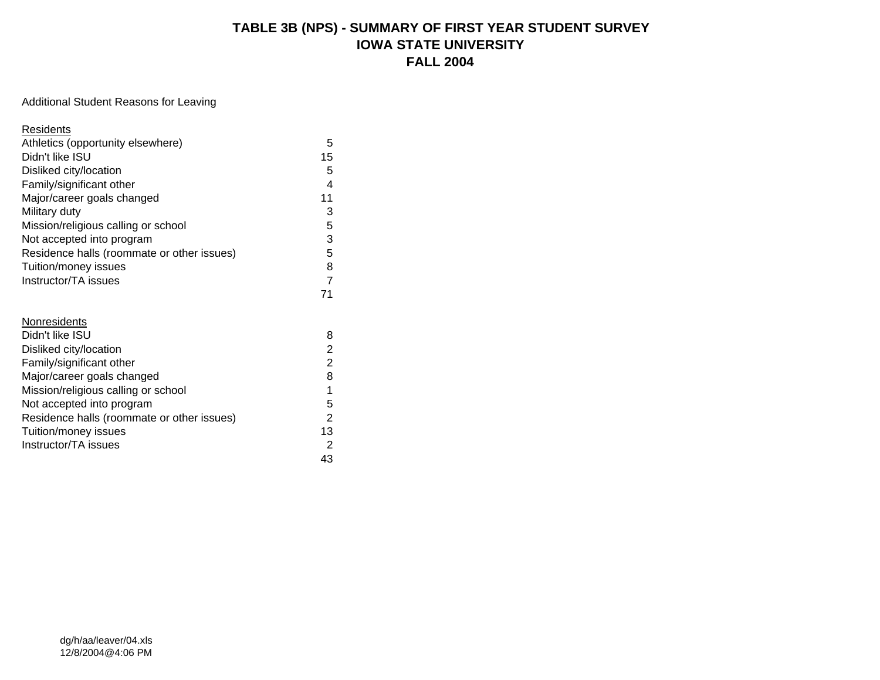# TABLE 3B (NPS) - SUMMARY OF FIRST YEAR STUDENT SURVEY
# IOWA STATE UNIVERSITY
# FALL 2004

Additional Student Reasons for Leaving

| Residents | |
|---|---|
| Athletics (opportunity elsewhere) | 5 |
| Didn't like ISU | 15 |
| Disliked city/location | 5 |
| Family/significant other | 4 |
| Major/career goals changed | 11 |
| Military duty | 3 |
| Mission/religious calling or school | 5 |
| Not accepted into program | 3 |
| Residence halls (roommate or other issues) | 5 |
| Tuition/money issues | 8 |
| Instructor/TA issues | 7 |
| | 71 |

| Nonresidents | |
|---|---|
| Didn't like ISU | 8 |
| Disliked city/location | 2 |
| Family/significant other | 2 |
| Major/career goals changed | 8 |
| Mission/religious calling or school | 1 |
| Not accepted into program | 5 |
| Residence halls (roommate or other issues) | 2 |
| Tuition/money issues | 13 |
| Instructor/TA issues | 2 |
| | 43 |

dg/h/aa/leaver/04.xls
12/8/2004@4:06 PM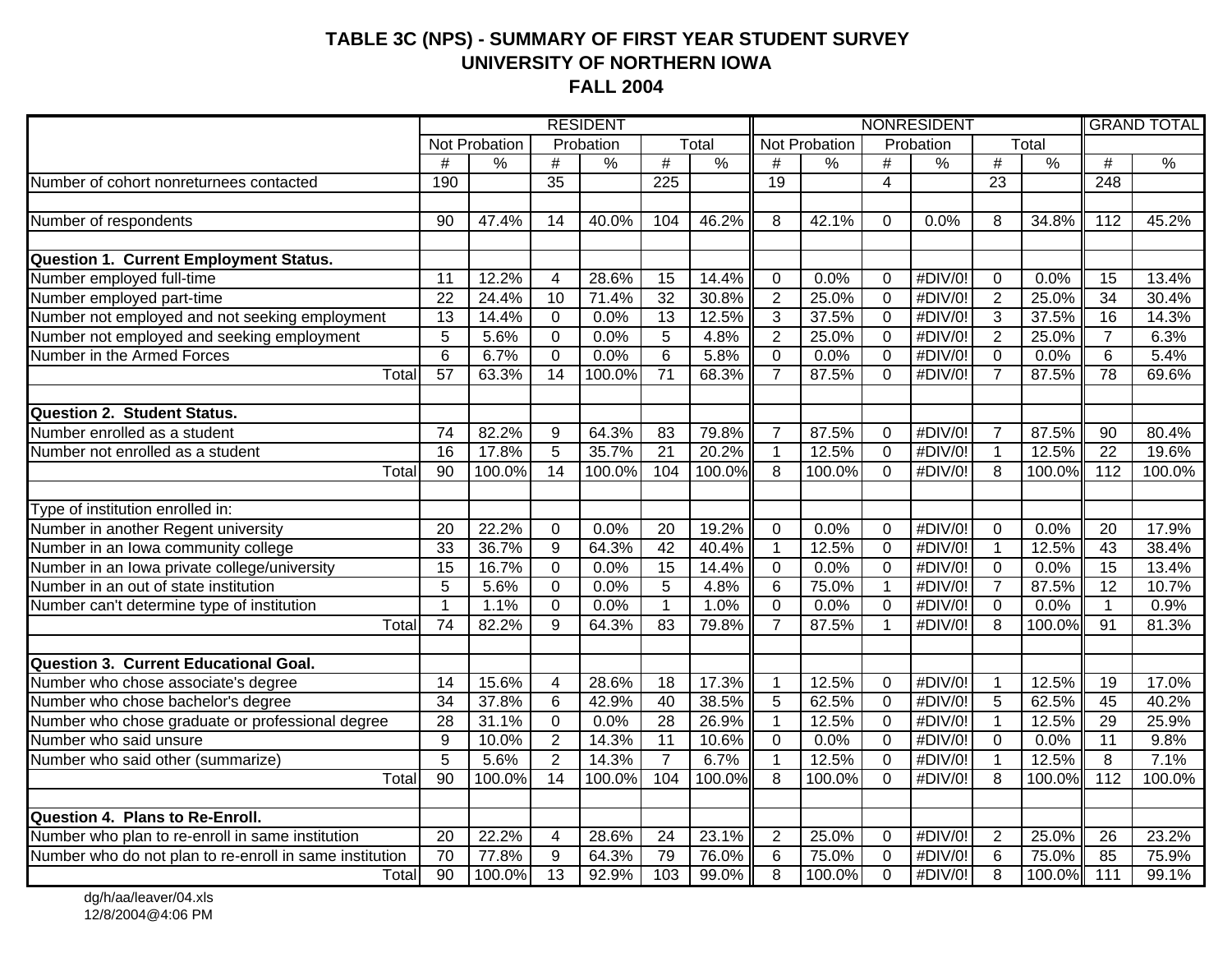# TABLE 3C (NPS) - SUMMARY OF FIRST YEAR STUDENT SURVEY
## UNIVERSITY OF NORTHERN IOWA
## FALL 2004

| | RESIDENT | | | | | | NONRESIDENT | | | | | | GRAND TOTAL | |
|---|---|---|---|---|---|---|---|---|---|---|---|---|---|---|
| | Not Probation | | Probation | | Total | | Not Probation | | Probation | | Total | | | |
| | # | % | # | % | # | % | # | % | # | % | # | % | # | % |
| Number of cohort nonreturnees contacted | 190 | | 35 | | 225 | | 19 | | 4 | | 23 | | 248 | |
| | | | | | | | | | | | | | | |
| Number of respondents | 90 | 47.4% | 14 | 40.0% | 104 | 46.2% | 8 | 42.1% | 0 | 0.0% | 8 | 34.8% | 112 | 45.2% |
| | | | | | | | | | | | | | | |
| **Question 1. Current Employment Status.** | | | | | | | | | | | | | | |
| Number employed full-time | 11 | 12.2% | 4 | 28.6% | 15 | 14.4% | 0 | 0.0% | 0 | #DIV/0! | 0 | 0.0% | 15 | 13.4% |
| Number employed part-time | 22 | 24.4% | 10 | 71.4% | 32 | 30.8% | 2 | 25.0% | 0 | #DIV/0! | 2 | 25.0% | 34 | 30.4% |
| Number not employed and not seeking employment | 13 | 14.4% | 0 | 0.0% | 13 | 12.5% | 3 | 37.5% | 0 | #DIV/0! | 3 | 37.5% | 16 | 14.3% |
| Number not employed and seeking employment | 5 | 5.6% | 0 | 0.0% | 5 | 4.8% | 2 | 25.0% | 0 | #DIV/0! | 2 | 25.0% | 7 | 6.3% |
| Number in the Armed Forces | 6 | 6.7% | 0 | 0.0% | 6 | 5.8% | 0 | 0.0% | 0 | #DIV/0! | 0 | 0.0% | 6 | 5.4% |
| Total | 57 | 63.3% | 14 | 100.0% | 71 | 68.3% | 7 | 87.5% | 0 | #DIV/0! | 7 | 87.5% | 78 | 69.6% |
| | | | | | | | | | | | | | | |
| **Question 2. Student Status.** | | | | | | | | | | | | | | |
| Number enrolled as a student | 74 | 82.2% | 9 | 64.3% | 83 | 79.8% | 7 | 87.5% | 0 | #DIV/0! | 7 | 87.5% | 90 | 80.4% |
| Number not enrolled as a student | 16 | 17.8% | 5 | 35.7% | 21 | 20.2% | 1 | 12.5% | 0 | #DIV/0! | 1 | 12.5% | 22 | 19.6% |
| Total | 90 | 100.0% | 14 | 100.0% | 104 | 100.0% | 8 | 100.0% | 0 | #DIV/0! | 8 | 100.0% | 112 | 100.0% |
| | | | | | | | | | | | | | | |
| Type of institution enrolled in: | | | | | | | | | | | | | | |
| Number in another Regent university | 20 | 22.2% | 0 | 0.0% | 20 | 19.2% | 0 | 0.0% | 0 | #DIV/0! | 0 | 0.0% | 20 | 17.9% |
| Number in an Iowa community college | 33 | 36.7% | 9 | 64.3% | 42 | 40.4% | 1 | 12.5% | 0 | #DIV/0! | 1 | 12.5% | 43 | 38.4% |
| Number in an Iowa private college/university | 15 | 16.7% | 0 | 0.0% | 15 | 14.4% | 0 | 0.0% | 0 | #DIV/0! | 0 | 0.0% | 15 | 13.4% |
| Number in an out of state institution | 5 | 5.6% | 0 | 0.0% | 5 | 4.8% | 6 | 75.0% | 1 | #DIV/0! | 7 | 87.5% | 12 | 10.7% |
| Number can't determine type of institution | 1 | 1.1% | 0 | 0.0% | 1 | 1.0% | 0 | 0.0% | 0 | #DIV/0! | 0 | 0.0% | 1 | 0.9% |
| Total | 74 | 82.2% | 9 | 64.3% | 83 | 79.8% | 7 | 87.5% | 1 | #DIV/0! | 8 | 100.0% | 91 | 81.3% |
| | | | | | | | | | | | | | | |
| **Question 3. Current Educational Goal.** | | | | | | | | | | | | | | |
| Number who chose associate's degree | 14 | 15.6% | 4 | 28.6% | 18 | 17.3% | 1 | 12.5% | 0 | #DIV/0! | 1 | 12.5% | 19 | 17.0% |
| Number who chose bachelor's degree | 34 | 37.8% | 6 | 42.9% | 40 | 38.5% | 5 | 62.5% | 0 | #DIV/0! | 5 | 62.5% | 45 | 40.2% |
| Number who chose graduate or professional degree | 28 | 31.1% | 0 | 0.0% | 28 | 26.9% | 1 | 12.5% | 0 | #DIV/0! | 1 | 12.5% | 29 | 25.9% |
| Number who said unsure | 9 | 10.0% | 2 | 14.3% | 11 | 10.6% | 0 | 0.0% | 0 | #DIV/0! | 0 | 0.0% | 11 | 9.8% |
| Number who said other (summarize) | 5 | 5.6% | 2 | 14.3% | 7 | 6.7% | 1 | 12.5% | 0 | #DIV/0! | 1 | 12.5% | 8 | 7.1% |
| Total | 90 | 100.0% | 14 | 100.0% | 104 | 100.0% | 8 | 100.0% | 0 | #DIV/0! | 8 | 100.0% | 112 | 100.0% |
| | | | | | | | | | | | | | | |
| **Question 4. Plans to Re-Enroll.** | | | | | | | | | | | | | | |
| Number who plan to re-enroll in same institution | 20 | 22.2% | 4 | 28.6% | 24 | 23.1% | 2 | 25.0% | 0 | #DIV/0! | 2 | 25.0% | 26 | 23.2% |
| Number who do not plan to re-enroll in same institution | 70 | 77.8% | 9 | 64.3% | 79 | 76.0% | 6 | 75.0% | 0 | #DIV/0! | 6 | 75.0% | 85 | 75.9% |
| Total | 90 | 100.0% | 13 | 92.9% | 103 | 99.0% | 8 | 100.0% | 0 | #DIV/0! | 8 | 100.0% | 111 | 99.1% |

dg/h/aa/leaver/04.xls
12/8/2004@4:06 PM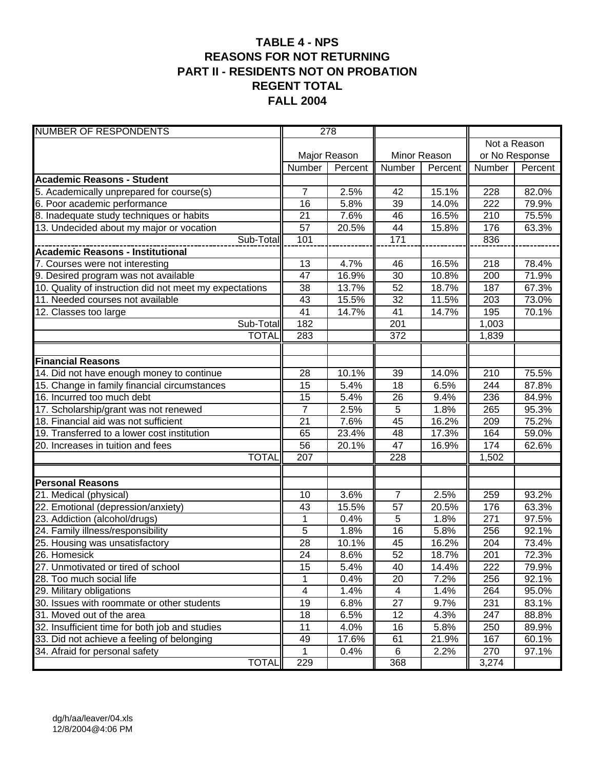# TABLE 4 - NPS
## REASONS FOR NOT RETURNING
## PART II - RESIDENTS NOT ON PROBATION
## REGENT TOTAL
## FALL 2004

| NUMBER OF RESPONDENTS | 278 | | | | | |
|---|---|---|---|---|---|---|
| | Major Reason | | Minor Reason | | Not a Reason or No Response | |
| | Number | Percent | Number | Percent | Number | Percent |
| **Academic Reasons - Student** | | | | | | |
| 5. Academically unprepared for course(s) | 7 | 2.5% | 42 | 15.1% | 228 | 82.0% |
| 6. Poor academic performance | 16 | 5.8% | 39 | 14.0% | 222 | 79.9% |
| 8. Inadequate study techniques or habits | 21 | 7.6% | 46 | 16.5% | 210 | 75.5% |
| 13. Undecided about my major or vocation | 57 | 20.5% | 44 | 15.8% | 176 | 63.3% |
| Sub-Total | 101 | | 171 | | 836 | |
| **Academic Reasons - Institutional** | | | | | | |
| 7. Courses were not interesting | 13 | 4.7% | 46 | 16.5% | 218 | 78.4% |
| 9. Desired program was not available | 47 | 16.9% | 30 | 10.8% | 200 | 71.9% |
| 10. Quality of instruction did not meet my expectations | 38 | 13.7% | 52 | 18.7% | 187 | 67.3% |
| 11. Needed courses not available | 43 | 15.5% | 32 | 11.5% | 203 | 73.0% |
| 12. Classes too large | 41 | 14.7% | 41 | 14.7% | 195 | 70.1% |
| Sub-Total | 182 | | 201 | | 1,003 | |
| TOTAL | 283 | | 372 | | 1,839 | |
| | | | | | | |
| **Financial Reasons** | | | | | | |
| 14. Did not have enough money to continue | 28 | 10.1% | 39 | 14.0% | 210 | 75.5% |
| 15. Change in family financial circumstances | 15 | 5.4% | 18 | 6.5% | 244 | 87.8% |
| 16. Incurred too much debt | 15 | 5.4% | 26 | 9.4% | 236 | 84.9% |
| 17. Scholarship/grant was not renewed | 7 | 2.5% | 5 | 1.8% | 265 | 95.3% |
| 18. Financial aid was not sufficient | 21 | 7.6% | 45 | 16.2% | 209 | 75.2% |
| 19. Transferred to a lower cost institution | 65 | 23.4% | 48 | 17.3% | 164 | 59.0% |
| 20. Increases in tuition and fees | 56 | 20.1% | 47 | 16.9% | 174 | 62.6% |
| TOTAL | 207 | | 228 | | 1,502 | |
| | | | | | | |
| **Personal Reasons** | | | | | | |
| 21. Medical (physical) | 10 | 3.6% | 7 | 2.5% | 259 | 93.2% |
| 22. Emotional (depression/anxiety) | 43 | 15.5% | 57 | 20.5% | 176 | 63.3% |
| 23. Addiction (alcohol/drugs) | 1 | 0.4% | 5 | 1.8% | 271 | 97.5% |
| 24. Family illness/responsibility | 5 | 1.8% | 16 | 5.8% | 256 | 92.1% |
| 25. Housing was unsatisfactory | 28 | 10.1% | 45 | 16.2% | 204 | 73.4% |
| 26. Homesick | 24 | 8.6% | 52 | 18.7% | 201 | 72.3% |
| 27. Unmotivated or tired of school | 15 | 5.4% | 40 | 14.4% | 222 | 79.9% |
| 28. Too much social life | 1 | 0.4% | 20 | 7.2% | 256 | 92.1% |
| 29. Military obligations | 4 | 1.4% | 4 | 1.4% | 264 | 95.0% |
| 30. Issues with roommate or other students | 19 | 6.8% | 27 | 9.7% | 231 | 83.1% |
| 31. Moved out of the area | 18 | 6.5% | 12 | 4.3% | 247 | 88.8% |
| 32. Insufficient time for both job and studies | 11 | 4.0% | 16 | 5.8% | 250 | 89.9% |
| 33. Did not achieve a feeling of belonging | 49 | 17.6% | 61 | 21.9% | 167 | 60.1% |
| 34. Afraid for personal safety | 1 | 0.4% | 6 | 2.2% | 270 | 97.1% |
| TOTAL | 229 | | 368 | | 3,274 | |

dg/h/aa/leaver/04.xls
12/8/2004@4:06 PM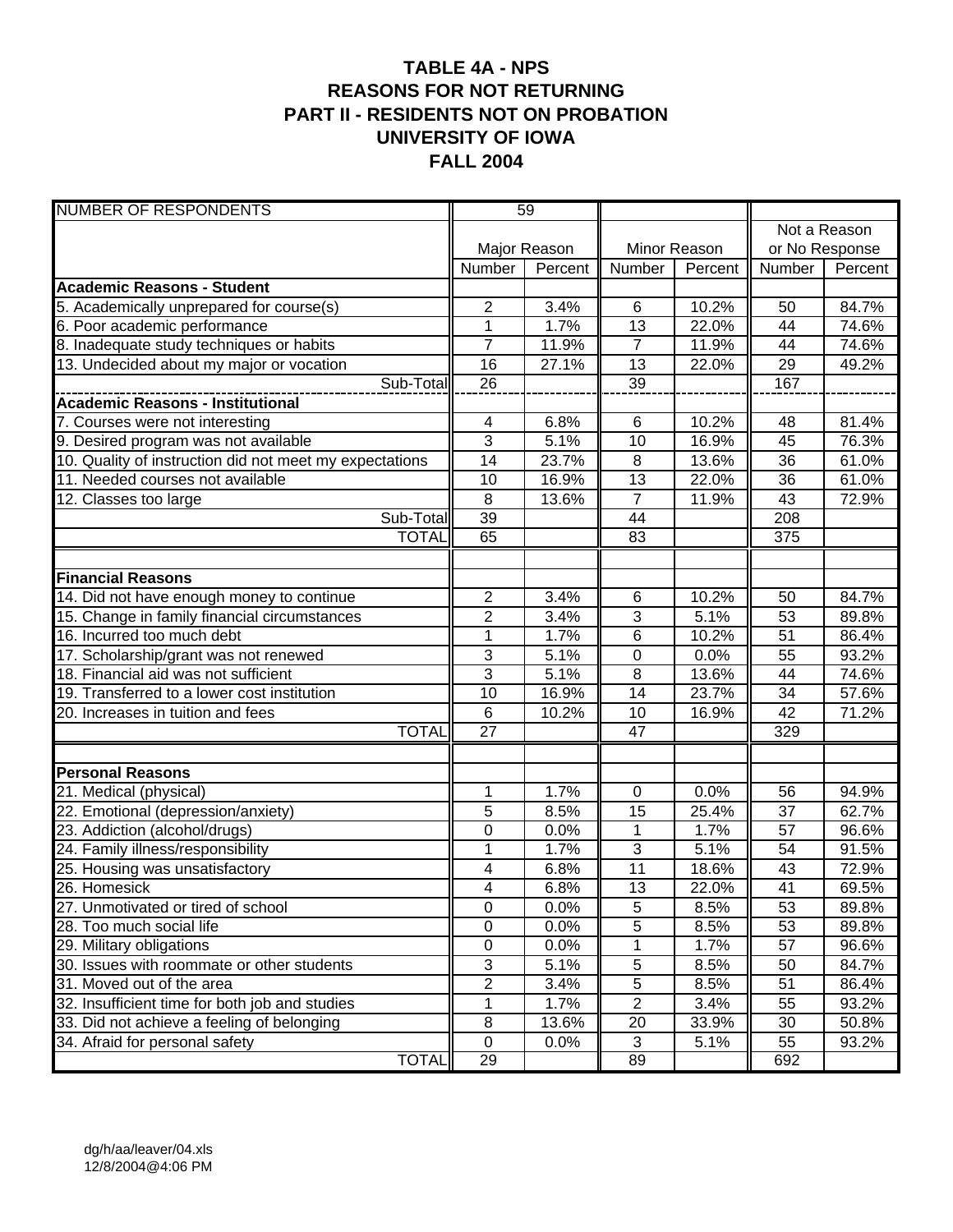# TABLE 4A - NPS
## REASONS FOR NOT RETURNING
## PART II - RESIDENTS NOT ON PROBATION
## UNIVERSITY OF IOWA
## FALL 2004

| NUMBER OF RESPONDENTS | 59 | | | | | |
|---|---|---|---|---|---|---|
| | Major Reason | | Minor Reason | | Not a Reason or No Response | |
| | Number | Percent | Number | Percent | Number | Percent |
| **Academic Reasons - Student** | | | | | | |
| 5. Academically unprepared for course(s) | 2 | 3.4% | 6 | 10.2% | 50 | 84.7% |
| 6. Poor academic performance | 1 | 1.7% | 13 | 22.0% | 44 | 74.6% |
| 8. Inadequate study techniques or habits | 7 | 11.9% | 7 | 11.9% | 44 | 74.6% |
| 13. Undecided about my major or vocation | 16 | 27.1% | 13 | 22.0% | 29 | 49.2% |
| Sub-Total | 26 | | 39 | | 167 | |
| **Academic Reasons - Institutional** | | | | | | |
| 7. Courses were not interesting | 4 | 6.8% | 6 | 10.2% | 48 | 81.4% |
| 9. Desired program was not available | 3 | 5.1% | 10 | 16.9% | 45 | 76.3% |
| 10. Quality of instruction did not meet my expectations | 14 | 23.7% | 8 | 13.6% | 36 | 61.0% |
| 11. Needed courses not available | 10 | 16.9% | 13 | 22.0% | 36 | 61.0% |
| 12. Classes too large | 8 | 13.6% | 7 | 11.9% | 43 | 72.9% |
| Sub-Total | 39 | | 44 | | 208 | |
| TOTAL | 65 | | 83 | | 375 | |
| | | | | | | |
| **Financial Reasons** | | | | | | |
| 14. Did not have enough money to continue | 2 | 3.4% | 6 | 10.2% | 50 | 84.7% |
| 15. Change in family financial circumstances | 2 | 3.4% | 3 | 5.1% | 53 | 89.8% |
| 16. Incurred too much debt | 1 | 1.7% | 6 | 10.2% | 51 | 86.4% |
| 17. Scholarship/grant was not renewed | 3 | 5.1% | 0 | 0.0% | 55 | 93.2% |
| 18. Financial aid was not sufficient | 3 | 5.1% | 8 | 13.6% | 44 | 74.6% |
| 19. Transferred to a lower cost institution | 10 | 16.9% | 14 | 23.7% | 34 | 57.6% |
| 20. Increases in tuition and fees | 6 | 10.2% | 10 | 16.9% | 42 | 71.2% |
| TOTAL | 27 | | 47 | | 329 | |
| | | | | | | |
| **Personal Reasons** | | | | | | |
| 21. Medical (physical) | 1 | 1.7% | 0 | 0.0% | 56 | 94.9% |
| 22. Emotional (depression/anxiety) | 5 | 8.5% | 15 | 25.4% | 37 | 62.7% |
| 23. Addiction (alcohol/drugs) | 0 | 0.0% | 1 | 1.7% | 57 | 96.6% |
| 24. Family illness/responsibility | 1 | 1.7% | 3 | 5.1% | 54 | 91.5% |
| 25. Housing was unsatisfactory | 4 | 6.8% | 11 | 18.6% | 43 | 72.9% |
| 26. Homesick | 4 | 6.8% | 13 | 22.0% | 41 | 69.5% |
| 27. Unmotivated or tired of school | 0 | 0.0% | 5 | 8.5% | 53 | 89.8% |
| 28. Too much social life | 0 | 0.0% | 5 | 8.5% | 53 | 89.8% |
| 29. Military obligations | 0 | 0.0% | 1 | 1.7% | 57 | 96.6% |
| 30. Issues with roommate or other students | 3 | 5.1% | 5 | 8.5% | 50 | 84.7% |
| 31. Moved out of the area | 2 | 3.4% | 5 | 8.5% | 51 | 86.4% |
| 32. Insufficient time for both job and studies | 1 | 1.7% | 2 | 3.4% | 55 | 93.2% |
| 33. Did not achieve a feeling of belonging | 8 | 13.6% | 20 | 33.9% | 30 | 50.8% |
| 34. Afraid for personal safety | 0 | 0.0% | 3 | 5.1% | 55 | 93.2% |
| TOTAL | 29 | | 89 | | 692 | |

dg/h/aa/leaver/04.xls
12/8/2004@4:06 PM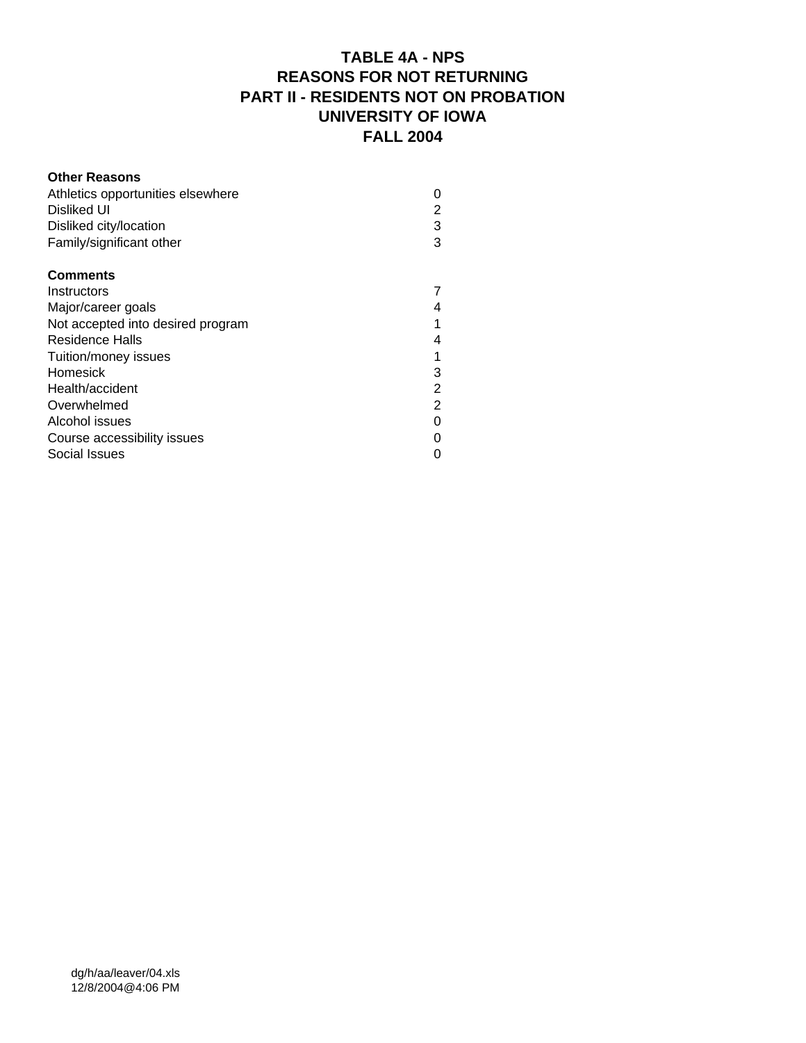# TABLE 4A - NPS
## REASONS FOR NOT RETURNING
## PART II - RESIDENTS NOT ON PROBATION
## UNIVERSITY OF IOWA
## FALL 2004

| **Other Reasons** | |
|---|---|
| Athletics opportunities elsewhere | 0 |
| Disliked UI | 2 |
| Disliked city/location | 3 |
| Family/significant other | 3 |
| | |
| **Comments** | |
| Instructors | 7 |
| Major/career goals | 4 |
| Not accepted into desired program | 1 |
| Residence Halls | 4 |
| Tuition/money issues | 1 |
| Homesick | 3 |
| Health/accident | 2 |
| Overwhelmed | 2 |
| Alcohol issues | 0 |
| Course accessibility issues | 0 |
| Social Issues | 0 |

dg/h/aa/leaver/04.xls
12/8/2004@4:06 PM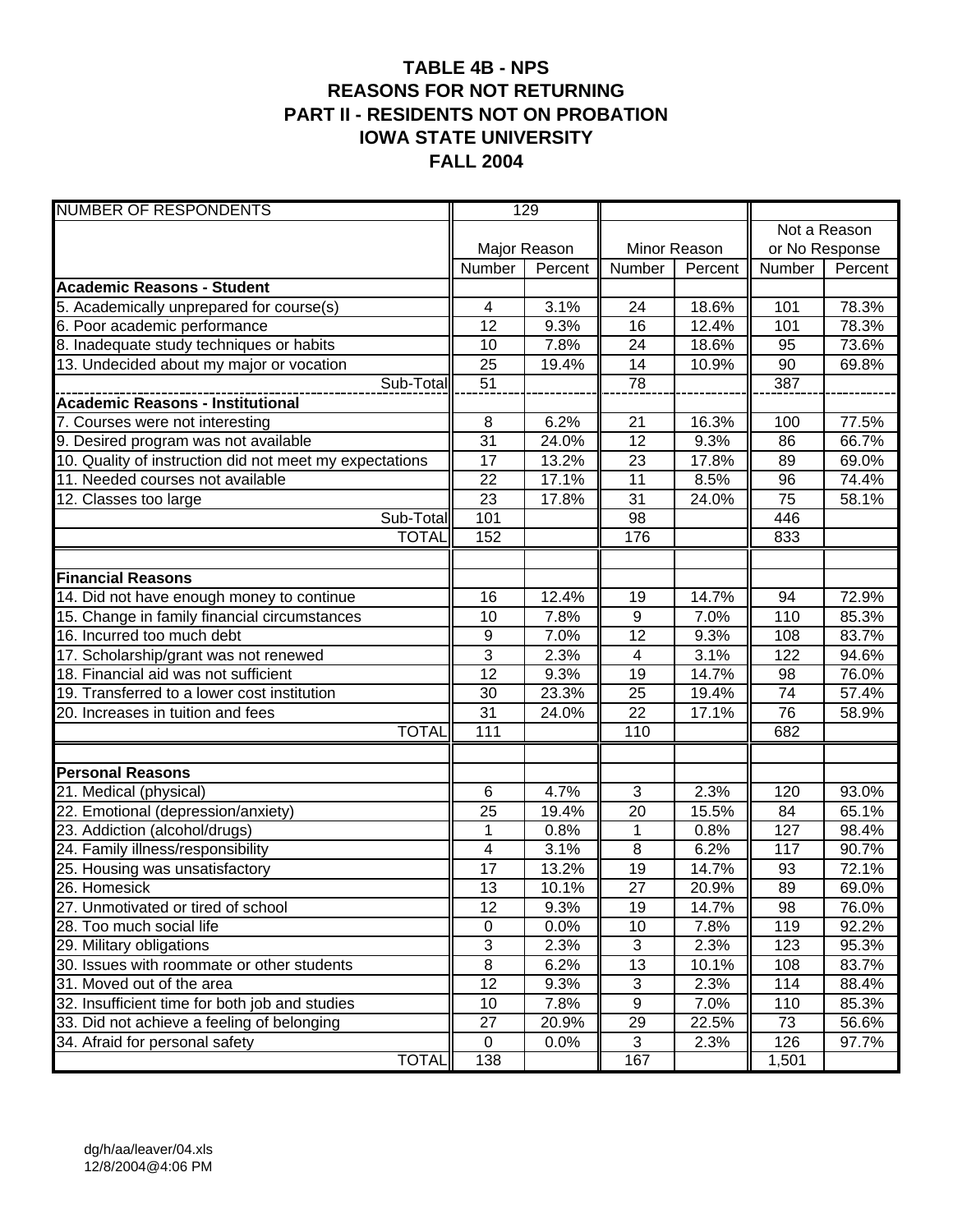# TABLE 4B - NPS
## REASONS FOR NOT RETURNING
## PART II - RESIDENTS NOT ON PROBATION
## IOWA STATE UNIVERSITY
## FALL 2004

| NUMBER OF RESPONDENTS | 129 | | | | | |
|---|---|---|---|---|---|---|
| | Major Reason | | Minor Reason | | Not a Reason or No Response | |
| | Number | Percent | Number | Percent | Number | Percent |
| **Academic Reasons - Student** | | | | | | |
| 5. Academically unprepared for course(s) | 4 | 3.1% | 24 | 18.6% | 101 | 78.3% |
| 6. Poor academic performance | 12 | 9.3% | 16 | 12.4% | 101 | 78.3% |
| 8. Inadequate study techniques or habits | 10 | 7.8% | 24 | 18.6% | 95 | 73.6% |
| 13. Undecided about my major or vocation | 25 | 19.4% | 14 | 10.9% | 90 | 69.8% |
| Sub-Total | 51 | | 78 | | 387 | |
| **Academic Reasons - Institutional** | | | | | | |
| 7. Courses were not interesting | 8 | 6.2% | 21 | 16.3% | 100 | 77.5% |
| 9. Desired program was not available | 31 | 24.0% | 12 | 9.3% | 86 | 66.7% |
| 10. Quality of instruction did not meet my expectations | 17 | 13.2% | 23 | 17.8% | 89 | 69.0% |
| 11. Needed courses not available | 22 | 17.1% | 11 | 8.5% | 96 | 74.4% |
| 12. Classes too large | 23 | 17.8% | 31 | 24.0% | 75 | 58.1% |
| Sub-Total | 101 | | 98 | | 446 | |
| TOTAL | 152 | | 176 | | 833 | |
| | | | | | | |
| **Financial Reasons** | | | | | | |
| 14. Did not have enough money to continue | 16 | 12.4% | 19 | 14.7% | 94 | 72.9% |
| 15. Change in family financial circumstances | 10 | 7.8% | 9 | 7.0% | 110 | 85.3% |
| 16. Incurred too much debt | 9 | 7.0% | 12 | 9.3% | 108 | 83.7% |
| 17. Scholarship/grant was not renewed | 3 | 2.3% | 4 | 3.1% | 122 | 94.6% |
| 18. Financial aid was not sufficient | 12 | 9.3% | 19 | 14.7% | 98 | 76.0% |
| 19. Transferred to a lower cost institution | 30 | 23.3% | 25 | 19.4% | 74 | 57.4% |
| 20. Increases in tuition and fees | 31 | 24.0% | 22 | 17.1% | 76 | 58.9% |
| TOTAL | 111 | | 110 | | 682 | |
| | | | | | | |
| **Personal Reasons** | | | | | | |
| 21. Medical (physical) | 6 | 4.7% | 3 | 2.3% | 120 | 93.0% |
| 22. Emotional (depression/anxiety) | 25 | 19.4% | 20 | 15.5% | 84 | 65.1% |
| 23. Addiction (alcohol/drugs) | 1 | 0.8% | 1 | 0.8% | 127 | 98.4% |
| 24. Family illness/responsibility | 4 | 3.1% | 8 | 6.2% | 117 | 90.7% |
| 25. Housing was unsatisfactory | 17 | 13.2% | 19 | 14.7% | 93 | 72.1% |
| 26. Homesick | 13 | 10.1% | 27 | 20.9% | 89 | 69.0% |
| 27. Unmotivated or tired of school | 12 | 9.3% | 19 | 14.7% | 98 | 76.0% |
| 28. Too much social life | 0 | 0.0% | 10 | 7.8% | 119 | 92.2% |
| 29. Military obligations | 3 | 2.3% | 3 | 2.3% | 123 | 95.3% |
| 30. Issues with roommate or other students | 8 | 6.2% | 13 | 10.1% | 108 | 83.7% |
| 31. Moved out of the area | 12 | 9.3% | 3 | 2.3% | 114 | 88.4% |
| 32. Insufficient time for both job and studies | 10 | 7.8% | 9 | 7.0% | 110 | 85.3% |
| 33. Did not achieve a feeling of belonging | 27 | 20.9% | 29 | 22.5% | 73 | 56.6% |
| 34. Afraid for personal safety | 0 | 0.0% | 3 | 2.3% | 126 | 97.7% |
| TOTAL | 138 | | 167 | | 1,501 | |

dg/h/aa/leaver/04.xls
12/8/2004@4:06 PM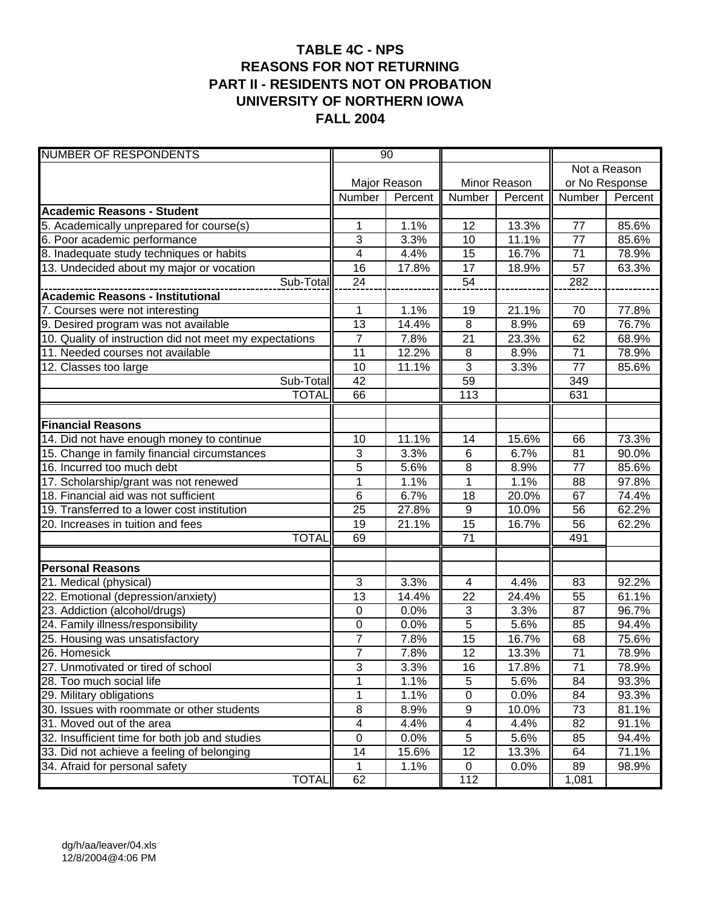# TABLE 4C - NPS
# REASONS FOR NOT RETURNING
# PART II - RESIDENTS NOT ON PROBATION
# UNIVERSITY OF NORTHERN IOWA
# FALL 2004

| NUMBER OF RESPONDENTS | 90 | | | | | |
|---|---|---|---|---|---|---|
| | Major Reason | | Minor Reason | | Not a Reason or No Response | |
| | Number | Percent | Number | Percent | Number | Percent |
| **Academic Reasons - Student** | | | | | | |
| 5. Academically unprepared for course(s) | 1 | 1.1% | 12 | 13.3% | 77 | 85.6% |
| 6. Poor academic performance | 3 | 3.3% | 10 | 11.1% | 77 | 85.6% |
| 8. Inadequate study techniques or habits | 4 | 4.4% | 15 | 16.7% | 71 | 78.9% |
| 13. Undecided about my major or vocation | 16 | 17.8% | 17 | 18.9% | 57 | 63.3% |
| Sub-Total | 24 | | 54 | | 282 | |
| **Academic Reasons - Institutional** | | | | | | |
| 7. Courses were not interesting | 1 | 1.1% | 19 | 21.1% | 70 | 77.8% |
| 9. Desired program was not available | 13 | 14.4% | 8 | 8.9% | 69 | 76.7% |
| 10. Quality of instruction did not meet my expectations | 7 | 7.8% | 21 | 23.3% | 62 | 68.9% |
| 11. Needed courses not available | 11 | 12.2% | 8 | 8.9% | 71 | 78.9% |
| 12. Classes too large | 10 | 11.1% | 3 | 3.3% | 77 | 85.6% |
| Sub-Total | 42 | | 59 | | 349 | |
| TOTAL | 66 | | 113 | | 631 | |
| | | | | | | |
| **Financial Reasons** | | | | | | |
| 14. Did not have enough money to continue | 10 | 11.1% | 14 | 15.6% | 66 | 73.3% |
| 15. Change in family financial circumstances | 3 | 3.3% | 6 | 6.7% | 81 | 90.0% |
| 16. Incurred too much debt | 5 | 5.6% | 8 | 8.9% | 77 | 85.6% |
| 17. Scholarship/grant was not renewed | 1 | 1.1% | 1 | 1.1% | 88 | 97.8% |
| 18. Financial aid was not sufficient | 6 | 6.7% | 18 | 20.0% | 67 | 74.4% |
| 19. Transferred to a lower cost institution | 25 | 27.8% | 9 | 10.0% | 56 | 62.2% |
| 20. Increases in tuition and fees | 19 | 21.1% | 15 | 16.7% | 56 | 62.2% |
| TOTAL | 69 | | 71 | | 491 | |
| | | | | | | |
| **Personal Reasons** | | | | | | |
| 21. Medical (physical) | 3 | 3.3% | 4 | 4.4% | 83 | 92.2% |
| 22. Emotional (depression/anxiety) | 13 | 14.4% | 22 | 24.4% | 55 | 61.1% |
| 23. Addiction (alcohol/drugs) | 0 | 0.0% | 3 | 3.3% | 87 | 96.7% |
| 24. Family illness/responsibility | 0 | 0.0% | 5 | 5.6% | 85 | 94.4% |
| 25. Housing was unsatisfactory | 7 | 7.8% | 15 | 16.7% | 68 | 75.6% |
| 26. Homesick | 7 | 7.8% | 12 | 13.3% | 71 | 78.9% |
| 27. Unmotivated or tired of school | 3 | 3.3% | 16 | 17.8% | 71 | 78.9% |
| 28. Too much social life | 1 | 1.1% | 5 | 5.6% | 84 | 93.3% |
| 29. Military obligations | 1 | 1.1% | 0 | 0.0% | 84 | 93.3% |
| 30. Issues with roommate or other students | 8 | 8.9% | 9 | 10.0% | 73 | 81.1% |
| 31. Moved out of the area | 4 | 4.4% | 4 | 4.4% | 82 | 91.1% |
| 32. Insufficient time for both job and studies | 0 | 0.0% | 5 | 5.6% | 85 | 94.4% |
| 33. Did not achieve a feeling of belonging | 14 | 15.6% | 12 | 13.3% | 64 | 71.1% |
| 34. Afraid for personal safety | 1 | 1.1% | 0 | 0.0% | 89 | 98.9% |
| TOTAL | 62 | | 112 | | 1,081 | |

dg/h/aa/leaver/04.xls
12/8/2004@4:06 PM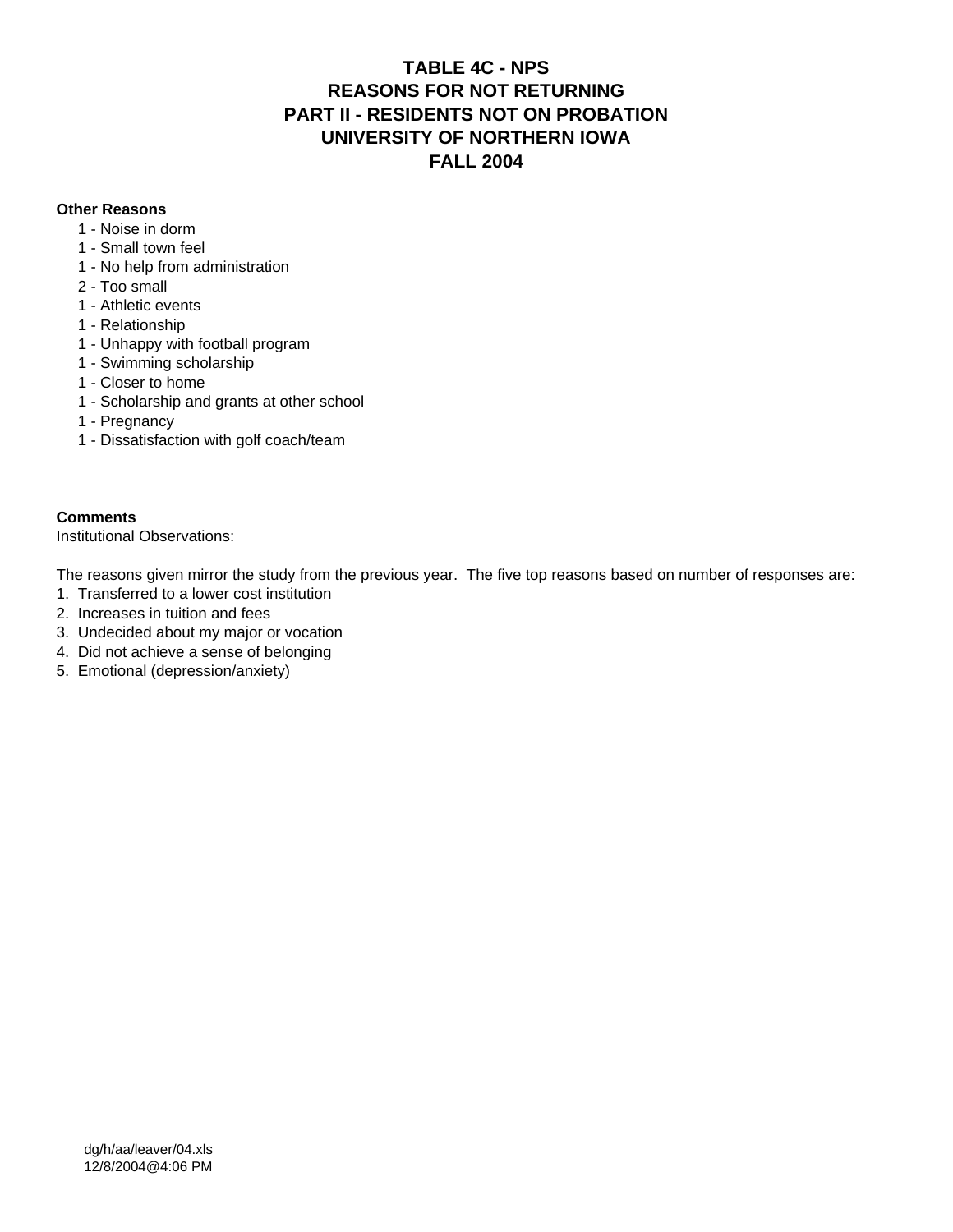# TABLE 4C - NPS
# REASONS FOR NOT RETURNING
# PART II - RESIDENTS NOT ON PROBATION
# UNIVERSITY OF NORTHERN IOWA
# FALL 2004

**Other Reasons**

- 1 - Noise in dorm
- 1 - Small town feel
- 1 - No help from administration
- 2 - Too small
- 1 - Athletic events
- 1 - Relationship
- 1 - Unhappy with football program
- 1 - Swimming scholarship
- 1 - Closer to home
- 1 - Scholarship and grants at other school
- 1 - Pregnancy
- 1 - Dissatisfaction with golf coach/team

**Comments**

Institutional Observations:

The reasons given mirror the study from the previous year. The five top reasons based on number of responses are:

1. Transferred to a lower cost institution
2. Increases in tuition and fees
3. Undecided about my major or vocation
4. Did not achieve a sense of belonging
5. Emotional (depression/anxiety)

dg/h/aa/leaver/04.xls
12/8/2004@4:06 PM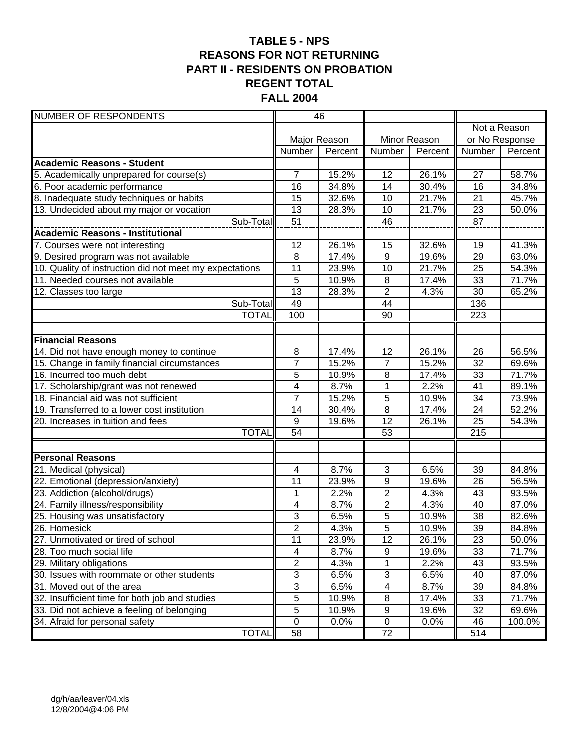# TABLE 5 - NPS
## REASONS FOR NOT RETURNING
## PART II - RESIDENTS ON PROBATION
## REGENT TOTAL
## FALL 2004

| NUMBER OF RESPONDENTS | 46 | | | | | |
|---|---|---|---|---|---|---|
| | Major Reason | | Minor Reason | | Not a Reason or No Response | |
| | Number | Percent | Number | Percent | Number | Percent |
| **Academic Reasons - Student** | | | | | | |
| 5. Academically unprepared for course(s) | 7 | 15.2% | 12 | 26.1% | 27 | 58.7% |
| 6. Poor academic performance | 16 | 34.8% | 14 | 30.4% | 16 | 34.8% |
| 8. Inadequate study techniques or habits | 15 | 32.6% | 10 | 21.7% | 21 | 45.7% |
| 13. Undecided about my major or vocation | 13 | 28.3% | 10 | 21.7% | 23 | 50.0% |
| Sub-Total | 51 | | 46 | | 87 | |
| **Academic Reasons - Institutional** | | | | | | |
| 7. Courses were not interesting | 12 | 26.1% | 15 | 32.6% | 19 | 41.3% |
| 9. Desired program was not available | 8 | 17.4% | 9 | 19.6% | 29 | 63.0% |
| 10. Quality of instruction did not meet my expectations | 11 | 23.9% | 10 | 21.7% | 25 | 54.3% |
| 11. Needed courses not available | 5 | 10.9% | 8 | 17.4% | 33 | 71.7% |
| 12. Classes too large | 13 | 28.3% | 2 | 4.3% | 30 | 65.2% |
| Sub-Total | 49 | | 44 | | 136 | |
| TOTAL | 100 | | 90 | | 223 | |
| | | | | | | |
| **Financial Reasons** | | | | | | |
| 14. Did not have enough money to continue | 8 | 17.4% | 12 | 26.1% | 26 | 56.5% |
| 15. Change in family financial circumstances | 7 | 15.2% | 7 | 15.2% | 32 | 69.6% |
| 16. Incurred too much debt | 5 | 10.9% | 8 | 17.4% | 33 | 71.7% |
| 17. Scholarship/grant was not renewed | 4 | 8.7% | 1 | 2.2% | 41 | 89.1% |
| 18. Financial aid was not sufficient | 7 | 15.2% | 5 | 10.9% | 34 | 73.9% |
| 19. Transferred to a lower cost institution | 14 | 30.4% | 8 | 17.4% | 24 | 52.2% |
| 20. Increases in tuition and fees | 9 | 19.6% | 12 | 26.1% | 25 | 54.3% |
| TOTAL | 54 | | 53 | | 215 | |
| | | | | | | |
| **Personal Reasons** | | | | | | |
| 21. Medical (physical) | 4 | 8.7% | 3 | 6.5% | 39 | 84.8% |
| 22. Emotional (depression/anxiety) | 11 | 23.9% | 9 | 19.6% | 26 | 56.5% |
| 23. Addiction (alcohol/drugs) | 1 | 2.2% | 2 | 4.3% | 43 | 93.5% |
| 24. Family illness/responsibility | 4 | 8.7% | 2 | 4.3% | 40 | 87.0% |
| 25. Housing was unsatisfactory | 3 | 6.5% | 5 | 10.9% | 38 | 82.6% |
| 26. Homesick | 2 | 4.3% | 5 | 10.9% | 39 | 84.8% |
| 27. Unmotivated or tired of school | 11 | 23.9% | 12 | 26.1% | 23 | 50.0% |
| 28. Too much social life | 4 | 8.7% | 9 | 19.6% | 33 | 71.7% |
| 29. Military obligations | 2 | 4.3% | 1 | 2.2% | 43 | 93.5% |
| 30. Issues with roommate or other students | 3 | 6.5% | 3 | 6.5% | 40 | 87.0% |
| 31. Moved out of the area | 3 | 6.5% | 4 | 8.7% | 39 | 84.8% |
| 32. Insufficient time for both job and studies | 5 | 10.9% | 8 | 17.4% | 33 | 71.7% |
| 33. Did not achieve a feeling of belonging | 5 | 10.9% | 9 | 19.6% | 32 | 69.6% |
| 34. Afraid for personal safety | 0 | 0.0% | 0 | 0.0% | 46 | 100.0% |
| TOTAL | 58 | | 72 | | 514 | |

dg/h/aa/leaver/04.xls
12/8/2004@4:06 PM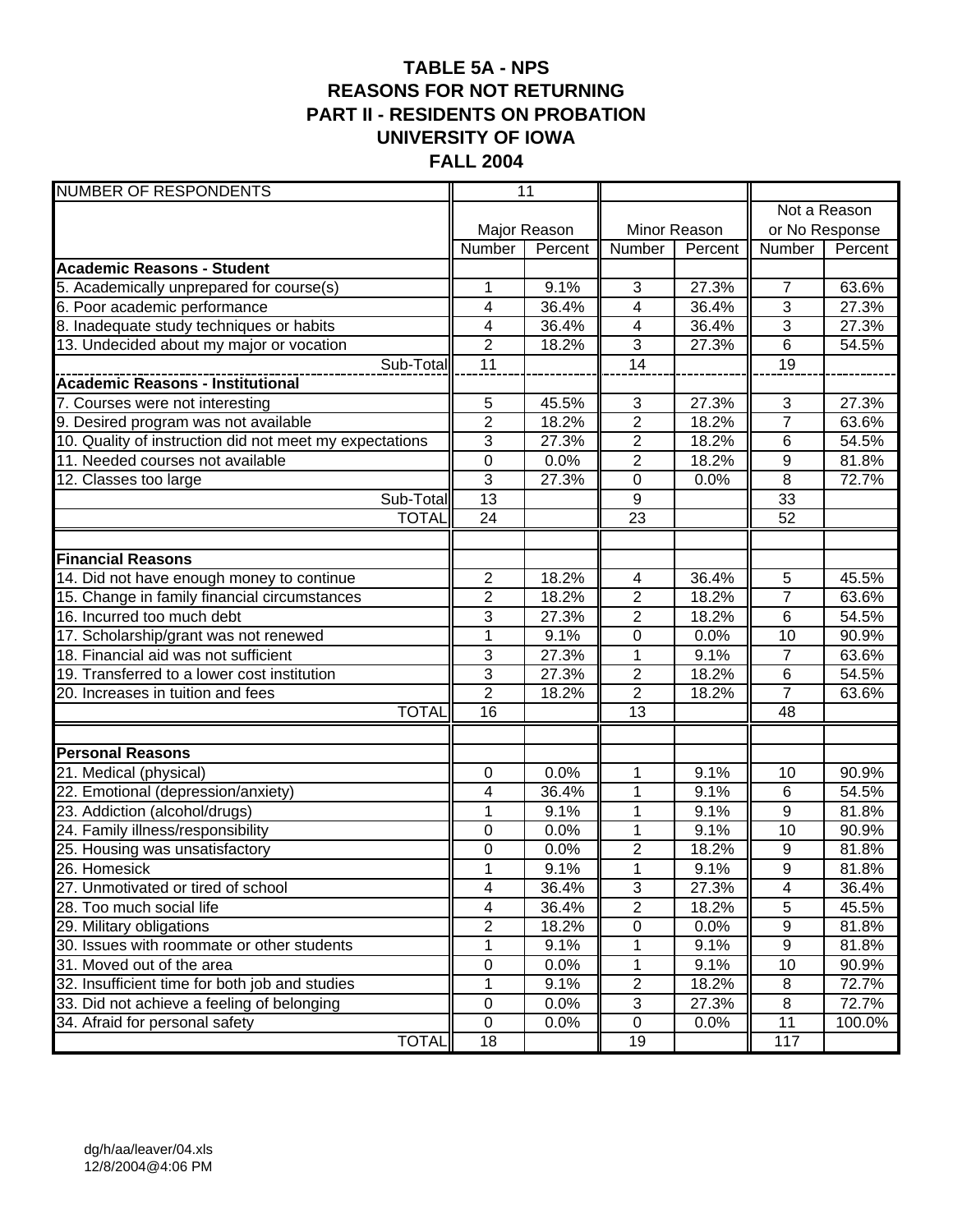# TABLE 5A - NPS
## REASONS FOR NOT RETURNING
## PART II - RESIDENTS ON PROBATION
## UNIVERSITY OF IOWA
## FALL 2004

| NUMBER OF RESPONDENTS | 11 | | | | | |
|---|---|---|---|---|---|---|
| | Major Reason | | Minor Reason | | Not a Reason or No Response | |
| | Number | Percent | Number | Percent | Number | Percent |
| **Academic Reasons - Student** | | | | | | |
| 5. Academically unprepared for course(s) | 1 | 9.1% | 3 | 27.3% | 7 | 63.6% |
| 6. Poor academic performance | 4 | 36.4% | 4 | 36.4% | 3 | 27.3% |
| 8. Inadequate study techniques or habits | 4 | 36.4% | 4 | 36.4% | 3 | 27.3% |
| 13. Undecided about my major or vocation | 2 | 18.2% | 3 | 27.3% | 6 | 54.5% |
| Sub-Total | 11 | | 14 | | 19 | |
| **Academic Reasons - Institutional** | | | | | | |
| 7. Courses were not interesting | 5 | 45.5% | 3 | 27.3% | 3 | 27.3% |
| 9. Desired program was not available | 2 | 18.2% | 2 | 18.2% | 7 | 63.6% |
| 10. Quality of instruction did not meet my expectations | 3 | 27.3% | 2 | 18.2% | 6 | 54.5% |
| 11. Needed courses not available | 0 | 0.0% | 2 | 18.2% | 9 | 81.8% |
| 12. Classes too large | 3 | 27.3% | 0 | 0.0% | 8 | 72.7% |
| Sub-Total | 13 | | 9 | | 33 | |
| TOTAL | 24 | | 23 | | 52 | |
| | | | | | | |
| **Financial Reasons** | | | | | | |
| 14. Did not have enough money to continue | 2 | 18.2% | 4 | 36.4% | 5 | 45.5% |
| 15. Change in family financial circumstances | 2 | 18.2% | 2 | 18.2% | 7 | 63.6% |
| 16. Incurred too much debt | 3 | 27.3% | 2 | 18.2% | 6 | 54.5% |
| 17. Scholarship/grant was not renewed | 1 | 9.1% | 0 | 0.0% | 10 | 90.9% |
| 18. Financial aid was not sufficient | 3 | 27.3% | 1 | 9.1% | 7 | 63.6% |
| 19. Transferred to a lower cost institution | 3 | 27.3% | 2 | 18.2% | 6 | 54.5% |
| 20. Increases in tuition and fees | 2 | 18.2% | 2 | 18.2% | 7 | 63.6% |
| TOTAL | 16 | | 13 | | 48 | |
| | | | | | | |
| **Personal Reasons** | | | | | | |
| 21. Medical (physical) | 0 | 0.0% | 1 | 9.1% | 10 | 90.9% |
| 22. Emotional (depression/anxiety) | 4 | 36.4% | 1 | 9.1% | 6 | 54.5% |
| 23. Addiction (alcohol/drugs) | 1 | 9.1% | 1 | 9.1% | 9 | 81.8% |
| 24. Family illness/responsibility | 0 | 0.0% | 1 | 9.1% | 10 | 90.9% |
| 25. Housing was unsatisfactory | 0 | 0.0% | 2 | 18.2% | 9 | 81.8% |
| 26. Homesick | 1 | 9.1% | 1 | 9.1% | 9 | 81.8% |
| 27. Unmotivated or tired of school | 4 | 36.4% | 3 | 27.3% | 4 | 36.4% |
| 28. Too much social life | 4 | 36.4% | 2 | 18.2% | 5 | 45.5% |
| 29. Military obligations | 2 | 18.2% | 0 | 0.0% | 9 | 81.8% |
| 30. Issues with roommate or other students | 1 | 9.1% | 1 | 9.1% | 9 | 81.8% |
| 31. Moved out of the area | 0 | 0.0% | 1 | 9.1% | 10 | 90.9% |
| 32. Insufficient time for both job and studies | 1 | 9.1% | 2 | 18.2% | 8 | 72.7% |
| 33. Did not achieve a feeling of belonging | 0 | 0.0% | 3 | 27.3% | 8 | 72.7% |
| 34. Afraid for personal safety | 0 | 0.0% | 0 | 0.0% | 11 | 100.0% |
| TOTAL | 18 | | 19 | | 117 | |

dg/h/aa/leaver/04.xls
12/8/2004@4:06 PM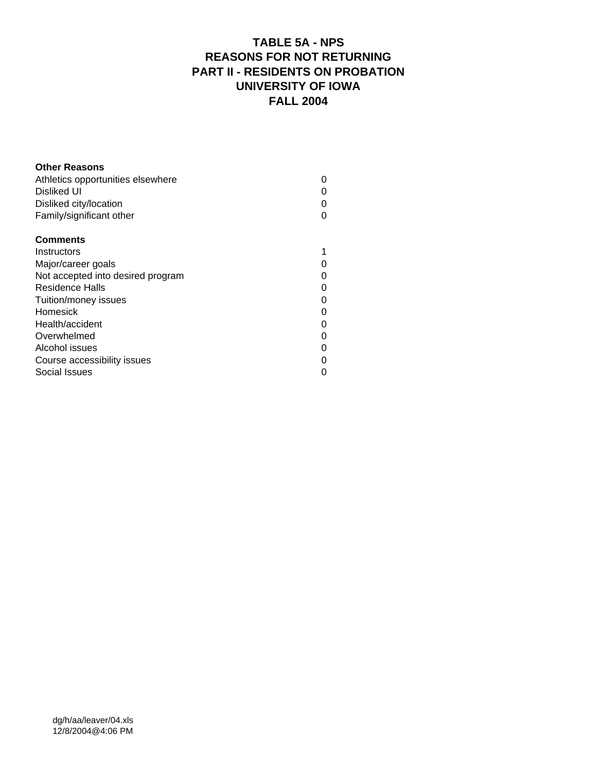# TABLE 5A - NPS
## REASONS FOR NOT RETURNING
## PART II - RESIDENTS ON PROBATION
## UNIVERSITY OF IOWA
## FALL 2004

| **Other Reasons** | |
|---|---|
| Athletics opportunities elsewhere | 0 |
| Disliked UI | 0 |
| Disliked city/location | 0 |
| Family/significant other | 0 |
| | |
| **Comments** | |
| Instructors | 1 |
| Major/career goals | 0 |
| Not accepted into desired program | 0 |
| Residence Halls | 0 |
| Tuition/money issues | 0 |
| Homesick | 0 |
| Health/accident | 0 |
| Overwhelmed | 0 |
| Alcohol issues | 0 |
| Course accessibility issues | 0 |
| Social Issues | 0 |

dg/h/aa/leaver/04.xls
12/8/2004@4:06 PM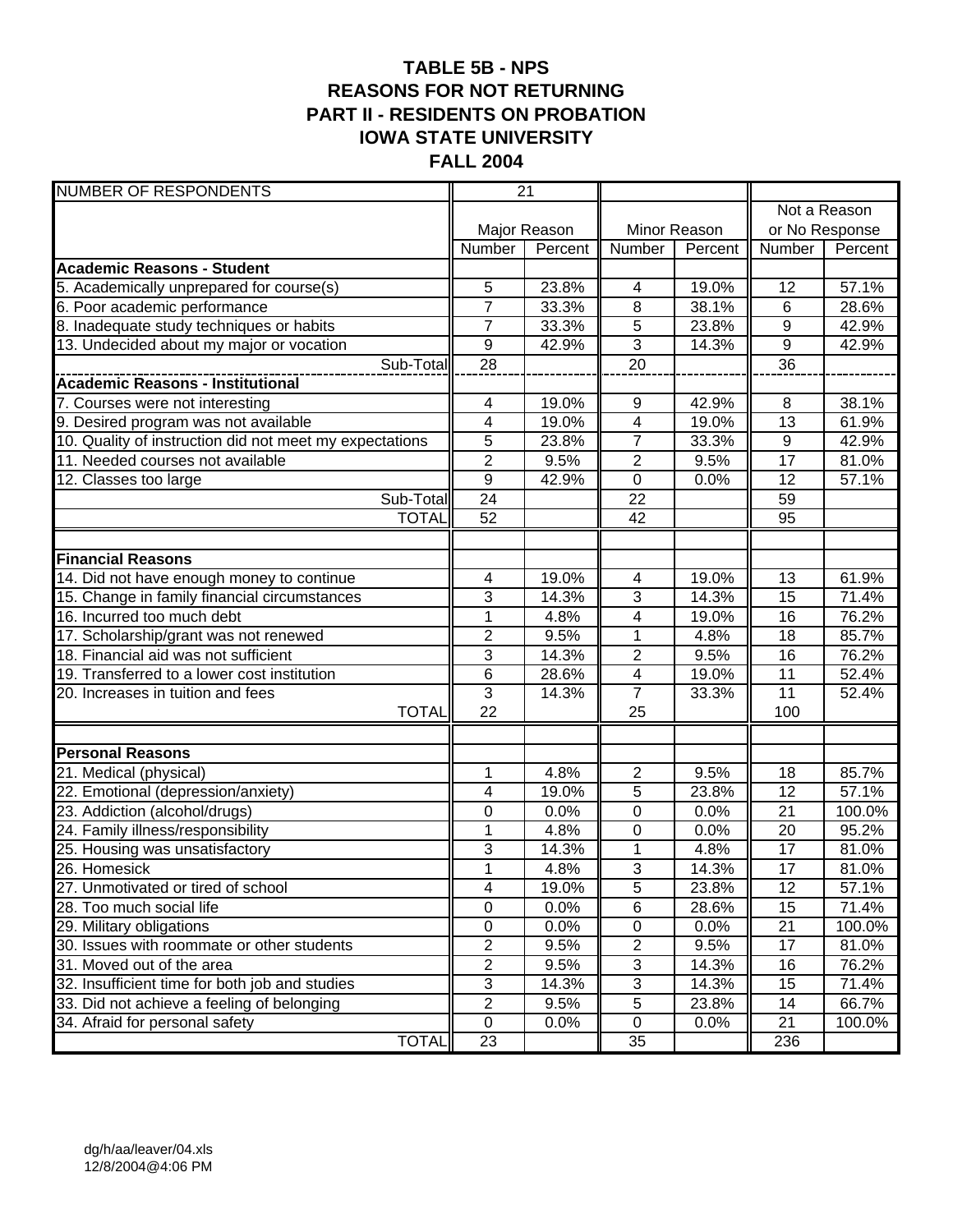# TABLE 5B - NPS
## REASONS FOR NOT RETURNING
## PART II - RESIDENTS ON PROBATION
## IOWA STATE UNIVERSITY
## FALL 2004

| NUMBER OF RESPONDENTS | 21 | | | | | |
|---|---|---|---|---|---|---|
| | Major Reason | | Minor Reason | | Not a Reason or No Response | |
| | Number | Percent | Number | Percent | Number | Percent |
| **Academic Reasons - Student** | | | | | | |
| 5. Academically unprepared for course(s) | 5 | 23.8% | 4 | 19.0% | 12 | 57.1% |
| 6. Poor academic performance | 7 | 33.3% | 8 | 38.1% | 6 | 28.6% |
| 8. Inadequate study techniques or habits | 7 | 33.3% | 5 | 23.8% | 9 | 42.9% |
| 13. Undecided about my major or vocation | 9 | 42.9% | 3 | 14.3% | 9 | 42.9% |
| Sub-Total | 28 | | 20 | | 36 | |
| **Academic Reasons - Institutional** | | | | | | |
| 7. Courses were not interesting | 4 | 19.0% | 9 | 42.9% | 8 | 38.1% |
| 9. Desired program was not available | 4 | 19.0% | 4 | 19.0% | 13 | 61.9% |
| 10. Quality of instruction did not meet my expectations | 5 | 23.8% | 7 | 33.3% | 9 | 42.9% |
| 11. Needed courses not available | 2 | 9.5% | 2 | 9.5% | 17 | 81.0% |
| 12. Classes too large | 9 | 42.9% | 0 | 0.0% | 12 | 57.1% |
| Sub-Total | 24 | | 22 | | 59 | |
| TOTAL | 52 | | 42 | | 95 | |
| | | | | | | |
| **Financial Reasons** | | | | | | |
| 14. Did not have enough money to continue | 4 | 19.0% | 4 | 19.0% | 13 | 61.9% |
| 15. Change in family financial circumstances | 3 | 14.3% | 3 | 14.3% | 15 | 71.4% |
| 16. Incurred too much debt | 1 | 4.8% | 4 | 19.0% | 16 | 76.2% |
| 17. Scholarship/grant was not renewed | 2 | 9.5% | 1 | 4.8% | 18 | 85.7% |
| 18. Financial aid was not sufficient | 3 | 14.3% | 2 | 9.5% | 16 | 76.2% |
| 19. Transferred to a lower cost institution | 6 | 28.6% | 4 | 19.0% | 11 | 52.4% |
| 20. Increases in tuition and fees | 3 | 14.3% | 7 | 33.3% | 11 | 52.4% |
| TOTAL | 22 | | 25 | | 100 | |
| | | | | | | |
| **Personal Reasons** | | | | | | |
| 21. Medical (physical) | 1 | 4.8% | 2 | 9.5% | 18 | 85.7% |
| 22. Emotional (depression/anxiety) | 4 | 19.0% | 5 | 23.8% | 12 | 57.1% |
| 23. Addiction (alcohol/drugs) | 0 | 0.0% | 0 | 0.0% | 21 | 100.0% |
| 24. Family illness/responsibility | 1 | 4.8% | 0 | 0.0% | 20 | 95.2% |
| 25. Housing was unsatisfactory | 3 | 14.3% | 1 | 4.8% | 17 | 81.0% |
| 26. Homesick | 1 | 4.8% | 3 | 14.3% | 17 | 81.0% |
| 27. Unmotivated or tired of school | 4 | 19.0% | 5 | 23.8% | 12 | 57.1% |
| 28. Too much social life | 0 | 0.0% | 6 | 28.6% | 15 | 71.4% |
| 29. Military obligations | 0 | 0.0% | 0 | 0.0% | 21 | 100.0% |
| 30. Issues with roommate or other students | 2 | 9.5% | 2 | 9.5% | 17 | 81.0% |
| 31. Moved out of the area | 2 | 9.5% | 3 | 14.3% | 16 | 76.2% |
| 32. Insufficient time for both job and studies | 3 | 14.3% | 3 | 14.3% | 15 | 71.4% |
| 33. Did not achieve a feeling of belonging | 2 | 9.5% | 5 | 23.8% | 14 | 66.7% |
| 34. Afraid for personal safety | 0 | 0.0% | 0 | 0.0% | 21 | 100.0% |
| TOTAL | 23 | | 35 | | 236 | |

dg/h/aa/leaver/04.xls
12/8/2004@4:06 PM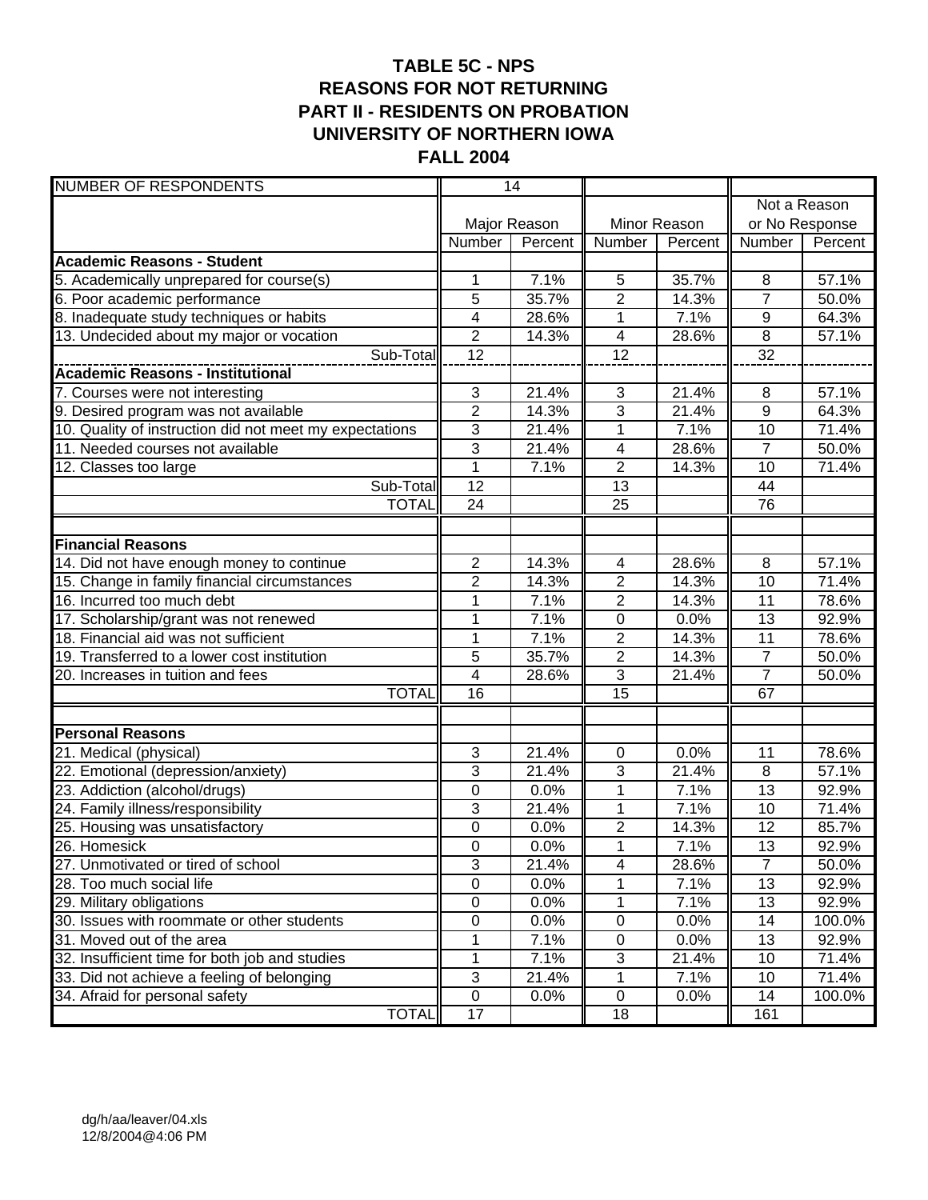# TABLE 5C - NPS
## REASONS FOR NOT RETURNING
## PART II - RESIDENTS ON PROBATION
## UNIVERSITY OF NORTHERN IOWA
## FALL 2004

| NUMBER OF RESPONDENTS | 14 | | | | | |
|---|---|---|---|---|---|---|
| | Major Reason | | Minor Reason | | Not a Reason or No Response | |
| | Number | Percent | Number | Percent | Number | Percent |
| **Academic Reasons - Student** | | | | | | |
| 5. Academically unprepared for course(s) | 1 | 7.1% | 5 | 35.7% | 8 | 57.1% |
| 6. Poor academic performance | 5 | 35.7% | 2 | 14.3% | 7 | 50.0% |
| 8. Inadequate study techniques or habits | 4 | 28.6% | 1 | 7.1% | 9 | 64.3% |
| 13. Undecided about my major or vocation | 2 | 14.3% | 4 | 28.6% | 8 | 57.1% |
| Sub-Total | 12 | | 12 | | 32 | |
| **Academic Reasons - Institutional** | | | | | | |
| 7. Courses were not interesting | 3 | 21.4% | 3 | 21.4% | 8 | 57.1% |
| 9. Desired program was not available | 2 | 14.3% | 3 | 21.4% | 9 | 64.3% |
| 10. Quality of instruction did not meet my expectations | 3 | 21.4% | 1 | 7.1% | 10 | 71.4% |
| 11. Needed courses not available | 3 | 21.4% | 4 | 28.6% | 7 | 50.0% |
| 12. Classes too large | 1 | 7.1% | 2 | 14.3% | 10 | 71.4% |
| Sub-Total | 12 | | 13 | | 44 | |
| TOTAL | 24 | | 25 | | 76 | |
| | | | | | | |
| **Financial Reasons** | | | | | | |
| 14. Did not have enough money to continue | 2 | 14.3% | 4 | 28.6% | 8 | 57.1% |
| 15. Change in family financial circumstances | 2 | 14.3% | 2 | 14.3% | 10 | 71.4% |
| 16. Incurred too much debt | 1 | 7.1% | 2 | 14.3% | 11 | 78.6% |
| 17. Scholarship/grant was not renewed | 1 | 7.1% | 0 | 0.0% | 13 | 92.9% |
| 18. Financial aid was not sufficient | 1 | 7.1% | 2 | 14.3% | 11 | 78.6% |
| 19. Transferred to a lower cost institution | 5 | 35.7% | 2 | 14.3% | 7 | 50.0% |
| 20. Increases in tuition and fees | 4 | 28.6% | 3 | 21.4% | 7 | 50.0% |
| TOTAL | 16 | | 15 | | 67 | |
| | | | | | | |
| **Personal Reasons** | | | | | | |
| 21. Medical (physical) | 3 | 21.4% | 0 | 0.0% | 11 | 78.6% |
| 22. Emotional (depression/anxiety) | 3 | 21.4% | 3 | 21.4% | 8 | 57.1% |
| 23. Addiction (alcohol/drugs) | 0 | 0.0% | 1 | 7.1% | 13 | 92.9% |
| 24. Family illness/responsibility | 3 | 21.4% | 1 | 7.1% | 10 | 71.4% |
| 25. Housing was unsatisfactory | 0 | 0.0% | 2 | 14.3% | 12 | 85.7% |
| 26. Homesick | 0 | 0.0% | 1 | 7.1% | 13 | 92.9% |
| 27. Unmotivated or tired of school | 3 | 21.4% | 4 | 28.6% | 7 | 50.0% |
| 28. Too much social life | 0 | 0.0% | 1 | 7.1% | 13 | 92.9% |
| 29. Military obligations | 0 | 0.0% | 1 | 7.1% | 13 | 92.9% |
| 30. Issues with roommate or other students | 0 | 0.0% | 0 | 0.0% | 14 | 100.0% |
| 31. Moved out of the area | 1 | 7.1% | 0 | 0.0% | 13 | 92.9% |
| 32. Insufficient time for both job and studies | 1 | 7.1% | 3 | 21.4% | 10 | 71.4% |
| 33. Did not achieve a feeling of belonging | 3 | 21.4% | 1 | 7.1% | 10 | 71.4% |
| 34. Afraid for personal safety | 0 | 0.0% | 0 | 0.0% | 14 | 100.0% |
| TOTAL | 17 | | 18 | | 161 | |

dg/h/aa/leaver/04.xls
12/8/2004@4:06 PM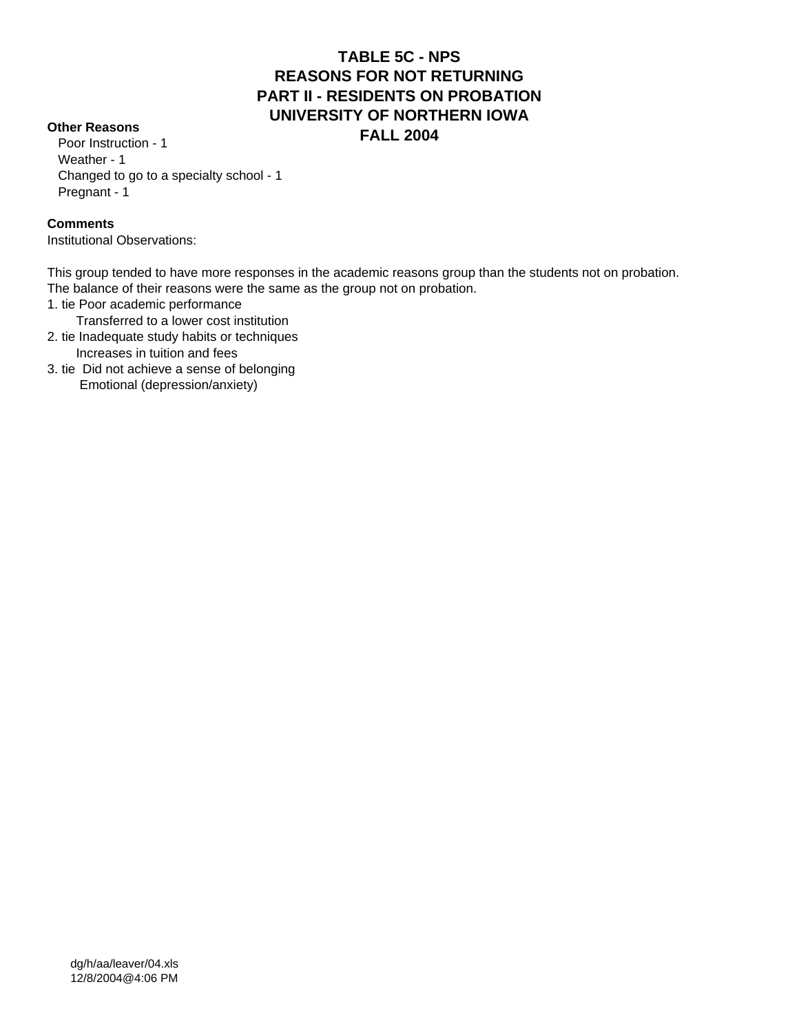# TABLE 5C - NPS
# REASONS FOR NOT RETURNING
# PART II - RESIDENTS ON PROBATION
# UNIVERSITY OF NORTHERN IOWA
# FALL 2004

**Other Reasons**

- Poor Instruction - 1
- Weather - 1
- Changed to go to a specialty school - 1
- Pregnant - 1

**Comments**

Institutional Observations:

This group tended to have more responses in the academic reasons group than the students not on probation. The balance of their reasons were the same as the group not on probation.

1. tie Poor academic performance
   Transferred to a lower cost institution
2. tie Inadequate study habits or techniques
   Increases in tuition and fees
3. tie Did not achieve a sense of belonging
   Emotional (depression/anxiety)

dg/h/aa/leaver/04.xls
12/8/2004@4:06 PM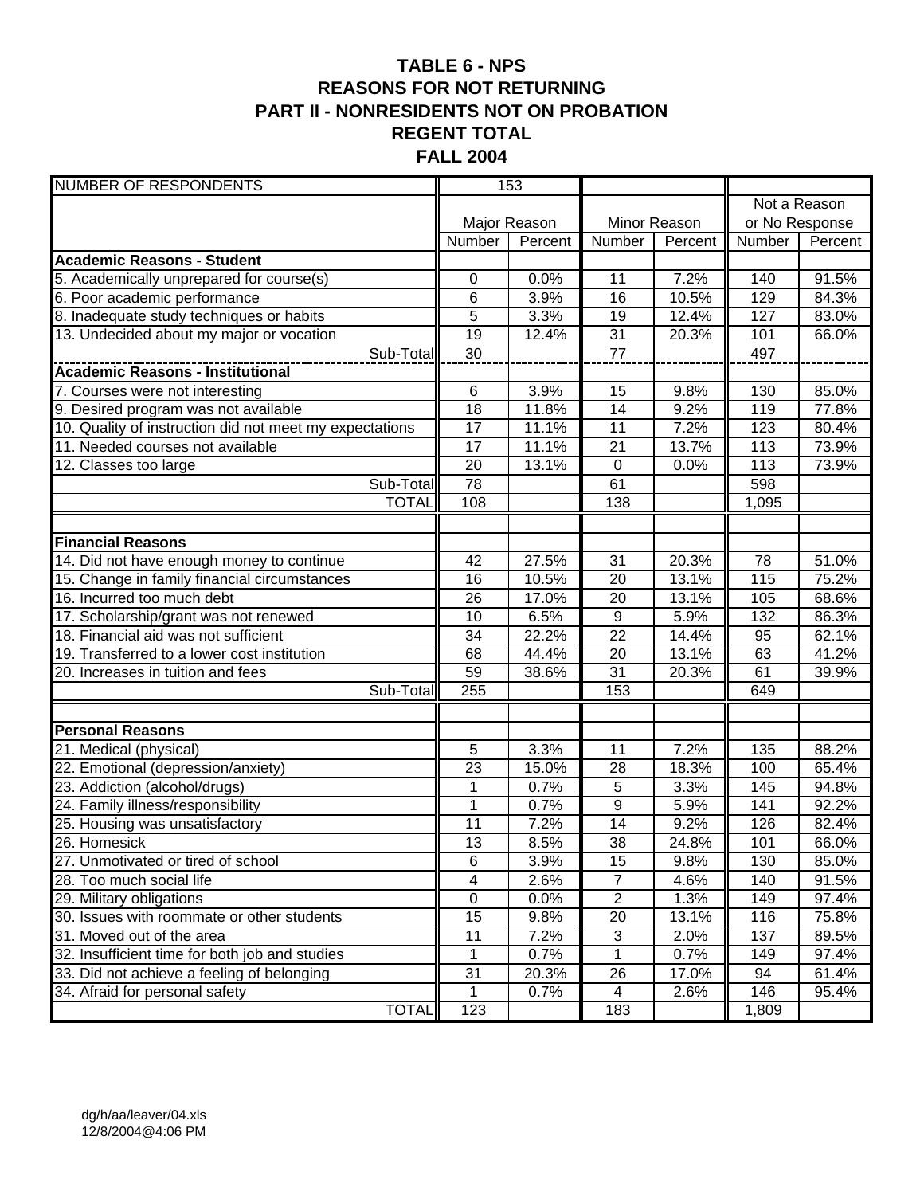# TABLE 6 - NPS
## REASONS FOR NOT RETURNING
## PART II - NONRESIDENTS NOT ON PROBATION
## REGENT TOTAL
## FALL 2004

| NUMBER OF RESPONDENTS | 153 | | | | | |
|---|---|---|---|---|---|---|
| | Major Reason | | Minor Reason | | Not a Reason or No Response | |
| | Number | Percent | Number | Percent | Number | Percent |
| **Academic Reasons - Student** | | | | | | |
| 5. Academically unprepared for course(s) | 0 | 0.0% | 11 | 7.2% | 140 | 91.5% |
| 6. Poor academic performance | 6 | 3.9% | 16 | 10.5% | 129 | 84.3% |
| 8. Inadequate study techniques or habits | 5 | 3.3% | 19 | 12.4% | 127 | 83.0% |
| 13. Undecided about my major or vocation | 19 | 12.4% | 31 | 20.3% | 101 | 66.0% |
| Sub-Total | 30 | | 77 | | 497 | |
| **Academic Reasons - Institutional** | | | | | | |
| 7. Courses were not interesting | 6 | 3.9% | 15 | 9.8% | 130 | 85.0% |
| 9. Desired program was not available | 18 | 11.8% | 14 | 9.2% | 119 | 77.8% |
| 10. Quality of instruction did not meet my expectations | 17 | 11.1% | 11 | 7.2% | 123 | 80.4% |
| 11. Needed courses not available | 17 | 11.1% | 21 | 13.7% | 113 | 73.9% |
| 12. Classes too large | 20 | 13.1% | 0 | 0.0% | 113 | 73.9% |
| Sub-Total | 78 | | 61 | | 598 | |
| TOTAL | 108 | | 138 | | 1,095 | |
| | | | | | | |
| **Financial Reasons** | | | | | | |
| 14. Did not have enough money to continue | 42 | 27.5% | 31 | 20.3% | 78 | 51.0% |
| 15. Change in family financial circumstances | 16 | 10.5% | 20 | 13.1% | 115 | 75.2% |
| 16. Incurred too much debt | 26 | 17.0% | 20 | 13.1% | 105 | 68.6% |
| 17. Scholarship/grant was not renewed | 10 | 6.5% | 9 | 5.9% | 132 | 86.3% |
| 18. Financial aid was not sufficient | 34 | 22.2% | 22 | 14.4% | 95 | 62.1% |
| 19. Transferred to a lower cost institution | 68 | 44.4% | 20 | 13.1% | 63 | 41.2% |
| 20. Increases in tuition and fees | 59 | 38.6% | 31 | 20.3% | 61 | 39.9% |
| Sub-Total | 255 | | 153 | | 649 | |
| | | | | | | |
| **Personal Reasons** | | | | | | |
| 21. Medical (physical) | 5 | 3.3% | 11 | 7.2% | 135 | 88.2% |
| 22. Emotional (depression/anxiety) | 23 | 15.0% | 28 | 18.3% | 100 | 65.4% |
| 23. Addiction (alcohol/drugs) | 1 | 0.7% | 5 | 3.3% | 145 | 94.8% |
| 24. Family illness/responsibility | 1 | 0.7% | 9 | 5.9% | 141 | 92.2% |
| 25. Housing was unsatisfactory | 11 | 7.2% | 14 | 9.2% | 126 | 82.4% |
| 26. Homesick | 13 | 8.5% | 38 | 24.8% | 101 | 66.0% |
| 27. Unmotivated or tired of school | 6 | 3.9% | 15 | 9.8% | 130 | 85.0% |
| 28. Too much social life | 4 | 2.6% | 7 | 4.6% | 140 | 91.5% |
| 29. Military obligations | 0 | 0.0% | 2 | 1.3% | 149 | 97.4% |
| 30. Issues with roommate or other students | 15 | 9.8% | 20 | 13.1% | 116 | 75.8% |
| 31. Moved out of the area | 11 | 7.2% | 3 | 2.0% | 137 | 89.5% |
| 32. Insufficient time for both job and studies | 1 | 0.7% | 1 | 0.7% | 149 | 97.4% |
| 33. Did not achieve a feeling of belonging | 31 | 20.3% | 26 | 17.0% | 94 | 61.4% |
| 34. Afraid for personal safety | 1 | 0.7% | 4 | 2.6% | 146 | 95.4% |
| TOTAL | 123 | | 183 | | 1,809 | |

dg/h/aa/leaver/04.xls
12/8/2004@4:06 PM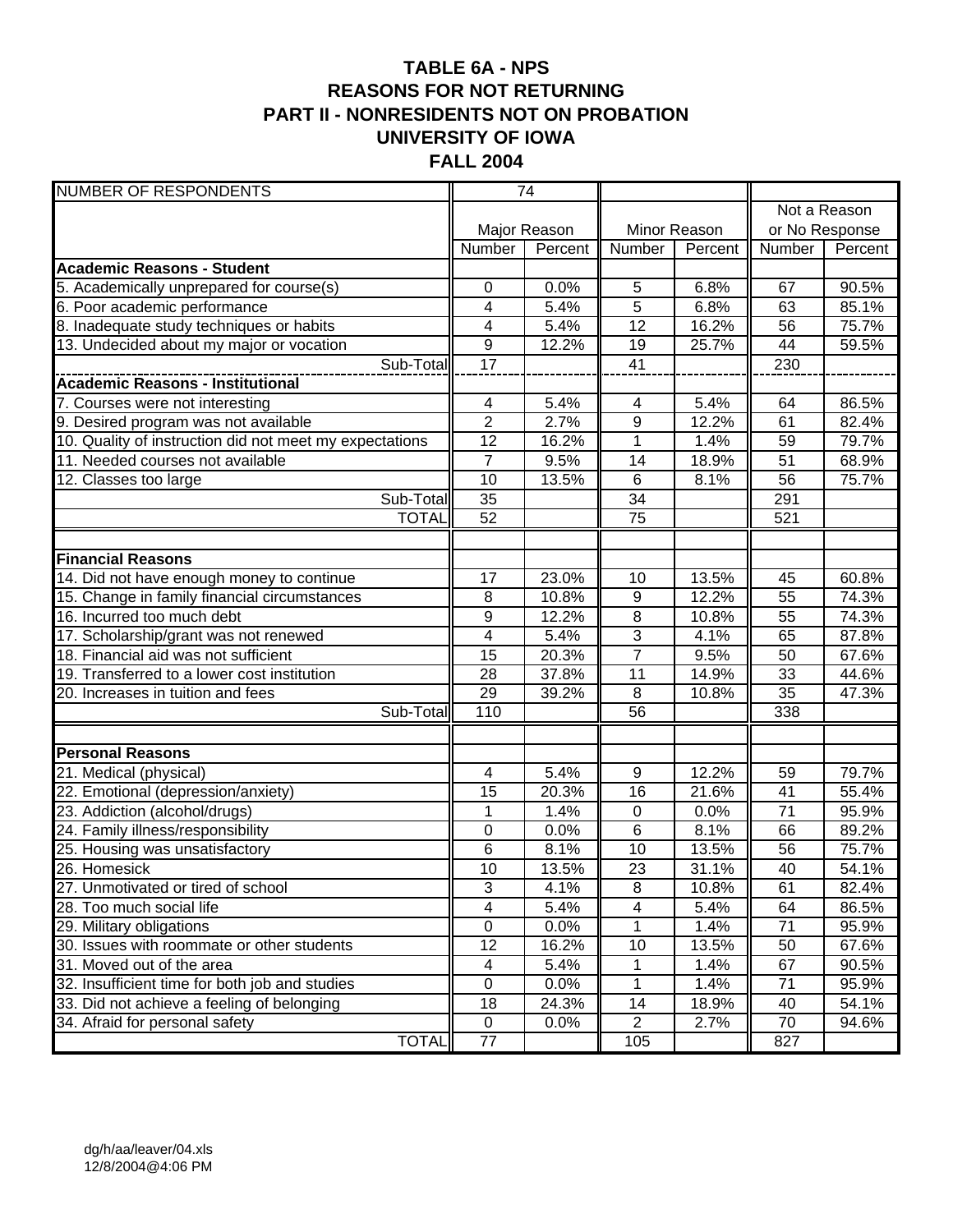# TABLE 6A - NPS
## REASONS FOR NOT RETURNING
## PART II - NONRESIDENTS NOT ON PROBATION
## UNIVERSITY OF IOWA
## FALL 2004

| NUMBER OF RESPONDENTS | 74 | | | | | |
|---|---|---|---|---|---|---|
| | Major Reason | | Minor Reason | | Not a Reason or No Response | |
| | Number | Percent | Number | Percent | Number | Percent |
| **Academic Reasons - Student** | | | | | | |
| 5. Academically unprepared for course(s) | 0 | 0.0% | 5 | 6.8% | 67 | 90.5% |
| 6. Poor academic performance | 4 | 5.4% | 5 | 6.8% | 63 | 85.1% |
| 8. Inadequate study techniques or habits | 4 | 5.4% | 12 | 16.2% | 56 | 75.7% |
| 13. Undecided about my major or vocation | 9 | 12.2% | 19 | 25.7% | 44 | 59.5% |
| Sub-Total | 17 | | 41 | | 230 | |
| **Academic Reasons - Institutional** | | | | | | |
| 7. Courses were not interesting | 4 | 5.4% | 4 | 5.4% | 64 | 86.5% |
| 9. Desired program was not available | 2 | 2.7% | 9 | 12.2% | 61 | 82.4% |
| 10. Quality of instruction did not meet my expectations | 12 | 16.2% | 1 | 1.4% | 59 | 79.7% |
| 11. Needed courses not available | 7 | 9.5% | 14 | 18.9% | 51 | 68.9% |
| 12. Classes too large | 10 | 13.5% | 6 | 8.1% | 56 | 75.7% |
| Sub-Total | 35 | | 34 | | 291 | |
| TOTAL | 52 | | 75 | | 521 | |
| | | | | | | |
| **Financial Reasons** | | | | | | |
| 14. Did not have enough money to continue | 17 | 23.0% | 10 | 13.5% | 45 | 60.8% |
| 15. Change in family financial circumstances | 8 | 10.8% | 9 | 12.2% | 55 | 74.3% |
| 16. Incurred too much debt | 9 | 12.2% | 8 | 10.8% | 55 | 74.3% |
| 17. Scholarship/grant was not renewed | 4 | 5.4% | 3 | 4.1% | 65 | 87.8% |
| 18. Financial aid was not sufficient | 15 | 20.3% | 7 | 9.5% | 50 | 67.6% |
| 19. Transferred to a lower cost institution | 28 | 37.8% | 11 | 14.9% | 33 | 44.6% |
| 20. Increases in tuition and fees | 29 | 39.2% | 8 | 10.8% | 35 | 47.3% |
| Sub-Total | 110 | | 56 | | 338 | |
| | | | | | | |
| **Personal Reasons** | | | | | | |
| 21. Medical (physical) | 4 | 5.4% | 9 | 12.2% | 59 | 79.7% |
| 22. Emotional (depression/anxiety) | 15 | 20.3% | 16 | 21.6% | 41 | 55.4% |
| 23. Addiction (alcohol/drugs) | 1 | 1.4% | 0 | 0.0% | 71 | 95.9% |
| 24. Family illness/responsibility | 0 | 0.0% | 6 | 8.1% | 66 | 89.2% |
| 25. Housing was unsatisfactory | 6 | 8.1% | 10 | 13.5% | 56 | 75.7% |
| 26. Homesick | 10 | 13.5% | 23 | 31.1% | 40 | 54.1% |
| 27. Unmotivated or tired of school | 3 | 4.1% | 8 | 10.8% | 61 | 82.4% |
| 28. Too much social life | 4 | 5.4% | 4 | 5.4% | 64 | 86.5% |
| 29. Military obligations | 0 | 0.0% | 1 | 1.4% | 71 | 95.9% |
| 30. Issues with roommate or other students | 12 | 16.2% | 10 | 13.5% | 50 | 67.6% |
| 31. Moved out of the area | 4 | 5.4% | 1 | 1.4% | 67 | 90.5% |
| 32. Insufficient time for both job and studies | 0 | 0.0% | 1 | 1.4% | 71 | 95.9% |
| 33. Did not achieve a feeling of belonging | 18 | 24.3% | 14 | 18.9% | 40 | 54.1% |
| 34. Afraid for personal safety | 0 | 0.0% | 2 | 2.7% | 70 | 94.6% |
| TOTAL | 77 | | 105 | | 827 | |

dg/h/aa/leaver/04.xls
12/8/2004@4:06 PM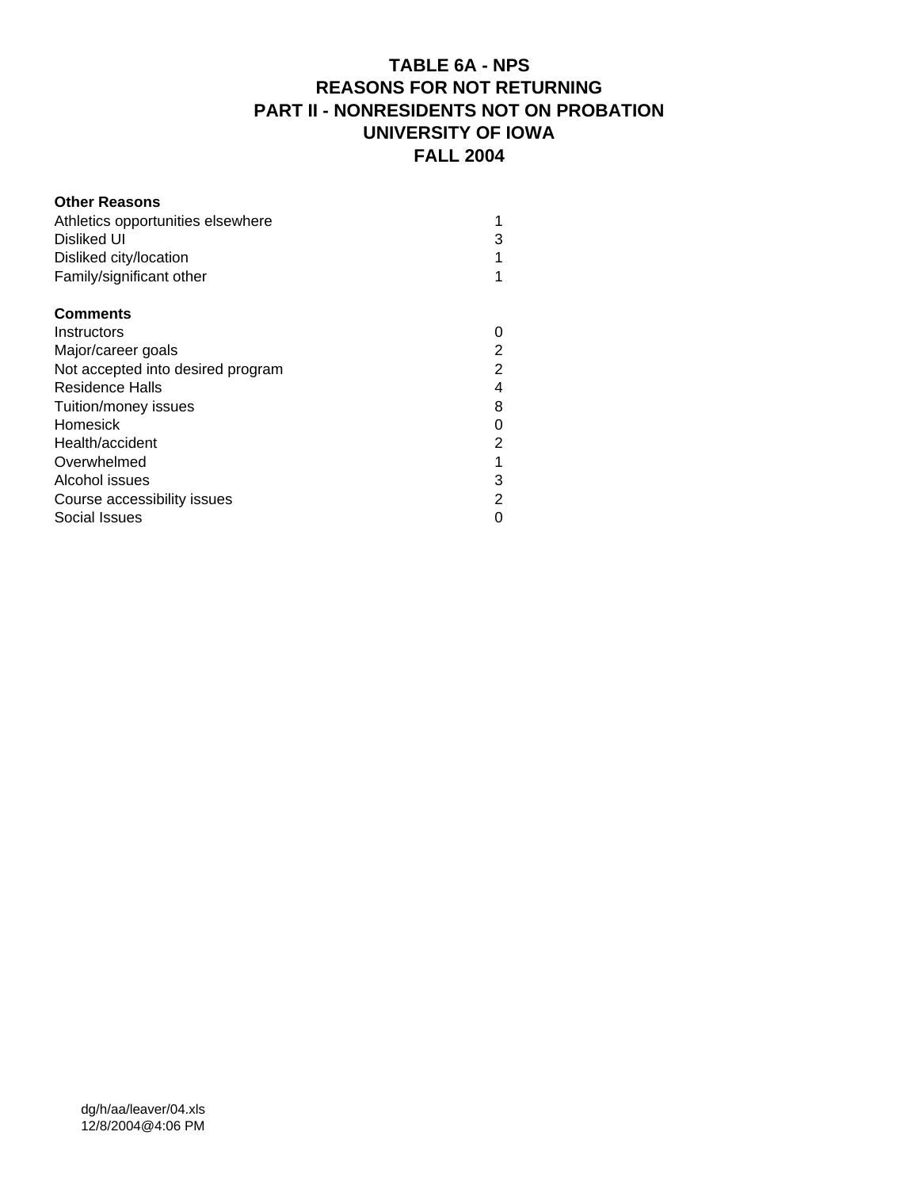# TABLE 6A - NPS
## REASONS FOR NOT RETURNING
## PART II - NONRESIDENTS NOT ON PROBATION
## UNIVERSITY OF IOWA
## FALL 2004

| **Other Reasons** | |
|---|---|
| Athletics opportunities elsewhere | 1 |
| Disliked UI | 3 |
| Disliked city/location | 1 |
| Family/significant other | 1 |
| | |
| **Comments** | |
| Instructors | 0 |
| Major/career goals | 2 |
| Not accepted into desired program | 2 |
| Residence Halls | 4 |
| Tuition/money issues | 8 |
| Homesick | 0 |
| Health/accident | 2 |
| Overwhelmed | 1 |
| Alcohol issues | 3 |
| Course accessibility issues | 2 |
| Social Issues | 0 |

dg/h/aa/leaver/04.xls
12/8/2004@4:06 PM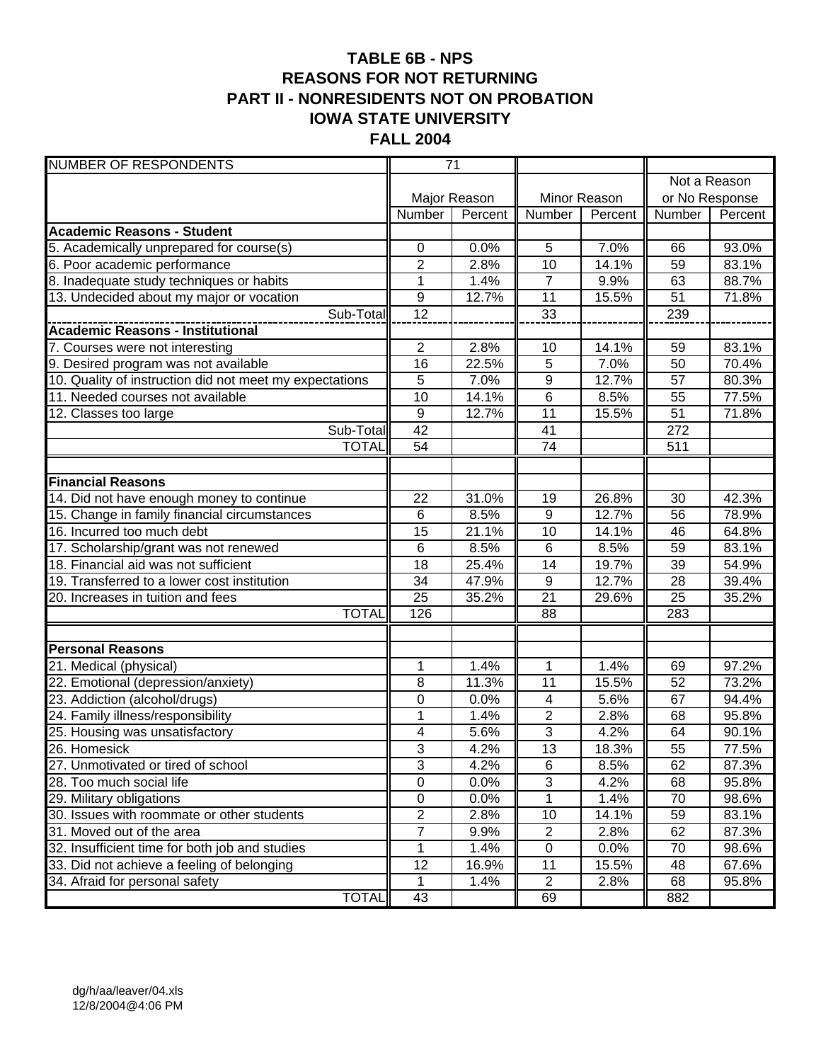# TABLE 6B - NPS
# REASONS FOR NOT RETURNING
# PART II - NONRESIDENTS NOT ON PROBATION
# IOWA STATE UNIVERSITY
# FALL 2004

| NUMBER OF RESPONDENTS | 71 | | | | | |
|---|---|---|---|---|---|---|
| | Major Reason | | Minor Reason | | Not a Reason or No Response | |
| | Number | Percent | Number | Percent | Number | Percent |
| **Academic Reasons - Student** | | | | | | |
| 5. Academically unprepared for course(s) | 0 | 0.0% | 5 | 7.0% | 66 | 93.0% |
| 6. Poor academic performance | 2 | 2.8% | 10 | 14.1% | 59 | 83.1% |
| 8. Inadequate study techniques or habits | 1 | 1.4% | 7 | 9.9% | 63 | 88.7% |
| 13. Undecided about my major or vocation | 9 | 12.7% | 11 | 15.5% | 51 | 71.8% |
| Sub-Total | 12 | | 33 | | 239 | |
| **Academic Reasons - Institutional** | | | | | | |
| 7. Courses were not interesting | 2 | 2.8% | 10 | 14.1% | 59 | 83.1% |
| 9. Desired program was not available | 16 | 22.5% | 5 | 7.0% | 50 | 70.4% |
| 10. Quality of instruction did not meet my expectations | 5 | 7.0% | 9 | 12.7% | 57 | 80.3% |
| 11. Needed courses not available | 10 | 14.1% | 6 | 8.5% | 55 | 77.5% |
| 12. Classes too large | 9 | 12.7% | 11 | 15.5% | 51 | 71.8% |
| Sub-Total | 42 | | 41 | | 272 | |
| TOTAL | 54 | | 74 | | 511 | |
| | | | | | | |
| **Financial Reasons** | | | | | | |
| 14. Did not have enough money to continue | 22 | 31.0% | 19 | 26.8% | 30 | 42.3% |
| 15. Change in family financial circumstances | 6 | 8.5% | 9 | 12.7% | 56 | 78.9% |
| 16. Incurred too much debt | 15 | 21.1% | 10 | 14.1% | 46 | 64.8% |
| 17. Scholarship/grant was not renewed | 6 | 8.5% | 6 | 8.5% | 59 | 83.1% |
| 18. Financial aid was not sufficient | 18 | 25.4% | 14 | 19.7% | 39 | 54.9% |
| 19. Transferred to a lower cost institution | 34 | 47.9% | 9 | 12.7% | 28 | 39.4% |
| 20. Increases in tuition and fees | 25 | 35.2% | 21 | 29.6% | 25 | 35.2% |
| TOTAL | 126 | | 88 | | 283 | |
| | | | | | | |
| **Personal Reasons** | | | | | | |
| 21. Medical (physical) | 1 | 1.4% | 1 | 1.4% | 69 | 97.2% |
| 22. Emotional (depression/anxiety) | 8 | 11.3% | 11 | 15.5% | 52 | 73.2% |
| 23. Addiction (alcohol/drugs) | 0 | 0.0% | 4 | 5.6% | 67 | 94.4% |
| 24. Family illness/responsibility | 1 | 1.4% | 2 | 2.8% | 68 | 95.8% |
| 25. Housing was unsatisfactory | 4 | 5.6% | 3 | 4.2% | 64 | 90.1% |
| 26. Homesick | 3 | 4.2% | 13 | 18.3% | 55 | 77.5% |
| 27. Unmotivated or tired of school | 3 | 4.2% | 6 | 8.5% | 62 | 87.3% |
| 28. Too much social life | 0 | 0.0% | 3 | 4.2% | 68 | 95.8% |
| 29. Military obligations | 0 | 0.0% | 1 | 1.4% | 70 | 98.6% |
| 30. Issues with roommate or other students | 2 | 2.8% | 10 | 14.1% | 59 | 83.1% |
| 31. Moved out of the area | 7 | 9.9% | 2 | 2.8% | 62 | 87.3% |
| 32. Insufficient time for both job and studies | 1 | 1.4% | 0 | 0.0% | 70 | 98.6% |
| 33. Did not achieve a feeling of belonging | 12 | 16.9% | 11 | 15.5% | 48 | 67.6% |
| 34. Afraid for personal safety | 1 | 1.4% | 2 | 2.8% | 68 | 95.8% |
| TOTAL | 43 | | 69 | | 882 | |

dg/h/aa/leaver/04.xls
12/8/2004@4:06 PM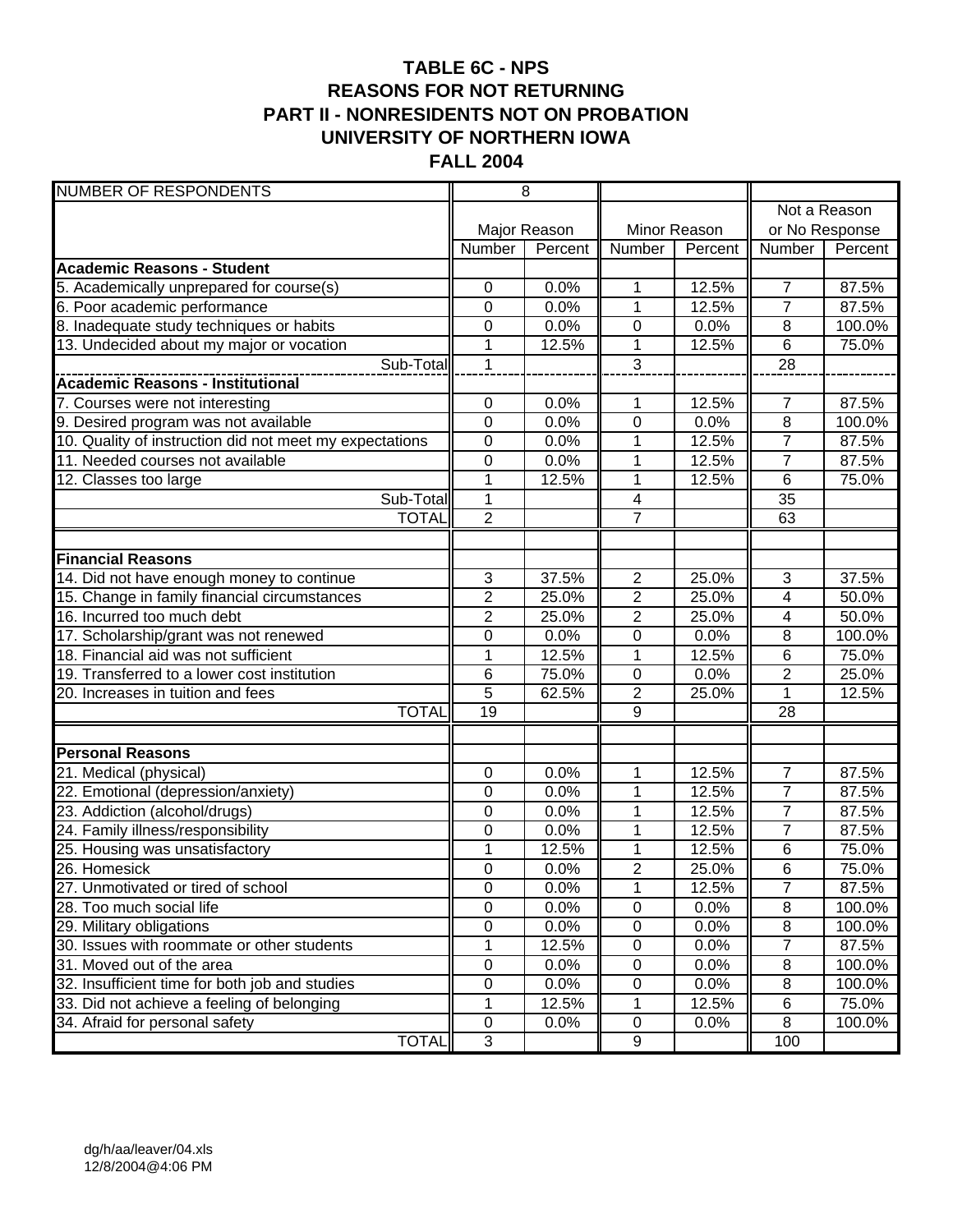# TABLE 6C - NPS
## REASONS FOR NOT RETURNING
## PART II - NONRESIDENTS NOT ON PROBATION
## UNIVERSITY OF NORTHERN IOWA
## FALL 2004

| NUMBER OF RESPONDENTS | 8 | | | | | |
|---|---|---|---|---|---|---|
| | Major Reason | | Minor Reason | | Not a Reason or No Response | |
| | Number | Percent | Number | Percent | Number | Percent |
| **Academic Reasons - Student** | | | | | | |
| 5. Academically unprepared for course(s) | 0 | 0.0% | 1 | 12.5% | 7 | 87.5% |
| 6. Poor academic performance | 0 | 0.0% | 1 | 12.5% | 7 | 87.5% |
| 8. Inadequate study techniques or habits | 0 | 0.0% | 0 | 0.0% | 8 | 100.0% |
| 13. Undecided about my major or vocation | 1 | 12.5% | 1 | 12.5% | 6 | 75.0% |
| Sub-Total | 1 | | 3 | | 28 | |
| **Academic Reasons - Institutional** | | | | | | |
| 7. Courses were not interesting | 0 | 0.0% | 1 | 12.5% | 7 | 87.5% |
| 9. Desired program was not available | 0 | 0.0% | 0 | 0.0% | 8 | 100.0% |
| 10. Quality of instruction did not meet my expectations | 0 | 0.0% | 1 | 12.5% | 7 | 87.5% |
| 11. Needed courses not available | 0 | 0.0% | 1 | 12.5% | 7 | 87.5% |
| 12. Classes too large | 1 | 12.5% | 1 | 12.5% | 6 | 75.0% |
| Sub-Total | 1 | | 4 | | 35 | |
| TOTAL | 2 | | 7 | | 63 | |
| | | | | | | |
| **Financial Reasons** | | | | | | |
| 14. Did not have enough money to continue | 3 | 37.5% | 2 | 25.0% | 3 | 37.5% |
| 15. Change in family financial circumstances | 2 | 25.0% | 2 | 25.0% | 4 | 50.0% |
| 16. Incurred too much debt | 2 | 25.0% | 2 | 25.0% | 4 | 50.0% |
| 17. Scholarship/grant was not renewed | 0 | 0.0% | 0 | 0.0% | 8 | 100.0% |
| 18. Financial aid was not sufficient | 1 | 12.5% | 1 | 12.5% | 6 | 75.0% |
| 19. Transferred to a lower cost institution | 6 | 75.0% | 0 | 0.0% | 2 | 25.0% |
| 20. Increases in tuition and fees | 5 | 62.5% | 2 | 25.0% | 1 | 12.5% |
| TOTAL | 19 | | 9 | | 28 | |
| | | | | | | |
| **Personal Reasons** | | | | | | |
| 21. Medical (physical) | 0 | 0.0% | 1 | 12.5% | 7 | 87.5% |
| 22. Emotional (depression/anxiety) | 0 | 0.0% | 1 | 12.5% | 7 | 87.5% |
| 23. Addiction (alcohol/drugs) | 0 | 0.0% | 1 | 12.5% | 7 | 87.5% |
| 24. Family illness/responsibility | 0 | 0.0% | 1 | 12.5% | 7 | 87.5% |
| 25. Housing was unsatisfactory | 1 | 12.5% | 1 | 12.5% | 6 | 75.0% |
| 26. Homesick | 0 | 0.0% | 2 | 25.0% | 6 | 75.0% |
| 27. Unmotivated or tired of school | 0 | 0.0% | 1 | 12.5% | 7 | 87.5% |
| 28. Too much social life | 0 | 0.0% | 0 | 0.0% | 8 | 100.0% |
| 29. Military obligations | 0 | 0.0% | 0 | 0.0% | 8 | 100.0% |
| 30. Issues with roommate or other students | 1 | 12.5% | 0 | 0.0% | 7 | 87.5% |
| 31. Moved out of the area | 0 | 0.0% | 0 | 0.0% | 8 | 100.0% |
| 32. Insufficient time for both job and studies | 0 | 0.0% | 0 | 0.0% | 8 | 100.0% |
| 33. Did not achieve a feeling of belonging | 1 | 12.5% | 1 | 12.5% | 6 | 75.0% |
| 34. Afraid for personal safety | 0 | 0.0% | 0 | 0.0% | 8 | 100.0% |
| TOTAL | 3 | | 9 | | 100 | |

dg/h/aa/leaver/04.xls
12/8/2004@4:06 PM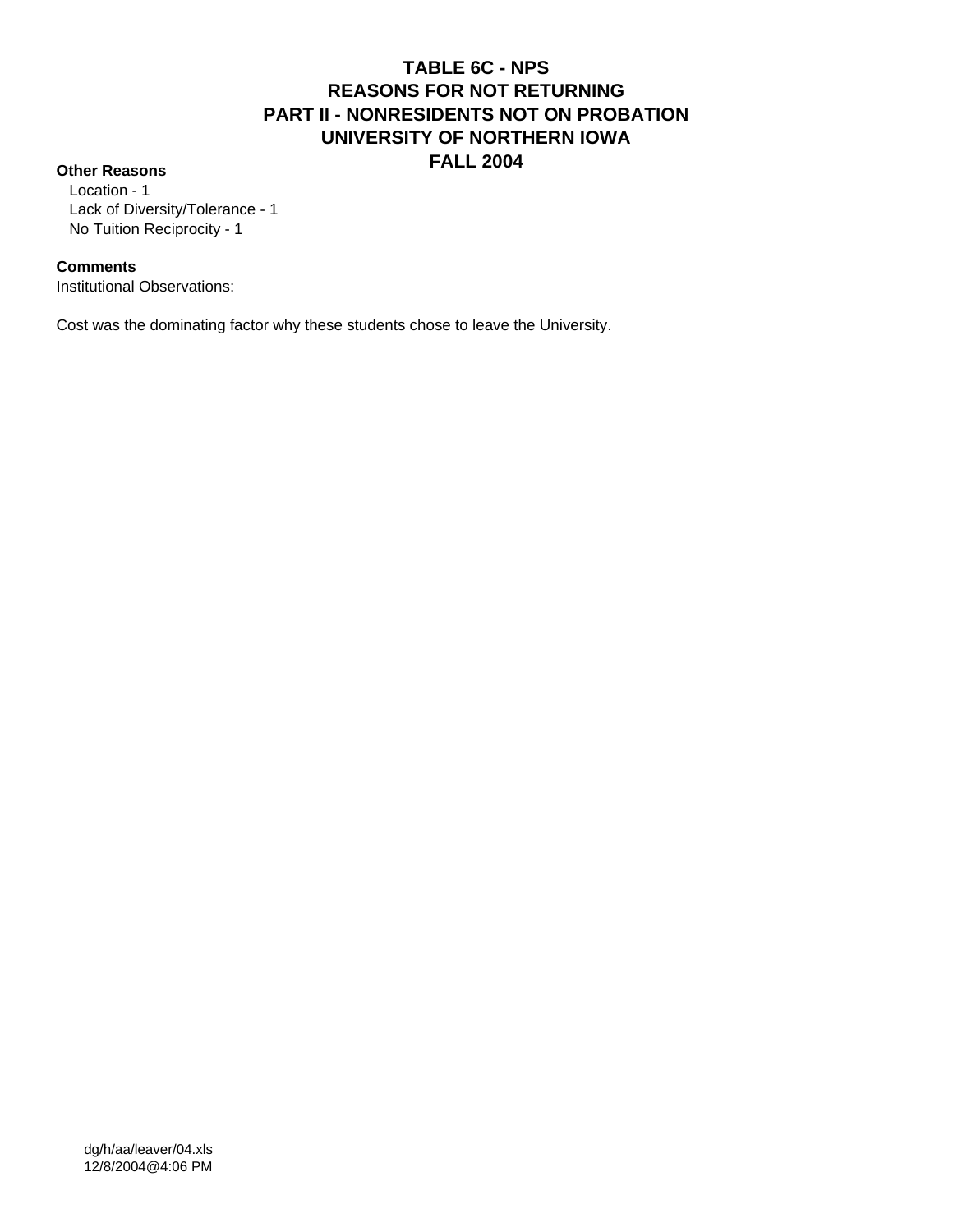# TABLE 6C - NPS
## REASONS FOR NOT RETURNING
## PART II - NONRESIDENTS NOT ON PROBATION
## UNIVERSITY OF NORTHERN IOWA
## FALL 2004

**Other Reasons**

- Location - 1
- Lack of Diversity/Tolerance - 1
- No Tuition Reciprocity - 1

**Comments**

Institutional Observations:

Cost was the dominating factor why these students chose to leave the University.

dg/h/aa/leaver/04.xls
12/8/2004@4:06 PM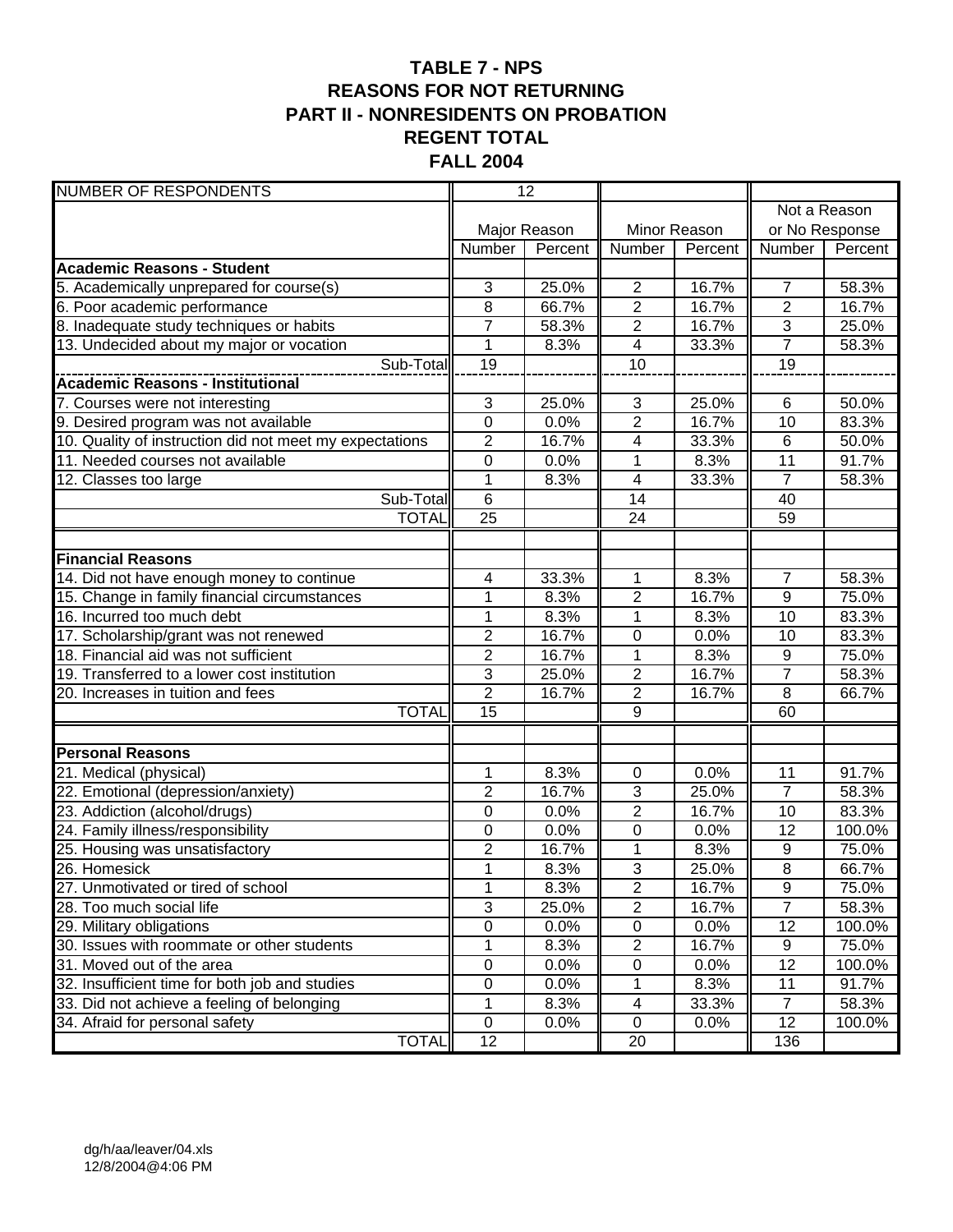# TABLE 7 - NPS
# REASONS FOR NOT RETURNING
# PART II - NONRESIDENTS ON PROBATION
# REGENT TOTAL
# FALL 2004

| NUMBER OF RESPONDENTS | 12 | | | | | |
|---|---|---|---|---|---|---|
| | Major Reason | | Minor Reason | | Not a Reason or No Response | |
| | Number | Percent | Number | Percent | Number | Percent |
| **Academic Reasons - Student** | | | | | | |
| 5. Academically unprepared for course(s) | 3 | 25.0% | 2 | 16.7% | 7 | 58.3% |
| 6. Poor academic performance | 8 | 66.7% | 2 | 16.7% | 2 | 16.7% |
| 8. Inadequate study techniques or habits | 7 | 58.3% | 2 | 16.7% | 3 | 25.0% |
| 13. Undecided about my major or vocation | 1 | 8.3% | 4 | 33.3% | 7 | 58.3% |
| Sub-Total | 19 | | 10 | | 19 | |
| **Academic Reasons - Institutional** | | | | | | |
| 7. Courses were not interesting | 3 | 25.0% | 3 | 25.0% | 6 | 50.0% |
| 9. Desired program was not available | 0 | 0.0% | 2 | 16.7% | 10 | 83.3% |
| 10. Quality of instruction did not meet my expectations | 2 | 16.7% | 4 | 33.3% | 6 | 50.0% |
| 11. Needed courses not available | 0 | 0.0% | 1 | 8.3% | 11 | 91.7% |
| 12. Classes too large | 1 | 8.3% | 4 | 33.3% | 7 | 58.3% |
| Sub-Total | 6 | | 14 | | 40 | |
| TOTAL | 25 | | 24 | | 59 | |
| | | | | | | |
| **Financial Reasons** | | | | | | |
| 14. Did not have enough money to continue | 4 | 33.3% | 1 | 8.3% | 7 | 58.3% |
| 15. Change in family financial circumstances | 1 | 8.3% | 2 | 16.7% | 9 | 75.0% |
| 16. Incurred too much debt | 1 | 8.3% | 1 | 8.3% | 10 | 83.3% |
| 17. Scholarship/grant was not renewed | 2 | 16.7% | 0 | 0.0% | 10 | 83.3% |
| 18. Financial aid was not sufficient | 2 | 16.7% | 1 | 8.3% | 9 | 75.0% |
| 19. Transferred to a lower cost institution | 3 | 25.0% | 2 | 16.7% | 7 | 58.3% |
| 20. Increases in tuition and fees | 2 | 16.7% | 2 | 16.7% | 8 | 66.7% |
| TOTAL | 15 | | 9 | | 60 | |
| | | | | | | |
| **Personal Reasons** | | | | | | |
| 21. Medical (physical) | 1 | 8.3% | 0 | 0.0% | 11 | 91.7% |
| 22. Emotional (depression/anxiety) | 2 | 16.7% | 3 | 25.0% | 7 | 58.3% |
| 23. Addiction (alcohol/drugs) | 0 | 0.0% | 2 | 16.7% | 10 | 83.3% |
| 24. Family illness/responsibility | 0 | 0.0% | 0 | 0.0% | 12 | 100.0% |
| 25. Housing was unsatisfactory | 2 | 16.7% | 1 | 8.3% | 9 | 75.0% |
| 26. Homesick | 1 | 8.3% | 3 | 25.0% | 8 | 66.7% |
| 27. Unmotivated or tired of school | 1 | 8.3% | 2 | 16.7% | 9 | 75.0% |
| 28. Too much social life | 3 | 25.0% | 2 | 16.7% | 7 | 58.3% |
| 29. Military obligations | 0 | 0.0% | 0 | 0.0% | 12 | 100.0% |
| 30. Issues with roommate or other students | 1 | 8.3% | 2 | 16.7% | 9 | 75.0% |
| 31. Moved out of the area | 0 | 0.0% | 0 | 0.0% | 12 | 100.0% |
| 32. Insufficient time for both job and studies | 0 | 0.0% | 1 | 8.3% | 11 | 91.7% |
| 33. Did not achieve a feeling of belonging | 1 | 8.3% | 4 | 33.3% | 7 | 58.3% |
| 34. Afraid for personal safety | 0 | 0.0% | 0 | 0.0% | 12 | 100.0% |
| TOTAL | 12 | | 20 | | 136 | |

dg/h/aa/leaver/04.xls
12/8/2004@4:06 PM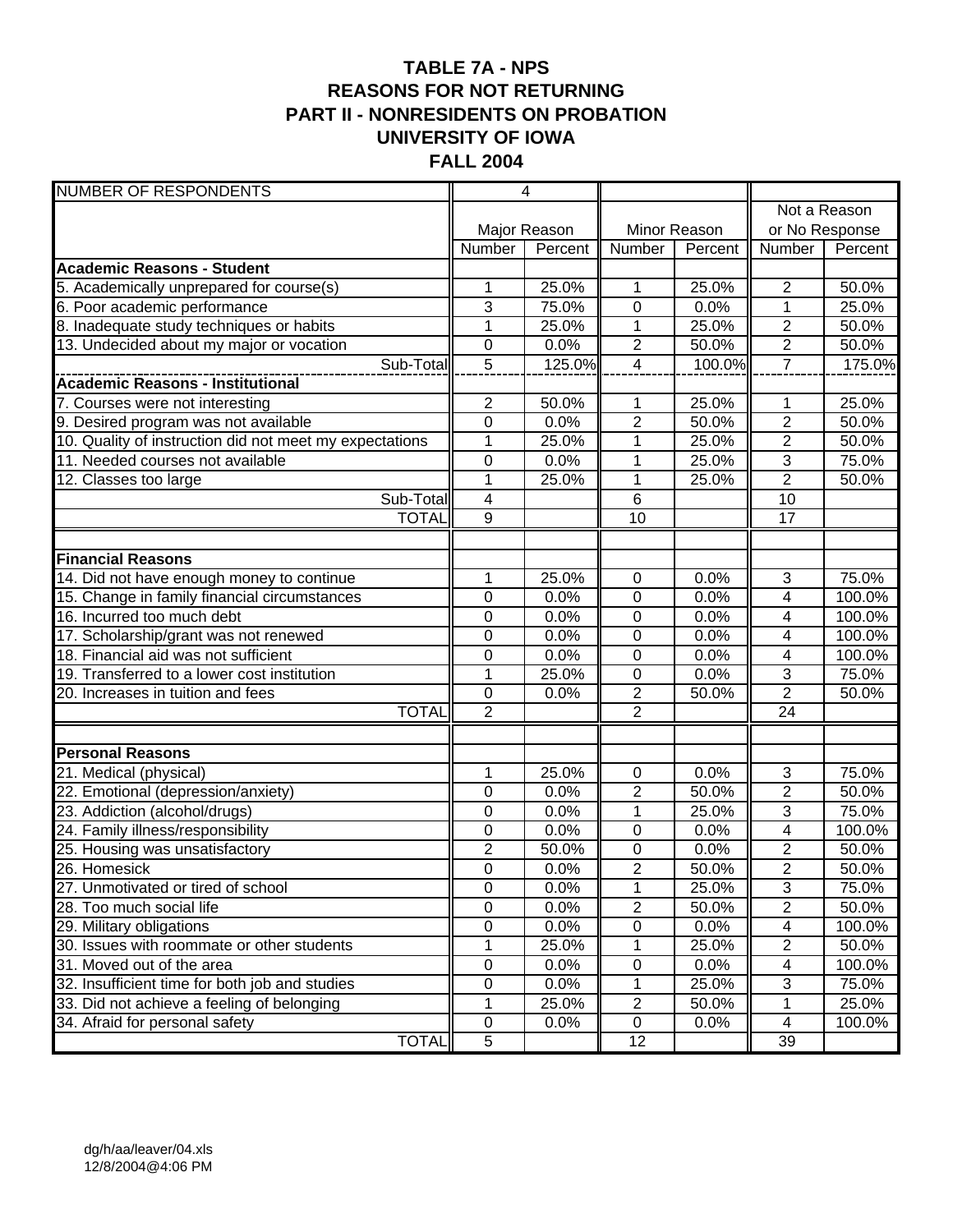# TABLE 7A - NPS
# REASONS FOR NOT RETURNING
# PART II - NONRESIDENTS ON PROBATION
# UNIVERSITY OF IOWA
# FALL 2004

| NUMBER OF RESPONDENTS | 4 | | | | | |
|---|---|---|---|---|---|---|
| | Major Reason | | Minor Reason | | Not a Reason or No Response | |
| | Number | Percent | Number | Percent | Number | Percent |
| **Academic Reasons - Student** | | | | | | |
| 5. Academically unprepared for course(s) | 1 | 25.0% | 1 | 25.0% | 2 | 50.0% |
| 6. Poor academic performance | 3 | 75.0% | 0 | 0.0% | 1 | 25.0% |
| 8. Inadequate study techniques or habits | 1 | 25.0% | 1 | 25.0% | 2 | 50.0% |
| 13. Undecided about my major or vocation | 0 | 0.0% | 2 | 50.0% | 2 | 50.0% |
| Sub-Total | 5 | 125.0% | 4 | 100.0% | 7 | 175.0% |
| **Academic Reasons - Institutional** | | | | | | |
| 7. Courses were not interesting | 2 | 50.0% | 1 | 25.0% | 1 | 25.0% |
| 9. Desired program was not available | 0 | 0.0% | 2 | 50.0% | 2 | 50.0% |
| 10. Quality of instruction did not meet my expectations | 1 | 25.0% | 1 | 25.0% | 2 | 50.0% |
| 11. Needed courses not available | 0 | 0.0% | 1 | 25.0% | 3 | 75.0% |
| 12. Classes too large | 1 | 25.0% | 1 | 25.0% | 2 | 50.0% |
| Sub-Total | 4 | | 6 | | 10 | |
| TOTAL | 9 | | 10 | | 17 | |
| | | | | | | |
| **Financial Reasons** | | | | | | |
| 14. Did not have enough money to continue | 1 | 25.0% | 0 | 0.0% | 3 | 75.0% |
| 15. Change in family financial circumstances | 0 | 0.0% | 0 | 0.0% | 4 | 100.0% |
| 16. Incurred too much debt | 0 | 0.0% | 0 | 0.0% | 4 | 100.0% |
| 17. Scholarship/grant was not renewed | 0 | 0.0% | 0 | 0.0% | 4 | 100.0% |
| 18. Financial aid was not sufficient | 0 | 0.0% | 0 | 0.0% | 4 | 100.0% |
| 19. Transferred to a lower cost institution | 1 | 25.0% | 0 | 0.0% | 3 | 75.0% |
| 20. Increases in tuition and fees | 0 | 0.0% | 2 | 50.0% | 2 | 50.0% |
| TOTAL | 2 | | 2 | | 24 | |
| | | | | | | |
| **Personal Reasons** | | | | | | |
| 21. Medical (physical) | 1 | 25.0% | 0 | 0.0% | 3 | 75.0% |
| 22. Emotional (depression/anxiety) | 0 | 0.0% | 2 | 50.0% | 2 | 50.0% |
| 23. Addiction (alcohol/drugs) | 0 | 0.0% | 1 | 25.0% | 3 | 75.0% |
| 24. Family illness/responsibility | 0 | 0.0% | 0 | 0.0% | 4 | 100.0% |
| 25. Housing was unsatisfactory | 2 | 50.0% | 0 | 0.0% | 2 | 50.0% |
| 26. Homesick | 0 | 0.0% | 2 | 50.0% | 2 | 50.0% |
| 27. Unmotivated or tired of school | 0 | 0.0% | 1 | 25.0% | 3 | 75.0% |
| 28. Too much social life | 0 | 0.0% | 2 | 50.0% | 2 | 50.0% |
| 29. Military obligations | 0 | 0.0% | 0 | 0.0% | 4 | 100.0% |
| 30. Issues with roommate or other students | 1 | 25.0% | 1 | 25.0% | 2 | 50.0% |
| 31. Moved out of the area | 0 | 0.0% | 0 | 0.0% | 4 | 100.0% |
| 32. Insufficient time for both job and studies | 0 | 0.0% | 1 | 25.0% | 3 | 75.0% |
| 33. Did not achieve a feeling of belonging | 1 | 25.0% | 2 | 50.0% | 1 | 25.0% |
| 34. Afraid for personal safety | 0 | 0.0% | 0 | 0.0% | 4 | 100.0% |
| TOTAL | 5 | | 12 | | 39 | |

dg/h/aa/leaver/04.xls
12/8/2004@4:06 PM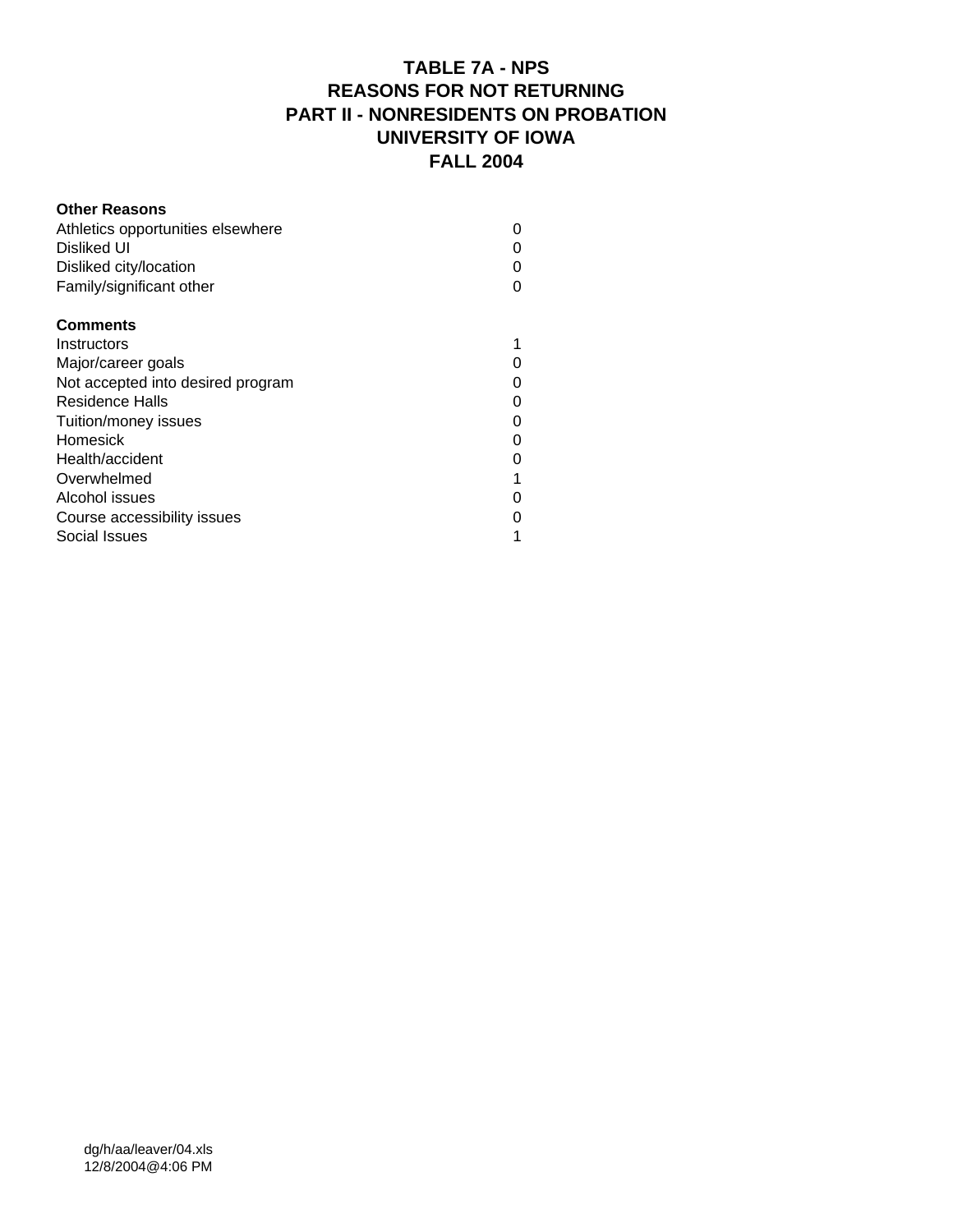# TABLE 7A - NPS
## REASONS FOR NOT RETURNING
## PART II - NONRESIDENTS ON PROBATION
## UNIVERSITY OF IOWA
## FALL 2004

| **Other Reasons** | |
|---|---|
| Athletics opportunities elsewhere | 0 |
| Disliked UI | 0 |
| Disliked city/location | 0 |
| Family/significant other | 0 |
| | |
| **Comments** | |
| Instructors | 1 |
| Major/career goals | 0 |
| Not accepted into desired program | 0 |
| Residence Halls | 0 |
| Tuition/money issues | 0 |
| Homesick | 0 |
| Health/accident | 0 |
| Overwhelmed | 1 |
| Alcohol issues | 0 |
| Course accessibility issues | 0 |
| Social Issues | 1 |

dg/h/aa/leaver/04.xls
12/8/2004@4:06 PM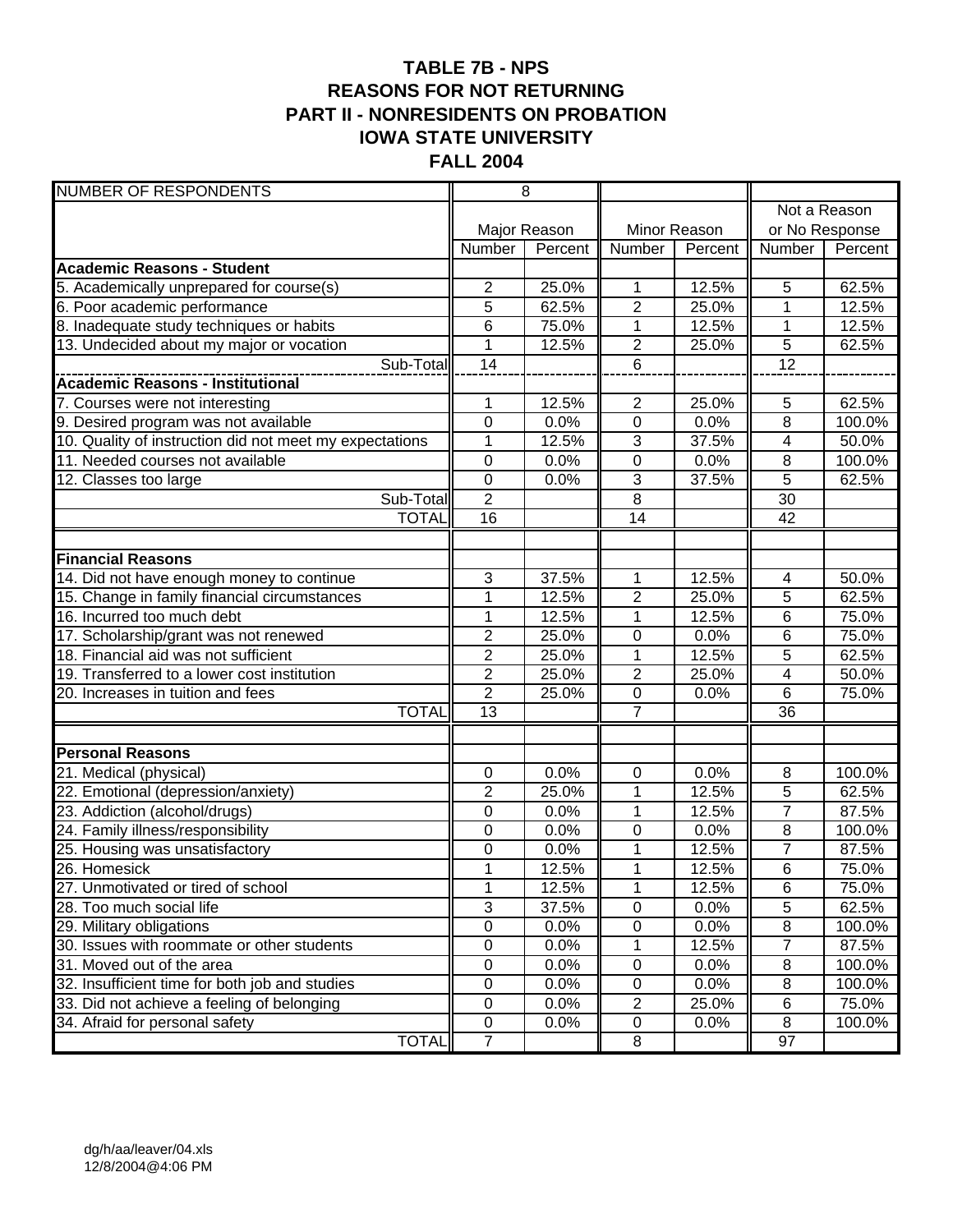# TABLE 7B - NPS
# REASONS FOR NOT RETURNING
# PART II - NONRESIDENTS ON PROBATION
# IOWA STATE UNIVERSITY
# FALL 2004

| NUMBER OF RESPONDENTS | 8 | | | | | |
|---|---|---|---|---|---|---|
| | Major Reason | | Minor Reason | | Not a Reason or No Response | |
| | Number | Percent | Number | Percent | Number | Percent |
| **Academic Reasons - Student** | | | | | | |
| 5. Academically unprepared for course(s) | 2 | 25.0% | 1 | 12.5% | 5 | 62.5% |
| 6. Poor academic performance | 5 | 62.5% | 2 | 25.0% | 1 | 12.5% |
| 8. Inadequate study techniques or habits | 6 | 75.0% | 1 | 12.5% | 1 | 12.5% |
| 13. Undecided about my major or vocation | 1 | 12.5% | 2 | 25.0% | 5 | 62.5% |
| Sub-Total | 14 | | 6 | | 12 | |
| **Academic Reasons - Institutional** | | | | | | |
| 7. Courses were not interesting | 1 | 12.5% | 2 | 25.0% | 5 | 62.5% |
| 9. Desired program was not available | 0 | 0.0% | 0 | 0.0% | 8 | 100.0% |
| 10. Quality of instruction did not meet my expectations | 1 | 12.5% | 3 | 37.5% | 4 | 50.0% |
| 11. Needed courses not available | 0 | 0.0% | 0 | 0.0% | 8 | 100.0% |
| 12. Classes too large | 0 | 0.0% | 3 | 37.5% | 5 | 62.5% |
| Sub-Total | 2 | | 8 | | 30 | |
| TOTAL | 16 | | 14 | | 42 | |
| | | | | | | |
| **Financial Reasons** | | | | | | |
| 14. Did not have enough money to continue | 3 | 37.5% | 1 | 12.5% | 4 | 50.0% |
| 15. Change in family financial circumstances | 1 | 12.5% | 2 | 25.0% | 5 | 62.5% |
| 16. Incurred too much debt | 1 | 12.5% | 1 | 12.5% | 6 | 75.0% |
| 17. Scholarship/grant was not renewed | 2 | 25.0% | 0 | 0.0% | 6 | 75.0% |
| 18. Financial aid was not sufficient | 2 | 25.0% | 1 | 12.5% | 5 | 62.5% |
| 19. Transferred to a lower cost institution | 2 | 25.0% | 2 | 25.0% | 4 | 50.0% |
| 20. Increases in tuition and fees | 2 | 25.0% | 0 | 0.0% | 6 | 75.0% |
| TOTAL | 13 | | 7 | | 36 | |
| | | | | | | |
| **Personal Reasons** | | | | | | |
| 21. Medical (physical) | 0 | 0.0% | 0 | 0.0% | 8 | 100.0% |
| 22. Emotional (depression/anxiety) | 2 | 25.0% | 1 | 12.5% | 5 | 62.5% |
| 23. Addiction (alcohol/drugs) | 0 | 0.0% | 1 | 12.5% | 7 | 87.5% |
| 24. Family illness/responsibility | 0 | 0.0% | 0 | 0.0% | 8 | 100.0% |
| 25. Housing was unsatisfactory | 0 | 0.0% | 1 | 12.5% | 7 | 87.5% |
| 26. Homesick | 1 | 12.5% | 1 | 12.5% | 6 | 75.0% |
| 27. Unmotivated or tired of school | 1 | 12.5% | 1 | 12.5% | 6 | 75.0% |
| 28. Too much social life | 3 | 37.5% | 0 | 0.0% | 5 | 62.5% |
| 29. Military obligations | 0 | 0.0% | 0 | 0.0% | 8 | 100.0% |
| 30. Issues with roommate or other students | 0 | 0.0% | 1 | 12.5% | 7 | 87.5% |
| 31. Moved out of the area | 0 | 0.0% | 0 | 0.0% | 8 | 100.0% |
| 32. Insufficient time for both job and studies | 0 | 0.0% | 0 | 0.0% | 8 | 100.0% |
| 33. Did not achieve a feeling of belonging | 0 | 0.0% | 2 | 25.0% | 6 | 75.0% |
| 34. Afraid for personal safety | 0 | 0.0% | 0 | 0.0% | 8 | 100.0% |
| TOTAL | 7 | | 8 | | 97 | |

dg/h/aa/leaver/04.xls
12/8/2004@4:06 PM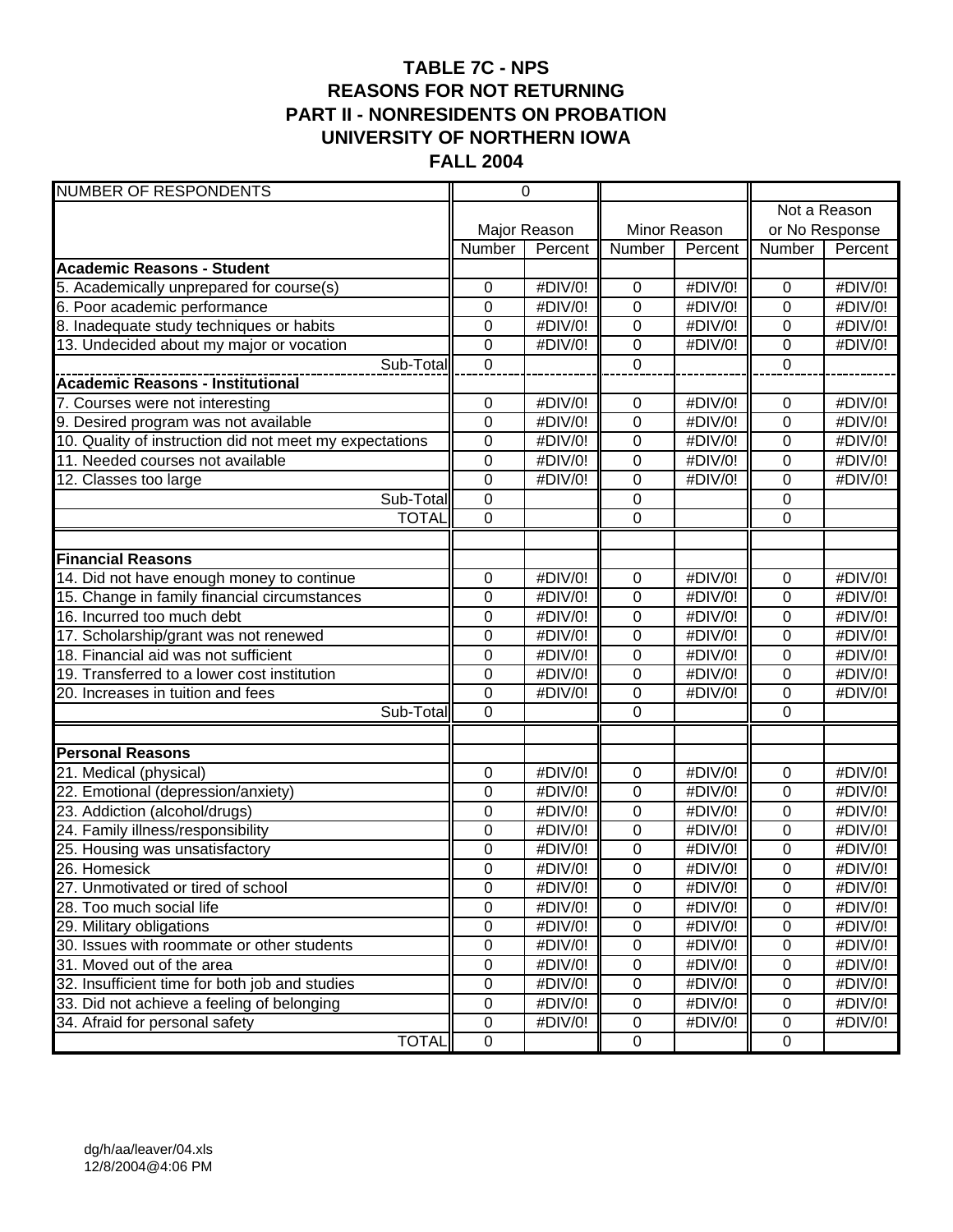# TABLE 7C - NPS
## REASONS FOR NOT RETURNING
## PART II - NONRESIDENTS ON PROBATION
## UNIVERSITY OF NORTHERN IOWA
## FALL 2004

| NUMBER OF RESPONDENTS | 0 | | | | | |
|---|---|---|---|---|---|---|
| | Major Reason | | Minor Reason | | Not a Reason or No Response | |
| | Number | Percent | Number | Percent | Number | Percent |
| **Academic Reasons - Student** | | | | | | |
| 5. Academically unprepared for course(s) | 0 | #DIV/0! | 0 | #DIV/0! | 0 | #DIV/0! |
| 6. Poor academic performance | 0 | #DIV/0! | 0 | #DIV/0! | 0 | #DIV/0! |
| 8. Inadequate study techniques or habits | 0 | #DIV/0! | 0 | #DIV/0! | 0 | #DIV/0! |
| 13. Undecided about my major or vocation | 0 | #DIV/0! | 0 | #DIV/0! | 0 | #DIV/0! |
| Sub-Total | 0 | | 0 | | 0 | |
| **Academic Reasons - Institutional** | | | | | | |
| 7. Courses were not interesting | 0 | #DIV/0! | 0 | #DIV/0! | 0 | #DIV/0! |
| 9. Desired program was not available | 0 | #DIV/0! | 0 | #DIV/0! | 0 | #DIV/0! |
| 10. Quality of instruction did not meet my expectations | 0 | #DIV/0! | 0 | #DIV/0! | 0 | #DIV/0! |
| 11. Needed courses not available | 0 | #DIV/0! | 0 | #DIV/0! | 0 | #DIV/0! |
| 12. Classes too large | 0 | #DIV/0! | 0 | #DIV/0! | 0 | #DIV/0! |
| Sub-Total | 0 | | 0 | | 0 | |
| TOTAL | 0 | | 0 | | 0 | |
| | | | | | | |
| **Financial Reasons** | | | | | | |
| 14. Did not have enough money to continue | 0 | #DIV/0! | 0 | #DIV/0! | 0 | #DIV/0! |
| 15. Change in family financial circumstances | 0 | #DIV/0! | 0 | #DIV/0! | 0 | #DIV/0! |
| 16. Incurred too much debt | 0 | #DIV/0! | 0 | #DIV/0! | 0 | #DIV/0! |
| 17. Scholarship/grant was not renewed | 0 | #DIV/0! | 0 | #DIV/0! | 0 | #DIV/0! |
| 18. Financial aid was not sufficient | 0 | #DIV/0! | 0 | #DIV/0! | 0 | #DIV/0! |
| 19. Transferred to a lower cost institution | 0 | #DIV/0! | 0 | #DIV/0! | 0 | #DIV/0! |
| 20. Increases in tuition and fees | 0 | #DIV/0! | 0 | #DIV/0! | 0 | #DIV/0! |
| Sub-Total | 0 | | 0 | | 0 | |
| | | | | | | |
| **Personal Reasons** | | | | | | |
| 21. Medical (physical) | 0 | #DIV/0! | 0 | #DIV/0! | 0 | #DIV/0! |
| 22. Emotional (depression/anxiety) | 0 | #DIV/0! | 0 | #DIV/0! | 0 | #DIV/0! |
| 23. Addiction (alcohol/drugs) | 0 | #DIV/0! | 0 | #DIV/0! | 0 | #DIV/0! |
| 24. Family illness/responsibility | 0 | #DIV/0! | 0 | #DIV/0! | 0 | #DIV/0! |
| 25. Housing was unsatisfactory | 0 | #DIV/0! | 0 | #DIV/0! | 0 | #DIV/0! |
| 26. Homesick | 0 | #DIV/0! | 0 | #DIV/0! | 0 | #DIV/0! |
| 27. Unmotivated or tired of school | 0 | #DIV/0! | 0 | #DIV/0! | 0 | #DIV/0! |
| 28. Too much social life | 0 | #DIV/0! | 0 | #DIV/0! | 0 | #DIV/0! |
| 29. Military obligations | 0 | #DIV/0! | 0 | #DIV/0! | 0 | #DIV/0! |
| 30. Issues with roommate or other students | 0 | #DIV/0! | 0 | #DIV/0! | 0 | #DIV/0! |
| 31. Moved out of the area | 0 | #DIV/0! | 0 | #DIV/0! | 0 | #DIV/0! |
| 32. Insufficient time for both job and studies | 0 | #DIV/0! | 0 | #DIV/0! | 0 | #DIV/0! |
| 33. Did not achieve a feeling of belonging | 0 | #DIV/0! | 0 | #DIV/0! | 0 | #DIV/0! |
| 34. Afraid for personal safety | 0 | #DIV/0! | 0 | #DIV/0! | 0 | #DIV/0! |
| TOTAL | 0 | | 0 | | 0 | |

dg/h/aa/leaver/04.xls
12/8/2004@4:06 PM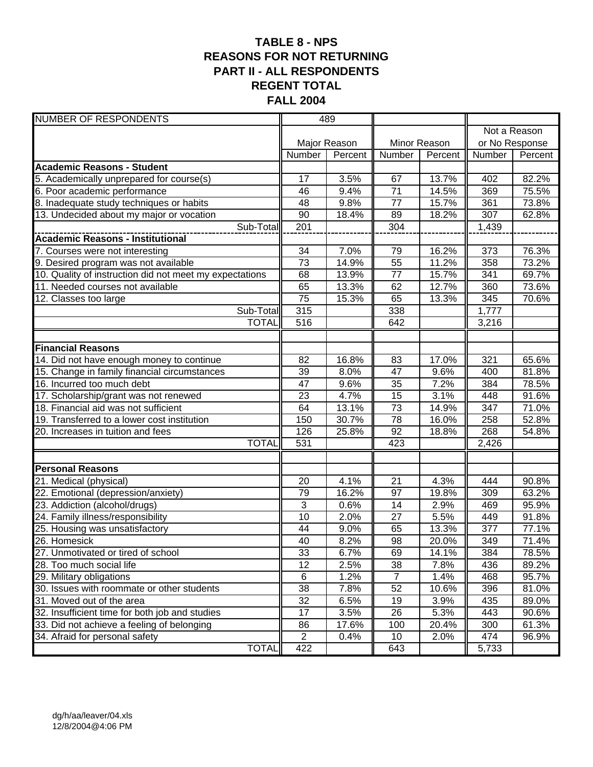# TABLE 8 - NPS
# REASONS FOR NOT RETURNING
# PART II - ALL RESPONDENTS
# REGENT TOTAL
# FALL 2004

| NUMBER OF RESPONDENTS | 489 | | | | | |
|---|---|---|---|---|---|---|
| | Major Reason | | Minor Reason | | Not a Reason or No Response | |
| | Number | Percent | Number | Percent | Number | Percent |
| **Academic Reasons - Student** | | | | | | |
| 5. Academically unprepared for course(s) | 17 | 3.5% | 67 | 13.7% | 402 | 82.2% |
| 6. Poor academic performance | 46 | 9.4% | 71 | 14.5% | 369 | 75.5% |
| 8. Inadequate study techniques or habits | 48 | 9.8% | 77 | 15.7% | 361 | 73.8% |
| 13. Undecided about my major or vocation | 90 | 18.4% | 89 | 18.2% | 307 | 62.8% |
| Sub-Total | 201 | | 304 | | 1,439 | |
| **Academic Reasons - Institutional** | | | | | | |
| 7. Courses were not interesting | 34 | 7.0% | 79 | 16.2% | 373 | 76.3% |
| 9. Desired program was not available | 73 | 14.9% | 55 | 11.2% | 358 | 73.2% |
| 10. Quality of instruction did not meet my expectations | 68 | 13.9% | 77 | 15.7% | 341 | 69.7% |
| 11. Needed courses not available | 65 | 13.3% | 62 | 12.7% | 360 | 73.6% |
| 12. Classes too large | 75 | 15.3% | 65 | 13.3% | 345 | 70.6% |
| Sub-Total | 315 | | 338 | | 1,777 | |
| TOTAL | 516 | | 642 | | 3,216 | |
| | | | | | | |
| **Financial Reasons** | | | | | | |
| 14. Did not have enough money to continue | 82 | 16.8% | 83 | 17.0% | 321 | 65.6% |
| 15. Change in family financial circumstances | 39 | 8.0% | 47 | 9.6% | 400 | 81.8% |
| 16. Incurred too much debt | 47 | 9.6% | 35 | 7.2% | 384 | 78.5% |
| 17. Scholarship/grant was not renewed | 23 | 4.7% | 15 | 3.1% | 448 | 91.6% |
| 18. Financial aid was not sufficient | 64 | 13.1% | 73 | 14.9% | 347 | 71.0% |
| 19. Transferred to a lower cost institution | 150 | 30.7% | 78 | 16.0% | 258 | 52.8% |
| 20. Increases in tuition and fees | 126 | 25.8% | 92 | 18.8% | 268 | 54.8% |
| TOTAL | 531 | | 423 | | 2,426 | |
| | | | | | | |
| **Personal Reasons** | | | | | | |
| 21. Medical (physical) | 20 | 4.1% | 21 | 4.3% | 444 | 90.8% |
| 22. Emotional (depression/anxiety) | 79 | 16.2% | 97 | 19.8% | 309 | 63.2% |
| 23. Addiction (alcohol/drugs) | 3 | 0.6% | 14 | 2.9% | 469 | 95.9% |
| 24. Family illness/responsibility | 10 | 2.0% | 27 | 5.5% | 449 | 91.8% |
| 25. Housing was unsatisfactory | 44 | 9.0% | 65 | 13.3% | 377 | 77.1% |
| 26. Homesick | 40 | 8.2% | 98 | 20.0% | 349 | 71.4% |
| 27. Unmotivated or tired of school | 33 | 6.7% | 69 | 14.1% | 384 | 78.5% |
| 28. Too much social life | 12 | 2.5% | 38 | 7.8% | 436 | 89.2% |
| 29. Military obligations | 6 | 1.2% | 7 | 1.4% | 468 | 95.7% |
| 30. Issues with roommate or other students | 38 | 7.8% | 52 | 10.6% | 396 | 81.0% |
| 31. Moved out of the area | 32 | 6.5% | 19 | 3.9% | 435 | 89.0% |
| 32. Insufficient time for both job and studies | 17 | 3.5% | 26 | 5.3% | 443 | 90.6% |
| 33. Did not achieve a feeling of belonging | 86 | 17.6% | 100 | 20.4% | 300 | 61.3% |
| 34. Afraid for personal safety | 2 | 0.4% | 10 | 2.0% | 474 | 96.9% |
| TOTAL | 422 | | 643 | | 5,733 | |

dg/h/aa/leaver/04.xls
12/8/2004@4:06 PM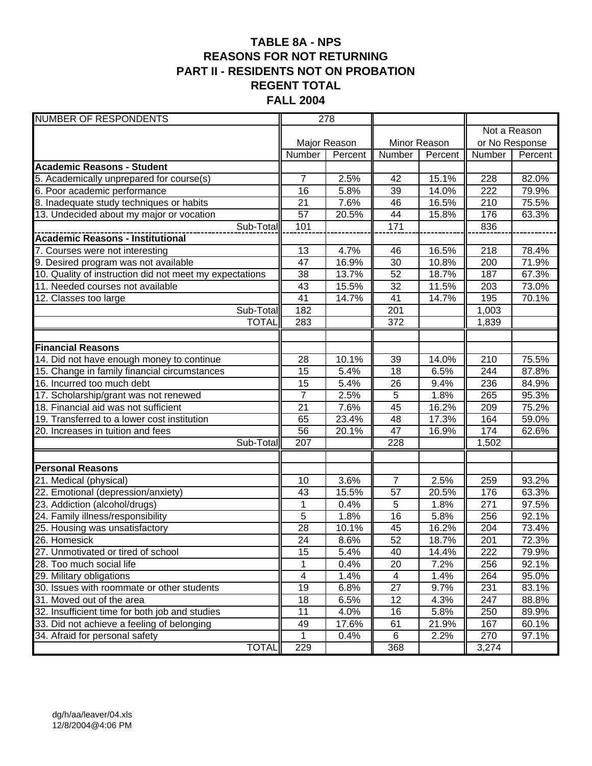# TABLE 8A - NPS
# REASONS FOR NOT RETURNING
# PART II - RESIDENTS NOT ON PROBATION
# REGENT TOTAL
# FALL 2004

| NUMBER OF RESPONDENTS | 278 | | | | | |
|---|---|---|---|---|---|---|
| | Major Reason | | Minor Reason | | Not a Reason or No Response | |
| | Number | Percent | Number | Percent | Number | Percent |
| **Academic Reasons - Student** | | | | | | |
| 5. Academically unprepared for course(s) | 7 | 2.5% | 42 | 15.1% | 228 | 82.0% |
| 6. Poor academic performance | 16 | 5.8% | 39 | 14.0% | 222 | 79.9% |
| 8. Inadequate study techniques or habits | 21 | 7.6% | 46 | 16.5% | 210 | 75.5% |
| 13. Undecided about my major or vocation | 57 | 20.5% | 44 | 15.8% | 176 | 63.3% |
| Sub-Total | 101 | | 171 | | 836 | |
| **Academic Reasons - Institutional** | | | | | | |
| 7. Courses were not interesting | 13 | 4.7% | 46 | 16.5% | 218 | 78.4% |
| 9. Desired program was not available | 47 | 16.9% | 30 | 10.8% | 200 | 71.9% |
| 10. Quality of instruction did not meet my expectations | 38 | 13.7% | 52 | 18.7% | 187 | 67.3% |
| 11. Needed courses not available | 43 | 15.5% | 32 | 11.5% | 203 | 73.0% |
| 12. Classes too large | 41 | 14.7% | 41 | 14.7% | 195 | 70.1% |
| Sub-Total | 182 | | 201 | | 1,003 | |
| TOTAL | 283 | | 372 | | 1,839 | |
| | | | | | | |
| **Financial Reasons** | | | | | | |
| 14. Did not have enough money to continue | 28 | 10.1% | 39 | 14.0% | 210 | 75.5% |
| 15. Change in family financial circumstances | 15 | 5.4% | 18 | 6.5% | 244 | 87.8% |
| 16. Incurred too much debt | 15 | 5.4% | 26 | 9.4% | 236 | 84.9% |
| 17. Scholarship/grant was not renewed | 7 | 2.5% | 5 | 1.8% | 265 | 95.3% |
| 18. Financial aid was not sufficient | 21 | 7.6% | 45 | 16.2% | 209 | 75.2% |
| 19. Transferred to a lower cost institution | 65 | 23.4% | 48 | 17.3% | 164 | 59.0% |
| 20. Increases in tuition and fees | 56 | 20.1% | 47 | 16.9% | 174 | 62.6% |
| Sub-Total | 207 | | 228 | | 1,502 | |
| | | | | | | |
| **Personal Reasons** | | | | | | |
| 21. Medical (physical) | 10 | 3.6% | 7 | 2.5% | 259 | 93.2% |
| 22. Emotional (depression/anxiety) | 43 | 15.5% | 57 | 20.5% | 176 | 63.3% |
| 23. Addiction (alcohol/drugs) | 1 | 0.4% | 5 | 1.8% | 271 | 97.5% |
| 24. Family illness/responsibility | 5 | 1.8% | 16 | 5.8% | 256 | 92.1% |
| 25. Housing was unsatisfactory | 28 | 10.1% | 45 | 16.2% | 204 | 73.4% |
| 26. Homesick | 24 | 8.6% | 52 | 18.7% | 201 | 72.3% |
| 27. Unmotivated or tired of school | 15 | 5.4% | 40 | 14.4% | 222 | 79.9% |
| 28. Too much social life | 1 | 0.4% | 20 | 7.2% | 256 | 92.1% |
| 29. Military obligations | 4 | 1.4% | 4 | 1.4% | 264 | 95.0% |
| 30. Issues with roommate or other students | 19 | 6.8% | 27 | 9.7% | 231 | 83.1% |
| 31. Moved out of the area | 18 | 6.5% | 12 | 4.3% | 247 | 88.8% |
| 32. Insufficient time for both job and studies | 11 | 4.0% | 16 | 5.8% | 250 | 89.9% |
| 33. Did not achieve a feeling of belonging | 49 | 17.6% | 61 | 21.9% | 167 | 60.1% |
| 34. Afraid for personal safety | 1 | 0.4% | 6 | 2.2% | 270 | 97.1% |
| TOTAL | 229 | | 368 | | 3,274 | |

dg/h/aa/leaver/04.xls
12/8/2004@4:06 PM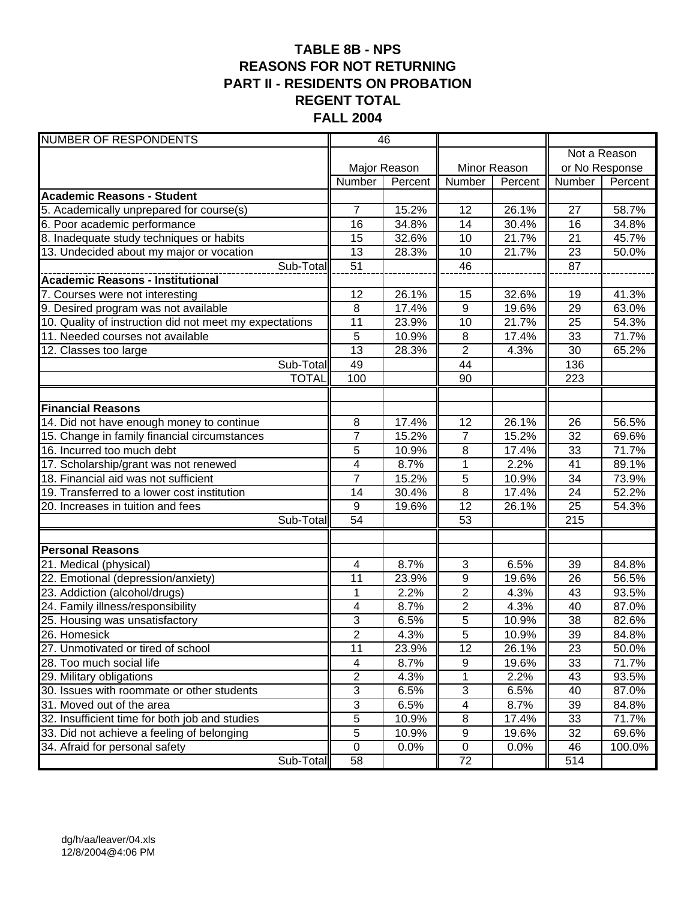# TABLE 8B - NPS
## REASONS FOR NOT RETURNING
## PART II - RESIDENTS ON PROBATION
## REGENT TOTAL
## FALL 2004

| NUMBER OF RESPONDENTS | 46 | | | | | |
|---|---|---|---|---|---|---|
| | Major Reason | | Minor Reason | | Not a Reason or No Response | |
| | Number | Percent | Number | Percent | Number | Percent |
| **Academic Reasons - Student** | | | | | | |
| 5. Academically unprepared for course(s) | 7 | 15.2% | 12 | 26.1% | 27 | 58.7% |
| 6. Poor academic performance | 16 | 34.8% | 14 | 30.4% | 16 | 34.8% |
| 8. Inadequate study techniques or habits | 15 | 32.6% | 10 | 21.7% | 21 | 45.7% |
| 13. Undecided about my major or vocation | 13 | 28.3% | 10 | 21.7% | 23 | 50.0% |
| Sub-Total | 51 | | 46 | | 87 | |
| **Academic Reasons - Institutional** | | | | | | |
| 7. Courses were not interesting | 12 | 26.1% | 15 | 32.6% | 19 | 41.3% |
| 9. Desired program was not available | 8 | 17.4% | 9 | 19.6% | 29 | 63.0% |
| 10. Quality of instruction did not meet my expectations | 11 | 23.9% | 10 | 21.7% | 25 | 54.3% |
| 11. Needed courses not available | 5 | 10.9% | 8 | 17.4% | 33 | 71.7% |
| 12. Classes too large | 13 | 28.3% | 2 | 4.3% | 30 | 65.2% |
| Sub-Total | 49 | | 44 | | 136 | |
| TOTAL | 100 | | 90 | | 223 | |
| | | | | | | |
| **Financial Reasons** | | | | | | |
| 14. Did not have enough money to continue | 8 | 17.4% | 12 | 26.1% | 26 | 56.5% |
| 15. Change in family financial circumstances | 7 | 15.2% | 7 | 15.2% | 32 | 69.6% |
| 16. Incurred too much debt | 5 | 10.9% | 8 | 17.4% | 33 | 71.7% |
| 17. Scholarship/grant was not renewed | 4 | 8.7% | 1 | 2.2% | 41 | 89.1% |
| 18. Financial aid was not sufficient | 7 | 15.2% | 5 | 10.9% | 34 | 73.9% |
| 19. Transferred to a lower cost institution | 14 | 30.4% | 8 | 17.4% | 24 | 52.2% |
| 20. Increases in tuition and fees | 9 | 19.6% | 12 | 26.1% | 25 | 54.3% |
| Sub-Total | 54 | | 53 | | 215 | |
| | | | | | | |
| **Personal Reasons** | | | | | | |
| 21. Medical (physical) | 4 | 8.7% | 3 | 6.5% | 39 | 84.8% |
| 22. Emotional (depression/anxiety) | 11 | 23.9% | 9 | 19.6% | 26 | 56.5% |
| 23. Addiction (alcohol/drugs) | 1 | 2.2% | 2 | 4.3% | 43 | 93.5% |
| 24. Family illness/responsibility | 4 | 8.7% | 2 | 4.3% | 40 | 87.0% |
| 25. Housing was unsatisfactory | 3 | 6.5% | 5 | 10.9% | 38 | 82.6% |
| 26. Homesick | 2 | 4.3% | 5 | 10.9% | 39 | 84.8% |
| 27. Unmotivated or tired of school | 11 | 23.9% | 12 | 26.1% | 23 | 50.0% |
| 28. Too much social life | 4 | 8.7% | 9 | 19.6% | 33 | 71.7% |
| 29. Military obligations | 2 | 4.3% | 1 | 2.2% | 43 | 93.5% |
| 30. Issues with roommate or other students | 3 | 6.5% | 3 | 6.5% | 40 | 87.0% |
| 31. Moved out of the area | 3 | 6.5% | 4 | 8.7% | 39 | 84.8% |
| 32. Insufficient time for both job and studies | 5 | 10.9% | 8 | 17.4% | 33 | 71.7% |
| 33. Did not achieve a feeling of belonging | 5 | 10.9% | 9 | 19.6% | 32 | 69.6% |
| 34. Afraid for personal safety | 0 | 0.0% | 0 | 0.0% | 46 | 100.0% |
| Sub-Total | 58 | | 72 | | 514 | |

dg/h/aa/leaver/04.xls
12/8/2004@4:06 PM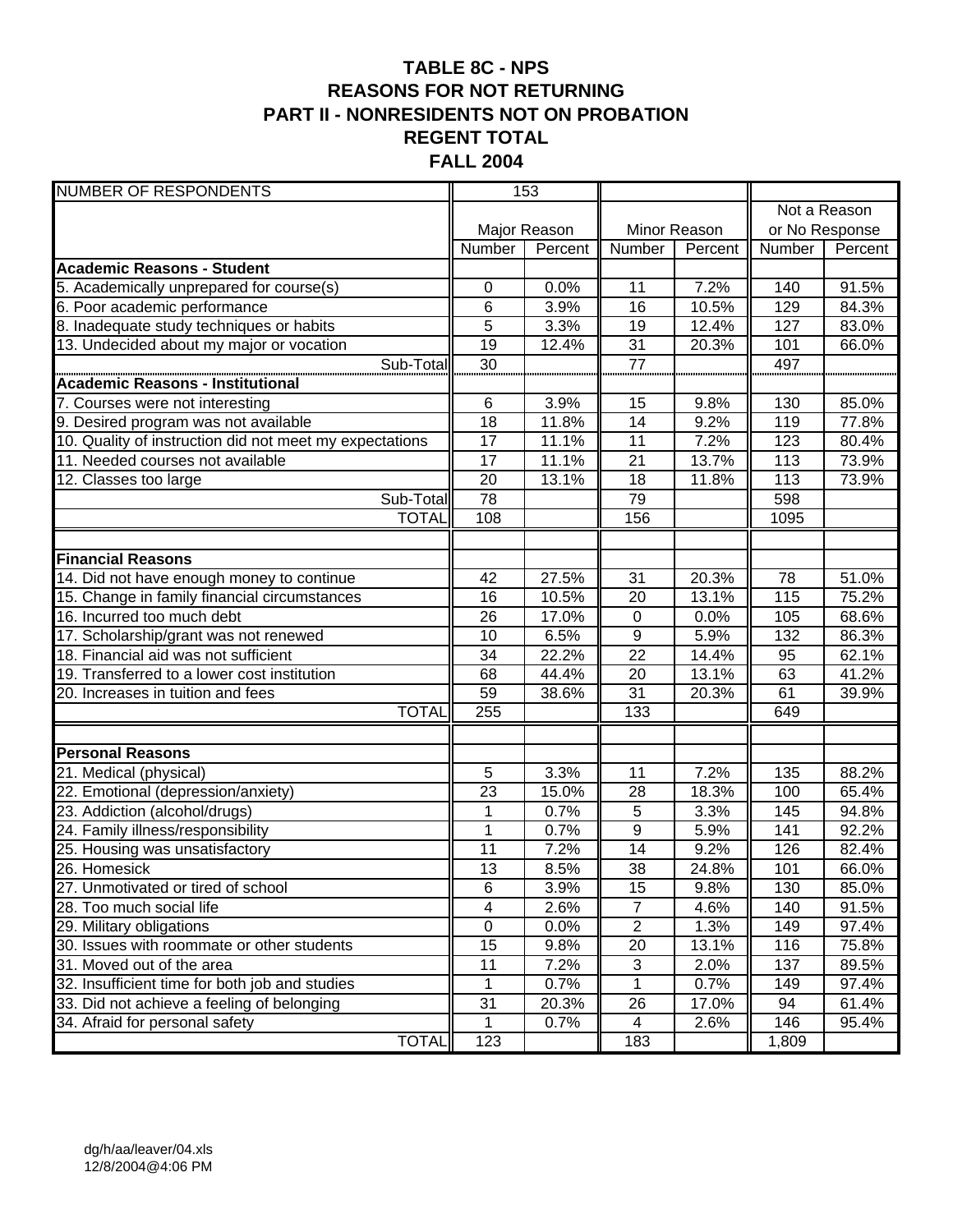# TABLE 8C - NPS
## REASONS FOR NOT RETURNING
## PART II - NONRESIDENTS NOT ON PROBATION
## REGENT TOTAL
## FALL 2004

| NUMBER OF RESPONDENTS | 153 | | | | | |
|---|---|---|---|---|---|---|
| | Major Reason | | Minor Reason | | Not a Reason or No Response | |
| | Number | Percent | Number | Percent | Number | Percent |
| **Academic Reasons - Student** | | | | | | |
| 5. Academically unprepared for course(s) | 0 | 0.0% | 11 | 7.2% | 140 | 91.5% |
| 6. Poor academic performance | 6 | 3.9% | 16 | 10.5% | 129 | 84.3% |
| 8. Inadequate study techniques or habits | 5 | 3.3% | 19 | 12.4% | 127 | 83.0% |
| 13. Undecided about my major or vocation | 19 | 12.4% | 31 | 20.3% | 101 | 66.0% |
| Sub-Total | 30 | | 77 | | 497 | |
| **Academic Reasons - Institutional** | | | | | | |
| 7. Courses were not interesting | 6 | 3.9% | 15 | 9.8% | 130 | 85.0% |
| 9. Desired program was not available | 18 | 11.8% | 14 | 9.2% | 119 | 77.8% |
| 10. Quality of instruction did not meet my expectations | 17 | 11.1% | 11 | 7.2% | 123 | 80.4% |
| 11. Needed courses not available | 17 | 11.1% | 21 | 13.7% | 113 | 73.9% |
| 12. Classes too large | 20 | 13.1% | 18 | 11.8% | 113 | 73.9% |
| Sub-Total | 78 | | 79 | | 598 | |
| TOTAL | 108 | | 156 | | 1095 | |
| | | | | | | |
| **Financial Reasons** | | | | | | |
| 14. Did not have enough money to continue | 42 | 27.5% | 31 | 20.3% | 78 | 51.0% |
| 15. Change in family financial circumstances | 16 | 10.5% | 20 | 13.1% | 115 | 75.2% |
| 16. Incurred too much debt | 26 | 17.0% | 0 | 0.0% | 105 | 68.6% |
| 17. Scholarship/grant was not renewed | 10 | 6.5% | 9 | 5.9% | 132 | 86.3% |
| 18. Financial aid was not sufficient | 34 | 22.2% | 22 | 14.4% | 95 | 62.1% |
| 19. Transferred to a lower cost institution | 68 | 44.4% | 20 | 13.1% | 63 | 41.2% |
| 20. Increases in tuition and fees | 59 | 38.6% | 31 | 20.3% | 61 | 39.9% |
| TOTAL | 255 | | 133 | | 649 | |
| | | | | | | |
| **Personal Reasons** | | | | | | |
| 21. Medical (physical) | 5 | 3.3% | 11 | 7.2% | 135 | 88.2% |
| 22. Emotional (depression/anxiety) | 23 | 15.0% | 28 | 18.3% | 100 | 65.4% |
| 23. Addiction (alcohol/drugs) | 1 | 0.7% | 5 | 3.3% | 145 | 94.8% |
| 24. Family illness/responsibility | 1 | 0.7% | 9 | 5.9% | 141 | 92.2% |
| 25. Housing was unsatisfactory | 11 | 7.2% | 14 | 9.2% | 126 | 82.4% |
| 26. Homesick | 13 | 8.5% | 38 | 24.8% | 101 | 66.0% |
| 27. Unmotivated or tired of school | 6 | 3.9% | 15 | 9.8% | 130 | 85.0% |
| 28. Too much social life | 4 | 2.6% | 7 | 4.6% | 140 | 91.5% |
| 29. Military obligations | 0 | 0.0% | 2 | 1.3% | 149 | 97.4% |
| 30. Issues with roommate or other students | 15 | 9.8% | 20 | 13.1% | 116 | 75.8% |
| 31. Moved out of the area | 11 | 7.2% | 3 | 2.0% | 137 | 89.5% |
| 32. Insufficient time for both job and studies | 1 | 0.7% | 1 | 0.7% | 149 | 97.4% |
| 33. Did not achieve a feeling of belonging | 31 | 20.3% | 26 | 17.0% | 94 | 61.4% |
| 34. Afraid for personal safety | 1 | 0.7% | 4 | 2.6% | 146 | 95.4% |
| TOTAL | 123 | | 183 | | 1,809 | |

dg/h/aa/leaver/04.xls
12/8/2004@4:06 PM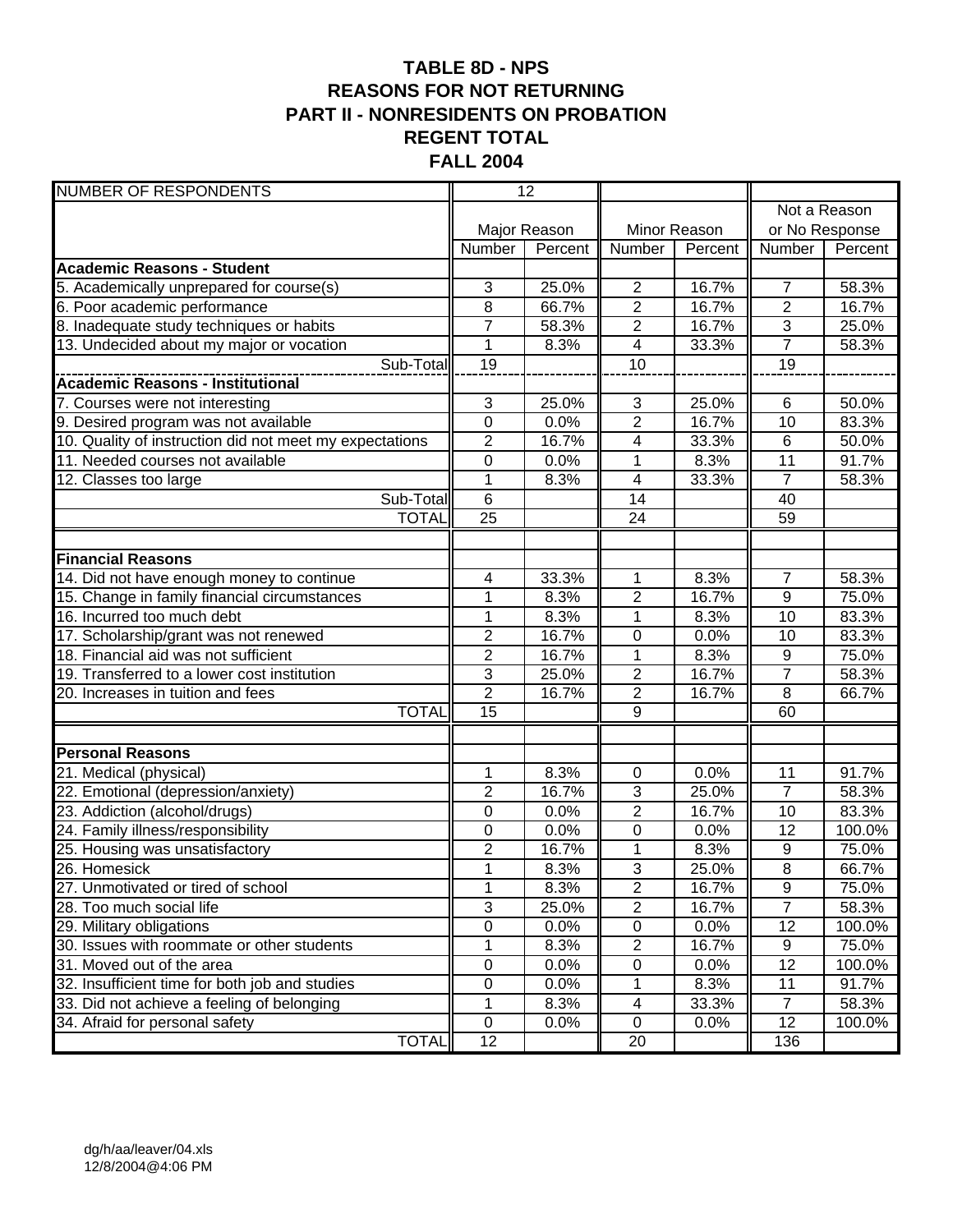# TABLE 8D - NPS
## REASONS FOR NOT RETURNING
## PART II - NONRESIDENTS ON PROBATION
## REGENT TOTAL
## FALL 2004

| NUMBER OF RESPONDENTS | 12 | | | | | |
|---|---|---|---|---|---|---|
| | Major Reason | | Minor Reason | | Not a Reason or No Response | |
| | Number | Percent | Number | Percent | Number | Percent |
| **Academic Reasons - Student** | | | | | | |
| 5. Academically unprepared for course(s) | 3 | 25.0% | 2 | 16.7% | 7 | 58.3% |
| 6. Poor academic performance | 8 | 66.7% | 2 | 16.7% | 2 | 16.7% |
| 8. Inadequate study techniques or habits | 7 | 58.3% | 2 | 16.7% | 3 | 25.0% |
| 13. Undecided about my major or vocation | 1 | 8.3% | 4 | 33.3% | 7 | 58.3% |
| Sub-Total | 19 | | 10 | | 19 | |
| **Academic Reasons - Institutional** | | | | | | |
| 7. Courses were not interesting | 3 | 25.0% | 3 | 25.0% | 6 | 50.0% |
| 9. Desired program was not available | 0 | 0.0% | 2 | 16.7% | 10 | 83.3% |
| 10. Quality of instruction did not meet my expectations | 2 | 16.7% | 4 | 33.3% | 6 | 50.0% |
| 11. Needed courses not available | 0 | 0.0% | 1 | 8.3% | 11 | 91.7% |
| 12. Classes too large | 1 | 8.3% | 4 | 33.3% | 7 | 58.3% |
| Sub-Total | 6 | | 14 | | 40 | |
| TOTAL | 25 | | 24 | | 59 | |
| | | | | | | |
| **Financial Reasons** | | | | | | |
| 14. Did not have enough money to continue | 4 | 33.3% | 1 | 8.3% | 7 | 58.3% |
| 15. Change in family financial circumstances | 1 | 8.3% | 2 | 16.7% | 9 | 75.0% |
| 16. Incurred too much debt | 1 | 8.3% | 1 | 8.3% | 10 | 83.3% |
| 17. Scholarship/grant was not renewed | 2 | 16.7% | 0 | 0.0% | 10 | 83.3% |
| 18. Financial aid was not sufficient | 2 | 16.7% | 1 | 8.3% | 9 | 75.0% |
| 19. Transferred to a lower cost institution | 3 | 25.0% | 2 | 16.7% | 7 | 58.3% |
| 20. Increases in tuition and fees | 2 | 16.7% | 2 | 16.7% | 8 | 66.7% |
| TOTAL | 15 | | 9 | | 60 | |
| | | | | | | |
| **Personal Reasons** | | | | | | |
| 21. Medical (physical) | 1 | 8.3% | 0 | 0.0% | 11 | 91.7% |
| 22. Emotional (depression/anxiety) | 2 | 16.7% | 3 | 25.0% | 7 | 58.3% |
| 23. Addiction (alcohol/drugs) | 0 | 0.0% | 2 | 16.7% | 10 | 83.3% |
| 24. Family illness/responsibility | 0 | 0.0% | 0 | 0.0% | 12 | 100.0% |
| 25. Housing was unsatisfactory | 2 | 16.7% | 1 | 8.3% | 9 | 75.0% |
| 26. Homesick | 1 | 8.3% | 3 | 25.0% | 8 | 66.7% |
| 27. Unmotivated or tired of school | 1 | 8.3% | 2 | 16.7% | 9 | 75.0% |
| 28. Too much social life | 3 | 25.0% | 2 | 16.7% | 7 | 58.3% |
| 29. Military obligations | 0 | 0.0% | 0 | 0.0% | 12 | 100.0% |
| 30. Issues with roommate or other students | 1 | 8.3% | 2 | 16.7% | 9 | 75.0% |
| 31. Moved out of the area | 0 | 0.0% | 0 | 0.0% | 12 | 100.0% |
| 32. Insufficient time for both job and studies | 0 | 0.0% | 1 | 8.3% | 11 | 91.7% |
| 33. Did not achieve a feeling of belonging | 1 | 8.3% | 4 | 33.3% | 7 | 58.3% |
| 34. Afraid for personal safety | 0 | 0.0% | 0 | 0.0% | 12 | 100.0% |
| TOTAL | 12 | | 20 | | 136 | |

dg/h/aa/leaver/04.xls
12/8/2004@4:06 PM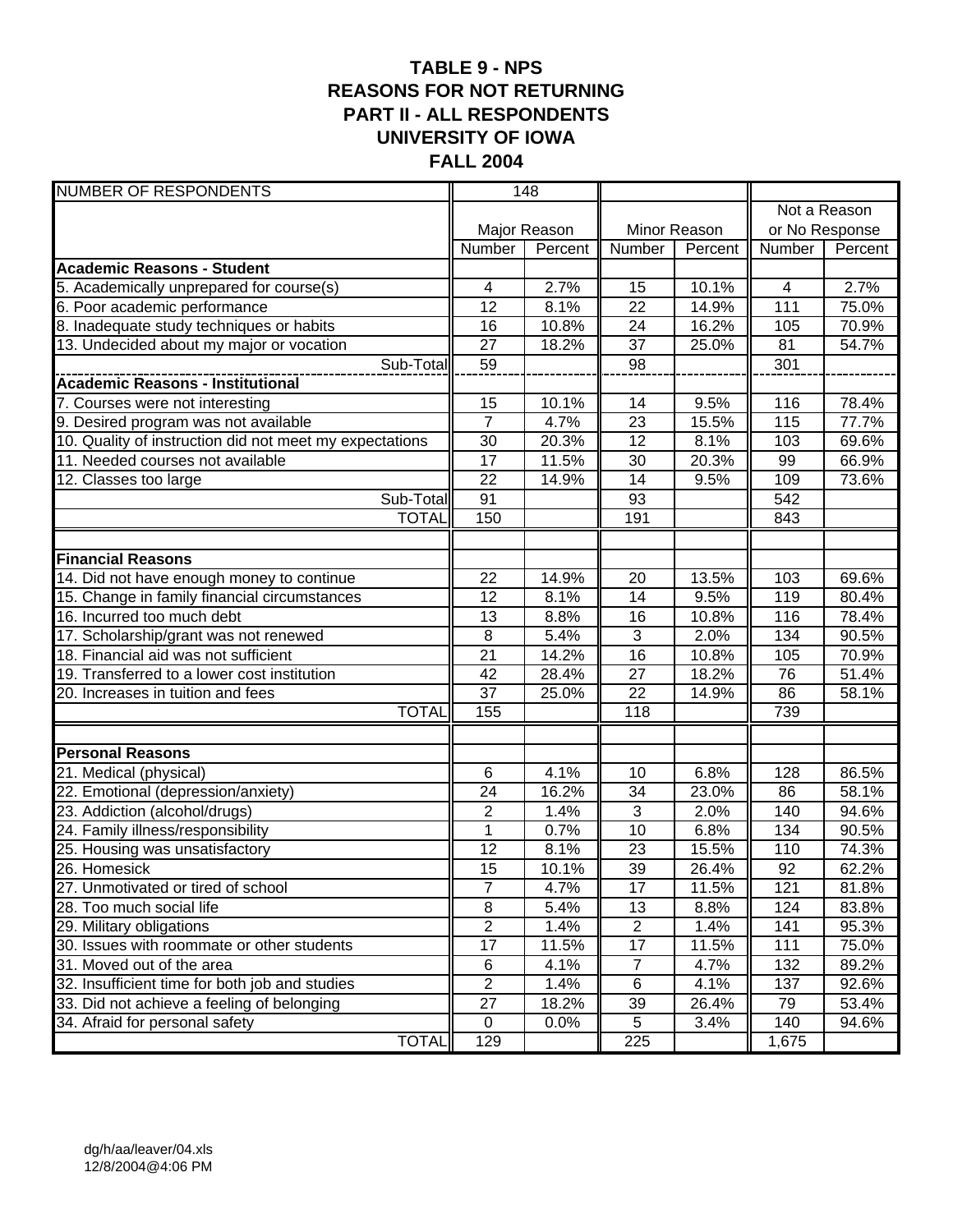# TABLE 9 - NPS
# REASONS FOR NOT RETURNING
# PART II - ALL RESPONDENTS
# UNIVERSITY OF IOWA
# FALL 2004

| NUMBER OF RESPONDENTS | 148 | | | | | |
|---|---|---|---|---|---|---|
| | Major Reason | | Minor Reason | | Not a Reason or No Response | |
| | Number | Percent | Number | Percent | Number | Percent |
| **Academic Reasons - Student** | | | | | | |
| 5. Academically unprepared for course(s) | 4 | 2.7% | 15 | 10.1% | 4 | 2.7% |
| 6. Poor academic performance | 12 | 8.1% | 22 | 14.9% | 111 | 75.0% |
| 8. Inadequate study techniques or habits | 16 | 10.8% | 24 | 16.2% | 105 | 70.9% |
| 13. Undecided about my major or vocation | 27 | 18.2% | 37 | 25.0% | 81 | 54.7% |
| Sub-Total | 59 | | 98 | | 301 | |
| **Academic Reasons - Institutional** | | | | | | |
| 7. Courses were not interesting | 15 | 10.1% | 14 | 9.5% | 116 | 78.4% |
| 9. Desired program was not available | 7 | 4.7% | 23 | 15.5% | 115 | 77.7% |
| 10. Quality of instruction did not meet my expectations | 30 | 20.3% | 12 | 8.1% | 103 | 69.6% |
| 11. Needed courses not available | 17 | 11.5% | 30 | 20.3% | 99 | 66.9% |
| 12. Classes too large | 22 | 14.9% | 14 | 9.5% | 109 | 73.6% |
| Sub-Total | 91 | | 93 | | 542 | |
| TOTAL | 150 | | 191 | | 843 | |
| | | | | | | |
| **Financial Reasons** | | | | | | |
| 14. Did not have enough money to continue | 22 | 14.9% | 20 | 13.5% | 103 | 69.6% |
| 15. Change in family financial circumstances | 12 | 8.1% | 14 | 9.5% | 119 | 80.4% |
| 16. Incurred too much debt | 13 | 8.8% | 16 | 10.8% | 116 | 78.4% |
| 17. Scholarship/grant was not renewed | 8 | 5.4% | 3 | 2.0% | 134 | 90.5% |
| 18. Financial aid was not sufficient | 21 | 14.2% | 16 | 10.8% | 105 | 70.9% |
| 19. Transferred to a lower cost institution | 42 | 28.4% | 27 | 18.2% | 76 | 51.4% |
| 20. Increases in tuition and fees | 37 | 25.0% | 22 | 14.9% | 86 | 58.1% |
| TOTAL | 155 | | 118 | | 739 | |
| | | | | | | |
| **Personal Reasons** | | | | | | |
| 21. Medical (physical) | 6 | 4.1% | 10 | 6.8% | 128 | 86.5% |
| 22. Emotional (depression/anxiety) | 24 | 16.2% | 34 | 23.0% | 86 | 58.1% |
| 23. Addiction (alcohol/drugs) | 2 | 1.4% | 3 | 2.0% | 140 | 94.6% |
| 24. Family illness/responsibility | 1 | 0.7% | 10 | 6.8% | 134 | 90.5% |
| 25. Housing was unsatisfactory | 12 | 8.1% | 23 | 15.5% | 110 | 74.3% |
| 26. Homesick | 15 | 10.1% | 39 | 26.4% | 92 | 62.2% |
| 27. Unmotivated or tired of school | 7 | 4.7% | 17 | 11.5% | 121 | 81.8% |
| 28. Too much social life | 8 | 5.4% | 13 | 8.8% | 124 | 83.8% |
| 29. Military obligations | 2 | 1.4% | 2 | 1.4% | 141 | 95.3% |
| 30. Issues with roommate or other students | 17 | 11.5% | 17 | 11.5% | 111 | 75.0% |
| 31. Moved out of the area | 6 | 4.1% | 7 | 4.7% | 132 | 89.2% |
| 32. Insufficient time for both job and studies | 2 | 1.4% | 6 | 4.1% | 137 | 92.6% |
| 33. Did not achieve a feeling of belonging | 27 | 18.2% | 39 | 26.4% | 79 | 53.4% |
| 34. Afraid for personal safety | 0 | 0.0% | 5 | 3.4% | 140 | 94.6% |
| TOTAL | 129 | | 225 | | 1,675 | |

dg/h/aa/leaver/04.xls
12/8/2004@4:06 PM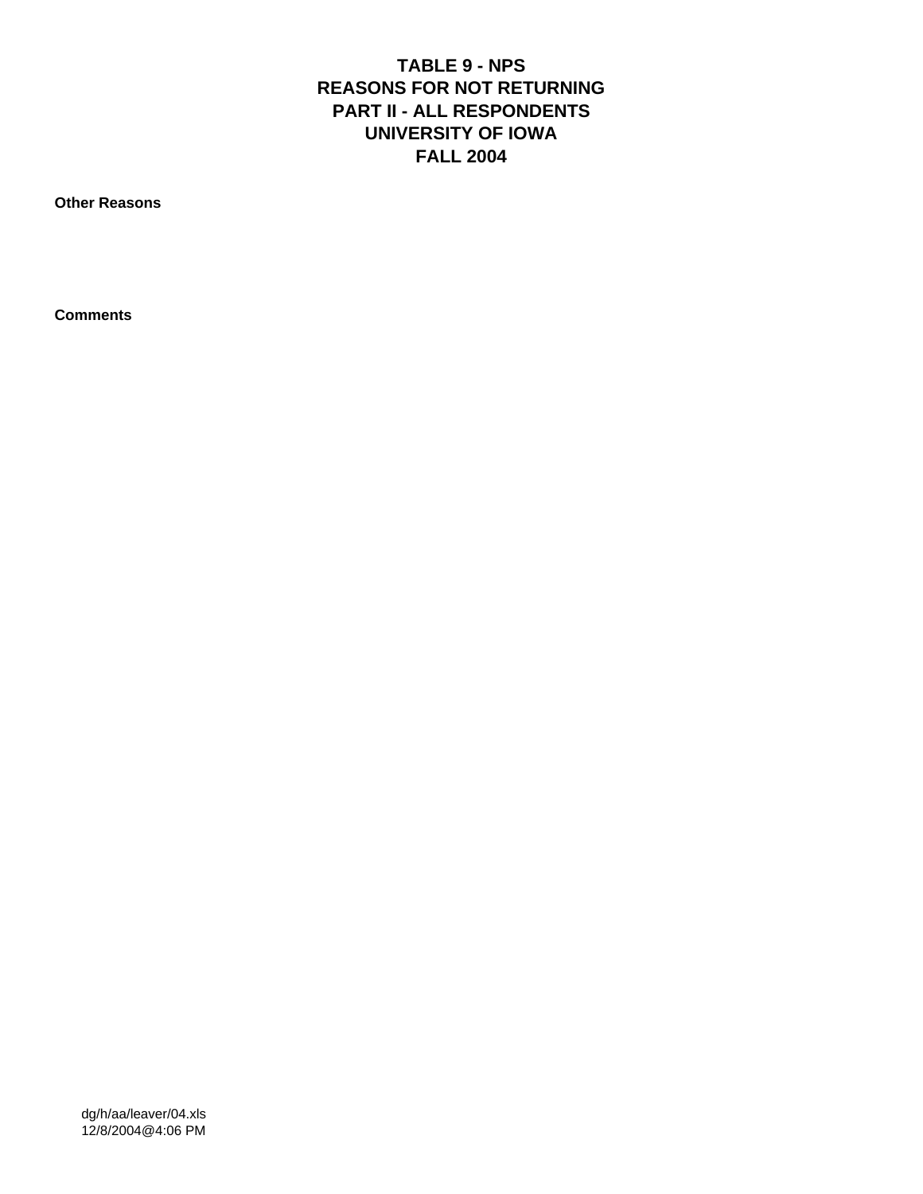# TABLE 9 - NPS
# REASONS FOR NOT RETURNING
# PART II - ALL RESPONDENTS
# UNIVERSITY OF IOWA
# FALL 2004

**Other Reasons**

**Comments**

dg/h/aa/leaver/04.xls
12/8/2004@4:06 PM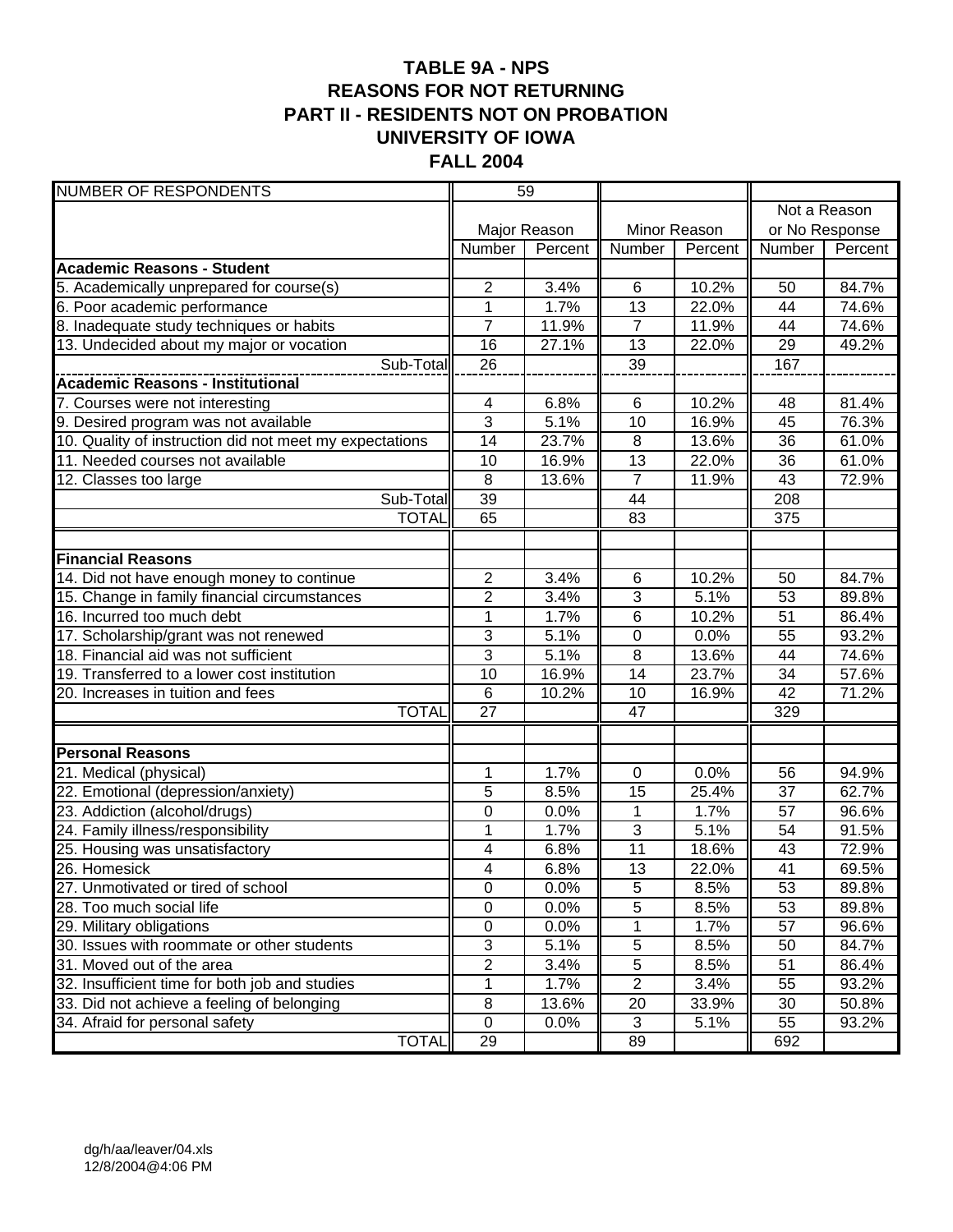# TABLE 9A - NPS
## REASONS FOR NOT RETURNING
## PART II - RESIDENTS NOT ON PROBATION
## UNIVERSITY OF IOWA
## FALL 2004

| NUMBER OF RESPONDENTS | 59 | | | | | |
|---|---|---|---|---|---|---|
| | Major Reason | | Minor Reason | | Not a Reason or No Response | |
| | Number | Percent | Number | Percent | Number | Percent |
| **Academic Reasons - Student** | | | | | | |
| 5. Academically unprepared for course(s) | 2 | 3.4% | 6 | 10.2% | 50 | 84.7% |
| 6. Poor academic performance | 1 | 1.7% | 13 | 22.0% | 44 | 74.6% |
| 8. Inadequate study techniques or habits | 7 | 11.9% | 7 | 11.9% | 44 | 74.6% |
| 13. Undecided about my major or vocation | 16 | 27.1% | 13 | 22.0% | 29 | 49.2% |
| Sub-Total | 26 | | 39 | | 167 | |
| **Academic Reasons - Institutional** | | | | | | |
| 7. Courses were not interesting | 4 | 6.8% | 6 | 10.2% | 48 | 81.4% |
| 9. Desired program was not available | 3 | 5.1% | 10 | 16.9% | 45 | 76.3% |
| 10. Quality of instruction did not meet my expectations | 14 | 23.7% | 8 | 13.6% | 36 | 61.0% |
| 11. Needed courses not available | 10 | 16.9% | 13 | 22.0% | 36 | 61.0% |
| 12. Classes too large | 8 | 13.6% | 7 | 11.9% | 43 | 72.9% |
| Sub-Total | 39 | | 44 | | 208 | |
| TOTAL | 65 | | 83 | | 375 | |
| | | | | | | |
| **Financial Reasons** | | | | | | |
| 14. Did not have enough money to continue | 2 | 3.4% | 6 | 10.2% | 50 | 84.7% |
| 15. Change in family financial circumstances | 2 | 3.4% | 3 | 5.1% | 53 | 89.8% |
| 16. Incurred too much debt | 1 | 1.7% | 6 | 10.2% | 51 | 86.4% |
| 17. Scholarship/grant was not renewed | 3 | 5.1% | 0 | 0.0% | 55 | 93.2% |
| 18. Financial aid was not sufficient | 3 | 5.1% | 8 | 13.6% | 44 | 74.6% |
| 19. Transferred to a lower cost institution | 10 | 16.9% | 14 | 23.7% | 34 | 57.6% |
| 20. Increases in tuition and fees | 6 | 10.2% | 10 | 16.9% | 42 | 71.2% |
| TOTAL | 27 | | 47 | | 329 | |
| | | | | | | |
| **Personal Reasons** | | | | | | |
| 21. Medical (physical) | 1 | 1.7% | 0 | 0.0% | 56 | 94.9% |
| 22. Emotional (depression/anxiety) | 5 | 8.5% | 15 | 25.4% | 37 | 62.7% |
| 23. Addiction (alcohol/drugs) | 0 | 0.0% | 1 | 1.7% | 57 | 96.6% |
| 24. Family illness/responsibility | 1 | 1.7% | 3 | 5.1% | 54 | 91.5% |
| 25. Housing was unsatisfactory | 4 | 6.8% | 11 | 18.6% | 43 | 72.9% |
| 26. Homesick | 4 | 6.8% | 13 | 22.0% | 41 | 69.5% |
| 27. Unmotivated or tired of school | 0 | 0.0% | 5 | 8.5% | 53 | 89.8% |
| 28. Too much social life | 0 | 0.0% | 5 | 8.5% | 53 | 89.8% |
| 29. Military obligations | 0 | 0.0% | 1 | 1.7% | 57 | 96.6% |
| 30. Issues with roommate or other students | 3 | 5.1% | 5 | 8.5% | 50 | 84.7% |
| 31. Moved out of the area | 2 | 3.4% | 5 | 8.5% | 51 | 86.4% |
| 32. Insufficient time for both job and studies | 1 | 1.7% | 2 | 3.4% | 55 | 93.2% |
| 33. Did not achieve a feeling of belonging | 8 | 13.6% | 20 | 33.9% | 30 | 50.8% |
| 34. Afraid for personal safety | 0 | 0.0% | 3 | 5.1% | 55 | 93.2% |
| TOTAL | 29 | | 89 | | 692 | |

dg/h/aa/leaver/04.xls
12/8/2004@4:06 PM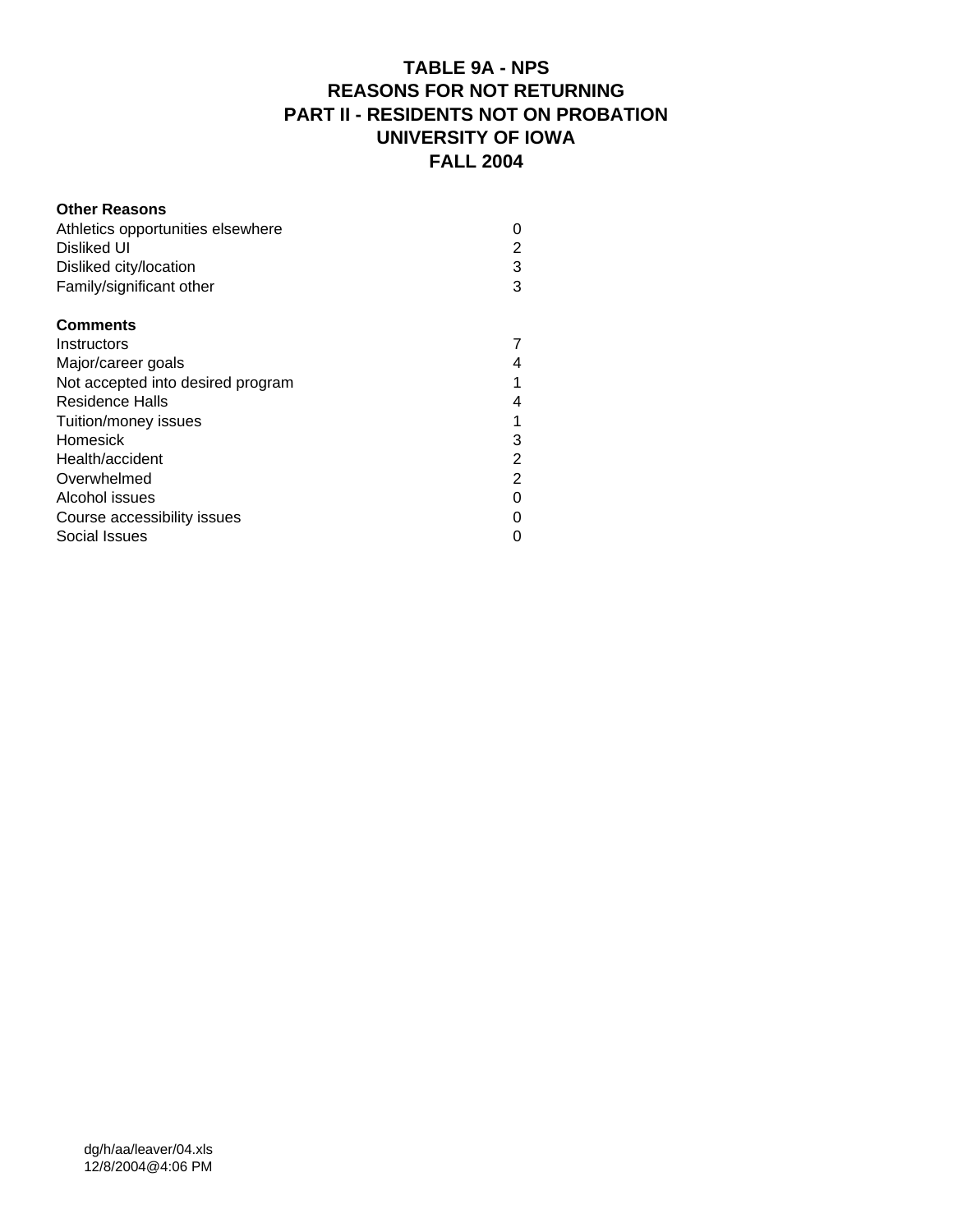# TABLE 9A - NPS
# REASONS FOR NOT RETURNING
# PART II - RESIDENTS NOT ON PROBATION
# UNIVERSITY OF IOWA
# FALL 2004

| **Other Reasons** | |
|---|---|
| Athletics opportunities elsewhere | 0 |
| Disliked UI | 2 |
| Disliked city/location | 3 |
| Family/significant other | 3 |

| **Comments** | |
|---|---|
| Instructors | 7 |
| Major/career goals | 4 |
| Not accepted into desired program | 1 |
| Residence Halls | 4 |
| Tuition/money issues | 1 |
| Homesick | 3 |
| Health/accident | 2 |
| Overwhelmed | 2 |
| Alcohol issues | 0 |
| Course accessibility issues | 0 |
| Social Issues | 0 |

dg/h/aa/leaver/04.xls
12/8/2004@4:06 PM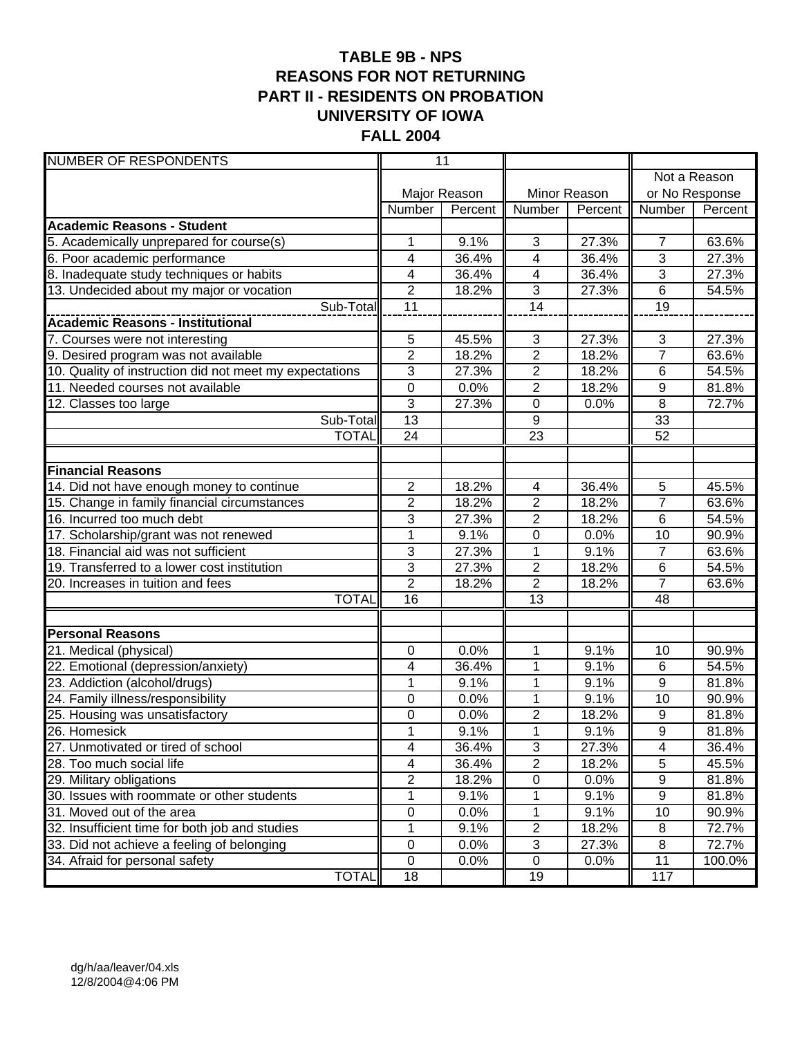# TABLE 9B - NPS
## REASONS FOR NOT RETURNING
## PART II - RESIDENTS ON PROBATION
## UNIVERSITY OF IOWA
## FALL 2004

| NUMBER OF RESPONDENTS | 11 | | | | | |
|---|---|---|---|---|---|---|
| | Major Reason | | Minor Reason | | Not a Reason or No Response | |
| | Number | Percent | Number | Percent | Number | Percent |
| **Academic Reasons - Student** | | | | | | |
| 5. Academically unprepared for course(s) | 1 | 9.1% | 3 | 27.3% | 7 | 63.6% |
| 6. Poor academic performance | 4 | 36.4% | 4 | 36.4% | 3 | 27.3% |
| 8. Inadequate study techniques or habits | 4 | 36.4% | 4 | 36.4% | 3 | 27.3% |
| 13. Undecided about my major or vocation | 2 | 18.2% | 3 | 27.3% | 6 | 54.5% |
| Sub-Total | 11 | | 14 | | 19 | |
| **Academic Reasons - Institutional** | | | | | | |
| 7. Courses were not interesting | 5 | 45.5% | 3 | 27.3% | 3 | 27.3% |
| 9. Desired program was not available | 2 | 18.2% | 2 | 18.2% | 7 | 63.6% |
| 10. Quality of instruction did not meet my expectations | 3 | 27.3% | 2 | 18.2% | 6 | 54.5% |
| 11. Needed courses not available | 0 | 0.0% | 2 | 18.2% | 9 | 81.8% |
| 12. Classes too large | 3 | 27.3% | 0 | 0.0% | 8 | 72.7% |
| Sub-Total | 13 | | 9 | | 33 | |
| TOTAL | 24 | | 23 | | 52 | |
| | | | | | | |
| **Financial Reasons** | | | | | | |
| 14. Did not have enough money to continue | 2 | 18.2% | 4 | 36.4% | 5 | 45.5% |
| 15. Change in family financial circumstances | 2 | 18.2% | 2 | 18.2% | 7 | 63.6% |
| 16. Incurred too much debt | 3 | 27.3% | 2 | 18.2% | 6 | 54.5% |
| 17. Scholarship/grant was not renewed | 1 | 9.1% | 0 | 0.0% | 10 | 90.9% |
| 18. Financial aid was not sufficient | 3 | 27.3% | 1 | 9.1% | 7 | 63.6% |
| 19. Transferred to a lower cost institution | 3 | 27.3% | 2 | 18.2% | 6 | 54.5% |
| 20. Increases in tuition and fees | 2 | 18.2% | 2 | 18.2% | 7 | 63.6% |
| TOTAL | 16 | | 13 | | 48 | |
| | | | | | | |
| **Personal Reasons** | | | | | | |
| 21. Medical (physical) | 0 | 0.0% | 1 | 9.1% | 10 | 90.9% |
| 22. Emotional (depression/anxiety) | 4 | 36.4% | 1 | 9.1% | 6 | 54.5% |
| 23. Addiction (alcohol/drugs) | 1 | 9.1% | 1 | 9.1% | 9 | 81.8% |
| 24. Family illness/responsibility | 0 | 0.0% | 1 | 9.1% | 10 | 90.9% |
| 25. Housing was unsatisfactory | 0 | 0.0% | 2 | 18.2% | 9 | 81.8% |
| 26. Homesick | 1 | 9.1% | 1 | 9.1% | 9 | 81.8% |
| 27. Unmotivated or tired of school | 4 | 36.4% | 3 | 27.3% | 4 | 36.4% |
| 28. Too much social life | 4 | 36.4% | 2 | 18.2% | 5 | 45.5% |
| 29. Military obligations | 2 | 18.2% | 0 | 0.0% | 9 | 81.8% |
| 30. Issues with roommate or other students | 1 | 9.1% | 1 | 9.1% | 9 | 81.8% |
| 31. Moved out of the area | 0 | 0.0% | 1 | 9.1% | 10 | 90.9% |
| 32. Insufficient time for both job and studies | 1 | 9.1% | 2 | 18.2% | 8 | 72.7% |
| 33. Did not achieve a feeling of belonging | 0 | 0.0% | 3 | 27.3% | 8 | 72.7% |
| 34. Afraid for personal safety | 0 | 0.0% | 0 | 0.0% | 11 | 100.0% |
| TOTAL | 18 | | 19 | | 117 | |

dg/h/aa/leaver/04.xls
12/8/2004@4:06 PM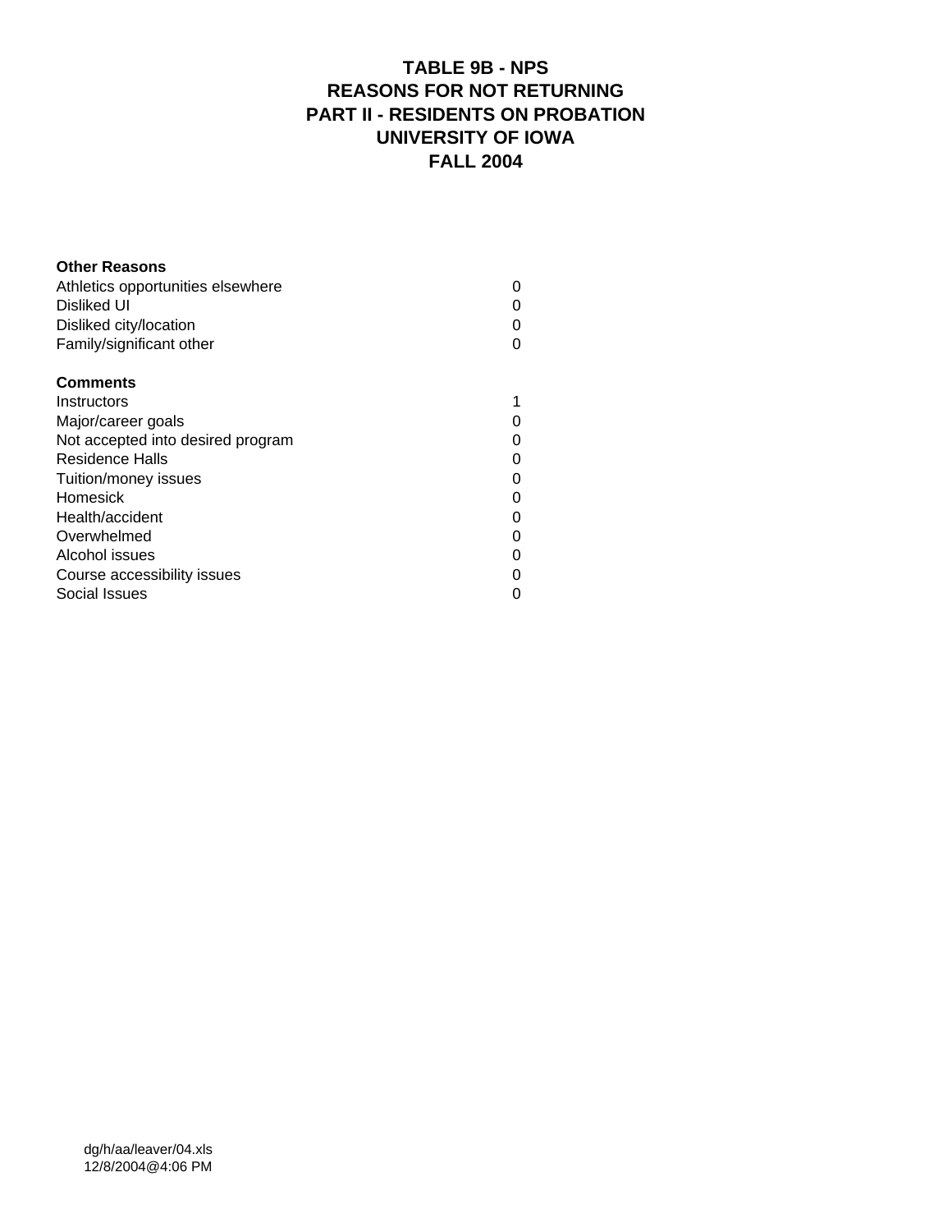# TABLE 9B - NPS
## REASONS FOR NOT RETURNING
## PART II - RESIDENTS ON PROBATION
## UNIVERSITY OF IOWA
## FALL 2004

| **Other Reasons** | |
|---|---|
| Athletics opportunities elsewhere | 0 |
| Disliked UI | 0 |
| Disliked city/location | 0 |
| Family/significant other | 0 |
| | |
| **Comments** | |
| Instructors | 1 |
| Major/career goals | 0 |
| Not accepted into desired program | 0 |
| Residence Halls | 0 |
| Tuition/money issues | 0 |
| Homesick | 0 |
| Health/accident | 0 |
| Overwhelmed | 0 |
| Alcohol issues | 0 |
| Course accessibility issues | 0 |
| Social Issues | 0 |

dg/h/aa/leaver/04.xls
12/8/2004@4:06 PM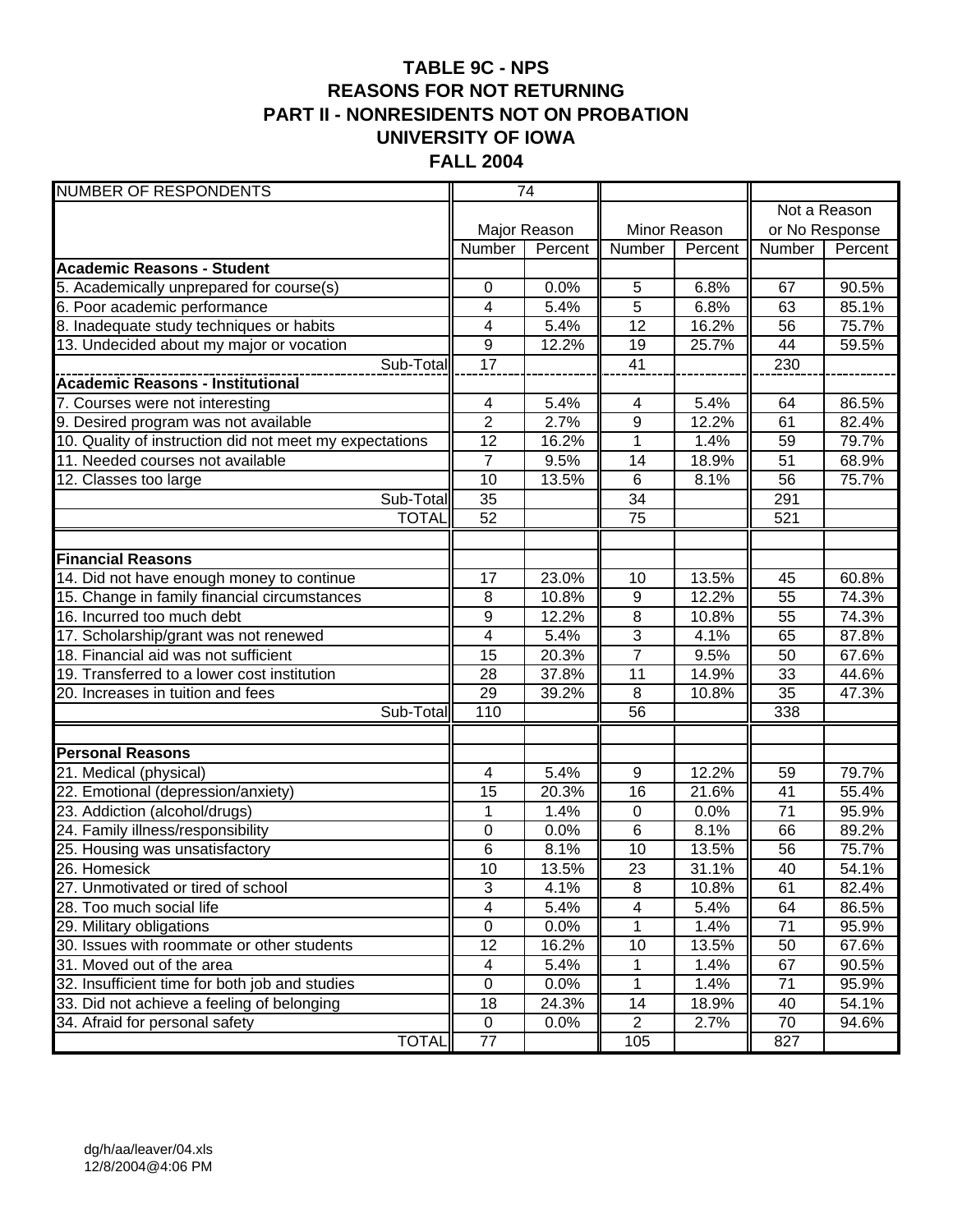# TABLE 9C - NPS
## REASONS FOR NOT RETURNING
## PART II - NONRESIDENTS NOT ON PROBATION
## UNIVERSITY OF IOWA
## FALL 2004

| NUMBER OF RESPONDENTS | 74 | | | | | |
|---|---|---|---|---|---|---|
| | Major Reason | | Minor Reason | | Not a Reason or No Response | |
| | Number | Percent | Number | Percent | Number | Percent |
| **Academic Reasons - Student** | | | | | | |
| 5. Academically unprepared for course(s) | 0 | 0.0% | 5 | 6.8% | 67 | 90.5% |
| 6. Poor academic performance | 4 | 5.4% | 5 | 6.8% | 63 | 85.1% |
| 8. Inadequate study techniques or habits | 4 | 5.4% | 12 | 16.2% | 56 | 75.7% |
| 13. Undecided about my major or vocation | 9 | 12.2% | 19 | 25.7% | 44 | 59.5% |
| Sub-Total | 17 | | 41 | | 230 | |
| **Academic Reasons - Institutional** | | | | | | |
| 7. Courses were not interesting | 4 | 5.4% | 4 | 5.4% | 64 | 86.5% |
| 9. Desired program was not available | 2 | 2.7% | 9 | 12.2% | 61 | 82.4% |
| 10. Quality of instruction did not meet my expectations | 12 | 16.2% | 1 | 1.4% | 59 | 79.7% |
| 11. Needed courses not available | 7 | 9.5% | 14 | 18.9% | 51 | 68.9% |
| 12. Classes too large | 10 | 13.5% | 6 | 8.1% | 56 | 75.7% |
| Sub-Total | 35 | | 34 | | 291 | |
| TOTAL | 52 | | 75 | | 521 | |
| | | | | | | |
| **Financial Reasons** | | | | | | |
| 14. Did not have enough money to continue | 17 | 23.0% | 10 | 13.5% | 45 | 60.8% |
| 15. Change in family financial circumstances | 8 | 10.8% | 9 | 12.2% | 55 | 74.3% |
| 16. Incurred too much debt | 9 | 12.2% | 8 | 10.8% | 55 | 74.3% |
| 17. Scholarship/grant was not renewed | 4 | 5.4% | 3 | 4.1% | 65 | 87.8% |
| 18. Financial aid was not sufficient | 15 | 20.3% | 7 | 9.5% | 50 | 67.6% |
| 19. Transferred to a lower cost institution | 28 | 37.8% | 11 | 14.9% | 33 | 44.6% |
| 20. Increases in tuition and fees | 29 | 39.2% | 8 | 10.8% | 35 | 47.3% |
| Sub-Total | 110 | | 56 | | 338 | |
| | | | | | | |
| **Personal Reasons** | | | | | | |
| 21. Medical (physical) | 4 | 5.4% | 9 | 12.2% | 59 | 79.7% |
| 22. Emotional (depression/anxiety) | 15 | 20.3% | 16 | 21.6% | 41 | 55.4% |
| 23. Addiction (alcohol/drugs) | 1 | 1.4% | 0 | 0.0% | 71 | 95.9% |
| 24. Family illness/responsibility | 0 | 0.0% | 6 | 8.1% | 66 | 89.2% |
| 25. Housing was unsatisfactory | 6 | 8.1% | 10 | 13.5% | 56 | 75.7% |
| 26. Homesick | 10 | 13.5% | 23 | 31.1% | 40 | 54.1% |
| 27. Unmotivated or tired of school | 3 | 4.1% | 8 | 10.8% | 61 | 82.4% |
| 28. Too much social life | 4 | 5.4% | 4 | 5.4% | 64 | 86.5% |
| 29. Military obligations | 0 | 0.0% | 1 | 1.4% | 71 | 95.9% |
| 30. Issues with roommate or other students | 12 | 16.2% | 10 | 13.5% | 50 | 67.6% |
| 31. Moved out of the area | 4 | 5.4% | 1 | 1.4% | 67 | 90.5% |
| 32. Insufficient time for both job and studies | 0 | 0.0% | 1 | 1.4% | 71 | 95.9% |
| 33. Did not achieve a feeling of belonging | 18 | 24.3% | 14 | 18.9% | 40 | 54.1% |
| 34. Afraid for personal safety | 0 | 0.0% | 2 | 2.7% | 70 | 94.6% |
| TOTAL | 77 | | 105 | | 827 | |

dg/h/aa/leaver/04.xls
12/8/2004@4:06 PM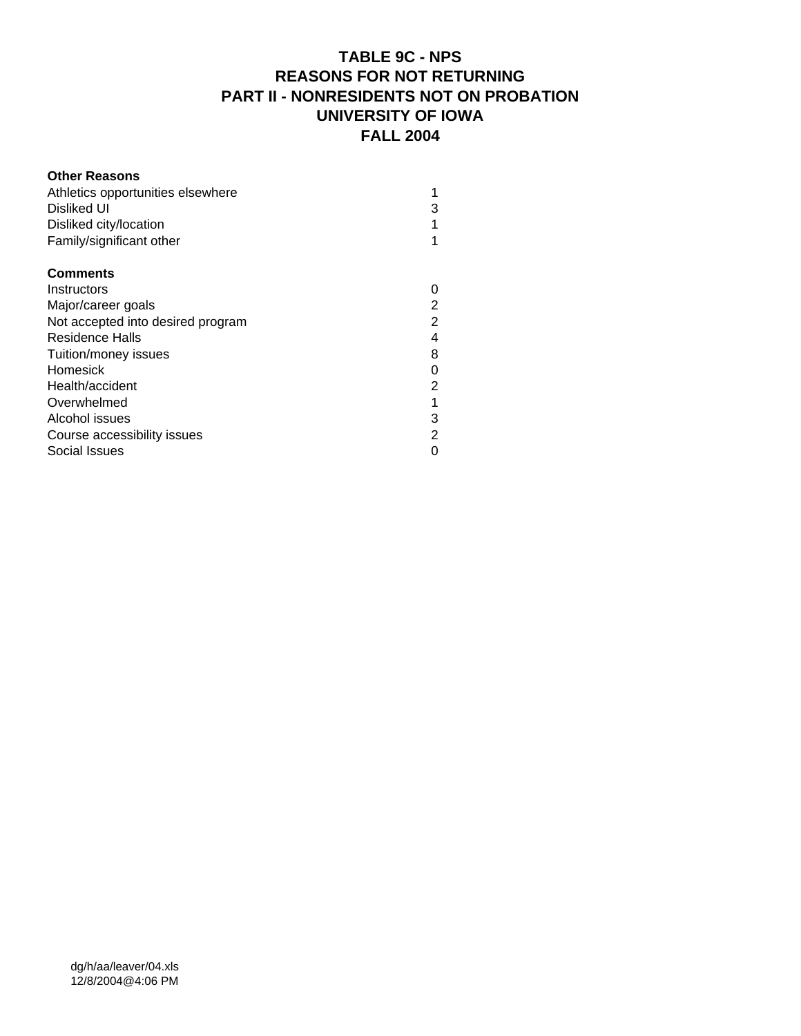# TABLE 9C - NPS
# REASONS FOR NOT RETURNING
# PART II - NONRESIDENTS NOT ON PROBATION
# UNIVERSITY OF IOWA
# FALL 2004

| **Other Reasons** | |
|---|---|
| Athletics opportunities elsewhere | 1 |
| Disliked UI | 3 |
| Disliked city/location | 1 |
| Family/significant other | 1 |
| | |
| **Comments** | |
| Instructors | 0 |
| Major/career goals | 2 |
| Not accepted into desired program | 2 |
| Residence Halls | 4 |
| Tuition/money issues | 8 |
| Homesick | 0 |
| Health/accident | 2 |
| Overwhelmed | 1 |
| Alcohol issues | 3 |
| Course accessibility issues | 2 |
| Social Issues | 0 |

dg/h/aa/leaver/04.xls
12/8/2004@4:06 PM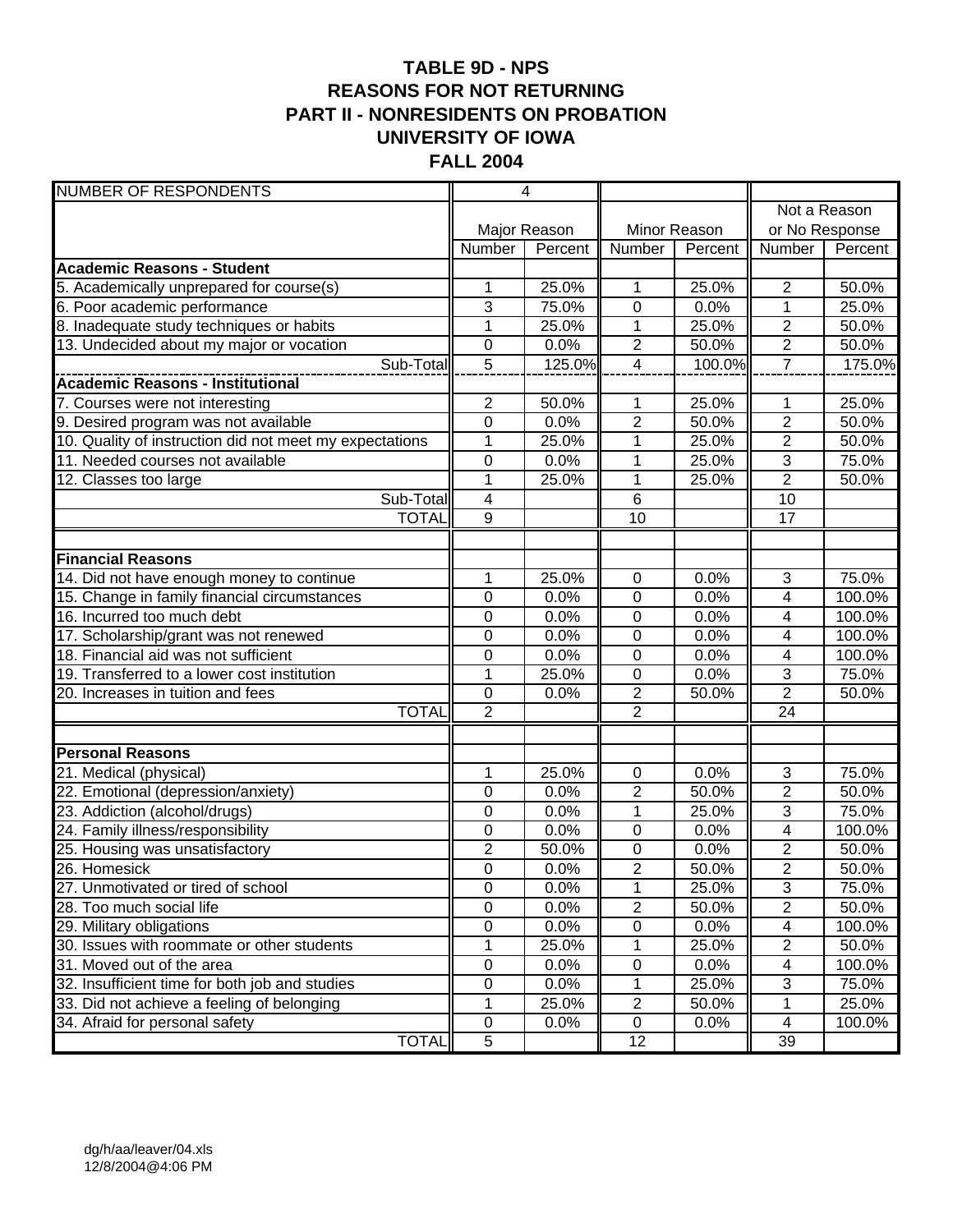# TABLE 9D - NPS
## REASONS FOR NOT RETURNING
## PART II - NONRESIDENTS ON PROBATION
## UNIVERSITY OF IOWA
## FALL 2004

| NUMBER OF RESPONDENTS | 4 | | | | | |
|---|---|---|---|---|---|---|
| | Major Reason | | Minor Reason | | Not a Reason or No Response | |
| | Number | Percent | Number | Percent | Number | Percent |
| **Academic Reasons - Student** | | | | | | |
| 5. Academically unprepared for course(s) | 1 | 25.0% | 1 | 25.0% | 2 | 50.0% |
| 6. Poor academic performance | 3 | 75.0% | 0 | 0.0% | 1 | 25.0% |
| 8. Inadequate study techniques or habits | 1 | 25.0% | 1 | 25.0% | 2 | 50.0% |
| 13. Undecided about my major or vocation | 0 | 0.0% | 2 | 50.0% | 2 | 50.0% |
| Sub-Total | 5 | 125.0% | 4 | 100.0% | 7 | 175.0% |
| **Academic Reasons - Institutional** | | | | | | |
| 7. Courses were not interesting | 2 | 50.0% | 1 | 25.0% | 1 | 25.0% |
| 9. Desired program was not available | 0 | 0.0% | 2 | 50.0% | 2 | 50.0% |
| 10. Quality of instruction did not meet my expectations | 1 | 25.0% | 1 | 25.0% | 2 | 50.0% |
| 11. Needed courses not available | 0 | 0.0% | 1 | 25.0% | 3 | 75.0% |
| 12. Classes too large | 1 | 25.0% | 1 | 25.0% | 2 | 50.0% |
| Sub-Total | 4 | | 6 | | 10 | |
| TOTAL | 9 | | 10 | | 17 | |
| | | | | | | |
| **Financial Reasons** | | | | | | |
| 14. Did not have enough money to continue | 1 | 25.0% | 0 | 0.0% | 3 | 75.0% |
| 15. Change in family financial circumstances | 0 | 0.0% | 0 | 0.0% | 4 | 100.0% |
| 16. Incurred too much debt | 0 | 0.0% | 0 | 0.0% | 4 | 100.0% |
| 17. Scholarship/grant was not renewed | 0 | 0.0% | 0 | 0.0% | 4 | 100.0% |
| 18. Financial aid was not sufficient | 0 | 0.0% | 0 | 0.0% | 4 | 100.0% |
| 19. Transferred to a lower cost institution | 1 | 25.0% | 0 | 0.0% | 3 | 75.0% |
| 20. Increases in tuition and fees | 0 | 0.0% | 2 | 50.0% | 2 | 50.0% |
| TOTAL | 2 | | 2 | | 24 | |
| | | | | | | |
| **Personal Reasons** | | | | | | |
| 21. Medical (physical) | 1 | 25.0% | 0 | 0.0% | 3 | 75.0% |
| 22. Emotional (depression/anxiety) | 0 | 0.0% | 2 | 50.0% | 2 | 50.0% |
| 23. Addiction (alcohol/drugs) | 0 | 0.0% | 1 | 25.0% | 3 | 75.0% |
| 24. Family illness/responsibility | 0 | 0.0% | 0 | 0.0% | 4 | 100.0% |
| 25. Housing was unsatisfactory | 2 | 50.0% | 0 | 0.0% | 2 | 50.0% |
| 26. Homesick | 0 | 0.0% | 2 | 50.0% | 2 | 50.0% |
| 27. Unmotivated or tired of school | 0 | 0.0% | 1 | 25.0% | 3 | 75.0% |
| 28. Too much social life | 0 | 0.0% | 2 | 50.0% | 2 | 50.0% |
| 29. Military obligations | 0 | 0.0% | 0 | 0.0% | 4 | 100.0% |
| 30. Issues with roommate or other students | 1 | 25.0% | 1 | 25.0% | 2 | 50.0% |
| 31. Moved out of the area | 0 | 0.0% | 0 | 0.0% | 4 | 100.0% |
| 32. Insufficient time for both job and studies | 0 | 0.0% | 1 | 25.0% | 3 | 75.0% |
| 33. Did not achieve a feeling of belonging | 1 | 25.0% | 2 | 50.0% | 1 | 25.0% |
| 34. Afraid for personal safety | 0 | 0.0% | 0 | 0.0% | 4 | 100.0% |
| TOTAL | 5 | | 12 | | 39 | |

dg/h/aa/leaver/04.xls
12/8/2004@4:06 PM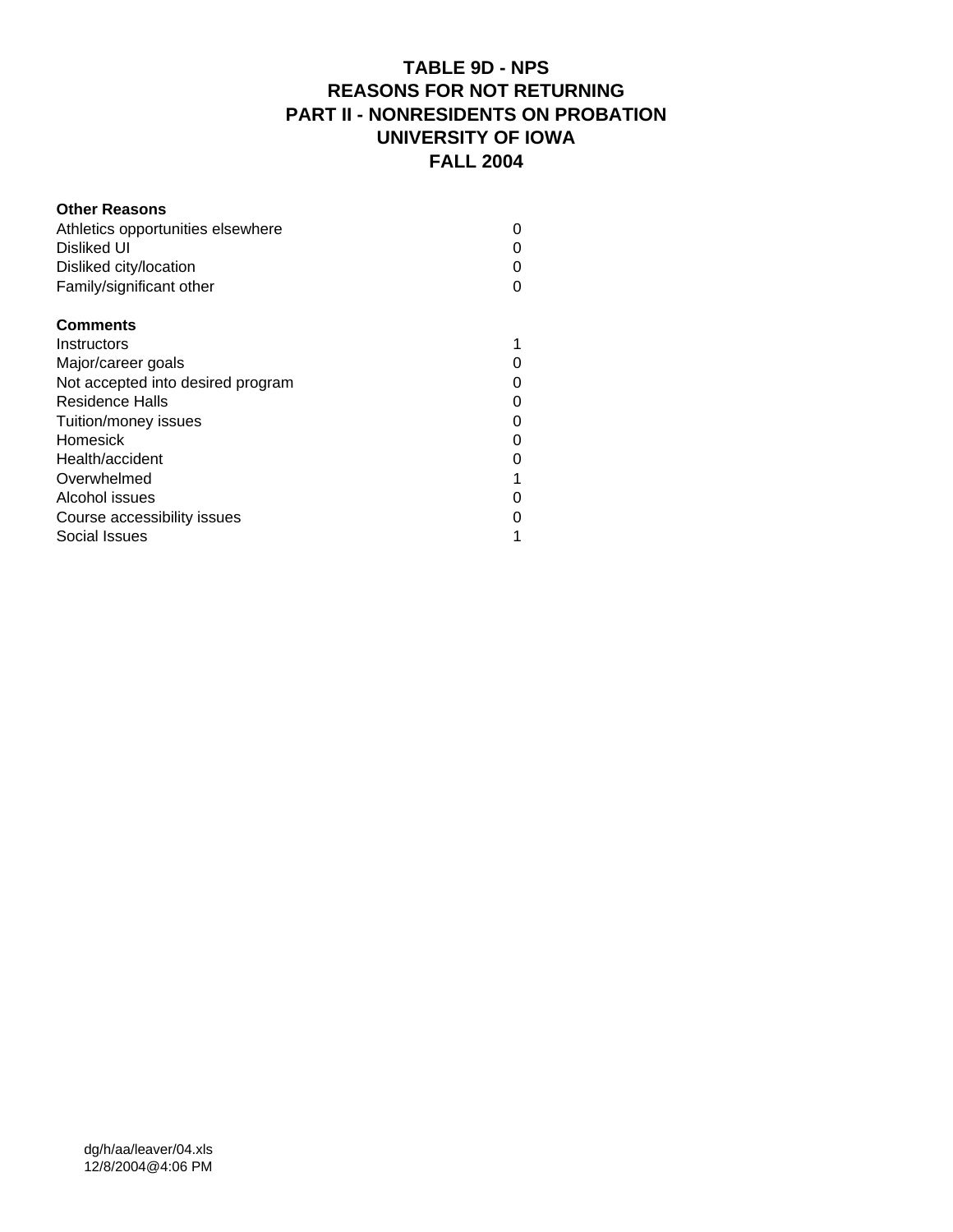# TABLE 9D - NPS
## REASONS FOR NOT RETURNING
## PART II - NONRESIDENTS ON PROBATION
## UNIVERSITY OF IOWA
## FALL 2004

| **Other Reasons** | |
|---|---|
| Athletics opportunities elsewhere | 0 |
| Disliked UI | 0 |
| Disliked city/location | 0 |
| Family/significant other | 0 |
| | |
| **Comments** | |
| Instructors | 1 |
| Major/career goals | 0 |
| Not accepted into desired program | 0 |
| Residence Halls | 0 |
| Tuition/money issues | 0 |
| Homesick | 0 |
| Health/accident | 0 |
| Overwhelmed | 1 |
| Alcohol issues | 0 |
| Course accessibility issues | 0 |
| Social Issues | 1 |

dg/h/aa/leaver/04.xls
12/8/2004@4:06 PM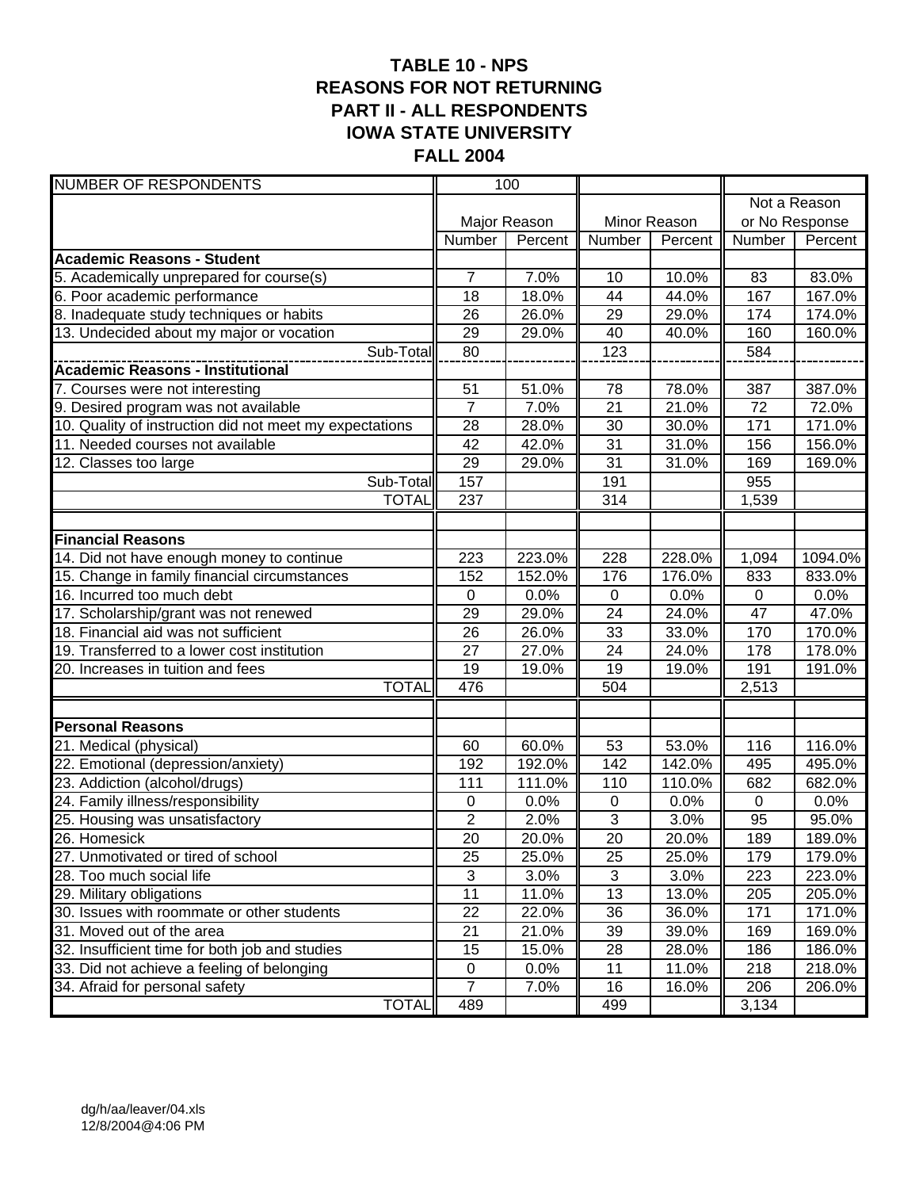# TABLE 10 - NPS
# REASONS FOR NOT RETURNING
# PART II - ALL RESPONDENTS
# IOWA STATE UNIVERSITY
# FALL 2004

| NUMBER OF RESPONDENTS | 100 | | | | | |
|---|---|---|---|---|---|---|
| | Major Reason | | Minor Reason | | Not a Reason or No Response | |
| | Number | Percent | Number | Percent | Number | Percent |
| **Academic Reasons - Student** | | | | | | |
| 5. Academically unprepared for course(s) | 7 | 7.0% | 10 | 10.0% | 83 | 83.0% |
| 6. Poor academic performance | 18 | 18.0% | 44 | 44.0% | 167 | 167.0% |
| 8. Inadequate study techniques or habits | 26 | 26.0% | 29 | 29.0% | 174 | 174.0% |
| 13. Undecided about my major or vocation | 29 | 29.0% | 40 | 40.0% | 160 | 160.0% |
| Sub-Total | 80 | | 123 | | 584 | |
| **Academic Reasons - Institutional** | | | | | | |
| 7. Courses were not interesting | 51 | 51.0% | 78 | 78.0% | 387 | 387.0% |
| 9. Desired program was not available | 7 | 7.0% | 21 | 21.0% | 72 | 72.0% |
| 10. Quality of instruction did not meet my expectations | 28 | 28.0% | 30 | 30.0% | 171 | 171.0% |
| 11. Needed courses not available | 42 | 42.0% | 31 | 31.0% | 156 | 156.0% |
| 12. Classes too large | 29 | 29.0% | 31 | 31.0% | 169 | 169.0% |
| Sub-Total | 157 | | 191 | | 955 | |
| TOTAL | 237 | | 314 | | 1,539 | |
| | | | | | | |
| **Financial Reasons** | | | | | | |
| 14. Did not have enough money to continue | 223 | 223.0% | 228 | 228.0% | 1,094 | 1094.0% |
| 15. Change in family financial circumstances | 152 | 152.0% | 176 | 176.0% | 833 | 833.0% |
| 16. Incurred too much debt | 0 | 0.0% | 0 | 0.0% | 0 | 0.0% |
| 17. Scholarship/grant was not renewed | 29 | 29.0% | 24 | 24.0% | 47 | 47.0% |
| 18. Financial aid was not sufficient | 26 | 26.0% | 33 | 33.0% | 170 | 170.0% |
| 19. Transferred to a lower cost institution | 27 | 27.0% | 24 | 24.0% | 178 | 178.0% |
| 20. Increases in tuition and fees | 19 | 19.0% | 19 | 19.0% | 191 | 191.0% |
| TOTAL | 476 | | 504 | | 2,513 | |
| | | | | | | |
| **Personal Reasons** | | | | | | |
| 21. Medical (physical) | 60 | 60.0% | 53 | 53.0% | 116 | 116.0% |
| 22. Emotional (depression/anxiety) | 192 | 192.0% | 142 | 142.0% | 495 | 495.0% |
| 23. Addiction (alcohol/drugs) | 111 | 111.0% | 110 | 110.0% | 682 | 682.0% |
| 24. Family illness/responsibility | 0 | 0.0% | 0 | 0.0% | 0 | 0.0% |
| 25. Housing was unsatisfactory | 2 | 2.0% | 3 | 3.0% | 95 | 95.0% |
| 26. Homesick | 20 | 20.0% | 20 | 20.0% | 189 | 189.0% |
| 27. Unmotivated or tired of school | 25 | 25.0% | 25 | 25.0% | 179 | 179.0% |
| 28. Too much social life | 3 | 3.0% | 3 | 3.0% | 223 | 223.0% |
| 29. Military obligations | 11 | 11.0% | 13 | 13.0% | 205 | 205.0% |
| 30. Issues with roommate or other students | 22 | 22.0% | 36 | 36.0% | 171 | 171.0% |
| 31. Moved out of the area | 21 | 21.0% | 39 | 39.0% | 169 | 169.0% |
| 32. Insufficient time for both job and studies | 15 | 15.0% | 28 | 28.0% | 186 | 186.0% |
| 33. Did not achieve a feeling of belonging | 0 | 0.0% | 11 | 11.0% | 218 | 218.0% |
| 34. Afraid for personal safety | 7 | 7.0% | 16 | 16.0% | 206 | 206.0% |
| TOTAL | 489 | | 499 | | 3,134 | |

dg/h/aa/leaver/04.xls
12/8/2004@4:06 PM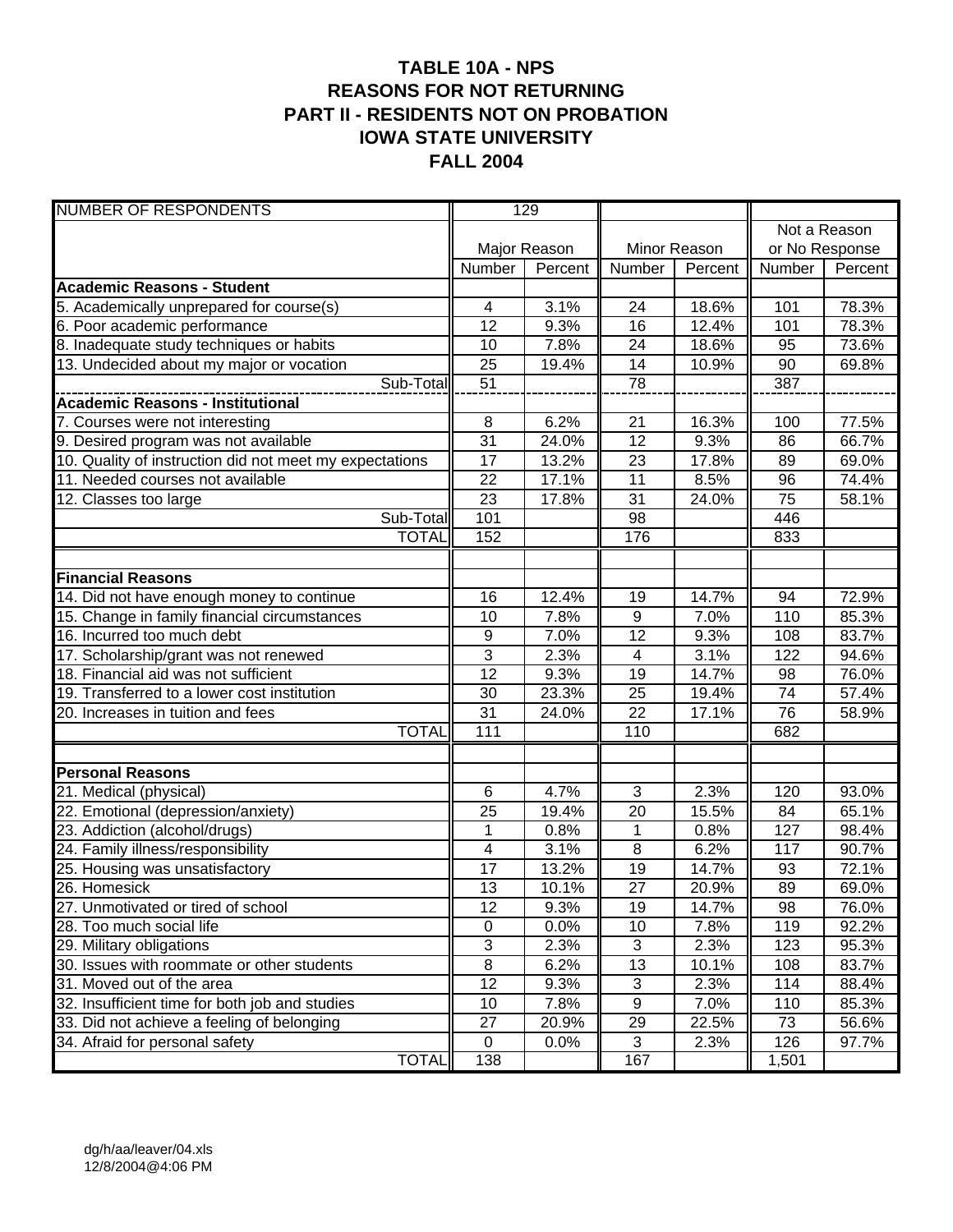# TABLE 10A - NPS
# REASONS FOR NOT RETURNING
# PART II - RESIDENTS NOT ON PROBATION
# IOWA STATE UNIVERSITY
# FALL 2004

| NUMBER OF RESPONDENTS | 129 | | | | | |
|---|---|---|---|---|---|---|
| | Major Reason | | Minor Reason | | Not a Reason or No Response | |
| | Number | Percent | Number | Percent | Number | Percent |
| **Academic Reasons - Student** | | | | | | |
| 5. Academically unprepared for course(s) | 4 | 3.1% | 24 | 18.6% | 101 | 78.3% |
| 6. Poor academic performance | 12 | 9.3% | 16 | 12.4% | 101 | 78.3% |
| 8. Inadequate study techniques or habits | 10 | 7.8% | 24 | 18.6% | 95 | 73.6% |
| 13. Undecided about my major or vocation | 25 | 19.4% | 14 | 10.9% | 90 | 69.8% |
| Sub-Total | 51 | | 78 | | 387 | |
| **Academic Reasons - Institutional** | | | | | | |
| 7. Courses were not interesting | 8 | 6.2% | 21 | 16.3% | 100 | 77.5% |
| 9. Desired program was not available | 31 | 24.0% | 12 | 9.3% | 86 | 66.7% |
| 10. Quality of instruction did not meet my expectations | 17 | 13.2% | 23 | 17.8% | 89 | 69.0% |
| 11. Needed courses not available | 22 | 17.1% | 11 | 8.5% | 96 | 74.4% |
| 12. Classes too large | 23 | 17.8% | 31 | 24.0% | 75 | 58.1% |
| Sub-Total | 101 | | 98 | | 446 | |
| TOTAL | 152 | | 176 | | 833 | |
| **Financial Reasons** | | | | | | |
| 14. Did not have enough money to continue | 16 | 12.4% | 19 | 14.7% | 94 | 72.9% |
| 15. Change in family financial circumstances | 10 | 7.8% | 9 | 7.0% | 110 | 85.3% |
| 16. Incurred too much debt | 9 | 7.0% | 12 | 9.3% | 108 | 83.7% |
| 17. Scholarship/grant was not renewed | 3 | 2.3% | 4 | 3.1% | 122 | 94.6% |
| 18. Financial aid was not sufficient | 12 | 9.3% | 19 | 14.7% | 98 | 76.0% |
| 19. Transferred to a lower cost institution | 30 | 23.3% | 25 | 19.4% | 74 | 57.4% |
| 20. Increases in tuition and fees | 31 | 24.0% | 22 | 17.1% | 76 | 58.9% |
| TOTAL | 111 | | 110 | | 682 | |
| **Personal Reasons** | | | | | | |
| 21. Medical (physical) | 6 | 4.7% | 3 | 2.3% | 120 | 93.0% |
| 22. Emotional (depression/anxiety) | 25 | 19.4% | 20 | 15.5% | 84 | 65.1% |
| 23. Addiction (alcohol/drugs) | 1 | 0.8% | 1 | 0.8% | 127 | 98.4% |
| 24. Family illness/responsibility | 4 | 3.1% | 8 | 6.2% | 117 | 90.7% |
| 25. Housing was unsatisfactory | 17 | 13.2% | 19 | 14.7% | 93 | 72.1% |
| 26. Homesick | 13 | 10.1% | 27 | 20.9% | 89 | 69.0% |
| 27. Unmotivated or tired of school | 12 | 9.3% | 19 | 14.7% | 98 | 76.0% |
| 28. Too much social life | 0 | 0.0% | 10 | 7.8% | 119 | 92.2% |
| 29. Military obligations | 3 | 2.3% | 3 | 2.3% | 123 | 95.3% |
| 30. Issues with roommate or other students | 8 | 6.2% | 13 | 10.1% | 108 | 83.7% |
| 31. Moved out of the area | 12 | 9.3% | 3 | 2.3% | 114 | 88.4% |
| 32. Insufficient time for both job and studies | 10 | 7.8% | 9 | 7.0% | 110 | 85.3% |
| 33. Did not achieve a feeling of belonging | 27 | 20.9% | 29 | 22.5% | 73 | 56.6% |
| 34. Afraid for personal safety | 0 | 0.0% | 3 | 2.3% | 126 | 97.7% |
| TOTAL | 138 | | 167 | | 1,501 | |

dg/h/aa/leaver/04.xls
12/8/2004@4:06 PM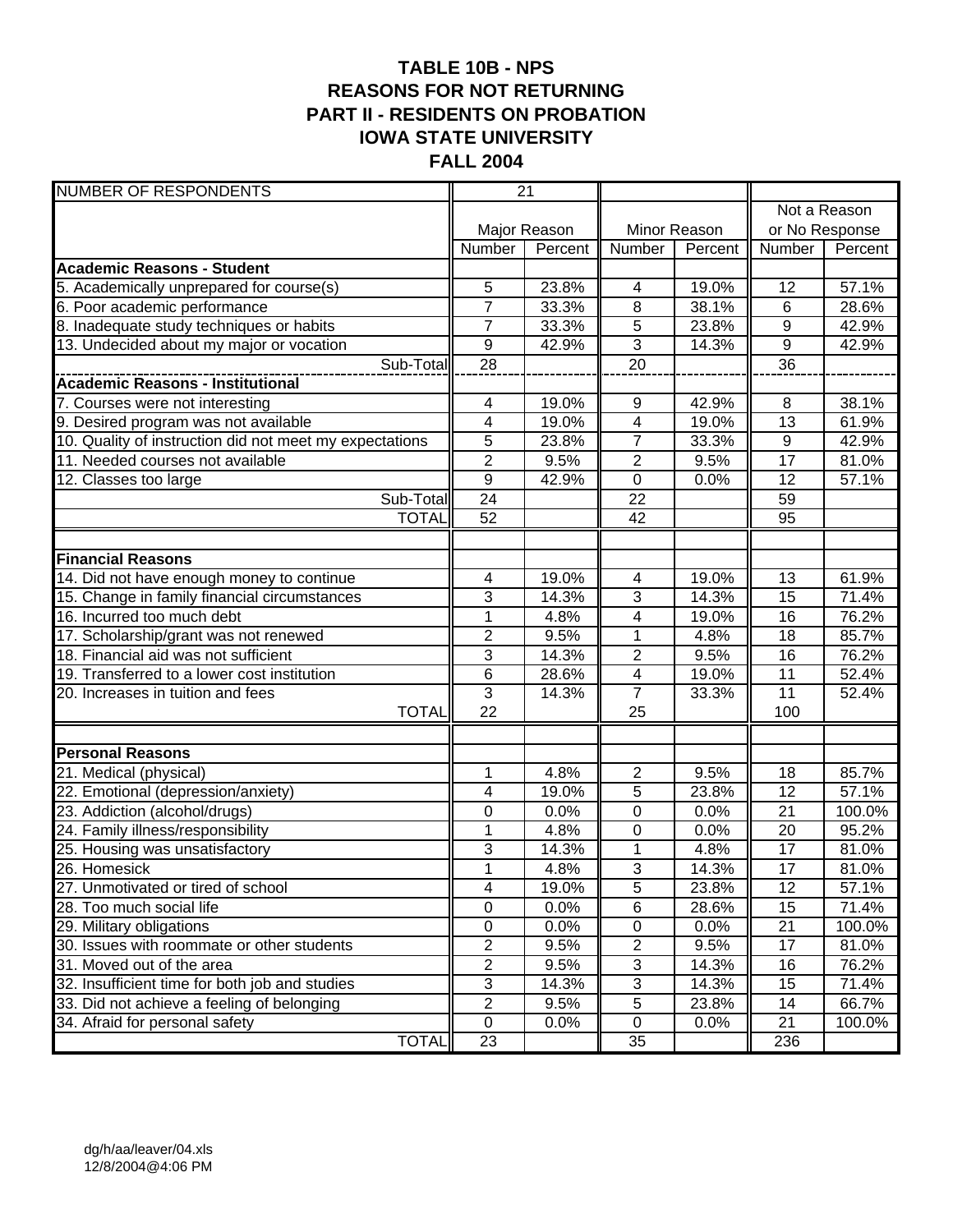# TABLE 10B - NPS
## REASONS FOR NOT RETURNING
## PART II - RESIDENTS ON PROBATION
## IOWA STATE UNIVERSITY
## FALL 2004

| NUMBER OF RESPONDENTS | 21 | | | | | |
|---|---|---|---|---|---|---|
| | Major Reason | | Minor Reason | | Not a Reason or No Response | |
| | Number | Percent | Number | Percent | Number | Percent |
| **Academic Reasons - Student** | | | | | | |
| 5. Academically unprepared for course(s) | 5 | 23.8% | 4 | 19.0% | 12 | 57.1% |
| 6. Poor academic performance | 7 | 33.3% | 8 | 38.1% | 6 | 28.6% |
| 8. Inadequate study techniques or habits | 7 | 33.3% | 5 | 23.8% | 9 | 42.9% |
| 13. Undecided about my major or vocation | 9 | 42.9% | 3 | 14.3% | 9 | 42.9% |
| Sub-Total | 28 | | 20 | | 36 | |
| **Academic Reasons - Institutional** | | | | | | |
| 7. Courses were not interesting | 4 | 19.0% | 9 | 42.9% | 8 | 38.1% |
| 9. Desired program was not available | 4 | 19.0% | 4 | 19.0% | 13 | 61.9% |
| 10. Quality of instruction did not meet my expectations | 5 | 23.8% | 7 | 33.3% | 9 | 42.9% |
| 11. Needed courses not available | 2 | 9.5% | 2 | 9.5% | 17 | 81.0% |
| 12. Classes too large | 9 | 42.9% | 0 | 0.0% | 12 | 57.1% |
| Sub-Total | 24 | | 22 | | 59 | |
| TOTAL | 52 | | 42 | | 95 | |
| | | | | | | |
| **Financial Reasons** | | | | | | |
| 14. Did not have enough money to continue | 4 | 19.0% | 4 | 19.0% | 13 | 61.9% |
| 15. Change in family financial circumstances | 3 | 14.3% | 3 | 14.3% | 15 | 71.4% |
| 16. Incurred too much debt | 1 | 4.8% | 4 | 19.0% | 16 | 76.2% |
| 17. Scholarship/grant was not renewed | 2 | 9.5% | 1 | 4.8% | 18 | 85.7% |
| 18. Financial aid was not sufficient | 3 | 14.3% | 2 | 9.5% | 16 | 76.2% |
| 19. Transferred to a lower cost institution | 6 | 28.6% | 4 | 19.0% | 11 | 52.4% |
| 20. Increases in tuition and fees | 3 | 14.3% | 7 | 33.3% | 11 | 52.4% |
| TOTAL | 22 | | 25 | | 100 | |
| | | | | | | |
| **Personal Reasons** | | | | | | |
| 21. Medical (physical) | 1 | 4.8% | 2 | 9.5% | 18 | 85.7% |
| 22. Emotional (depression/anxiety) | 4 | 19.0% | 5 | 23.8% | 12 | 57.1% |
| 23. Addiction (alcohol/drugs) | 0 | 0.0% | 0 | 0.0% | 21 | 100.0% |
| 24. Family illness/responsibility | 1 | 4.8% | 0 | 0.0% | 20 | 95.2% |
| 25. Housing was unsatisfactory | 3 | 14.3% | 1 | 4.8% | 17 | 81.0% |
| 26. Homesick | 1 | 4.8% | 3 | 14.3% | 17 | 81.0% |
| 27. Unmotivated or tired of school | 4 | 19.0% | 5 | 23.8% | 12 | 57.1% |
| 28. Too much social life | 0 | 0.0% | 6 | 28.6% | 15 | 71.4% |
| 29. Military obligations | 0 | 0.0% | 0 | 0.0% | 21 | 100.0% |
| 30. Issues with roommate or other students | 2 | 9.5% | 2 | 9.5% | 17 | 81.0% |
| 31. Moved out of the area | 2 | 9.5% | 3 | 14.3% | 16 | 76.2% |
| 32. Insufficient time for both job and studies | 3 | 14.3% | 3 | 14.3% | 15 | 71.4% |
| 33. Did not achieve a feeling of belonging | 2 | 9.5% | 5 | 23.8% | 14 | 66.7% |
| 34. Afraid for personal safety | 0 | 0.0% | 0 | 0.0% | 21 | 100.0% |
| TOTAL | 23 | | 35 | | 236 | |

dg/h/aa/leaver/04.xls
12/8/2004@4:06 PM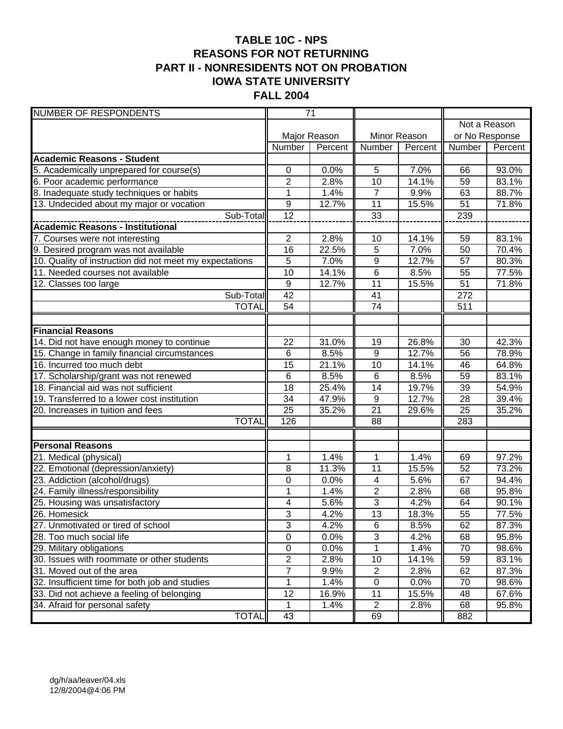# TABLE 10C - NPS
## REASONS FOR NOT RETURNING
## PART II - NONRESIDENTS NOT ON PROBATION
## IOWA STATE UNIVERSITY
## FALL 2004

| NUMBER OF RESPONDENTS | 71 | | | | | |
|---|---|---|---|---|---|---|
| | Major Reason | | Minor Reason | | Not a Reason or No Response | |
| | Number | Percent | Number | Percent | Number | Percent |
| **Academic Reasons - Student** | | | | | | |
| 5. Academically unprepared for course(s) | 0 | 0.0% | 5 | 7.0% | 66 | 93.0% |
| 6. Poor academic performance | 2 | 2.8% | 10 | 14.1% | 59 | 83.1% |
| 8. Inadequate study techniques or habits | 1 | 1.4% | 7 | 9.9% | 63 | 88.7% |
| 13. Undecided about my major or vocation | 9 | 12.7% | 11 | 15.5% | 51 | 71.8% |
| Sub-Total | 12 | | 33 | | 239 | |
| **Academic Reasons - Institutional** | | | | | | |
| 7. Courses were not interesting | 2 | 2.8% | 10 | 14.1% | 59 | 83.1% |
| 9. Desired program was not available | 16 | 22.5% | 5 | 7.0% | 50 | 70.4% |
| 10. Quality of instruction did not meet my expectations | 5 | 7.0% | 9 | 12.7% | 57 | 80.3% |
| 11. Needed courses not available | 10 | 14.1% | 6 | 8.5% | 55 | 77.5% |
| 12. Classes too large | 9 | 12.7% | 11 | 15.5% | 51 | 71.8% |
| Sub-Total | 42 | | 41 | | 272 | |
| TOTAL | 54 | | 74 | | 511 | |
| | | | | | | |
| **Financial Reasons** | | | | | | |
| 14. Did not have enough money to continue | 22 | 31.0% | 19 | 26.8% | 30 | 42.3% |
| 15. Change in family financial circumstances | 6 | 8.5% | 9 | 12.7% | 56 | 78.9% |
| 16. Incurred too much debt | 15 | 21.1% | 10 | 14.1% | 46 | 64.8% |
| 17. Scholarship/grant was not renewed | 6 | 8.5% | 6 | 8.5% | 59 | 83.1% |
| 18. Financial aid was not sufficient | 18 | 25.4% | 14 | 19.7% | 39 | 54.9% |
| 19. Transferred to a lower cost institution | 34 | 47.9% | 9 | 12.7% | 28 | 39.4% |
| 20. Increases in tuition and fees | 25 | 35.2% | 21 | 29.6% | 25 | 35.2% |
| TOTAL | 126 | | 88 | | 283 | |
| | | | | | | |
| **Personal Reasons** | | | | | | |
| 21. Medical (physical) | 1 | 1.4% | 1 | 1.4% | 69 | 97.2% |
| 22. Emotional (depression/anxiety) | 8 | 11.3% | 11 | 15.5% | 52 | 73.2% |
| 23. Addiction (alcohol/drugs) | 0 | 0.0% | 4 | 5.6% | 67 | 94.4% |
| 24. Family illness/responsibility | 1 | 1.4% | 2 | 2.8% | 68 | 95.8% |
| 25. Housing was unsatisfactory | 4 | 5.6% | 3 | 4.2% | 64 | 90.1% |
| 26. Homesick | 3 | 4.2% | 13 | 18.3% | 55 | 77.5% |
| 27. Unmotivated or tired of school | 3 | 4.2% | 6 | 8.5% | 62 | 87.3% |
| 28. Too much social life | 0 | 0.0% | 3 | 4.2% | 68 | 95.8% |
| 29. Military obligations | 0 | 0.0% | 1 | 1.4% | 70 | 98.6% |
| 30. Issues with roommate or other students | 2 | 2.8% | 10 | 14.1% | 59 | 83.1% |
| 31. Moved out of the area | 7 | 9.9% | 2 | 2.8% | 62 | 87.3% |
| 32. Insufficient time for both job and studies | 1 | 1.4% | 0 | 0.0% | 70 | 98.6% |
| 33. Did not achieve a feeling of belonging | 12 | 16.9% | 11 | 15.5% | 48 | 67.6% |
| 34. Afraid for personal safety | 1 | 1.4% | 2 | 2.8% | 68 | 95.8% |
| TOTAL | 43 | | 69 | | 882 | |

dg/h/aa/leaver/04.xls
12/8/2004@4:06 PM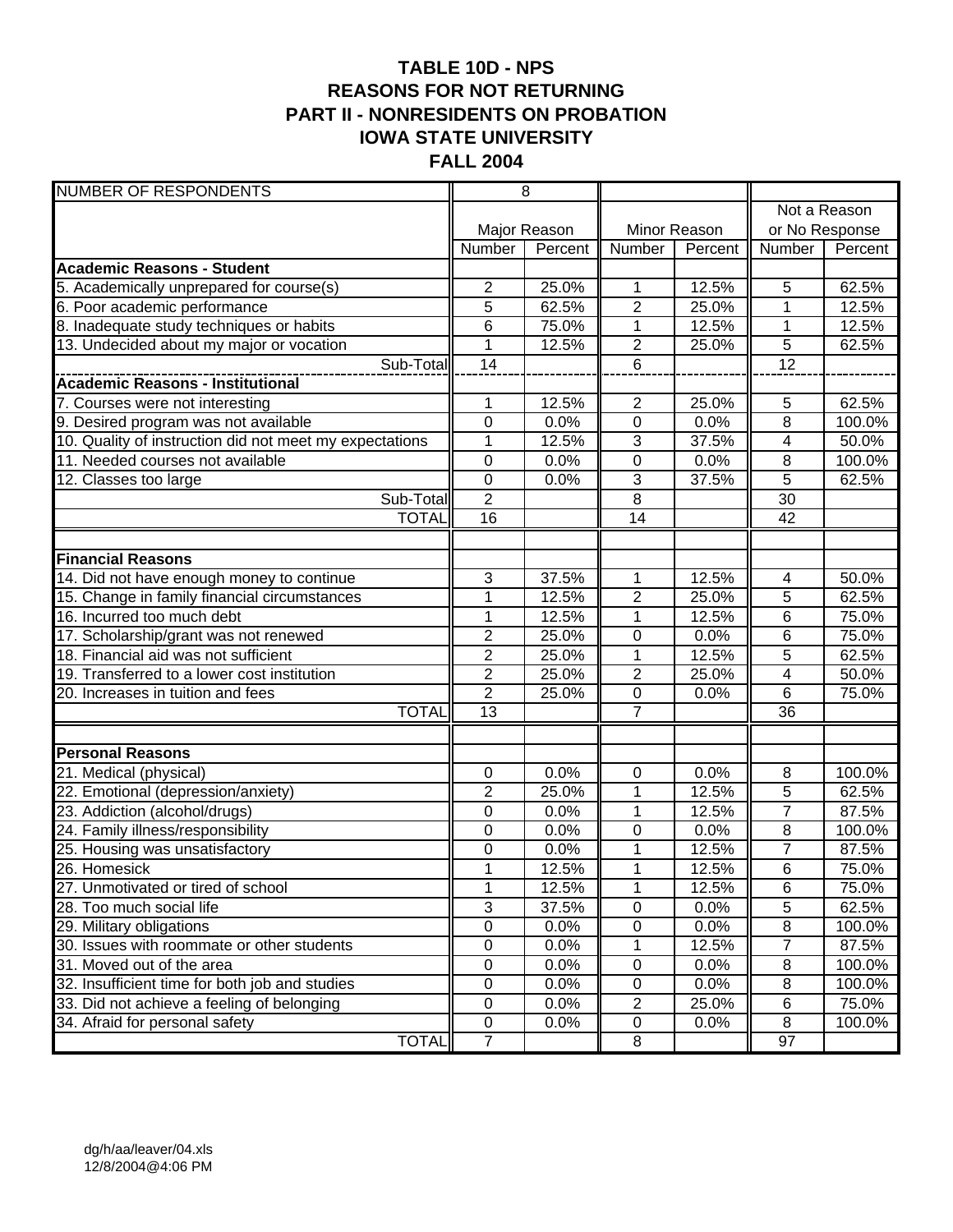# TABLE 10D - NPS
# REASONS FOR NOT RETURNING
# PART II - NONRESIDENTS ON PROBATION
# IOWA STATE UNIVERSITY
# FALL 2004

| NUMBER OF RESPONDENTS | 8 | | | | | |
|---|---|---|---|---|---|---|
| | Major Reason | | Minor Reason | | Not a Reason or No Response | |
| | Number | Percent | Number | Percent | Number | Percent |
| **Academic Reasons - Student** | | | | | | |
| 5. Academically unprepared for course(s) | 2 | 25.0% | 1 | 12.5% | 5 | 62.5% |
| 6. Poor academic performance | 5 | 62.5% | 2 | 25.0% | 1 | 12.5% |
| 8. Inadequate study techniques or habits | 6 | 75.0% | 1 | 12.5% | 1 | 12.5% |
| 13. Undecided about my major or vocation | 1 | 12.5% | 2 | 25.0% | 5 | 62.5% |
| Sub-Total | 14 | | 6 | | 12 | |
| **Academic Reasons - Institutional** | | | | | | |
| 7. Courses were not interesting | 1 | 12.5% | 2 | 25.0% | 5 | 62.5% |
| 9. Desired program was not available | 0 | 0.0% | 0 | 0.0% | 8 | 100.0% |
| 10. Quality of instruction did not meet my expectations | 1 | 12.5% | 3 | 37.5% | 4 | 50.0% |
| 11. Needed courses not available | 0 | 0.0% | 0 | 0.0% | 8 | 100.0% |
| 12. Classes too large | 0 | 0.0% | 3 | 37.5% | 5 | 62.5% |
| Sub-Total | 2 | | 8 | | 30 | |
| TOTAL | 16 | | 14 | | 42 | |
| | | | | | | |
| **Financial Reasons** | | | | | | |
| 14. Did not have enough money to continue | 3 | 37.5% | 1 | 12.5% | 4 | 50.0% |
| 15. Change in family financial circumstances | 1 | 12.5% | 2 | 25.0% | 5 | 62.5% |
| 16. Incurred too much debt | 1 | 12.5% | 1 | 12.5% | 6 | 75.0% |
| 17. Scholarship/grant was not renewed | 2 | 25.0% | 0 | 0.0% | 6 | 75.0% |
| 18. Financial aid was not sufficient | 2 | 25.0% | 1 | 12.5% | 5 | 62.5% |
| 19. Transferred to a lower cost institution | 2 | 25.0% | 2 | 25.0% | 4 | 50.0% |
| 20. Increases in tuition and fees | 2 | 25.0% | 0 | 0.0% | 6 | 75.0% |
| TOTAL | 13 | | 7 | | 36 | |
| | | | | | | |
| **Personal Reasons** | | | | | | |
| 21. Medical (physical) | 0 | 0.0% | 0 | 0.0% | 8 | 100.0% |
| 22. Emotional (depression/anxiety) | 2 | 25.0% | 1 | 12.5% | 5 | 62.5% |
| 23. Addiction (alcohol/drugs) | 0 | 0.0% | 1 | 12.5% | 7 | 87.5% |
| 24. Family illness/responsibility | 0 | 0.0% | 0 | 0.0% | 8 | 100.0% |
| 25. Housing was unsatisfactory | 0 | 0.0% | 1 | 12.5% | 7 | 87.5% |
| 26. Homesick | 1 | 12.5% | 1 | 12.5% | 6 | 75.0% |
| 27. Unmotivated or tired of school | 1 | 12.5% | 1 | 12.5% | 6 | 75.0% |
| 28. Too much social life | 3 | 37.5% | 0 | 0.0% | 5 | 62.5% |
| 29. Military obligations | 0 | 0.0% | 0 | 0.0% | 8 | 100.0% |
| 30. Issues with roommate or other students | 0 | 0.0% | 1 | 12.5% | 7 | 87.5% |
| 31. Moved out of the area | 0 | 0.0% | 0 | 0.0% | 8 | 100.0% |
| 32. Insufficient time for both job and studies | 0 | 0.0% | 0 | 0.0% | 8 | 100.0% |
| 33. Did not achieve a feeling of belonging | 0 | 0.0% | 2 | 25.0% | 6 | 75.0% |
| 34. Afraid for personal safety | 0 | 0.0% | 0 | 0.0% | 8 | 100.0% |
| TOTAL | 7 | | 8 | | 97 | |

dg/h/aa/leaver/04.xls
12/8/2004@4:06 PM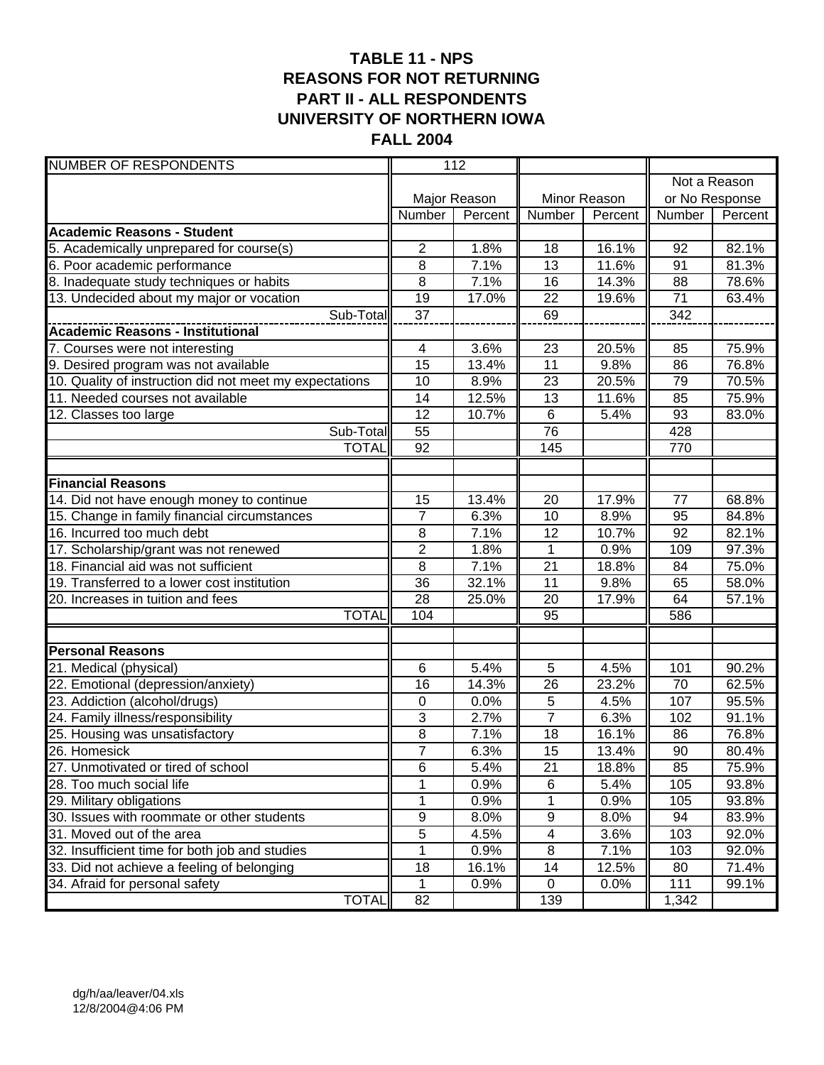# TABLE 11 - NPS
# REASONS FOR NOT RETURNING
# PART II - ALL RESPONDENTS
# UNIVERSITY OF NORTHERN IOWA
# FALL 2004

| NUMBER OF RESPONDENTS | 112 | | | | | |
|---|---|---|---|---|---|---|
| | Major Reason | | Minor Reason | | Not a Reason or No Response | |
| | Number | Percent | Number | Percent | Number | Percent |
| **Academic Reasons - Student** | | | | | | |
| 5. Academically unprepared for course(s) | 2 | 1.8% | 18 | 16.1% | 92 | 82.1% |
| 6. Poor academic performance | 8 | 7.1% | 13 | 11.6% | 91 | 81.3% |
| 8. Inadequate study techniques or habits | 8 | 7.1% | 16 | 14.3% | 88 | 78.6% |
| 13. Undecided about my major or vocation | 19 | 17.0% | 22 | 19.6% | 71 | 63.4% |
| Sub-Total | 37 | | 69 | | 342 | |
| **Academic Reasons - Institutional** | | | | | | |
| 7. Courses were not interesting | 4 | 3.6% | 23 | 20.5% | 85 | 75.9% |
| 9. Desired program was not available | 15 | 13.4% | 11 | 9.8% | 86 | 76.8% |
| 10. Quality of instruction did not meet my expectations | 10 | 8.9% | 23 | 20.5% | 79 | 70.5% |
| 11. Needed courses not available | 14 | 12.5% | 13 | 11.6% | 85 | 75.9% |
| 12. Classes too large | 12 | 10.7% | 6 | 5.4% | 93 | 83.0% |
| Sub-Total | 55 | | 76 | | 428 | |
| TOTAL | 92 | | 145 | | 770 | |
| | | | | | | |
| **Financial Reasons** | | | | | | |
| 14. Did not have enough money to continue | 15 | 13.4% | 20 | 17.9% | 77 | 68.8% |
| 15. Change in family financial circumstances | 7 | 6.3% | 10 | 8.9% | 95 | 84.8% |
| 16. Incurred too much debt | 8 | 7.1% | 12 | 10.7% | 92 | 82.1% |
| 17. Scholarship/grant was not renewed | 2 | 1.8% | 1 | 0.9% | 109 | 97.3% |
| 18. Financial aid was not sufficient | 8 | 7.1% | 21 | 18.8% | 84 | 75.0% |
| 19. Transferred to a lower cost institution | 36 | 32.1% | 11 | 9.8% | 65 | 58.0% |
| 20. Increases in tuition and fees | 28 | 25.0% | 20 | 17.9% | 64 | 57.1% |
| TOTAL | 104 | | 95 | | 586 | |
| | | | | | | |
| **Personal Reasons** | | | | | | |
| 21. Medical (physical) | 6 | 5.4% | 5 | 4.5% | 101 | 90.2% |
| 22. Emotional (depression/anxiety) | 16 | 14.3% | 26 | 23.2% | 70 | 62.5% |
| 23. Addiction (alcohol/drugs) | 0 | 0.0% | 5 | 4.5% | 107 | 95.5% |
| 24. Family illness/responsibility | 3 | 2.7% | 7 | 6.3% | 102 | 91.1% |
| 25. Housing was unsatisfactory | 8 | 7.1% | 18 | 16.1% | 86 | 76.8% |
| 26. Homesick | 7 | 6.3% | 15 | 13.4% | 90 | 80.4% |
| 27. Unmotivated or tired of school | 6 | 5.4% | 21 | 18.8% | 85 | 75.9% |
| 28. Too much social life | 1 | 0.9% | 6 | 5.4% | 105 | 93.8% |
| 29. Military obligations | 1 | 0.9% | 1 | 0.9% | 105 | 93.8% |
| 30. Issues with roommate or other students | 9 | 8.0% | 9 | 8.0% | 94 | 83.9% |
| 31. Moved out of the area | 5 | 4.5% | 4 | 3.6% | 103 | 92.0% |
| 32. Insufficient time for both job and studies | 1 | 0.9% | 8 | 7.1% | 103 | 92.0% |
| 33. Did not achieve a feeling of belonging | 18 | 16.1% | 14 | 12.5% | 80 | 71.4% |
| 34. Afraid for personal safety | 1 | 0.9% | 0 | 0.0% | 111 | 99.1% |
| TOTAL | 82 | | 139 | | 1,342 | |

dg/h/aa/leaver/04.xls
12/8/2004@4:06 PM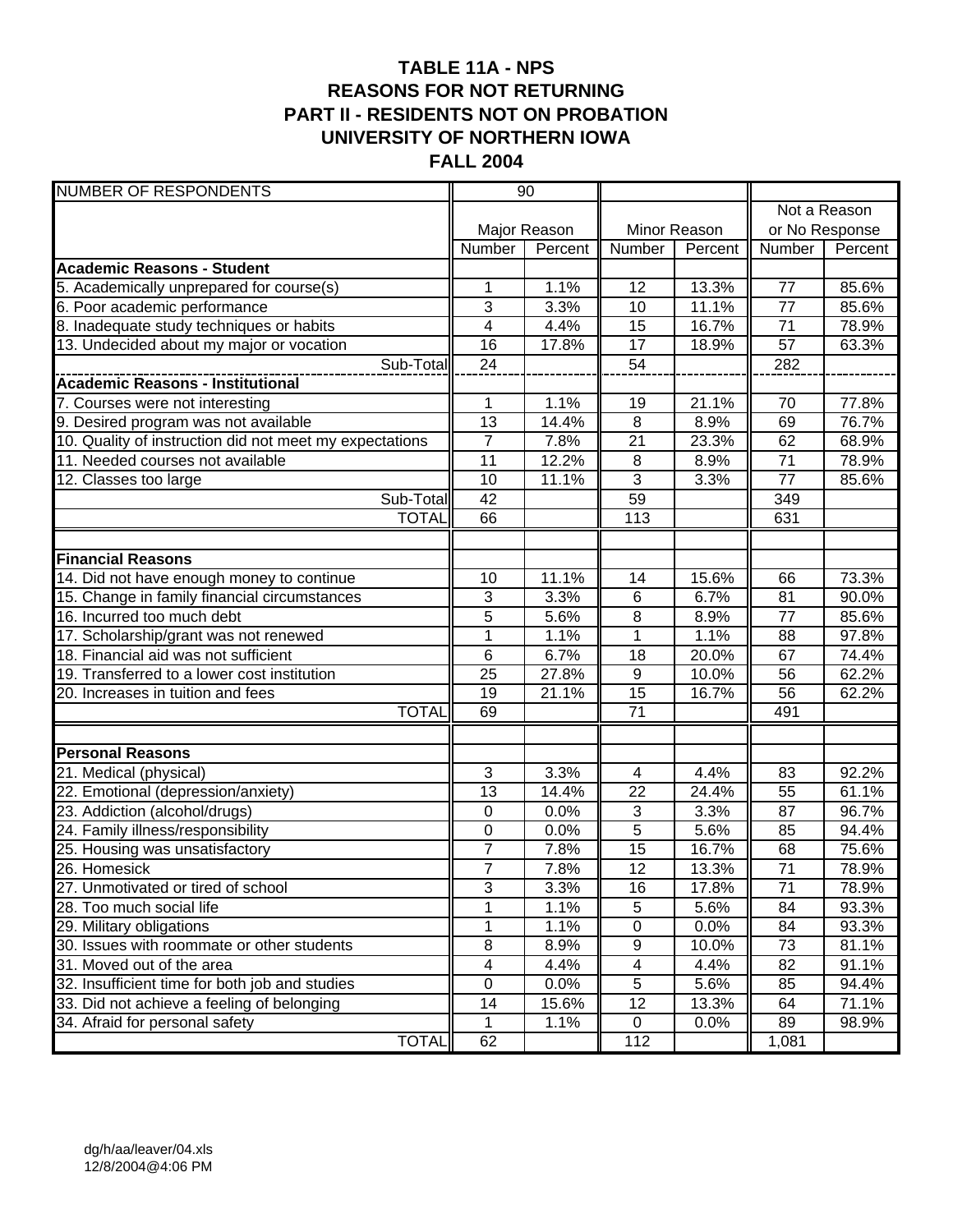# TABLE 11A - NPS
## REASONS FOR NOT RETURNING
## PART II - RESIDENTS NOT ON PROBATION
## UNIVERSITY OF NORTHERN IOWA
## FALL 2004

| NUMBER OF RESPONDENTS | 90 | | | | | |
|---|---|---|---|---|---|---|
| | Major Reason | | Minor Reason | | Not a Reason or No Response | |
| | Number | Percent | Number | Percent | Number | Percent |
| **Academic Reasons - Student** | | | | | | |
| 5. Academically unprepared for course(s) | 1 | 1.1% | 12 | 13.3% | 77 | 85.6% |
| 6. Poor academic performance | 3 | 3.3% | 10 | 11.1% | 77 | 85.6% |
| 8. Inadequate study techniques or habits | 4 | 4.4% | 15 | 16.7% | 71 | 78.9% |
| 13. Undecided about my major or vocation | 16 | 17.8% | 17 | 18.9% | 57 | 63.3% |
| Sub-Total | 24 | | 54 | | 282 | |
| **Academic Reasons - Institutional** | | | | | | |
| 7. Courses were not interesting | 1 | 1.1% | 19 | 21.1% | 70 | 77.8% |
| 9. Desired program was not available | 13 | 14.4% | 8 | 8.9% | 69 | 76.7% |
| 10. Quality of instruction did not meet my expectations | 7 | 7.8% | 21 | 23.3% | 62 | 68.9% |
| 11. Needed courses not available | 11 | 12.2% | 8 | 8.9% | 71 | 78.9% |
| 12. Classes too large | 10 | 11.1% | 3 | 3.3% | 77 | 85.6% |
| Sub-Total | 42 | | 59 | | 349 | |
| TOTAL | 66 | | 113 | | 631 | |
| | | | | | | |
| **Financial Reasons** | | | | | | |
| 14. Did not have enough money to continue | 10 | 11.1% | 14 | 15.6% | 66 | 73.3% |
| 15. Change in family financial circumstances | 3 | 3.3% | 6 | 6.7% | 81 | 90.0% |
| 16. Incurred too much debt | 5 | 5.6% | 8 | 8.9% | 77 | 85.6% |
| 17. Scholarship/grant was not renewed | 1 | 1.1% | 1 | 1.1% | 88 | 97.8% |
| 18. Financial aid was not sufficient | 6 | 6.7% | 18 | 20.0% | 67 | 74.4% |
| 19. Transferred to a lower cost institution | 25 | 27.8% | 9 | 10.0% | 56 | 62.2% |
| 20. Increases in tuition and fees | 19 | 21.1% | 15 | 16.7% | 56 | 62.2% |
| TOTAL | 69 | | 71 | | 491 | |
| | | | | | | |
| **Personal Reasons** | | | | | | |
| 21. Medical (physical) | 3 | 3.3% | 4 | 4.4% | 83 | 92.2% |
| 22. Emotional (depression/anxiety) | 13 | 14.4% | 22 | 24.4% | 55 | 61.1% |
| 23. Addiction (alcohol/drugs) | 0 | 0.0% | 3 | 3.3% | 87 | 96.7% |
| 24. Family illness/responsibility | 0 | 0.0% | 5 | 5.6% | 85 | 94.4% |
| 25. Housing was unsatisfactory | 7 | 7.8% | 15 | 16.7% | 68 | 75.6% |
| 26. Homesick | 7 | 7.8% | 12 | 13.3% | 71 | 78.9% |
| 27. Unmotivated or tired of school | 3 | 3.3% | 16 | 17.8% | 71 | 78.9% |
| 28. Too much social life | 1 | 1.1% | 5 | 5.6% | 84 | 93.3% |
| 29. Military obligations | 1 | 1.1% | 0 | 0.0% | 84 | 93.3% |
| 30. Issues with roommate or other students | 8 | 8.9% | 9 | 10.0% | 73 | 81.1% |
| 31. Moved out of the area | 4 | 4.4% | 4 | 4.4% | 82 | 91.1% |
| 32. Insufficient time for both job and studies | 0 | 0.0% | 5 | 5.6% | 85 | 94.4% |
| 33. Did not achieve a feeling of belonging | 14 | 15.6% | 12 | 13.3% | 64 | 71.1% |
| 34. Afraid for personal safety | 1 | 1.1% | 0 | 0.0% | 89 | 98.9% |
| TOTAL | 62 | | 112 | | 1,081 | |

dg/h/aa/leaver/04.xls
12/8/2004@4:06 PM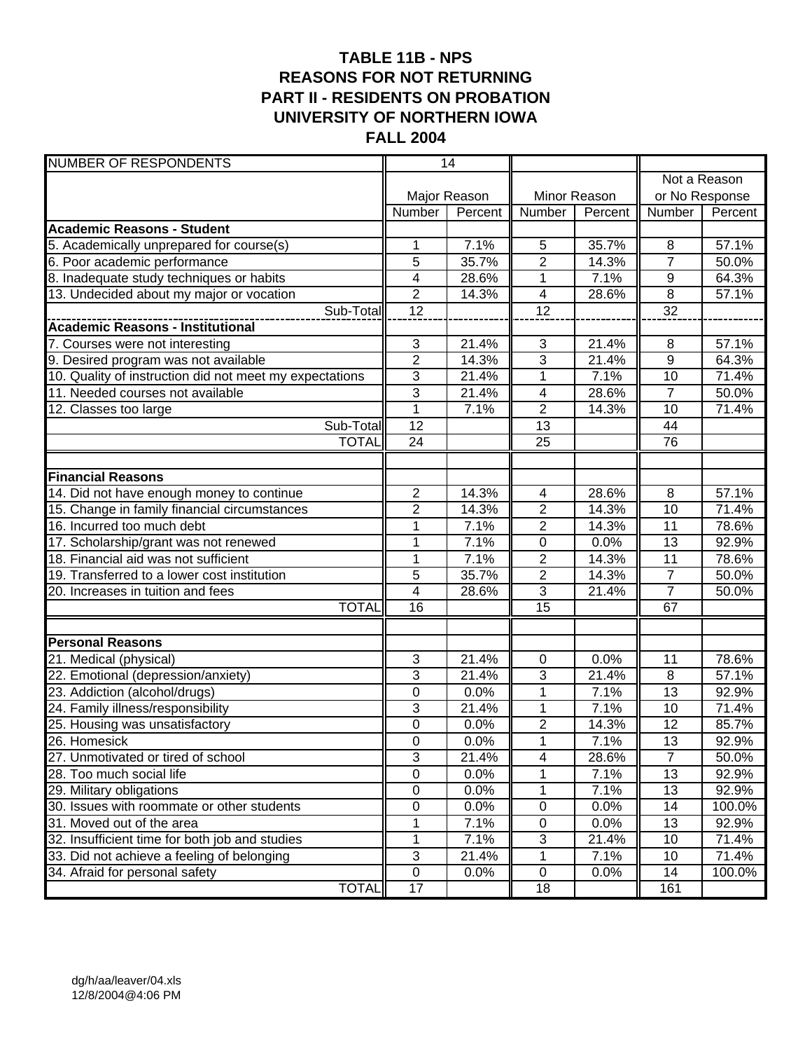# TABLE 11B - NPS
## REASONS FOR NOT RETURNING
## PART II - RESIDENTS ON PROBATION
## UNIVERSITY OF NORTHERN IOWA
## FALL 2004

| NUMBER OF RESPONDENTS | 14 | | | | | |
|---|---|---|---|---|---|---|
| | Major Reason | | Minor Reason | | Not a Reason or No Response | |
| | Number | Percent | Number | Percent | Number | Percent |
| **Academic Reasons - Student** | | | | | | |
| 5. Academically unprepared for course(s) | 1 | 7.1% | 5 | 35.7% | 8 | 57.1% |
| 6. Poor academic performance | 5 | 35.7% | 2 | 14.3% | 7 | 50.0% |
| 8. Inadequate study techniques or habits | 4 | 28.6% | 1 | 7.1% | 9 | 64.3% |
| 13. Undecided about my major or vocation | 2 | 14.3% | 4 | 28.6% | 8 | 57.1% |
| Sub-Total | 12 | | 12 | | 32 | |
| **Academic Reasons - Institutional** | | | | | | |
| 7. Courses were not interesting | 3 | 21.4% | 3 | 21.4% | 8 | 57.1% |
| 9. Desired program was not available | 2 | 14.3% | 3 | 21.4% | 9 | 64.3% |
| 10. Quality of instruction did not meet my expectations | 3 | 21.4% | 1 | 7.1% | 10 | 71.4% |
| 11. Needed courses not available | 3 | 21.4% | 4 | 28.6% | 7 | 50.0% |
| 12. Classes too large | 1 | 7.1% | 2 | 14.3% | 10 | 71.4% |
| Sub-Total | 12 | | 13 | | 44 | |
| TOTAL | 24 | | 25 | | 76 | |
| | | | | | | |
| **Financial Reasons** | | | | | | |
| 14. Did not have enough money to continue | 2 | 14.3% | 4 | 28.6% | 8 | 57.1% |
| 15. Change in family financial circumstances | 2 | 14.3% | 2 | 14.3% | 10 | 71.4% |
| 16. Incurred too much debt | 1 | 7.1% | 2 | 14.3% | 11 | 78.6% |
| 17. Scholarship/grant was not renewed | 1 | 7.1% | 0 | 0.0% | 13 | 92.9% |
| 18. Financial aid was not sufficient | 1 | 7.1% | 2 | 14.3% | 11 | 78.6% |
| 19. Transferred to a lower cost institution | 5 | 35.7% | 2 | 14.3% | 7 | 50.0% |
| 20. Increases in tuition and fees | 4 | 28.6% | 3 | 21.4% | 7 | 50.0% |
| TOTAL | 16 | | 15 | | 67 | |
| | | | | | | |
| **Personal Reasons** | | | | | | |
| 21. Medical (physical) | 3 | 21.4% | 0 | 0.0% | 11 | 78.6% |
| 22. Emotional (depression/anxiety) | 3 | 21.4% | 3 | 21.4% | 8 | 57.1% |
| 23. Addiction (alcohol/drugs) | 0 | 0.0% | 1 | 7.1% | 13 | 92.9% |
| 24. Family illness/responsibility | 3 | 21.4% | 1 | 7.1% | 10 | 71.4% |
| 25. Housing was unsatisfactory | 0 | 0.0% | 2 | 14.3% | 12 | 85.7% |
| 26. Homesick | 0 | 0.0% | 1 | 7.1% | 13 | 92.9% |
| 27. Unmotivated or tired of school | 3 | 21.4% | 4 | 28.6% | 7 | 50.0% |
| 28. Too much social life | 0 | 0.0% | 1 | 7.1% | 13 | 92.9% |
| 29. Military obligations | 0 | 0.0% | 1 | 7.1% | 13 | 92.9% |
| 30. Issues with roommate or other students | 0 | 0.0% | 0 | 0.0% | 14 | 100.0% |
| 31. Moved out of the area | 1 | 7.1% | 0 | 0.0% | 13 | 92.9% |
| 32. Insufficient time for both job and studies | 1 | 7.1% | 3 | 21.4% | 10 | 71.4% |
| 33. Did not achieve a feeling of belonging | 3 | 21.4% | 1 | 7.1% | 10 | 71.4% |
| 34. Afraid for personal safety | 0 | 0.0% | 0 | 0.0% | 14 | 100.0% |
| TOTAL | 17 | | 18 | | 161 | |

dg/h/aa/leaver/04.xls
12/8/2004@4:06 PM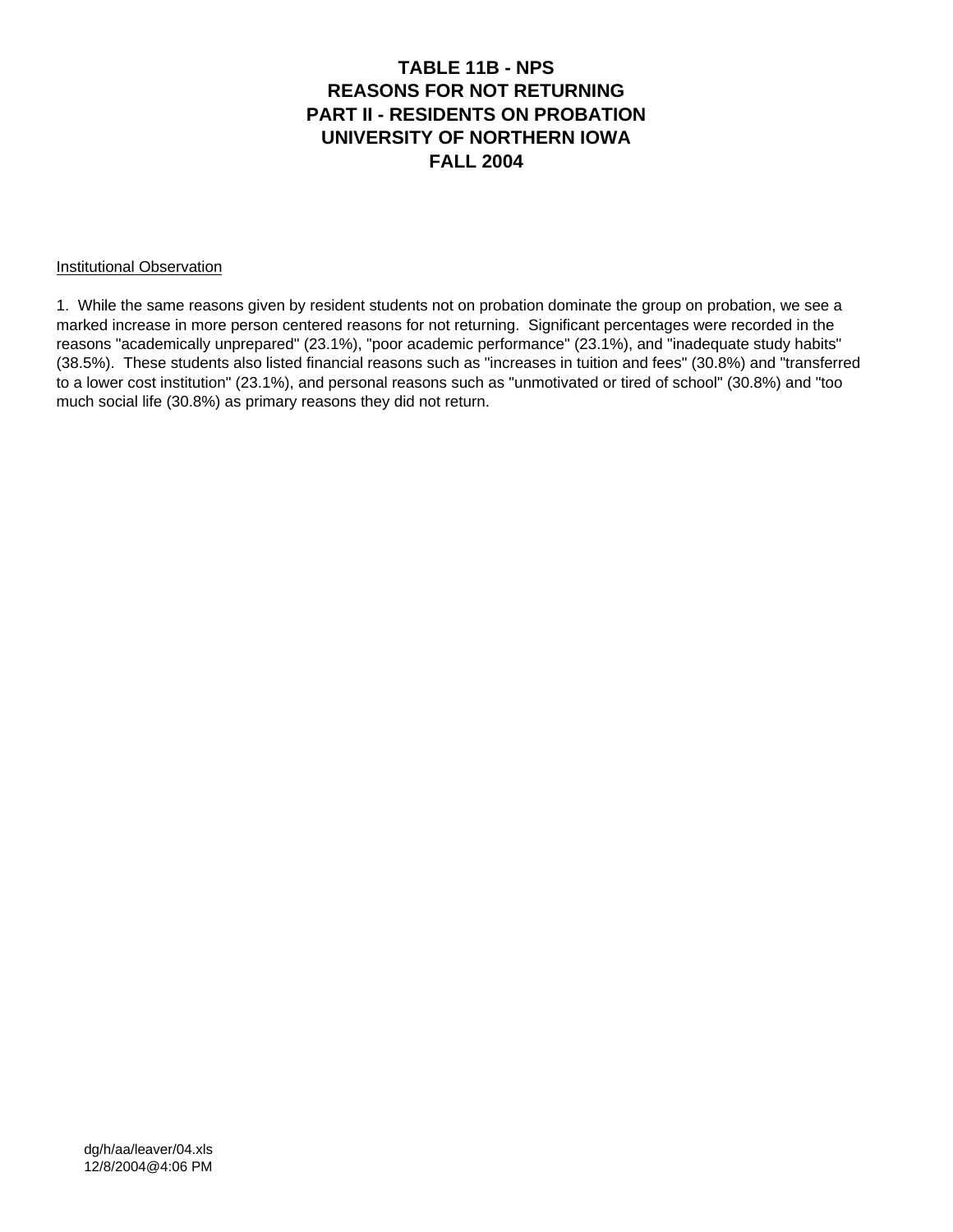# TABLE 11B - NPS
# REASONS FOR NOT RETURNING
# PART II - RESIDENTS ON PROBATION
# UNIVERSITY OF NORTHERN IOWA
# FALL 2004

Institutional Observation

1. While the same reasons given by resident students not on probation dominate the group on probation, we see a marked increase in more person centered reasons for not returning. Significant percentages were recorded in the reasons "academically unprepared" (23.1%), "poor academic performance" (23.1%), and "inadequate study habits" (38.5%). These students also listed financial reasons such as "increases in tuition and fees" (30.8%) and "transferred to a lower cost institution" (23.1%), and personal reasons such as "unmotivated or tired of school" (30.8%) and "too much social life (30.8%) as primary reasons they did not return.

dg/h/aa/leaver/04.xls
12/8/2004@4:06 PM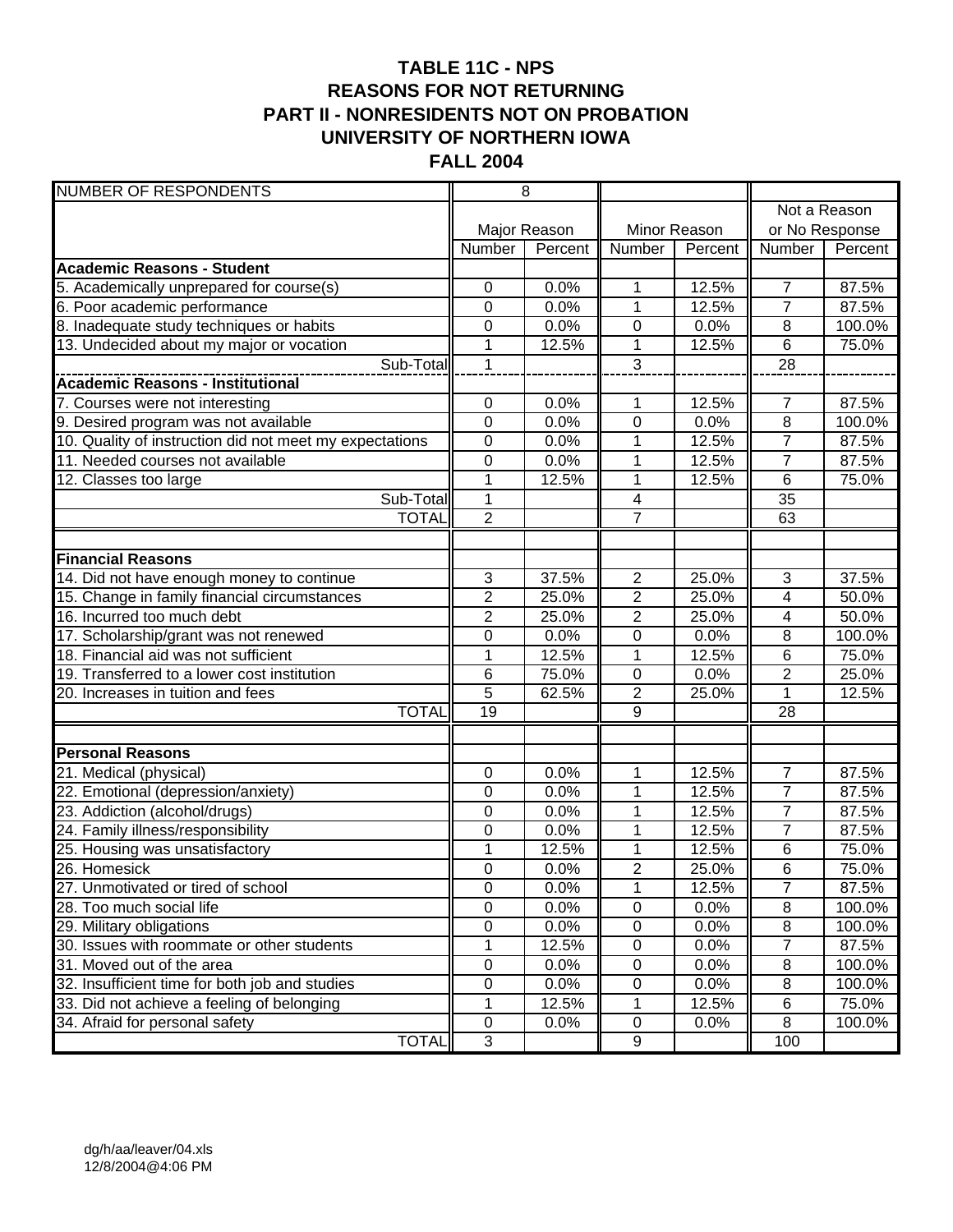# TABLE 11C - NPS
## REASONS FOR NOT RETURNING
## PART II - NONRESIDENTS NOT ON PROBATION
## UNIVERSITY OF NORTHERN IOWA
## FALL 2004

| NUMBER OF RESPONDENTS | 8 | | | | | |
|---|---|---|---|---|---|---|
| | Major Reason | | Minor Reason | | Not a Reason or No Response | |
| | Number | Percent | Number | Percent | Number | Percent |
| **Academic Reasons - Student** | | | | | | |
| 5. Academically unprepared for course(s) | 0 | 0.0% | 1 | 12.5% | 7 | 87.5% |
| 6. Poor academic performance | 0 | 0.0% | 1 | 12.5% | 7 | 87.5% |
| 8. Inadequate study techniques or habits | 0 | 0.0% | 0 | 0.0% | 8 | 100.0% |
| 13. Undecided about my major or vocation | 1 | 12.5% | 1 | 12.5% | 6 | 75.0% |
| Sub-Total | 1 | | 3 | | 28 | |
| **Academic Reasons - Institutional** | | | | | | |
| 7. Courses were not interesting | 0 | 0.0% | 1 | 12.5% | 7 | 87.5% |
| 9. Desired program was not available | 0 | 0.0% | 0 | 0.0% | 8 | 100.0% |
| 10. Quality of instruction did not meet my expectations | 0 | 0.0% | 1 | 12.5% | 7 | 87.5% |
| 11. Needed courses not available | 0 | 0.0% | 1 | 12.5% | 7 | 87.5% |
| 12. Classes too large | 1 | 12.5% | 1 | 12.5% | 6 | 75.0% |
| Sub-Total | 1 | | 4 | | 35 | |
| TOTAL | 2 | | 7 | | 63 | |
| | | | | | | |
| **Financial Reasons** | | | | | | |
| 14. Did not have enough money to continue | 3 | 37.5% | 2 | 25.0% | 3 | 37.5% |
| 15. Change in family financial circumstances | 2 | 25.0% | 2 | 25.0% | 4 | 50.0% |
| 16. Incurred too much debt | 2 | 25.0% | 2 | 25.0% | 4 | 50.0% |
| 17. Scholarship/grant was not renewed | 0 | 0.0% | 0 | 0.0% | 8 | 100.0% |
| 18. Financial aid was not sufficient | 1 | 12.5% | 1 | 12.5% | 6 | 75.0% |
| 19. Transferred to a lower cost institution | 6 | 75.0% | 0 | 0.0% | 2 | 25.0% |
| 20. Increases in tuition and fees | 5 | 62.5% | 2 | 25.0% | 1 | 12.5% |
| TOTAL | 19 | | 9 | | 28 | |
| | | | | | | |
| **Personal Reasons** | | | | | | |
| 21. Medical (physical) | 0 | 0.0% | 1 | 12.5% | 7 | 87.5% |
| 22. Emotional (depression/anxiety) | 0 | 0.0% | 1 | 12.5% | 7 | 87.5% |
| 23. Addiction (alcohol/drugs) | 0 | 0.0% | 1 | 12.5% | 7 | 87.5% |
| 24. Family illness/responsibility | 0 | 0.0% | 1 | 12.5% | 7 | 87.5% |
| 25. Housing was unsatisfactory | 1 | 12.5% | 1 | 12.5% | 6 | 75.0% |
| 26. Homesick | 0 | 0.0% | 2 | 25.0% | 6 | 75.0% |
| 27. Unmotivated or tired of school | 0 | 0.0% | 1 | 12.5% | 7 | 87.5% |
| 28. Too much social life | 0 | 0.0% | 0 | 0.0% | 8 | 100.0% |
| 29. Military obligations | 0 | 0.0% | 0 | 0.0% | 8 | 100.0% |
| 30. Issues with roommate or other students | 1 | 12.5% | 0 | 0.0% | 7 | 87.5% |
| 31. Moved out of the area | 0 | 0.0% | 0 | 0.0% | 8 | 100.0% |
| 32. Insufficient time for both job and studies | 0 | 0.0% | 0 | 0.0% | 8 | 100.0% |
| 33. Did not achieve a feeling of belonging | 1 | 12.5% | 1 | 12.5% | 6 | 75.0% |
| 34. Afraid for personal safety | 0 | 0.0% | 0 | 0.0% | 8 | 100.0% |
| TOTAL | 3 | | 9 | | 100 | |

dg/h/aa/leaver/04.xls
12/8/2004@4:06 PM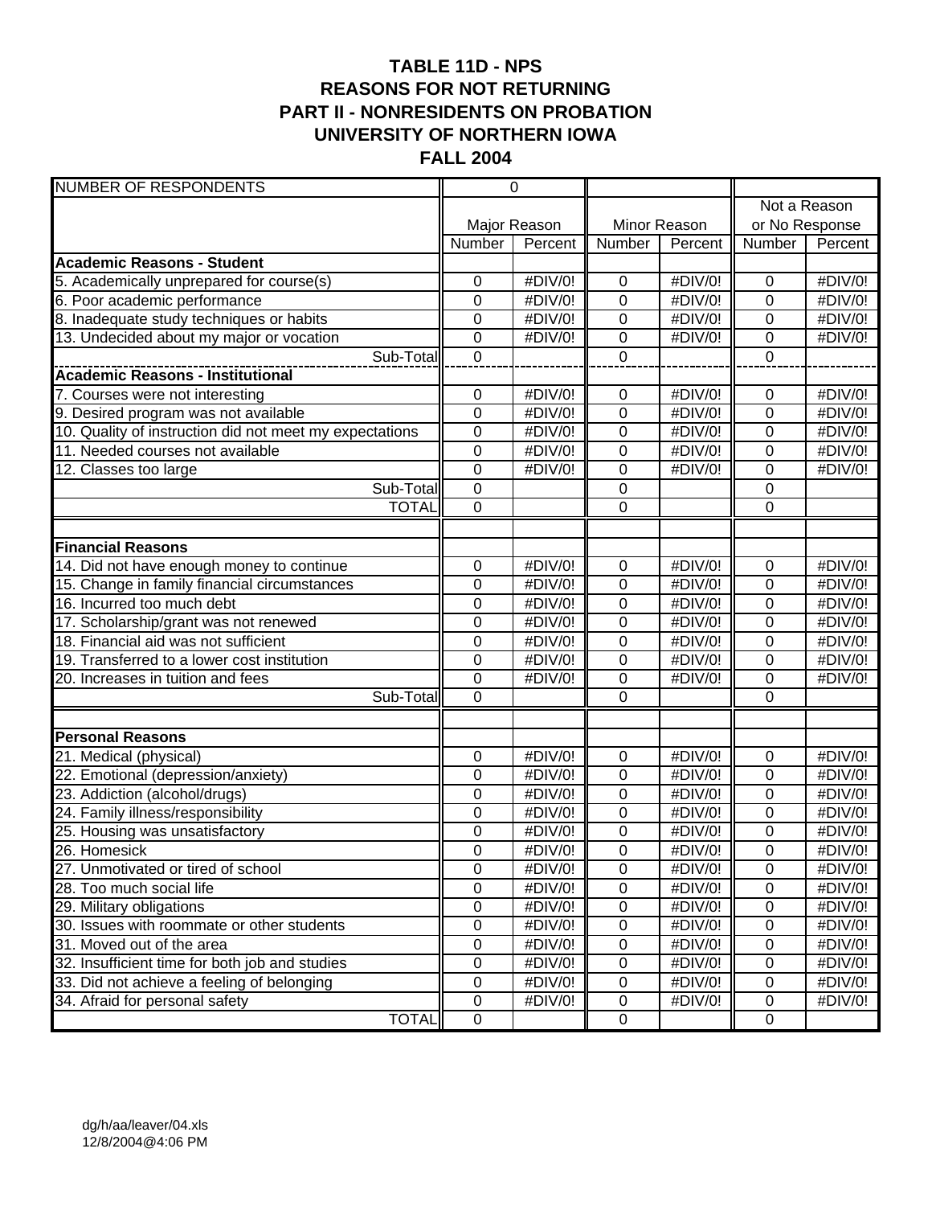# TABLE 11D - NPS
## REASONS FOR NOT RETURNING
## PART II - NONRESIDENTS ON PROBATION
## UNIVERSITY OF NORTHERN IOWA
## FALL 2004

| NUMBER OF RESPONDENTS | 0 | | | | | |
|---|---|---|---|---|---|---|
| | Major Reason | | Minor Reason | | Not a Reason or No Response | |
| | Number | Percent | Number | Percent | Number | Percent |
| **Academic Reasons - Student** | | | | | | |
| 5. Academically unprepared for course(s) | 0 | #DIV/0! | 0 | #DIV/0! | 0 | #DIV/0! |
| 6. Poor academic performance | 0 | #DIV/0! | 0 | #DIV/0! | 0 | #DIV/0! |
| 8. Inadequate study techniques or habits | 0 | #DIV/0! | 0 | #DIV/0! | 0 | #DIV/0! |
| 13. Undecided about my major or vocation | 0 | #DIV/0! | 0 | #DIV/0! | 0 | #DIV/0! |
| Sub-Total | 0 | | 0 | | 0 | |
| **Academic Reasons - Institutional** | | | | | | |
| 7. Courses were not interesting | 0 | #DIV/0! | 0 | #DIV/0! | 0 | #DIV/0! |
| 9. Desired program was not available | 0 | #DIV/0! | 0 | #DIV/0! | 0 | #DIV/0! |
| 10. Quality of instruction did not meet my expectations | 0 | #DIV/0! | 0 | #DIV/0! | 0 | #DIV/0! |
| 11. Needed courses not available | 0 | #DIV/0! | 0 | #DIV/0! | 0 | #DIV/0! |
| 12. Classes too large | 0 | #DIV/0! | 0 | #DIV/0! | 0 | #DIV/0! |
| Sub-Total | 0 | | 0 | | 0 | |
| TOTAL | 0 | | 0 | | 0 | |
| | | | | | | |
| **Financial Reasons** | | | | | | |
| 14. Did not have enough money to continue | 0 | #DIV/0! | 0 | #DIV/0! | 0 | #DIV/0! |
| 15. Change in family financial circumstances | 0 | #DIV/0! | 0 | #DIV/0! | 0 | #DIV/0! |
| 16. Incurred too much debt | 0 | #DIV/0! | 0 | #DIV/0! | 0 | #DIV/0! |
| 17. Scholarship/grant was not renewed | 0 | #DIV/0! | 0 | #DIV/0! | 0 | #DIV/0! |
| 18. Financial aid was not sufficient | 0 | #DIV/0! | 0 | #DIV/0! | 0 | #DIV/0! |
| 19. Transferred to a lower cost institution | 0 | #DIV/0! | 0 | #DIV/0! | 0 | #DIV/0! |
| 20. Increases in tuition and fees | 0 | #DIV/0! | 0 | #DIV/0! | 0 | #DIV/0! |
| Sub-Total | 0 | | 0 | | 0 | |
| | | | | | | |
| **Personal Reasons** | | | | | | |
| 21. Medical (physical) | 0 | #DIV/0! | 0 | #DIV/0! | 0 | #DIV/0! |
| 22. Emotional (depression/anxiety) | 0 | #DIV/0! | 0 | #DIV/0! | 0 | #DIV/0! |
| 23. Addiction (alcohol/drugs) | 0 | #DIV/0! | 0 | #DIV/0! | 0 | #DIV/0! |
| 24. Family illness/responsibility | 0 | #DIV/0! | 0 | #DIV/0! | 0 | #DIV/0! |
| 25. Housing was unsatisfactory | 0 | #DIV/0! | 0 | #DIV/0! | 0 | #DIV/0! |
| 26. Homesick | 0 | #DIV/0! | 0 | #DIV/0! | 0 | #DIV/0! |
| 27. Unmotivated or tired of school | 0 | #DIV/0! | 0 | #DIV/0! | 0 | #DIV/0! |
| 28. Too much social life | 0 | #DIV/0! | 0 | #DIV/0! | 0 | #DIV/0! |
| 29. Military obligations | 0 | #DIV/0! | 0 | #DIV/0! | 0 | #DIV/0! |
| 30. Issues with roommate or other students | 0 | #DIV/0! | 0 | #DIV/0! | 0 | #DIV/0! |
| 31. Moved out of the area | 0 | #DIV/0! | 0 | #DIV/0! | 0 | #DIV/0! |
| 32. Insufficient time for both job and studies | 0 | #DIV/0! | 0 | #DIV/0! | 0 | #DIV/0! |
| 33. Did not achieve a feeling of belonging | 0 | #DIV/0! | 0 | #DIV/0! | 0 | #DIV/0! |
| 34. Afraid for personal safety | 0 | #DIV/0! | 0 | #DIV/0! | 0 | #DIV/0! |
| TOTAL | 0 | | 0 | | 0 | |

dg/h/aa/leaver/04.xls
12/8/2004@4:06 PM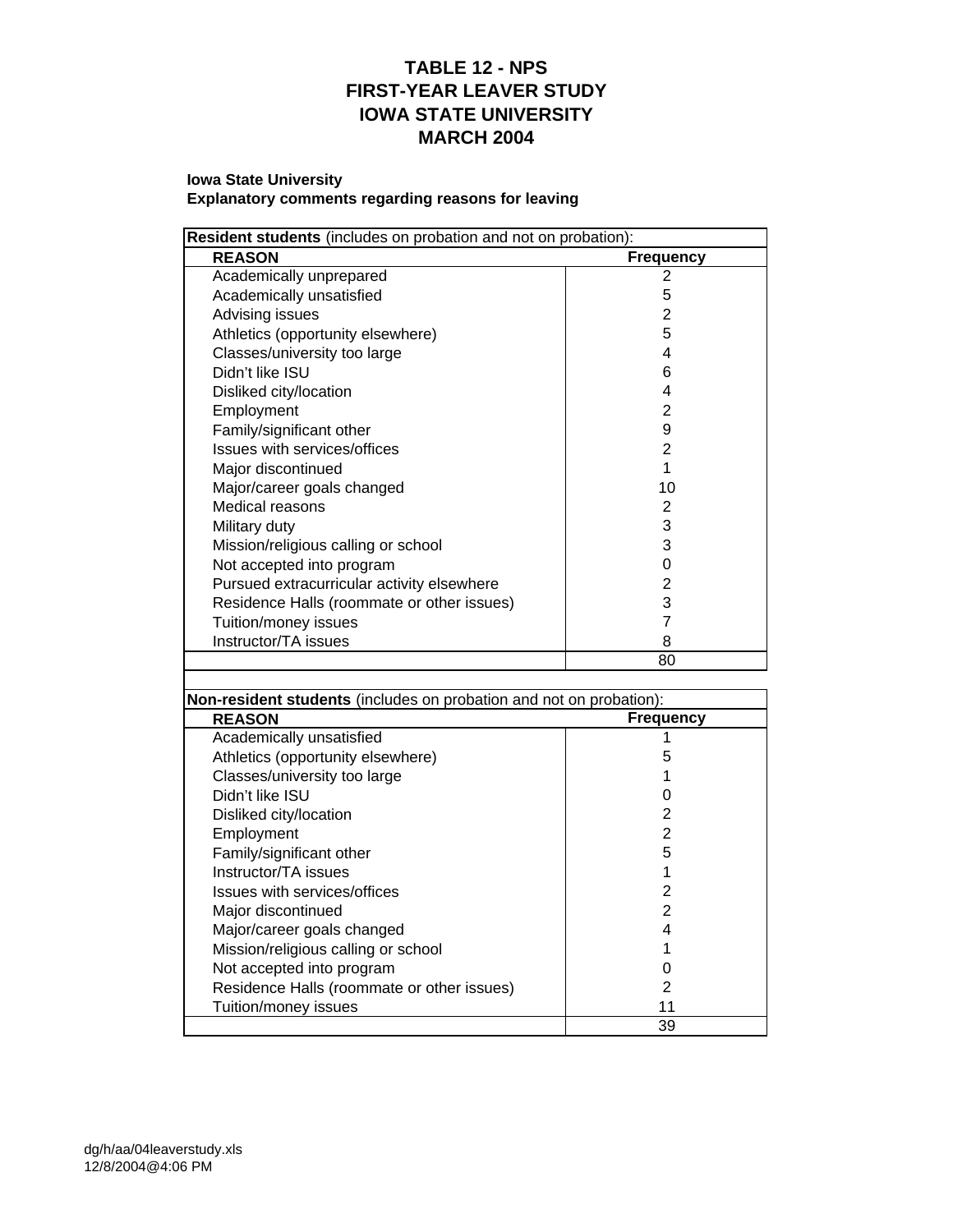# TABLE 12 - NPS
# FIRST-YEAR LEAVER STUDY
# IOWA STATE UNIVERSITY
# MARCH 2004

**Iowa State University**
**Explanatory comments regarding reasons for leaving**

**Resident students** (includes on probation and not on probation):

| REASON | Frequency |
|---|---|
| Academically unprepared | 2 |
| Academically unsatisfied | 5 |
| Advising issues | 2 |
| Athletics (opportunity elsewhere) | 5 |
| Classes/university too large | 4 |
| Didn't like ISU | 6 |
| Disliked city/location | 4 |
| Employment | 2 |
| Family/significant other | 9 |
| Issues with services/offices | 2 |
| Major discontinued | 1 |
| Major/career goals changed | 10 |
| Medical reasons | 2 |
| Military duty | 3 |
| Mission/religious calling or school | 3 |
| Not accepted into program | 0 |
| Pursued extracurricular activity elsewhere | 2 |
| Residence Halls (roommate or other issues) | 3 |
| Tuition/money issues | 7 |
| Instructor/TA issues | 8 |
| | 80 |

**Non-resident students** (includes on probation and not on probation):

| REASON | Frequency |
|---|---|
| Academically unsatisfied | 1 |
| Athletics (opportunity elsewhere) | 5 |
| Classes/university too large | 1 |
| Didn't like ISU | 0 |
| Disliked city/location | 2 |
| Employment | 2 |
| Family/significant other | 5 |
| Instructor/TA issues | 1 |
| Issues with services/offices | 2 |
| Major discontinued | 2 |
| Major/career goals changed | 4 |
| Mission/religious calling or school | 1 |
| Not accepted into program | 0 |
| Residence Halls (roommate or other issues) | 2 |
| Tuition/money issues | 11 |
| | 39 |

dg/h/aa/04leaverstudy.xls
12/8/2004@4:06 PM